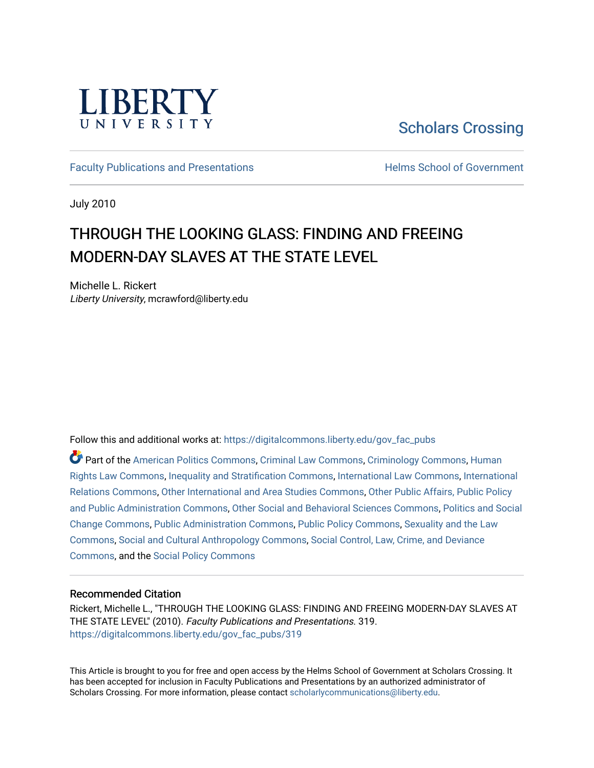LIBERTY UNIVERSITY

Scholars Crossing

Faculty Publications and Presentations

Helms School of Government

July 2010

# THROUGH THE LOOKING GLASS: FINDING AND FREEING MODERN-DAY SLAVES AT THE STATE LEVEL

Michelle L. Rickert
*Liberty University*, mcrawford@liberty.edu

Follow this and additional works at: https://digitalcommons.liberty.edu/gov_fac_pubs

Part of the American Politics Commons, Criminal Law Commons, Criminology Commons, Human Rights Law Commons, Inequality and Stratification Commons, International Law Commons, International Relations Commons, Other International and Area Studies Commons, Other Public Affairs, Public Policy and Public Administration Commons, Other Social and Behavioral Sciences Commons, Politics and Social Change Commons, Public Administration Commons, Public Policy Commons, Sexuality and the Law Commons, Social and Cultural Anthropology Commons, Social Control, Law, Crime, and Deviance Commons, and the Social Policy Commons

## Recommended Citation

Rickert, Michelle L., "THROUGH THE LOOKING GLASS: FINDING AND FREEING MODERN-DAY SLAVES AT THE STATE LEVEL" (2010). *Faculty Publications and Presentations*. 319.
https://digitalcommons.liberty.edu/gov_fac_pubs/319

This Article is brought to you for free and open access by the Helms School of Government at Scholars Crossing. It has been accepted for inclusion in Faculty Publications and Presentations by an authorized administrator of Scholars Crossing. For more information, please contact scholarlycommunications@liberty.edu.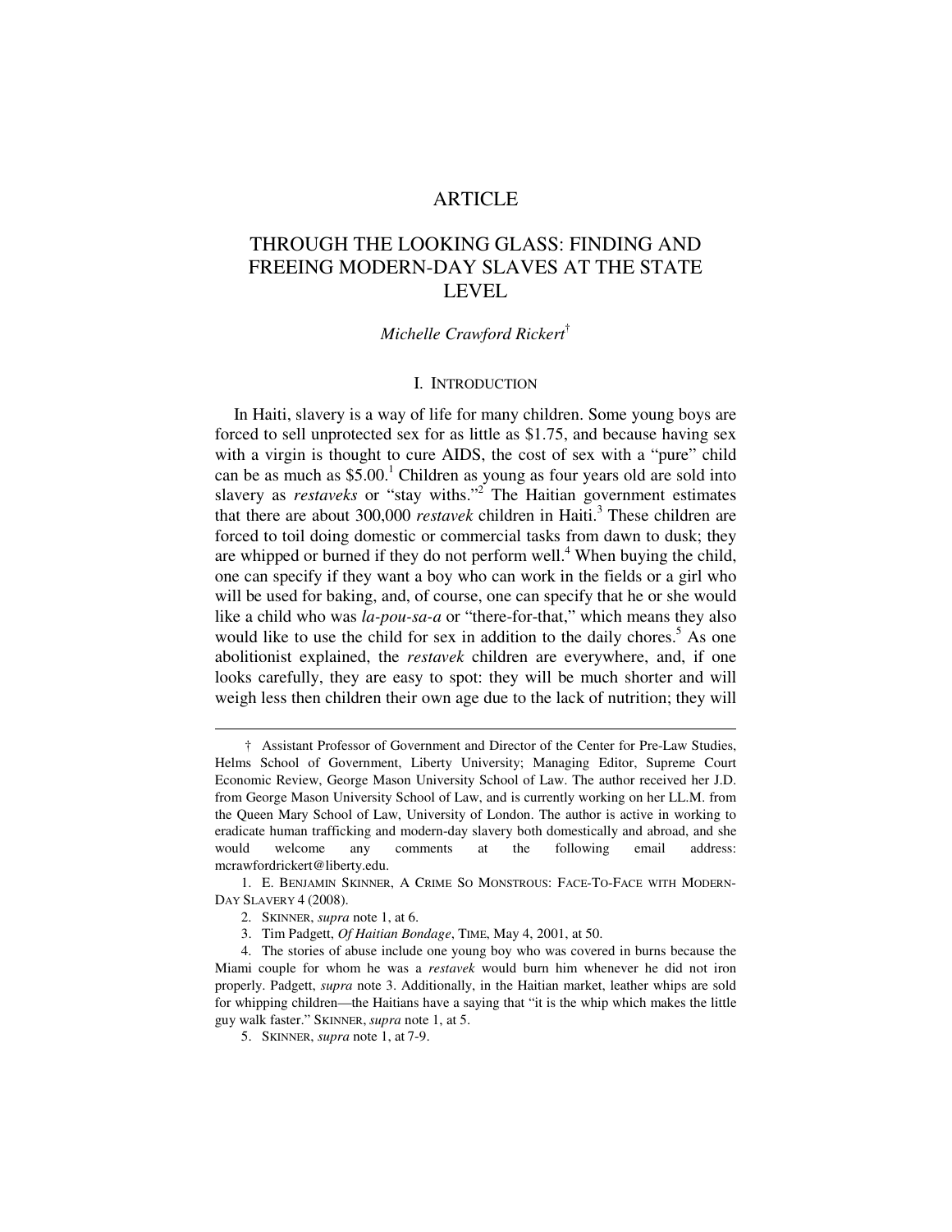# ARTICLE

# THROUGH THE LOOKING GLASS: FINDING AND FREEING MODERN-DAY SLAVES AT THE STATE LEVEL

*Michelle Crawford Rickert*[†]

## I. INTRODUCTION

In Haiti, slavery is a way of life for many children. Some young boys are forced to sell unprotected sex for as little as $1.75, and because having sex with a virgin is thought to cure AIDS, the cost of sex with a "pure" child can be as much as $5.00.[1] Children as young as four years old are sold into slavery as *restaveks* or "stay withs."[2] The Haitian government estimates that there are about 300,000 *restavek* children in Haiti.[3] These children are forced to toil doing domestic or commercial tasks from dawn to dusk; they are whipped or burned if they do not perform well.[4] When buying the child, one can specify if they want a boy who can work in the fields or a girl who will be used for baking, and, of course, one can specify that he or she would like a child who was *la-pou-sa-a* or "there-for-that," which means they also would like to use the child for sex in addition to the daily chores.[5] As one abolitionist explained, the *restavek* children are everywhere, and, if one looks carefully, they are easy to spot: they will be much shorter and will weigh less then children their own age due to the lack of nutrition; they will

---

† Assistant Professor of Government and Director of the Center for Pre-Law Studies, Helms School of Government, Liberty University; Managing Editor, Supreme Court Economic Review, George Mason University School of Law. The author received her J.D. from George Mason University School of Law, and is currently working on her LL.M. from the Queen Mary School of Law, University of London. The author is active in working to eradicate human trafficking and modern-day slavery both domestically and abroad, and she would welcome any comments at the following email address: mcrawfordrickert@liberty.edu.

1. E. BENJAMIN SKINNER, A CRIME SO MONSTROUS: FACE-TO-FACE WITH MODERN-DAY SLAVERY 4 (2008).

2. SKINNER, *supra* note 1, at 6.

3. Tim Padgett, *Of Haitian Bondage*, TIME, May 4, 2001, at 50.

4. The stories of abuse include one young boy who was covered in burns because the Miami couple for whom he was a *restavek* would burn him whenever he did not iron properly. Padgett, *supra* note 3. Additionally, in the Haitian market, leather whips are sold for whipping children—the Haitians have a saying that "it is the whip which makes the little guy walk faster." SKINNER, *supra* note 1, at 5.

5. SKINNER, *supra* note 1, at 7-9.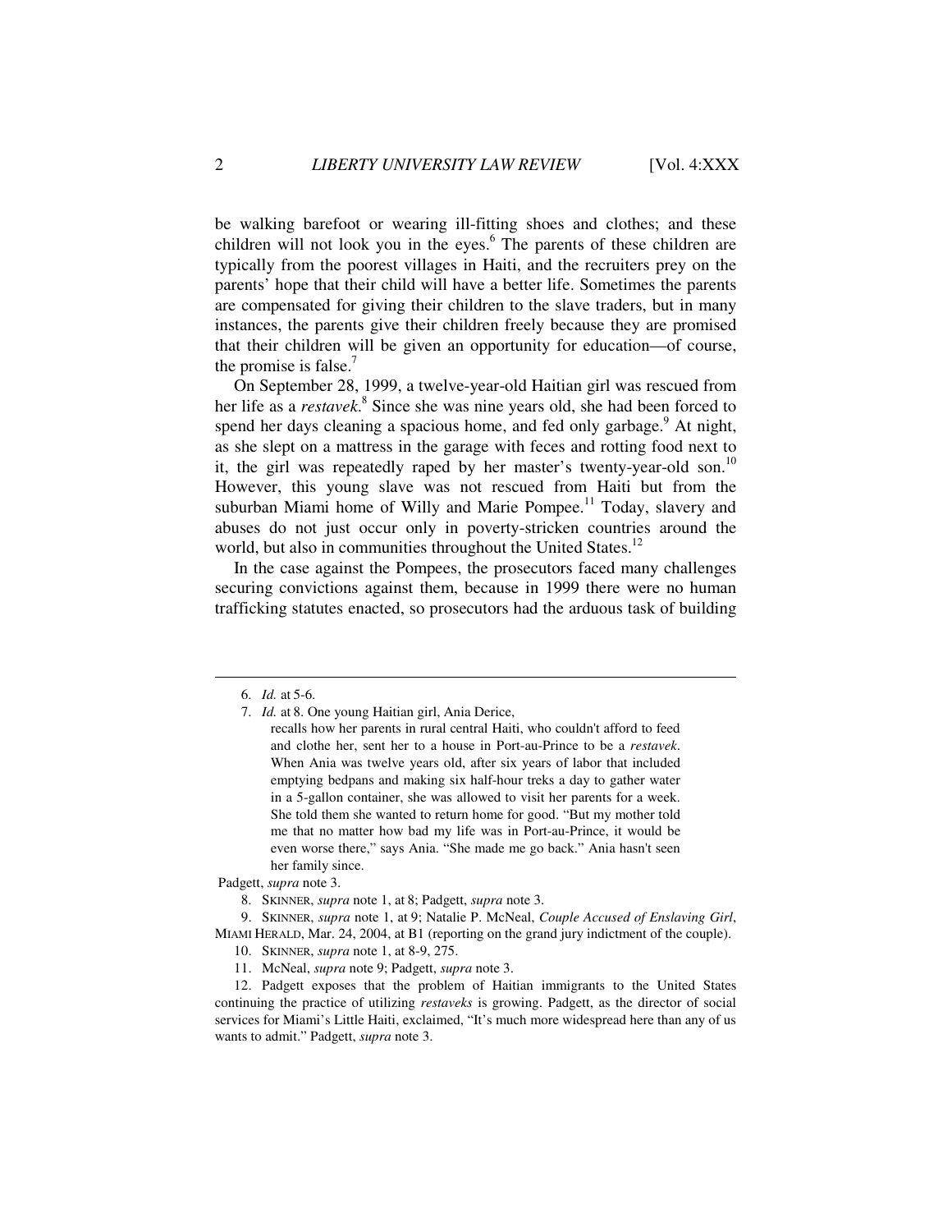be walking barefoot or wearing ill-fitting shoes and clothes; and these children will not look you in the eyes.[6] The parents of these children are typically from the poorest villages in Haiti, and the recruiters prey on the parents' hope that their child will have a better life. Sometimes the parents are compensated for giving their children to the slave traders, but in many instances, the parents give their children freely because they are promised that their children will be given an opportunity for education—of course, the promise is false.[7]

On September 28, 1999, a twelve-year-old Haitian girl was rescued from her life as a *restavek*.[8] Since she was nine years old, she had been forced to spend her days cleaning a spacious home, and fed only garbage.[9] At night, as she slept on a mattress in the garage with feces and rotting food next to it, the girl was repeatedly raped by her master's twenty-year-old son.[10] However, this young slave was not rescued from Haiti but from the suburban Miami home of Willy and Marie Pompee.[11] Today, slavery and abuses do not just occur only in poverty-stricken countries around the world, but also in communities throughout the United States.[12]

In the case against the Pompees, the prosecutors faced many challenges securing convictions against them, because in 1999 there were no human trafficking statutes enacted, so prosecutors had the arduous task of building

---

6. *Id.* at 5-6.

7. *Id.* at 8. One young Haitian girl, Ania Derice,

> recalls how her parents in rural central Haiti, who couldn't afford to feed and clothe her, sent her to a house in Port-au-Prince to be a *restavek*. When Ania was twelve years old, after six years of labor that included emptying bedpans and making six half-hour treks a day to gather water in a 5-gallon container, she was allowed to visit her parents for a week. She told them she wanted to return home for good. "But my mother told me that no matter how bad my life was in Port-au-Prince, it would be even worse there," says Ania. "She made me go back." Ania hasn't seen her family since.

Padgett, *supra* note 3.

8. SKINNER, *supra* note 1, at 8; Padgett, *supra* note 3.

9. SKINNER, *supra* note 1, at 9; Natalie P. McNeal, *Couple Accused of Enslaving Girl*, MIAMI HERALD, Mar. 24, 2004, at B1 (reporting on the grand jury indictment of the couple).

10. SKINNER, *supra* note 1, at 8-9, 275.

11. McNeal, *supra* note 9; Padgett, *supra* note 3.

12. Padgett exposes that the problem of Haitian immigrants to the United States continuing the practice of utilizing *restaveks* is growing. Padgett, as the director of social services for Miami's Little Haiti, exclaimed, "It's much more widespread here than any of us wants to admit." Padgett, *supra* note 3.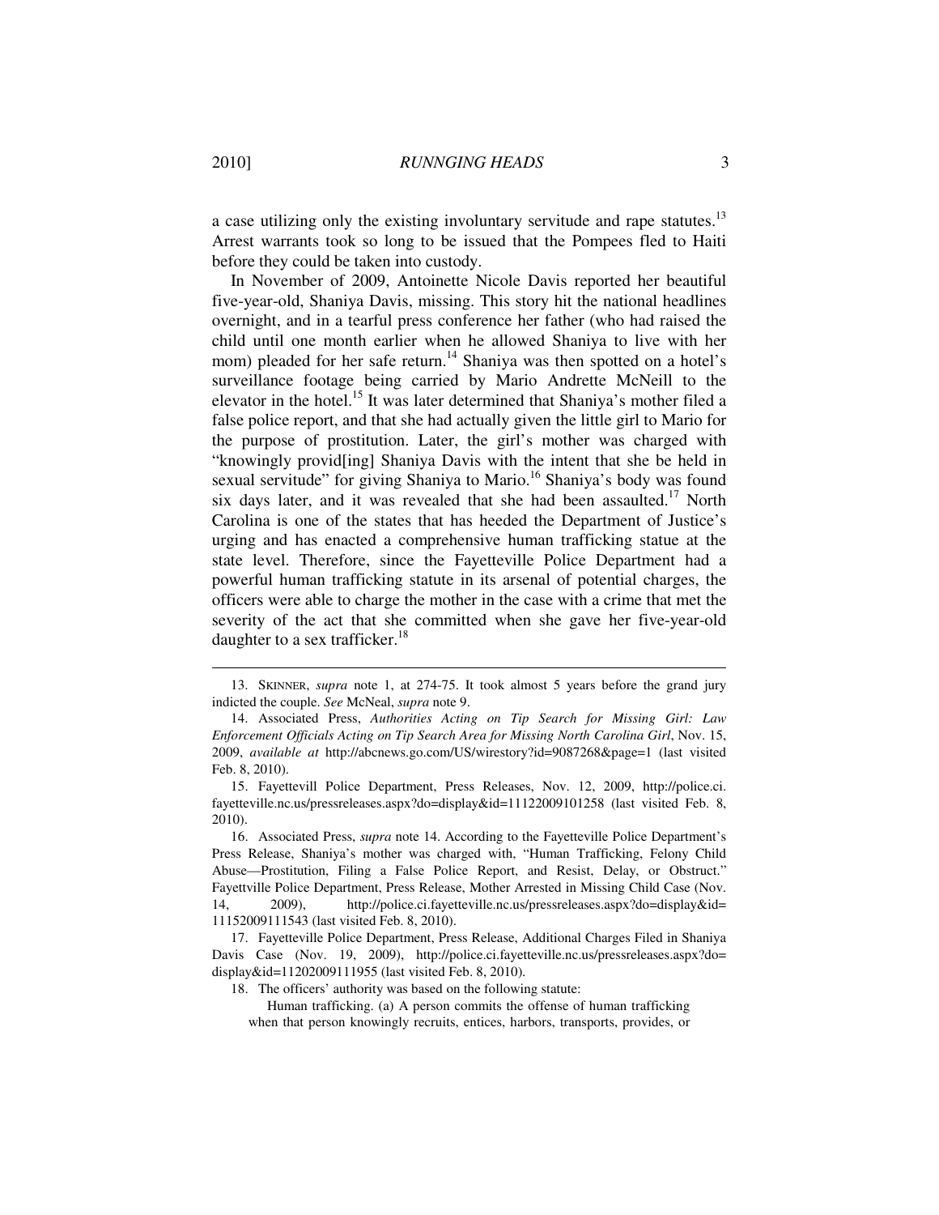a case utilizing only the existing involuntary servitude and rape statutes.[13] Arrest warrants took so long to be issued that the Pompees fled to Haiti before they could be taken into custody.

In November of 2009, Antoinette Nicole Davis reported her beautiful five-year-old, Shaniya Davis, missing. This story hit the national headlines overnight, and in a tearful press conference her father (who had raised the child until one month earlier when he allowed Shaniya to live with her mom) pleaded for her safe return.[14] Shaniya was then spotted on a hotel's surveillance footage being carried by Mario Andrette McNeill to the elevator in the hotel.[15] It was later determined that Shaniya's mother filed a false police report, and that she had actually given the little girl to Mario for the purpose of prostitution. Later, the girl's mother was charged with "knowingly provid[ing] Shaniya Davis with the intent that she be held in sexual servitude" for giving Shaniya to Mario.[16] Shaniya's body was found six days later, and it was revealed that she had been assaulted.[17] North Carolina is one of the states that has heeded the Department of Justice's urging and has enacted a comprehensive human trafficking statue at the state level. Therefore, since the Fayetteville Police Department had a powerful human trafficking statute in its arsenal of potential charges, the officers were able to charge the mother in the case with a crime that met the severity of the act that she committed when she gave her five-year-old daughter to a sex trafficker.[18]

---

13. SKINNER, *supra* note 1, at 274-75. It took almost 5 years before the grand jury indicted the couple. *See* McNeal, *supra* note 9.

14. Associated Press, *Authorities Acting on Tip Search for Missing Girl: Law Enforcement Officials Acting on Tip Search Area for Missing North Carolina Girl*, Nov. 15, 2009, *available at* http://abcnews.go.com/US/wirestory?id=9087268&page=1 (last visited Feb. 8, 2010).

15. Fayettevill Police Department, Press Releases, Nov. 12, 2009, http://police.ci.fayetteville.nc.us/pressreleases.aspx?do=display&id=11122009101258 (last visited Feb. 8, 2010).

16. Associated Press, *supra* note 14. According to the Fayetteville Police Department's Press Release, Shaniya's mother was charged with, "Human Trafficking, Felony Child Abuse—Prostitution, Filing a False Police Report, and Resist, Delay, or Obstruct." Fayettville Police Department, Press Release, Mother Arrested in Missing Child Case (Nov. 14, 2009), http://police.ci.fayetteville.nc.us/pressreleases.aspx?do=display&id=11152009111543 (last visited Feb. 8, 2010).

17. Fayetteville Police Department, Press Release, Additional Charges Filed in Shaniya Davis Case (Nov. 19, 2009), http://police.ci.fayetteville.nc.us/pressreleases.aspx?do=display&id=11202009111955 (last visited Feb. 8, 2010).

18. The officers' authority was based on the following statute:

> Human trafficking. (a) A person commits the offense of human trafficking when that person knowingly recruits, entices, harbors, transports, provides, or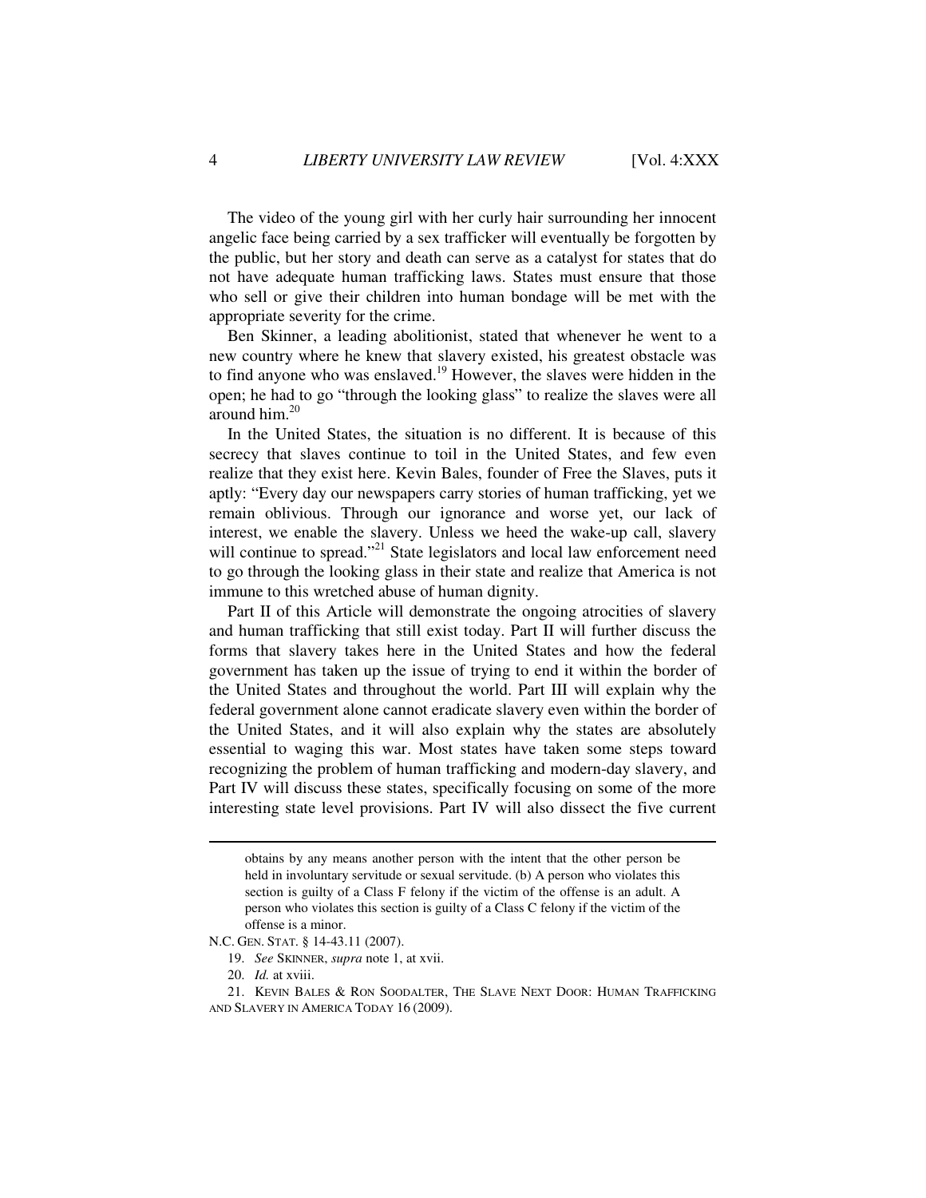The video of the young girl with her curly hair surrounding her innocent angelic face being carried by a sex trafficker will eventually be forgotten by the public, but her story and death can serve as a catalyst for states that do not have adequate human trafficking laws. States must ensure that those who sell or give their children into human bondage will be met with the appropriate severity for the crime.

Ben Skinner, a leading abolitionist, stated that whenever he went to a new country where he knew that slavery existed, his greatest obstacle was to find anyone who was enslaved.[19] However, the slaves were hidden in the open; he had to go "through the looking glass" to realize the slaves were all around him.[20]

In the United States, the situation is no different. It is because of this secrecy that slaves continue to toil in the United States, and few even realize that they exist here. Kevin Bales, founder of Free the Slaves, puts it aptly: "Every day our newspapers carry stories of human trafficking, yet we remain oblivious. Through our ignorance and worse yet, our lack of interest, we enable the slavery. Unless we heed the wake-up call, slavery will continue to spread."[21] State legislators and local law enforcement need to go through the looking glass in their state and realize that America is not immune to this wretched abuse of human dignity.

Part II of this Article will demonstrate the ongoing atrocities of slavery and human trafficking that still exist today. Part II will further discuss the forms that slavery takes here in the United States and how the federal government has taken up the issue of trying to end it within the border of the United States and throughout the world. Part III will explain why the federal government alone cannot eradicate slavery even within the border of the United States, and it will also explain why the states are absolutely essential to waging this war. Most states have taken some steps toward recognizing the problem of human trafficking and modern-day slavery, and Part IV will discuss these states, specifically focusing on some of the more interesting state level provisions. Part IV will also dissect the five current

---

> obtains by any means another person with the intent that the other person be held in involuntary servitude or sexual servitude. (b) A person who violates this section is guilty of a Class F felony if the victim of the offense is an adult. A person who violates this section is guilty of a Class C felony if the victim of the offense is a minor.

N.C. GEN. STAT. § 14-43.11 (2007).

19. *See* SKINNER, *supra* note 1, at xvii.

20. *Id.* at xviii.

21. KEVIN BALES & RON SOODALTER, THE SLAVE NEXT DOOR: HUMAN TRAFFICKING AND SLAVERY IN AMERICA TODAY 16 (2009).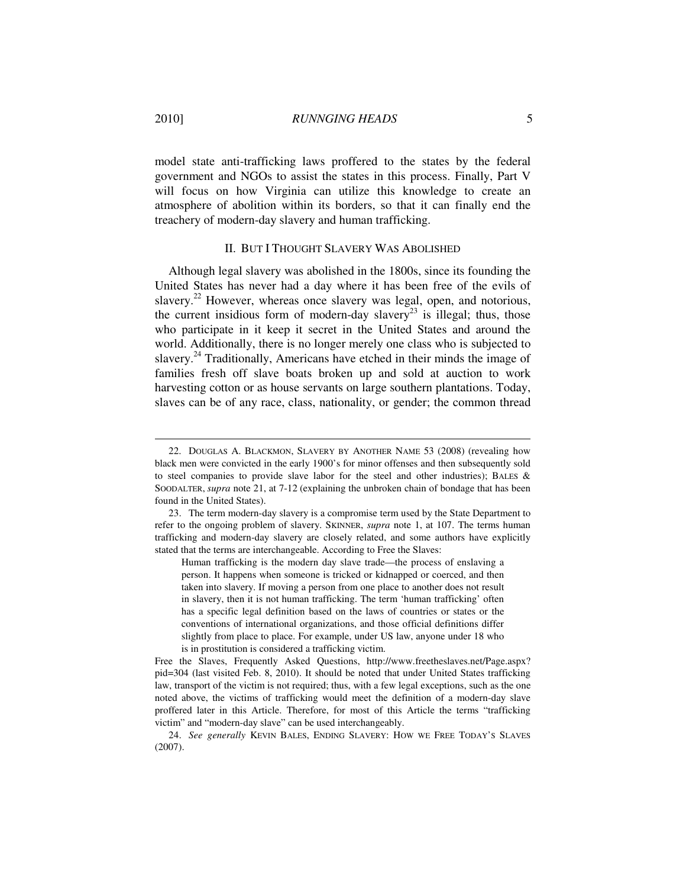model state anti-trafficking laws proffered to the states by the federal government and NGOs to assist the states in this process. Finally, Part V will focus on how Virginia can utilize this knowledge to create an atmosphere of abolition within its borders, so that it can finally end the treachery of modern-day slavery and human trafficking.

## II. BUT I THOUGHT SLAVERY WAS ABOLISHED

Although legal slavery was abolished in the 1800s, since its founding the United States has never had a day where it has been free of the evils of slavery.[22] However, whereas once slavery was legal, open, and notorious, the current insidious form of modern-day slavery[23] is illegal; thus, those who participate in it keep it secret in the United States and around the world. Additionally, there is no longer merely one class who is subjected to slavery.[24] Traditionally, Americans have etched in their minds the image of families fresh off slave boats broken up and sold at auction to work harvesting cotton or as house servants on large southern plantations. Today, slaves can be of any race, class, nationality, or gender; the common thread

---

22. DOUGLAS A. BLACKMON, SLAVERY BY ANOTHER NAME 53 (2008) (revealing how black men were convicted in the early 1900's for minor offenses and then subsequently sold to steel companies to provide slave labor for the steel and other industries); BALES & SOODALTER, *supra* note 21, at 7-12 (explaining the unbroken chain of bondage that has been found in the United States).

23. The term modern-day slavery is a compromise term used by the State Department to refer to the ongoing problem of slavery. SKINNER, *supra* note 1, at 107. The terms human trafficking and modern-day slavery are closely related, and some authors have explicitly stated that the terms are interchangeable. According to Free the Slaves:

> Human trafficking is the modern day slave trade—the process of enslaving a person. It happens when someone is tricked or kidnapped or coerced, and then taken into slavery. If moving a person from one place to another does not result in slavery, then it is not human trafficking. The term 'human trafficking' often has a specific legal definition based on the laws of countries or states or the conventions of international organizations, and those official definitions differ slightly from place to place. For example, under US law, anyone under 18 who is in prostitution is considered a trafficking victim.

Free the Slaves, Frequently Asked Questions, http://www.freetheslaves.net/Page.aspx?pid=304 (last visited Feb. 8, 2010). It should be noted that under United States trafficking law, transport of the victim is not required; thus, with a few legal exceptions, such as the one noted above, the victims of trafficking would meet the definition of a modern-day slave proffered later in this Article. Therefore, for most of this Article the terms "trafficking victim" and "modern-day slave" can be used interchangeably.

24. *See generally* KEVIN BALES, ENDING SLAVERY: HOW WE FREE TODAY'S SLAVES (2007).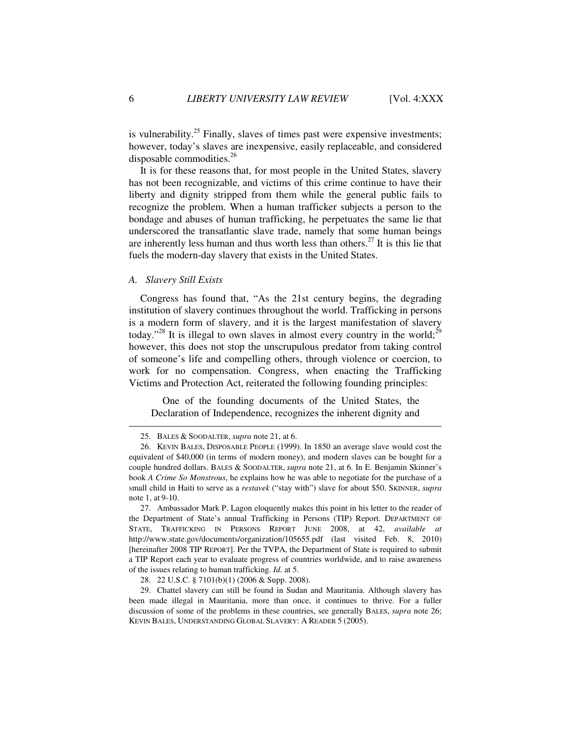is vulnerability.[25] Finally, slaves of times past were expensive investments; however, today's slaves are inexpensive, easily replaceable, and considered disposable commodities.[26]

It is for these reasons that, for most people in the United States, slavery has not been recognizable, and victims of this crime continue to have their liberty and dignity stripped from them while the general public fails to recognize the problem. When a human trafficker subjects a person to the bondage and abuses of human trafficking, he perpetuates the same lie that underscored the transatlantic slave trade, namely that some human beings are inherently less human and thus worth less than others.[27] It is this lie that fuels the modern-day slavery that exists in the United States.

### *A. Slavery Still Exists*

Congress has found that, "As the 21st century begins, the degrading institution of slavery continues throughout the world. Trafficking in persons is a modern form of slavery, and it is the largest manifestation of slavery today."[28] It is illegal to own slaves in almost every country in the world;[29] however, this does not stop the unscrupulous predator from taking control of someone's life and compelling others, through violence or coercion, to work for no compensation. Congress, when enacting the Trafficking Victims and Protection Act, reiterated the following founding principles:

> One of the founding documents of the United States, the Declaration of Independence, recognizes the inherent dignity and

---

25. BALES & SOODALTER, *supra* note 21, at 6.

26. KEVIN BALES, DISPOSABLE PEOPLE (1999). In 1850 an average slave would cost the equivalent of $40,000 (in terms of modern money), and modern slaves can be bought for a couple hundred dollars. BALES & SOODALTER, *supra* note 21, at 6. In E. Benjamin Skinner's book *A Crime So Monstrous*, he explains how he was able to negotiate for the purchase of a small child in Haiti to serve as a *restavek* ("stay with") slave for about $50. SKINNER, *supra* note 1, at 9-10.

27. Ambassador Mark P. Lagon eloquently makes this point in his letter to the reader of the Department of State's annual Trafficking in Persons (TIP) Report. DEPARTMENT OF STATE, TRAFFICKING IN PERSONS REPORT JUNE 2008, at 42, *available at* http://www.state.gov/documents/organization/105655.pdf (last visited Feb. 8, 2010) [hereinafter 2008 TIP REPORT]. Per the TVPA, the Department of State is required to submit a TIP Report each year to evaluate progress of countries worldwide, and to raise awareness of the issues relating to human trafficking. *Id.* at 5.

28. 22 U.S.C. § 7101(b)(1) (2006 & Supp. 2008).

29. Chattel slavery can still be found in Sudan and Mauritania. Although slavery has been made illegal in Mauritania, more than once, it continues to thrive. For a fuller discussion of some of the problems in these countries, see generally BALES, *supra* note 26; KEVIN BALES, UNDERSTANDING GLOBAL SLAVERY: A READER 5 (2005).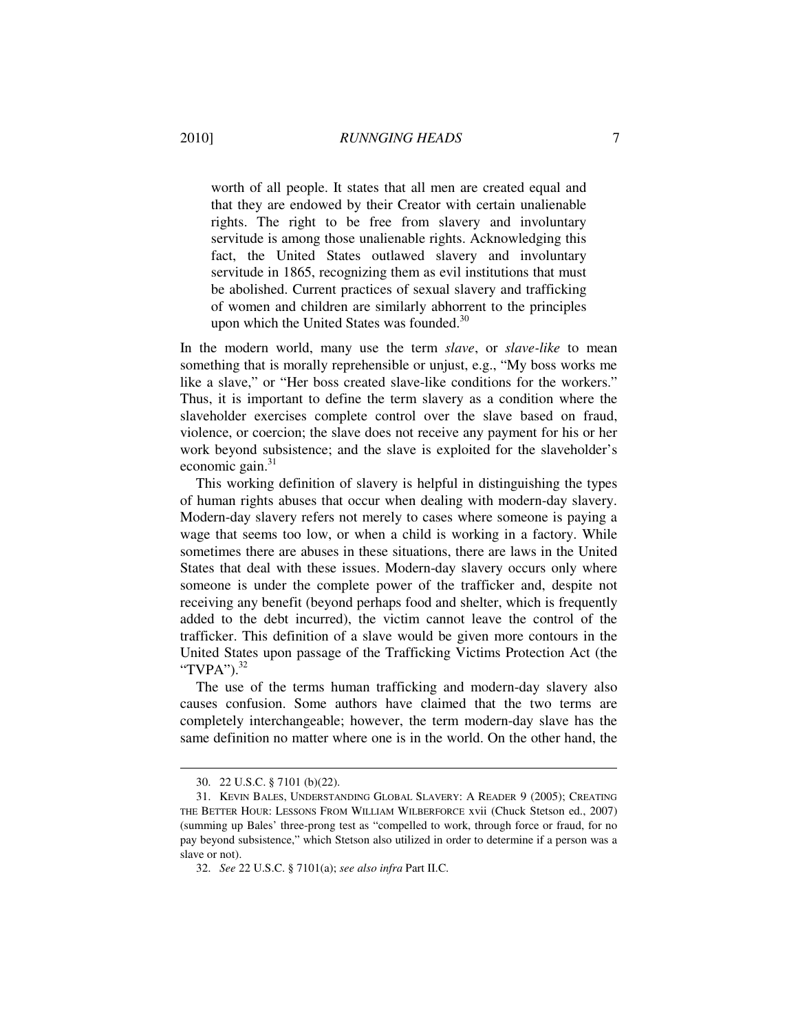> worth of all people. It states that all men are created equal and that they are endowed by their Creator with certain unalienable rights. The right to be free from slavery and involuntary servitude is among those unalienable rights. Acknowledging this fact, the United States outlawed slavery and involuntary servitude in 1865, recognizing them as evil institutions that must be abolished. Current practices of sexual slavery and trafficking of women and children are similarly abhorrent to the principles upon which the United States was founded.[30]

In the modern world, many use the term *slave*, or *slave-like* to mean something that is morally reprehensible or unjust, e.g., "My boss works me like a slave," or "Her boss created slave-like conditions for the workers." Thus, it is important to define the term slavery as a condition where the slaveholder exercises complete control over the slave based on fraud, violence, or coercion; the slave does not receive any payment for his or her work beyond subsistence; and the slave is exploited for the slaveholder's economic gain.[31]

This working definition of slavery is helpful in distinguishing the types of human rights abuses that occur when dealing with modern-day slavery. Modern-day slavery refers not merely to cases where someone is paying a wage that seems too low, or when a child is working in a factory. While sometimes there are abuses in these situations, there are laws in the United States that deal with these issues. Modern-day slavery occurs only where someone is under the complete power of the trafficker and, despite not receiving any benefit (beyond perhaps food and shelter, which is frequently added to the debt incurred), the victim cannot leave the control of the trafficker. This definition of a slave would be given more contours in the United States upon passage of the Trafficking Victims Protection Act (the "TVPA").[32]

The use of the terms human trafficking and modern-day slavery also causes confusion. Some authors have claimed that the two terms are completely interchangeable; however, the term modern-day slave has the same definition no matter where one is in the world. On the other hand, the

---

30. 22 U.S.C. § 7101 (b)(22).

31. KEVIN BALES, UNDERSTANDING GLOBAL SLAVERY: A READER 9 (2005); CREATING THE BETTER HOUR: LESSONS FROM WILLIAM WILBERFORCE xvii (Chuck Stetson ed., 2007) (summing up Bales' three-prong test as "compelled to work, through force or fraud, for no pay beyond subsistence," which Stetson also utilized in order to determine if a person was a slave or not).

32. *See* 22 U.S.C. § 7101(a); *see also infra* Part II.C.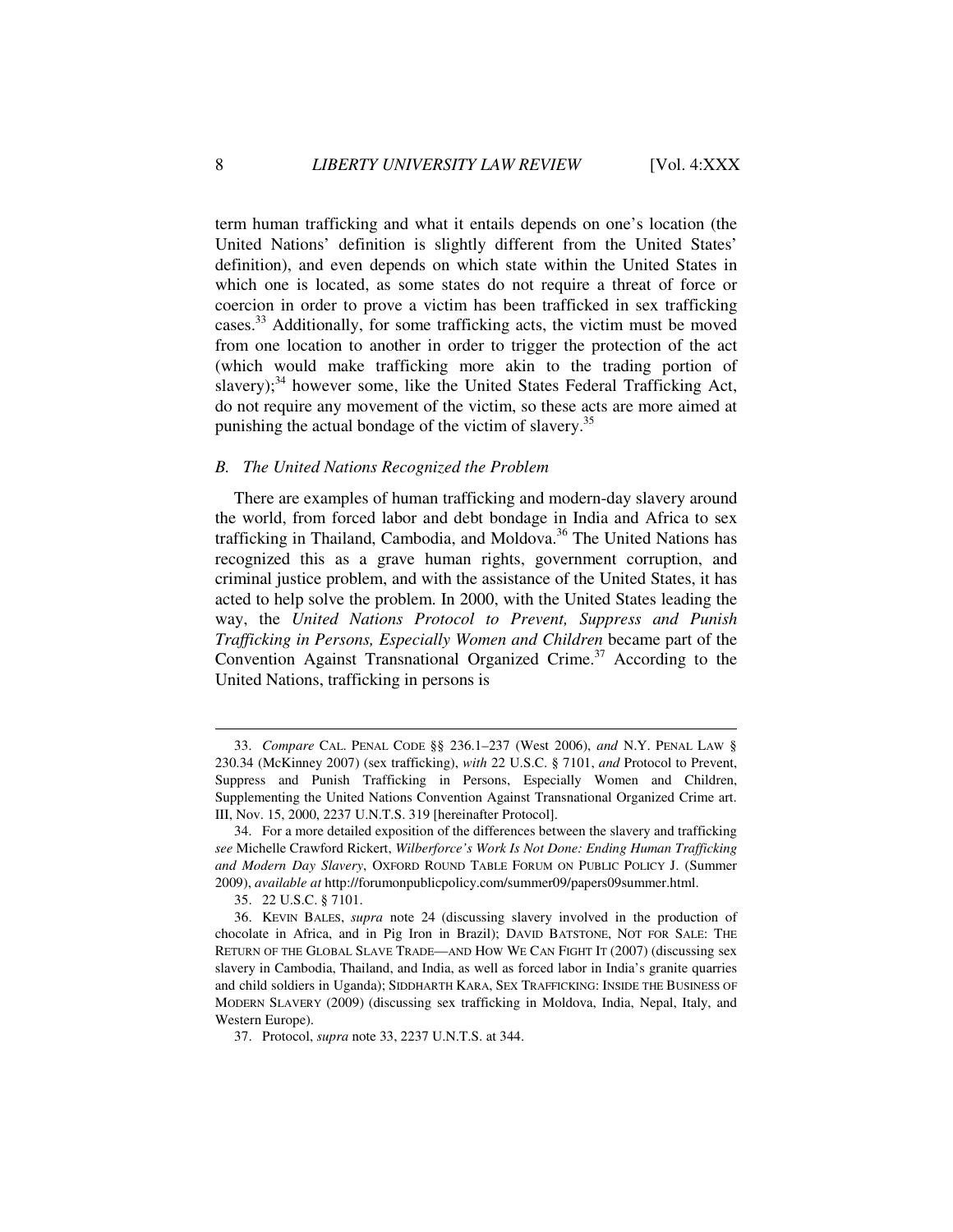term human trafficking and what it entails depends on one's location (the United Nations' definition is slightly different from the United States' definition), and even depends on which state within the United States in which one is located, as some states do not require a threat of force or coercion in order to prove a victim has been trafficked in sex trafficking cases.[33] Additionally, for some trafficking acts, the victim must be moved from one location to another in order to trigger the protection of the act (which would make trafficking more akin to the trading portion of slavery);[34] however some, like the United States Federal Trafficking Act, do not require any movement of the victim, so these acts are more aimed at punishing the actual bondage of the victim of slavery.[35]

### *B. The United Nations Recognized the Problem*

There are examples of human trafficking and modern-day slavery around the world, from forced labor and debt bondage in India and Africa to sex trafficking in Thailand, Cambodia, and Moldova.[36] The United Nations has recognized this as a grave human rights, government corruption, and criminal justice problem, and with the assistance of the United States, it has acted to help solve the problem. In 2000, with the United States leading the way, the *United Nations Protocol to Prevent, Suppress and Punish Trafficking in Persons, Especially Women and Children* became part of the Convention Against Transnational Organized Crime.[37] According to the United Nations, trafficking in persons is

---

33. *Compare* CAL. PENAL CODE §§ 236.1–237 (West 2006), *and* N.Y. PENAL LAW § 230.34 (McKinney 2007) (sex trafficking), *with* 22 U.S.C. § 7101, *and* Protocol to Prevent, Suppress and Punish Trafficking in Persons, Especially Women and Children, Supplementing the United Nations Convention Against Transnational Organized Crime art. III, Nov. 15, 2000, 2237 U.N.T.S. 319 [hereinafter Protocol].

34. For a more detailed exposition of the differences between the slavery and trafficking *see* Michelle Crawford Rickert, *Wilberforce's Work Is Not Done: Ending Human Trafficking and Modern Day Slavery*, OXFORD ROUND TABLE FORUM ON PUBLIC POLICY J. (Summer 2009), *available at* http://forumonpublicpolicy.com/summer09/papers09summer.html.

35. 22 U.S.C. § 7101.

36. KEVIN BALES, *supra* note 24 (discussing slavery involved in the production of chocolate in Africa, and in Pig Iron in Brazil); DAVID BATSTONE, NOT FOR SALE: THE RETURN OF THE GLOBAL SLAVE TRADE—AND HOW WE CAN FIGHT IT (2007) (discussing sex slavery in Cambodia, Thailand, and India, as well as forced labor in India's granite quarries and child soldiers in Uganda); SIDDHARTH KARA, SEX TRAFFICKING: INSIDE THE BUSINESS OF MODERN SLAVERY (2009) (discussing sex trafficking in Moldova, India, Nepal, Italy, and Western Europe).

37. Protocol, *supra* note 33, 2237 U.N.T.S. at 344.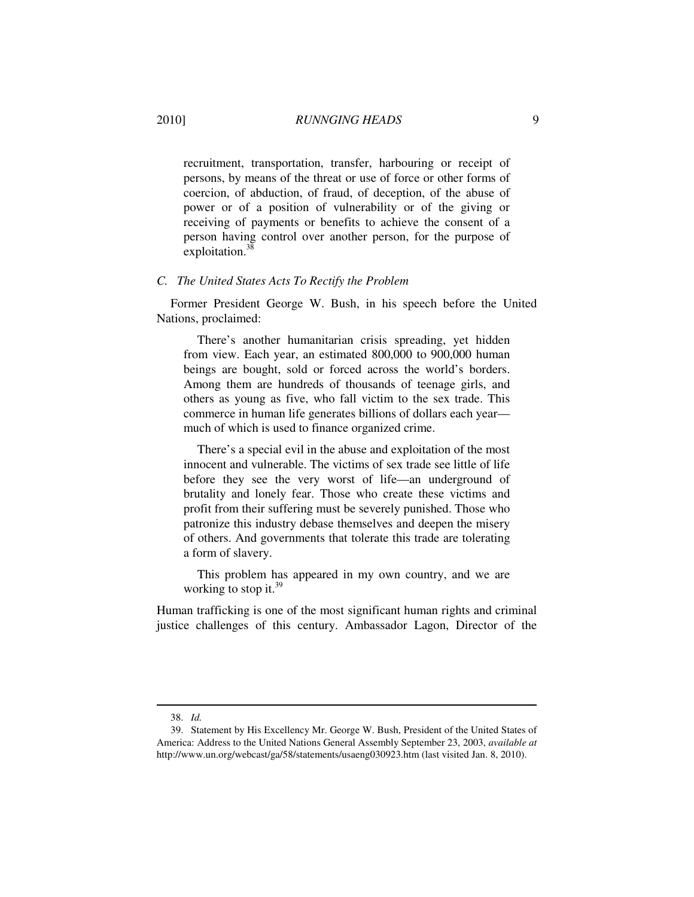> recruitment, transportation, transfer, harbouring or receipt of persons, by means of the threat or use of force or other forms of coercion, of abduction, of fraud, of deception, of the abuse of power or of a position of vulnerability or of the giving or receiving of payments or benefits to achieve the consent of a person having control over another person, for the purpose of exploitation.[38]

### *C. The United States Acts To Rectify the Problem*

Former President George W. Bush, in his speech before the United Nations, proclaimed:

> There's another humanitarian crisis spreading, yet hidden from view. Each year, an estimated 800,000 to 900,000 human beings are bought, sold or forced across the world's borders. Among them are hundreds of thousands of teenage girls, and others as young as five, who fall victim to the sex trade. This commerce in human life generates billions of dollars each year—much of which is used to finance organized crime.
>
> There's a special evil in the abuse and exploitation of the most innocent and vulnerable. The victims of sex trade see little of life before they see the very worst of life—an underground of brutality and lonely fear. Those who create these victims and profit from their suffering must be severely punished. Those who patronize this industry debase themselves and deepen the misery of others. And governments that tolerate this trade are tolerating a form of slavery.
>
> This problem has appeared in my own country, and we are working to stop it.[39]

Human trafficking is one of the most significant human rights and criminal justice challenges of this century. Ambassador Lagon, Director of the

---

38. *Id.*

39. Statement by His Excellency Mr. George W. Bush, President of the United States of America: Address to the United Nations General Assembly September 23, 2003, *available at* http://www.un.org/webcast/ga/58/statements/usaeng030923.htm (last visited Jan. 8, 2010).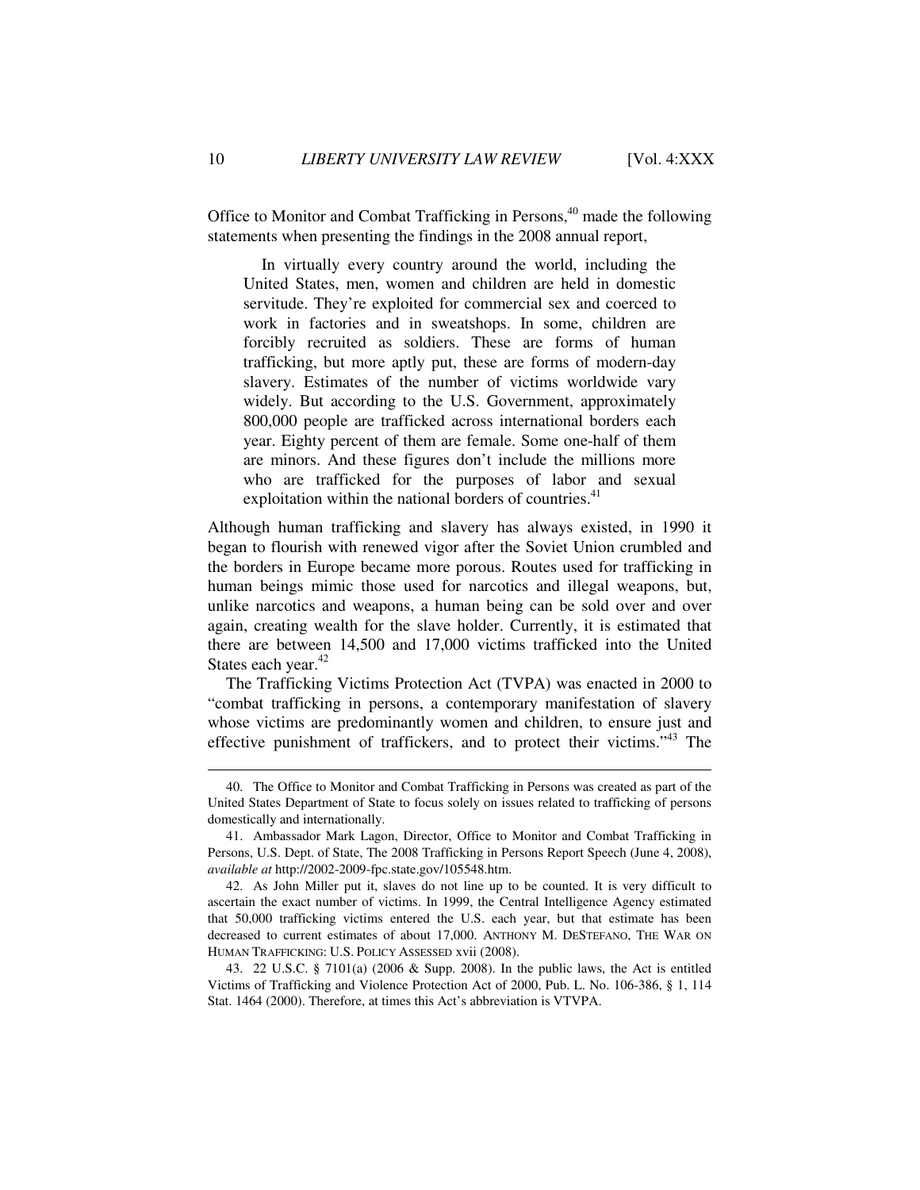Office to Monitor and Combat Trafficking in Persons,[40] made the following statements when presenting the findings in the 2008 annual report,

> In virtually every country around the world, including the United States, men, women and children are held in domestic servitude. They're exploited for commercial sex and coerced to work in factories and in sweatshops. In some, children are forcibly recruited as soldiers. These are forms of human trafficking, but more aptly put, these are forms of modern-day slavery. Estimates of the number of victims worldwide vary widely. But according to the U.S. Government, approximately 800,000 people are trafficked across international borders each year. Eighty percent of them are female. Some one-half of them are minors. And these figures don't include the millions more who are trafficked for the purposes of labor and sexual exploitation within the national borders of countries.[41]

Although human trafficking and slavery has always existed, in 1990 it began to flourish with renewed vigor after the Soviet Union crumbled and the borders in Europe became more porous. Routes used for trafficking in human beings mimic those used for narcotics and illegal weapons, but, unlike narcotics and weapons, a human being can be sold over and over again, creating wealth for the slave holder. Currently, it is estimated that there are between 14,500 and 17,000 victims trafficked into the United States each year.[42]

The Trafficking Victims Protection Act (TVPA) was enacted in 2000 to "combat trafficking in persons, a contemporary manifestation of slavery whose victims are predominantly women and children, to ensure just and effective punishment of traffickers, and to protect their victims."[43] The

---

40. The Office to Monitor and Combat Trafficking in Persons was created as part of the United States Department of State to focus solely on issues related to trafficking of persons domestically and internationally.

41. Ambassador Mark Lagon, Director, Office to Monitor and Combat Trafficking in Persons, U.S. Dept. of State, The 2008 Trafficking in Persons Report Speech (June 4, 2008), *available at* http://2002-2009-fpc.state.gov/105548.htm.

42. As John Miller put it, slaves do not line up to be counted. It is very difficult to ascertain the exact number of victims. In 1999, the Central Intelligence Agency estimated that 50,000 trafficking victims entered the U.S. each year, but that estimate has been decreased to current estimates of about 17,000. ANTHONY M. DESTEFANO, THE WAR ON HUMAN TRAFFICKING: U.S. POLICY ASSESSED xvii (2008).

43. 22 U.S.C. § 7101(a) (2006 & Supp. 2008). In the public laws, the Act is entitled Victims of Trafficking and Violence Protection Act of 2000, Pub. L. No. 106-386, § 1, 114 Stat. 1464 (2000). Therefore, at times this Act's abbreviation is VTVPA.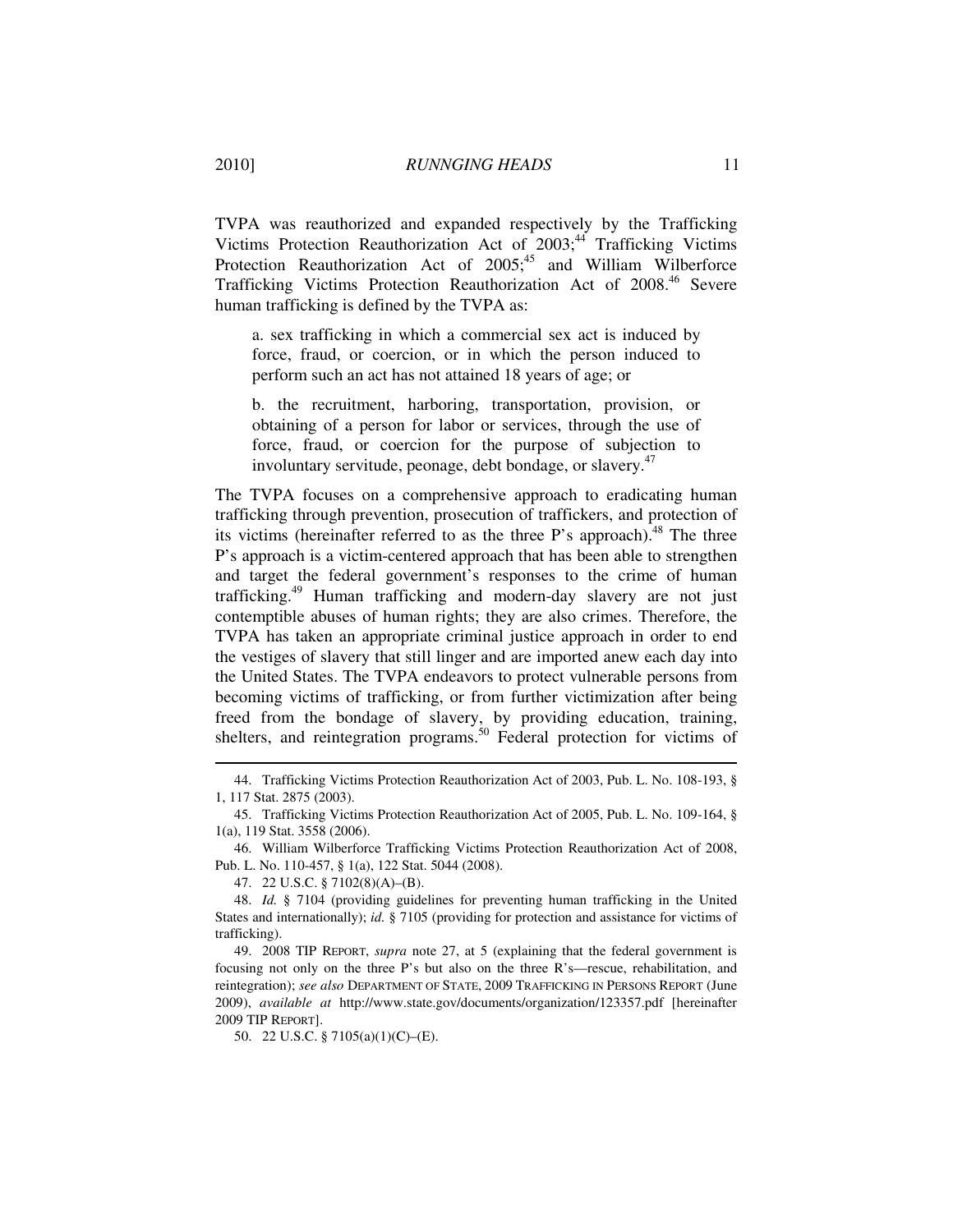TVPA was reauthorized and expanded respectively by the Trafficking Victims Protection Reauthorization Act of 2003;[44] Trafficking Victims Protection Reauthorization Act of 2005;[45] and William Wilberforce Trafficking Victims Protection Reauthorization Act of 2008.[46] Severe human trafficking is defined by the TVPA as:

> a. sex trafficking in which a commercial sex act is induced by force, fraud, or coercion, or in which the person induced to perform such an act has not attained 18 years of age; or
>
> b. the recruitment, harboring, transportation, provision, or obtaining of a person for labor or services, through the use of force, fraud, or coercion for the purpose of subjection to involuntary servitude, peonage, debt bondage, or slavery.[47]

The TVPA focuses on a comprehensive approach to eradicating human trafficking through prevention, prosecution of traffickers, and protection of its victims (hereinafter referred to as the three P's approach).[48] The three P's approach is a victim-centered approach that has been able to strengthen and target the federal government's responses to the crime of human trafficking.[49] Human trafficking and modern-day slavery are not just contemptible abuses of human rights; they are also crimes. Therefore, the TVPA has taken an appropriate criminal justice approach in order to end the vestiges of slavery that still linger and are imported anew each day into the United States. The TVPA endeavors to protect vulnerable persons from becoming victims of trafficking, or from further victimization after being freed from the bondage of slavery, by providing education, training, shelters, and reintegration programs.[50] Federal protection for victims of

---

44. Trafficking Victims Protection Reauthorization Act of 2003, Pub. L. No. 108-193, § 1, 117 Stat. 2875 (2003).

45. Trafficking Victims Protection Reauthorization Act of 2005, Pub. L. No. 109-164, § 1(a), 119 Stat. 3558 (2006).

46. William Wilberforce Trafficking Victims Protection Reauthorization Act of 2008, Pub. L. No. 110-457, § 1(a), 122 Stat. 5044 (2008).

47. 22 U.S.C. § 7102(8)(A)–(B).

48. *Id.* § 7104 (providing guidelines for preventing human trafficking in the United States and internationally); *id.* § 7105 (providing for protection and assistance for victims of trafficking).

49. 2008 TIP REPORT, *supra* note 27, at 5 (explaining that the federal government is focusing not only on the three P's but also on the three R's—rescue, rehabilitation, and reintegration); *see also* DEPARTMENT OF STATE, 2009 TRAFFICKING IN PERSONS REPORT (June 2009), *available at* http://www.state.gov/documents/organization/123357.pdf [hereinafter 2009 TIP REPORT].

50. 22 U.S.C. § 7105(a)(1)(C)–(E).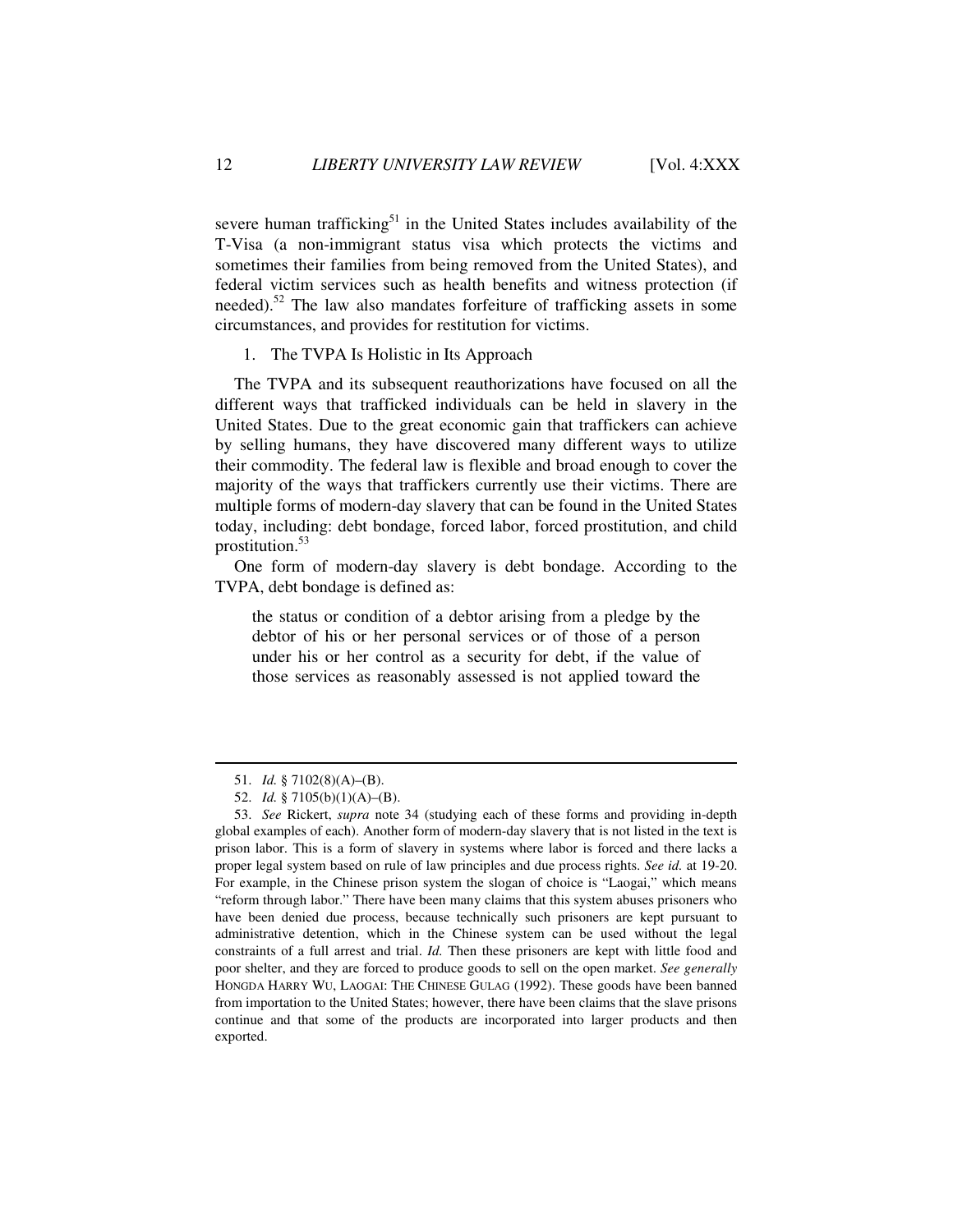severe human trafficking[51] in the United States includes availability of the T-Visa (a non-immigrant status visa which protects the victims and sometimes their families from being removed from the United States), and federal victim services such as health benefits and witness protection (if needed).[52] The law also mandates forfeiture of trafficking assets in some circumstances, and provides for restitution for victims.

1. The TVPA Is Holistic in Its Approach

The TVPA and its subsequent reauthorizations have focused on all the different ways that trafficked individuals can be held in slavery in the United States. Due to the great economic gain that traffickers can achieve by selling humans, they have discovered many different ways to utilize their commodity. The federal law is flexible and broad enough to cover the majority of the ways that traffickers currently use their victims. There are multiple forms of modern-day slavery that can be found in the United States today, including: debt bondage, forced labor, forced prostitution, and child prostitution.[53]

One form of modern-day slavery is debt bondage. According to the TVPA, debt bondage is defined as:

> the status or condition of a debtor arising from a pledge by the debtor of his or her personal services or of those of a person under his or her control as a security for debt, if the value of those services as reasonably assessed is not applied toward the

---

51. *Id.* § 7102(8)(A)–(B).

52. *Id.* § 7105(b)(1)(A)–(B).

53. *See* Rickert, *supra* note 34 (studying each of these forms and providing in-depth global examples of each). Another form of modern-day slavery that is not listed in the text is prison labor. This is a form of slavery in systems where labor is forced and there lacks a proper legal system based on rule of law principles and due process rights. *See id.* at 19-20. For example, in the Chinese prison system the slogan of choice is "Laogai," which means "reform through labor." There have been many claims that this system abuses prisoners who have been denied due process, because technically such prisoners are kept pursuant to administrative detention, which in the Chinese system can be used without the legal constraints of a full arrest and trial. *Id.* Then these prisoners are kept with little food and poor shelter, and they are forced to produce goods to sell on the open market. *See generally* HONGDA HARRY WU, LAOGAI: THE CHINESE GULAG (1992). These goods have been banned from importation to the United States; however, there have been claims that the slave prisons continue and that some of the products are incorporated into larger products and then exported.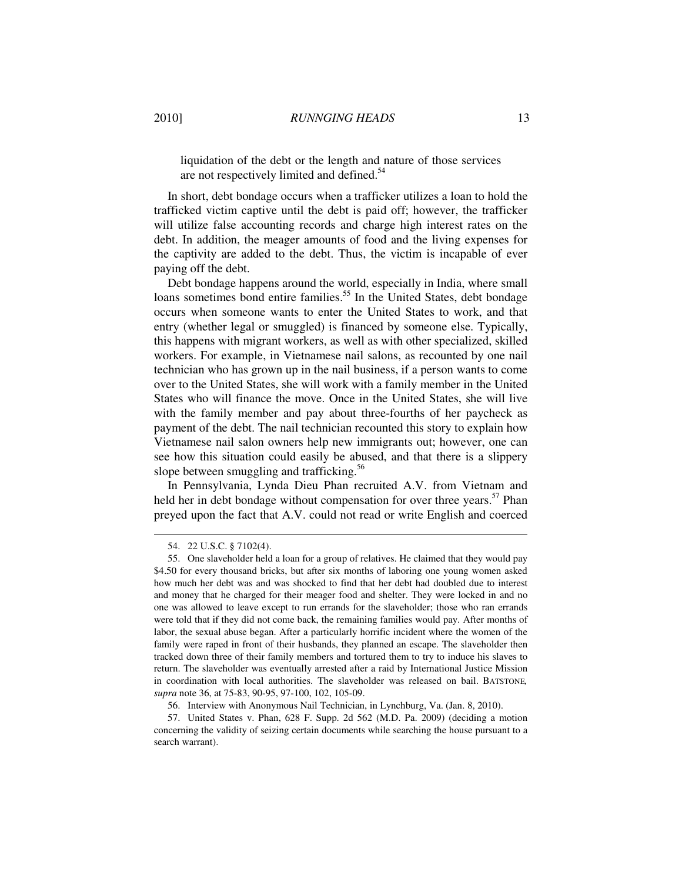liquidation of the debt or the length and nature of those services are not respectively limited and defined.[54]

In short, debt bondage occurs when a trafficker utilizes a loan to hold the trafficked victim captive until the debt is paid off; however, the trafficker will utilize false accounting records and charge high interest rates on the debt. In addition, the meager amounts of food and the living expenses for the captivity are added to the debt. Thus, the victim is incapable of ever paying off the debt.

Debt bondage happens around the world, especially in India, where small loans sometimes bond entire families.[55] In the United States, debt bondage occurs when someone wants to enter the United States to work, and that entry (whether legal or smuggled) is financed by someone else. Typically, this happens with migrant workers, as well as with other specialized, skilled workers. For example, in Vietnamese nail salons, as recounted by one nail technician who has grown up in the nail business, if a person wants to come over to the United States, she will work with a family member in the United States who will finance the move. Once in the United States, she will live with the family member and pay about three-fourths of her paycheck as payment of the debt. The nail technician recounted this story to explain how Vietnamese nail salon owners help new immigrants out; however, one can see how this situation could easily be abused, and that there is a slippery slope between smuggling and trafficking.[56]

In Pennsylvania, Lynda Dieu Phan recruited A.V. from Vietnam and held her in debt bondage without compensation for over three years.[57] Phan preyed upon the fact that A.V. could not read or write English and coerced

---

54. 22 U.S.C. § 7102(4).

55. One slaveholder held a loan for a group of relatives. He claimed that they would pay $4.50 for every thousand bricks, but after six months of laboring one young women asked how much her debt was and was shocked to find that her debt had doubled due to interest and money that he charged for their meager food and shelter. They were locked in and no one was allowed to leave except to run errands for the slaveholder; those who ran errands were told that if they did not come back, the remaining families would pay. After months of labor, the sexual abuse began. After a particularly horrific incident where the women of the family were raped in front of their husbands, they planned an escape. The slaveholder then tracked down three of their family members and tortured them to try to induce his slaves to return. The slaveholder was eventually arrested after a raid by International Justice Mission in coordination with local authorities. The slaveholder was released on bail. BATSTONE, *supra* note 36, at 75-83, 90-95, 97-100, 102, 105-09.

56. Interview with Anonymous Nail Technician, in Lynchburg, Va. (Jan. 8, 2010).

57. United States v. Phan, 628 F. Supp. 2d 562 (M.D. Pa. 2009) (deciding a motion concerning the validity of seizing certain documents while searching the house pursuant to a search warrant).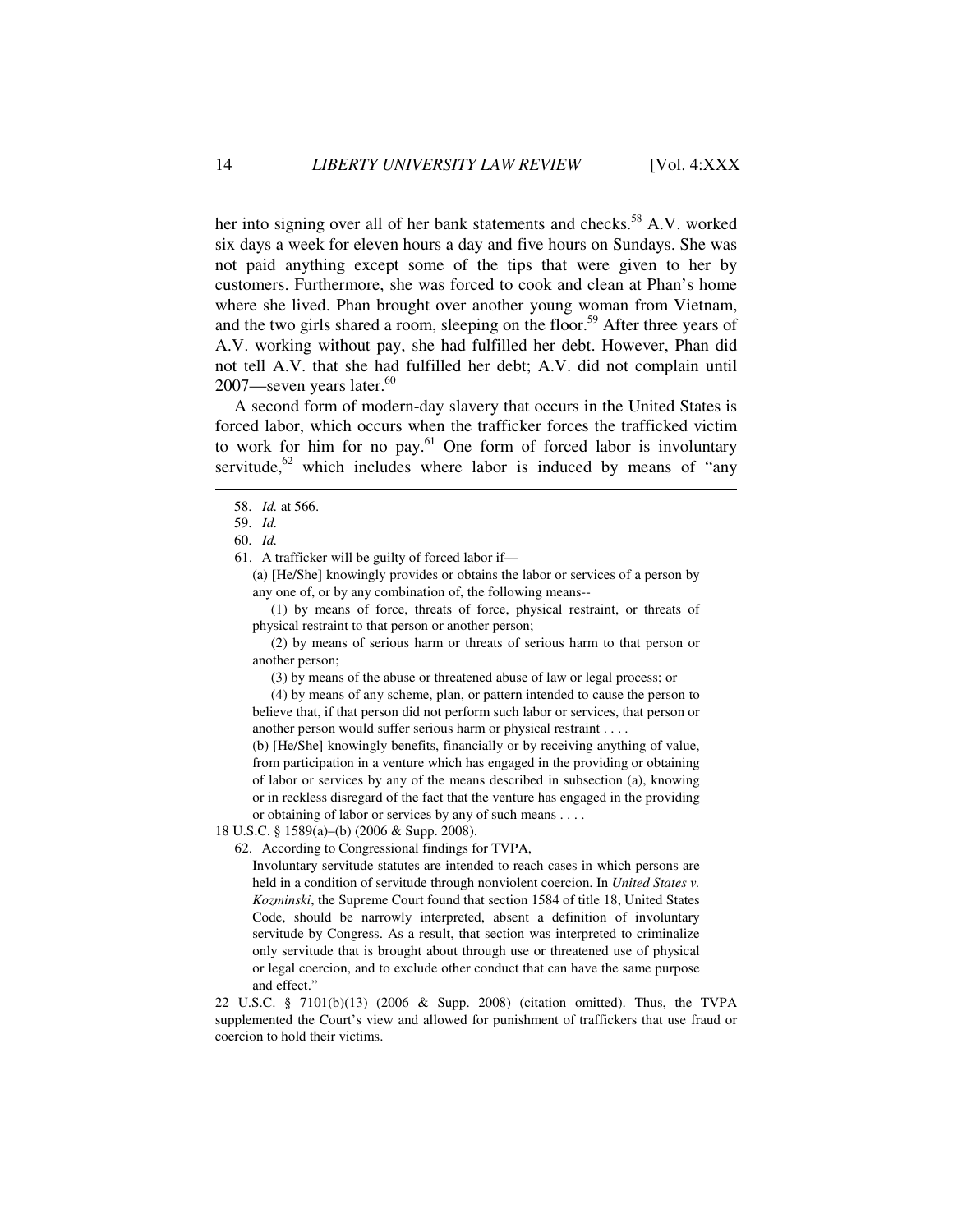her into signing over all of her bank statements and checks.[58] A.V. worked six days a week for eleven hours a day and five hours on Sundays. She was not paid anything except some of the tips that were given to her by customers. Furthermore, she was forced to cook and clean at Phan's home where she lived. Phan brought over another young woman from Vietnam, and the two girls shared a room, sleeping on the floor.[59] After three years of A.V. working without pay, she had fulfilled her debt. However, Phan did not tell A.V. that she had fulfilled her debt; A.V. did not complain until 2007—seven years later.[60]

A second form of modern-day slavery that occurs in the United States is forced labor, which occurs when the trafficker forces the trafficked victim to work for him for no pay.[61] One form of forced labor is involuntary servitude,[62] which includes where labor is induced by means of "any

---

58. *Id.* at 566.

59. *Id.*

60. *Id.*

61. A trafficker will be guilty of forced labor if—

> (a) [He/She] knowingly provides or obtains the labor or services of a person by any one of, or by any combination of, the following means--
>
> (1) by means of force, threats of force, physical restraint, or threats of physical restraint to that person or another person;
>
> (2) by means of serious harm or threats of serious harm to that person or another person;
>
> (3) by means of the abuse or threatened abuse of law or legal process; or
>
> (4) by means of any scheme, plan, or pattern intended to cause the person to believe that, if that person did not perform such labor or services, that person or another person would suffer serious harm or physical restraint . . . .
>
> (b) [He/She] knowingly benefits, financially or by receiving anything of value, from participation in a venture which has engaged in the providing or obtaining of labor or services by any of the means described in subsection (a), knowing or in reckless disregard of the fact that the venture has engaged in the providing or obtaining of labor or services by any of such means . . . .

18 U.S.C. § 1589(a)–(b) (2006 & Supp. 2008).

62. According to Congressional findings for TVPA,

> Involuntary servitude statutes are intended to reach cases in which persons are held in a condition of servitude through nonviolent coercion. In *United States v. Kozminski*, the Supreme Court found that section 1584 of title 18, United States Code, should be narrowly interpreted, absent a definition of involuntary servitude by Congress. As a result, that section was interpreted to criminalize only servitude that is brought about through use or threatened use of physical or legal coercion, and to exclude other conduct that can have the same purpose and effect."

22 U.S.C. § 7101(b)(13) (2006 & Supp. 2008) (citation omitted). Thus, the TVPA supplemented the Court's view and allowed for punishment of traffickers that use fraud or coercion to hold their victims.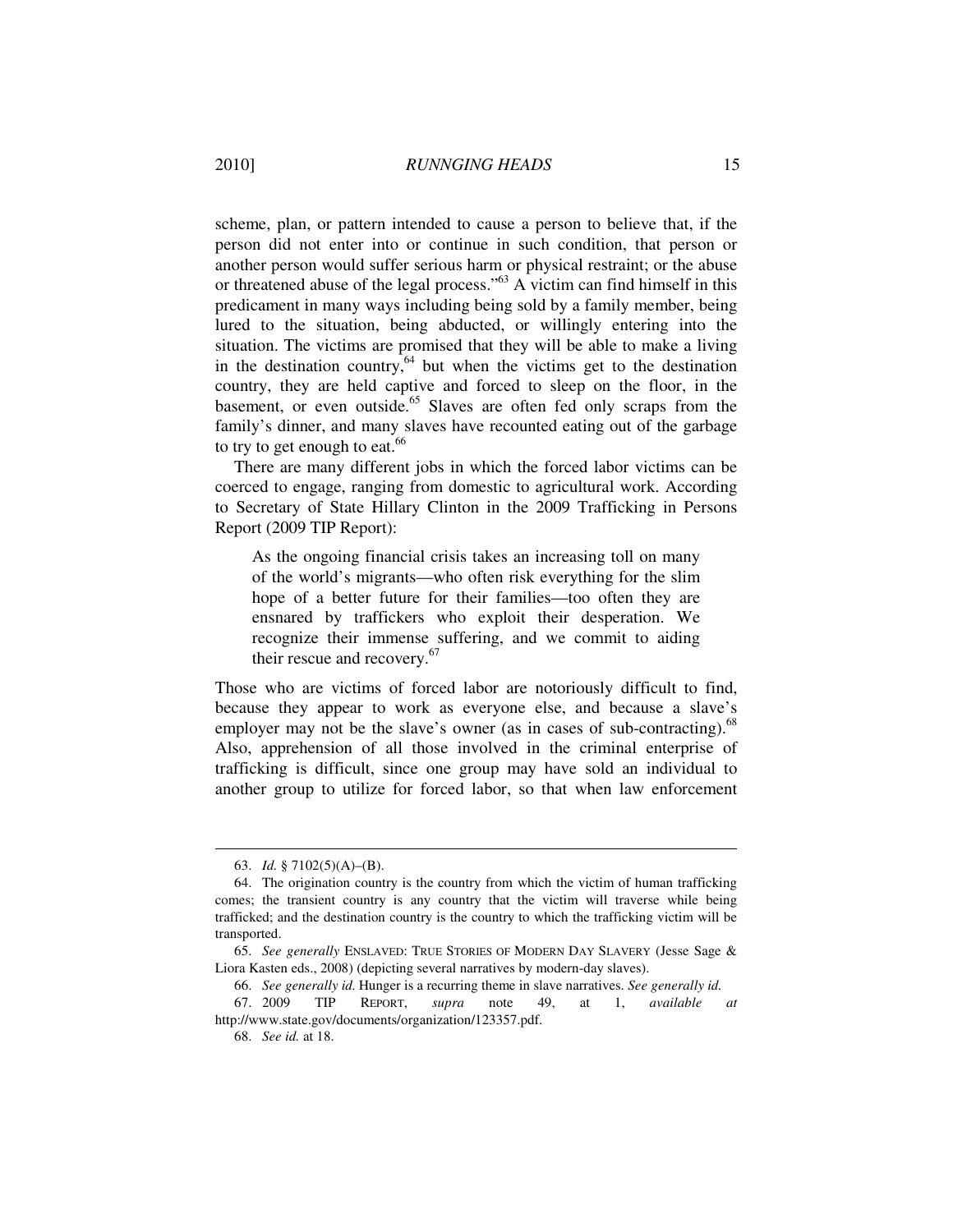scheme, plan, or pattern intended to cause a person to believe that, if the person did not enter into or continue in such condition, that person or another person would suffer serious harm or physical restraint; or the abuse or threatened abuse of the legal process."[63] A victim can find himself in this predicament in many ways including being sold by a family member, being lured to the situation, being abducted, or willingly entering into the situation. The victims are promised that they will be able to make a living in the destination country,[64] but when the victims get to the destination country, they are held captive and forced to sleep on the floor, in the basement, or even outside.[65] Slaves are often fed only scraps from the family's dinner, and many slaves have recounted eating out of the garbage to try to get enough to eat.[66]

There are many different jobs in which the forced labor victims can be coerced to engage, ranging from domestic to agricultural work. According to Secretary of State Hillary Clinton in the 2009 Trafficking in Persons Report (2009 TIP Report):

> As the ongoing financial crisis takes an increasing toll on many of the world's migrants—who often risk everything for the slim hope of a better future for their families—too often they are ensnared by traffickers who exploit their desperation. We recognize their immense suffering, and we commit to aiding their rescue and recovery.[67]

Those who are victims of forced labor are notoriously difficult to find, because they appear to work as everyone else, and because a slave's employer may not be the slave's owner (as in cases of sub-contracting).[68] Also, apprehension of all those involved in the criminal enterprise of trafficking is difficult, since one group may have sold an individual to another group to utilize for forced labor, so that when law enforcement

---

63. *Id.* § 7102(5)(A)–(B).

64. The origination country is the country from which the victim of human trafficking comes; the transient country is any country that the victim will traverse while being trafficked; and the destination country is the country to which the trafficking victim will be transported.

65. *See generally* ENSLAVED: TRUE STORIES OF MODERN DAY SLAVERY (Jesse Sage & Liora Kasten eds., 2008) (depicting several narratives by modern-day slaves).

66. *See generally id.* Hunger is a recurring theme in slave narratives. *See generally id.*

67. 2009 TIP REPORT, *supra* note 49, at 1, *available at* http://www.state.gov/documents/organization/123357.pdf.

68. *See id.* at 18.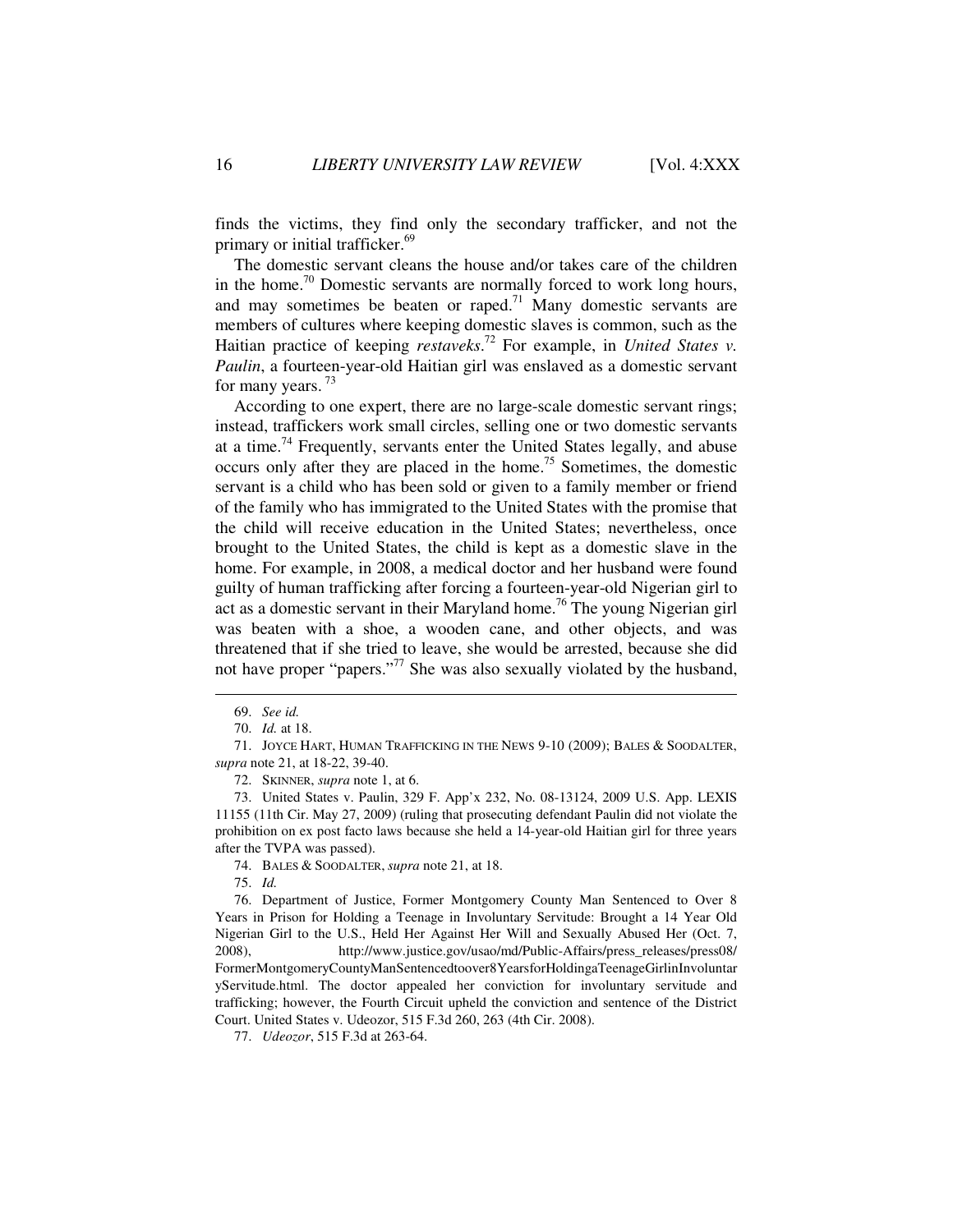finds the victims, they find only the secondary trafficker, and not the primary or initial trafficker.[69]

The domestic servant cleans the house and/or takes care of the children in the home.[70] Domestic servants are normally forced to work long hours, and may sometimes be beaten or raped.[71] Many domestic servants are members of cultures where keeping domestic slaves is common, such as the Haitian practice of keeping *restaveks*.[72] For example, in *United States v. Paulin*, a fourteen-year-old Haitian girl was enslaved as a domestic servant for many years.[73]

According to one expert, there are no large-scale domestic servant rings; instead, traffickers work small circles, selling one or two domestic servants at a time.[74] Frequently, servants enter the United States legally, and abuse occurs only after they are placed in the home.[75] Sometimes, the domestic servant is a child who has been sold or given to a family member or friend of the family who has immigrated to the United States with the promise that the child will receive education in the United States; nevertheless, once brought to the United States, the child is kept as a domestic slave in the home. For example, in 2008, a medical doctor and her husband were found guilty of human trafficking after forcing a fourteen-year-old Nigerian girl to act as a domestic servant in their Maryland home.[76] The young Nigerian girl was beaten with a shoe, a wooden cane, and other objects, and was threatened that if she tried to leave, she would be arrested, because she did not have proper "papers."[77] She was also sexually violated by the husband,

---

69. *See id.*

70. *Id.* at 18.

71. JOYCE HART, HUMAN TRAFFICKING IN THE NEWS 9-10 (2009); BALES & SOODALTER, *supra* note 21, at 18-22, 39-40.

72. SKINNER, *supra* note 1, at 6.

73. United States v. Paulin, 329 F. App'x 232, No. 08-13124, 2009 U.S. App. LEXIS 11155 (11th Cir. May 27, 2009) (ruling that prosecuting defendant Paulin did not violate the prohibition on ex post facto laws because she held a 14-year-old Haitian girl for three years after the TVPA was passed).

74. BALES & SOODALTER, *supra* note 21, at 18.

75. *Id.*

76. Department of Justice, Former Montgomery County Man Sentenced to Over 8 Years in Prison for Holding a Teenage in Involuntary Servitude: Brought a 14 Year Old Nigerian Girl to the U.S., Held Her Against Her Will and Sexually Abused Her (Oct. 7, 2008), http://www.justice.gov/usao/md/Public-Affairs/press_releases/press08/FormerMontgomeryCountyManSentencedtoover8YearsforHoldingaTeenageGirlinInvoluntaryServitude.html. The doctor appealed her conviction for involuntary servitude and trafficking; however, the Fourth Circuit upheld the conviction and sentence of the District Court. United States v. Udeozor, 515 F.3d 260, 263 (4th Cir. 2008).

77. *Udeozor*, 515 F.3d at 263-64.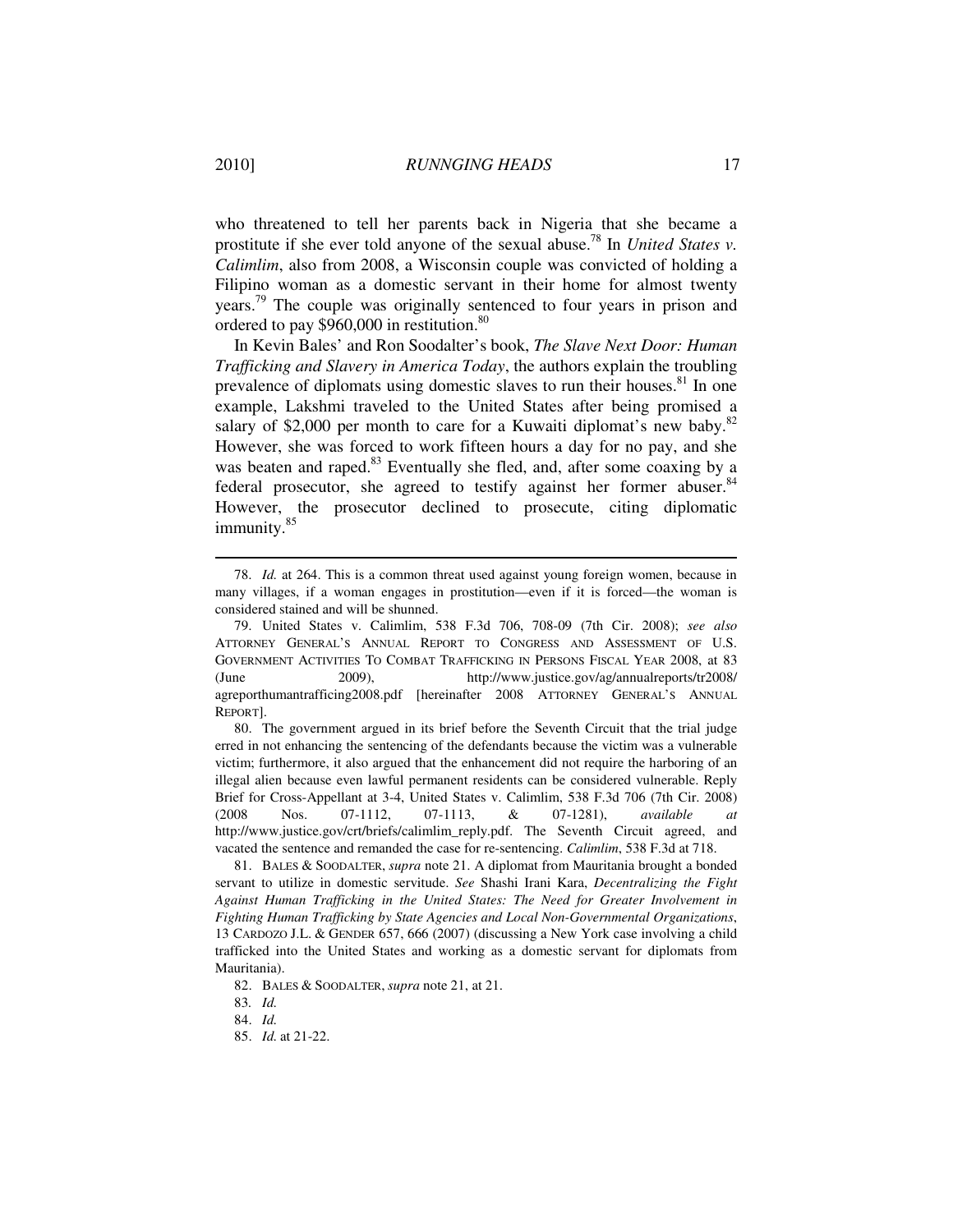who threatened to tell her parents back in Nigeria that she became a prostitute if she ever told anyone of the sexual abuse.[78] In *United States v. Calimlim*, also from 2008, a Wisconsin couple was convicted of holding a Filipino woman as a domestic servant in their home for almost twenty years.[79] The couple was originally sentenced to four years in prison and ordered to pay $960,000 in restitution.[80]

In Kevin Bales' and Ron Soodalter's book, *The Slave Next Door: Human Trafficking and Slavery in America Today*, the authors explain the troubling prevalence of diplomats using domestic slaves to run their houses.[81] In one example, Lakshmi traveled to the United States after being promised a salary of $2,000 per month to care for a Kuwaiti diplomat's new baby.[82] However, she was forced to work fifteen hours a day for no pay, and she was beaten and raped.[83] Eventually she fled, and, after some coaxing by a federal prosecutor, she agreed to testify against her former abuser.[84] However, the prosecutor declined to prosecute, citing diplomatic immunity.[85]

---

78. *Id.* at 264. This is a common threat used against young foreign women, because in many villages, if a woman engages in prostitution—even if it is forced—the woman is considered stained and will be shunned.

79. United States v. Calimlim, 538 F.3d 706, 708-09 (7th Cir. 2008); *see also* ATTORNEY GENERAL'S ANNUAL REPORT TO CONGRESS AND ASSESSMENT OF U.S. GOVERNMENT ACTIVITIES TO COMBAT TRAFFICKING IN PERSONS FISCAL YEAR 2008, at 83 (June 2009), http://www.justice.gov/ag/annualreports/tr2008/agreporthumantrafficing2008.pdf [hereinafter 2008 ATTORNEY GENERAL'S ANNUAL REPORT].

80. The government argued in its brief before the Seventh Circuit that the trial judge erred in not enhancing the sentencing of the defendants because the victim was a vulnerable victim; furthermore, it also argued that the enhancement did not require the harboring of an illegal alien because even lawful permanent residents can be considered vulnerable. Reply Brief for Cross-Appellant at 3-4, United States v. Calimlim, 538 F.3d 706 (7th Cir. 2008) (2008 Nos. 07-1112, 07-1113, & 07-1281), *available at* http://www.justice.gov/crt/briefs/calimlim_reply.pdf. The Seventh Circuit agreed, and vacated the sentence and remanded the case for re-sentencing. *Calimlim*, 538 F.3d at 718.

81. BALES & SOODALTER, *supra* note 21. A diplomat from Mauritania brought a bonded servant to utilize in domestic servitude. *See* Shashi Irani Kara, *Decentralizing the Fight Against Human Trafficking in the United States: The Need for Greater Involvement in Fighting Human Trafficking by State Agencies and Local Non-Governmental Organizations*, 13 CARDOZO J.L. & GENDER 657, 666 (2007) (discussing a New York case involving a child trafficked into the United States and working as a domestic servant for diplomats from Mauritania).

82. BALES & SOODALTER, *supra* note 21, at 21.

83. *Id.*

84. *Id.*

85. *Id.* at 21-22.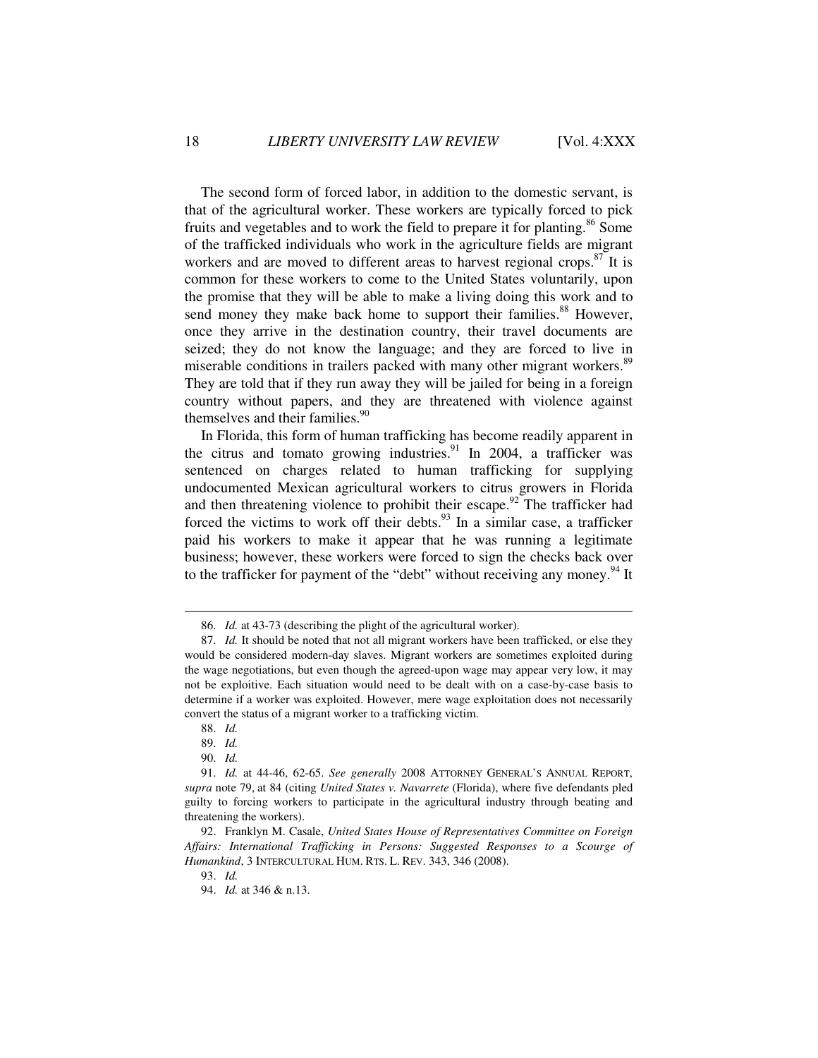The second form of forced labor, in addition to the domestic servant, is that of the agricultural worker. These workers are typically forced to pick fruits and vegetables and to work the field to prepare it for planting.[86] Some of the trafficked individuals who work in the agriculture fields are migrant workers and are moved to different areas to harvest regional crops.[87] It is common for these workers to come to the United States voluntarily, upon the promise that they will be able to make a living doing this work and to send money they make back home to support their families.[88] However, once they arrive in the destination country, their travel documents are seized; they do not know the language; and they are forced to live in miserable conditions in trailers packed with many other migrant workers.[89] They are told that if they run away they will be jailed for being in a foreign country without papers, and they are threatened with violence against themselves and their families.[90]

In Florida, this form of human trafficking has become readily apparent in the citrus and tomato growing industries.[91] In 2004, a trafficker was sentenced on charges related to human trafficking for supplying undocumented Mexican agricultural workers to citrus growers in Florida and then threatening violence to prohibit their escape.[92] The trafficker had forced the victims to work off their debts.[93] In a similar case, a trafficker paid his workers to make it appear that he was running a legitimate business; however, these workers were forced to sign the checks back over to the trafficker for payment of the "debt" without receiving any money.[94] It

---

86. *Id.* at 43-73 (describing the plight of the agricultural worker).

87. *Id.* It should be noted that not all migrant workers have been trafficked, or else they would be considered modern-day slaves. Migrant workers are sometimes exploited during the wage negotiations, but even though the agreed-upon wage may appear very low, it may not be exploitive. Each situation would need to be dealt with on a case-by-case basis to determine if a worker was exploited. However, mere wage exploitation does not necessarily convert the status of a migrant worker to a trafficking victim.

88. *Id.*

89. *Id.*

90. *Id.*

91. *Id.* at 44-46, 62-65. *See generally* 2008 ATTORNEY GENERAL'S ANNUAL REPORT, *supra* note 79, at 84 (citing *United States v. Navarrete* (Florida), where five defendants pled guilty to forcing workers to participate in the agricultural industry through beating and threatening the workers).

92. Franklyn M. Casale, *United States House of Representatives Committee on Foreign Affairs: International Trafficking in Persons: Suggested Responses to a Scourge of Humankind*, 3 INTERCULTURAL HUM. RTS. L. REV. 343, 346 (2008).

93. *Id.*

94. *Id.* at 346 & n.13.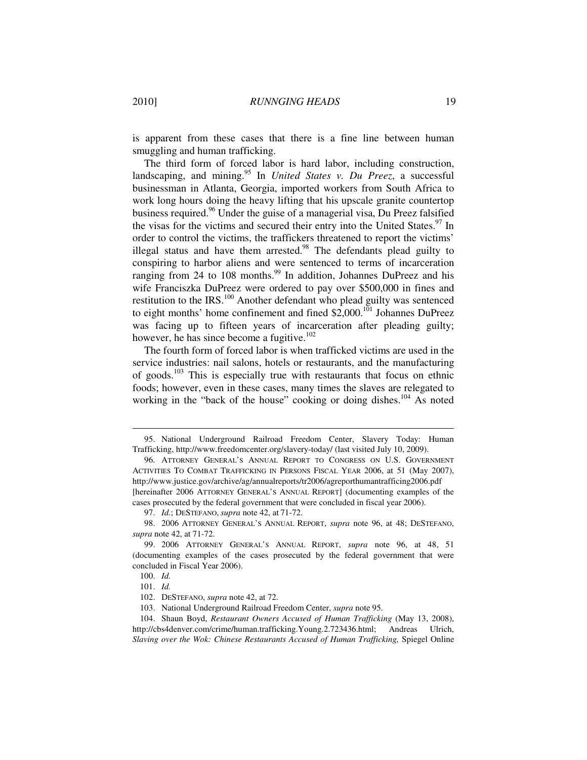is apparent from these cases that there is a fine line between human smuggling and human trafficking.

The third form of forced labor is hard labor, including construction, landscaping, and mining.[95] In *United States v. Du Preez*, a successful businessman in Atlanta, Georgia, imported workers from South Africa to work long hours doing the heavy lifting that his upscale granite countertop business required.[96] Under the guise of a managerial visa, Du Preez falsified the visas for the victims and secured their entry into the United States.[97] In order to control the victims, the traffickers threatened to report the victims' illegal status and have them arrested.[98] The defendants plead guilty to conspiring to harbor aliens and were sentenced to terms of incarceration ranging from 24 to 108 months.[99] In addition, Johannes DuPreez and his wife Franciszka DuPreez were ordered to pay over $500,000 in fines and restitution to the IRS.[100] Another defendant who plead guilty was sentenced to eight months' home confinement and fined $2,000.[101] Johannes DuPreez was facing up to fifteen years of incarceration after pleading guilty; however, he has since become a fugitive.[102]

The fourth form of forced labor is when trafficked victims are used in the service industries: nail salons, hotels or restaurants, and the manufacturing of goods.[103] This is especially true with restaurants that focus on ethnic foods; however, even in these cases, many times the slaves are relegated to working in the "back of the house" cooking or doing dishes.[104] As noted

---

95. National Underground Railroad Freedom Center, Slavery Today: Human Trafficking, http://www.freedomcenter.org/slavery-today/ (last visited July 10, 2009).

96. ATTORNEY GENERAL'S ANNUAL REPORT TO CONGRESS ON U.S. GOVERNMENT ACTIVITIES TO COMBAT TRAFFICKING IN PERSONS FISCAL YEAR 2006, at 51 (May 2007), http://www.justice.gov/archive/ag/annualreports/tr2006/agreporthumantrafficing2006.pdf [hereinafter 2006 ATTORNEY GENERAL'S ANNUAL REPORT] (documenting examples of the cases prosecuted by the federal government that were concluded in fiscal year 2006).

97. *Id.*; DESTEFANO, *supra* note 42, at 71-72.

98. 2006 ATTORNEY GENERAL'S ANNUAL REPORT, *supra* note 96, at 48; DESTEFANO, *supra* note 42, at 71-72.

99. 2006 ATTORNEY GENERAL'S ANNUAL REPORT, *supra* note 96, at 48, 51 (documenting examples of the cases prosecuted by the federal government that were concluded in Fiscal Year 2006).

100. *Id.*

101. *Id.*

102. DESTEFANO, *supra* note 42, at 72.

103. National Underground Railroad Freedom Center, *supra* note 95.

104. Shaun Boyd, *Restaurant Owners Accused of Human Trafficking* (May 13, 2008), http://cbs4denver.com/crime/human.trafficking.Young.2.723436.html; Andreas Ulrich, *Slaving over the Wok: Chinese Restaurants Accused of Human Trafficking,* Spiegel Online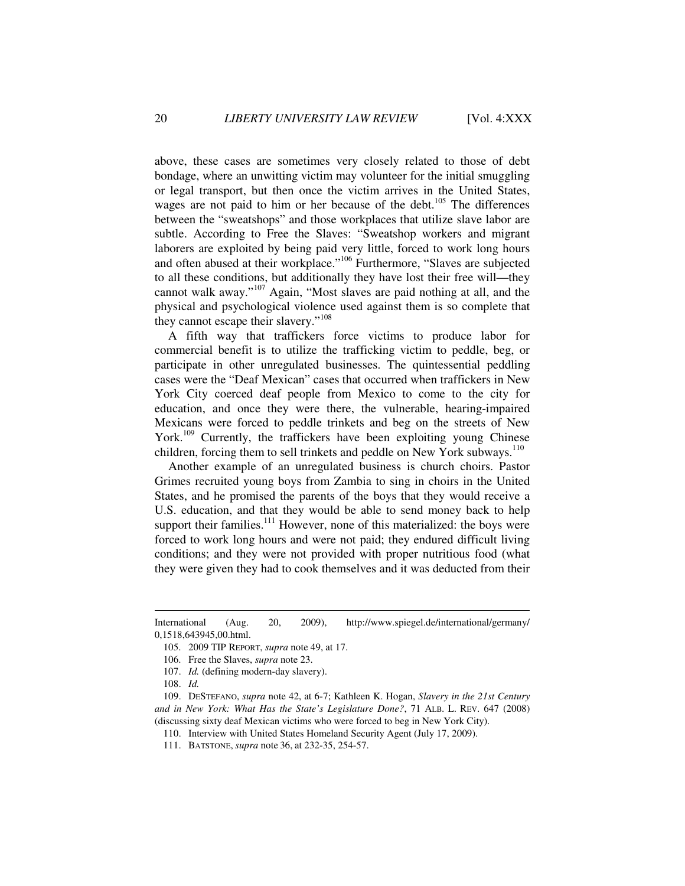above, these cases are sometimes very closely related to those of debt bondage, where an unwitting victim may volunteer for the initial smuggling or legal transport, but then once the victim arrives in the United States, wages are not paid to him or her because of the debt.[105] The differences between the "sweatshops" and those workplaces that utilize slave labor are subtle. According to Free the Slaves: "Sweatshop workers and migrant laborers are exploited by being paid very little, forced to work long hours and often abused at their workplace."[106] Furthermore, "Slaves are subjected to all these conditions, but additionally they have lost their free will—they cannot walk away."[107] Again, "Most slaves are paid nothing at all, and the physical and psychological violence used against them is so complete that they cannot escape their slavery."[108]

A fifth way that traffickers force victims to produce labor for commercial benefit is to utilize the trafficking victim to peddle, beg, or participate in other unregulated businesses. The quintessential peddling cases were the "Deaf Mexican" cases that occurred when traffickers in New York City coerced deaf people from Mexico to come to the city for education, and once they were there, the vulnerable, hearing-impaired Mexicans were forced to peddle trinkets and beg on the streets of New York.[109] Currently, the traffickers have been exploiting young Chinese children, forcing them to sell trinkets and peddle on New York subways.[110]

Another example of an unregulated business is church choirs. Pastor Grimes recruited young boys from Zambia to sing in choirs in the United States, and he promised the parents of the boys that they would receive a U.S. education, and that they would be able to send money back to help support their families.[111] However, none of this materialized: the boys were forced to work long hours and were not paid; they endured difficult living conditions; and they were not provided with proper nutritious food (what they were given they had to cook themselves and it was deducted from their

---

International (Aug. 20, 2009), http://www.spiegel.de/international/germany/0,1518,643945,00.html.

105. 2009 TIP REPORT, *supra* note 49, at 17.

106. Free the Slaves, *supra* note 23.

107. *Id.* (defining modern-day slavery).

108. *Id.*

109. DESTEFANO, *supra* note 42, at 6-7; Kathleen K. Hogan, *Slavery in the 21st Century and in New York: What Has the State's Legislature Done?*, 71 ALB. L. REV. 647 (2008) (discussing sixty deaf Mexican victims who were forced to beg in New York City).

110. Interview with United States Homeland Security Agent (July 17, 2009).

111. BATSTONE, *supra* note 36, at 232-35, 254-57.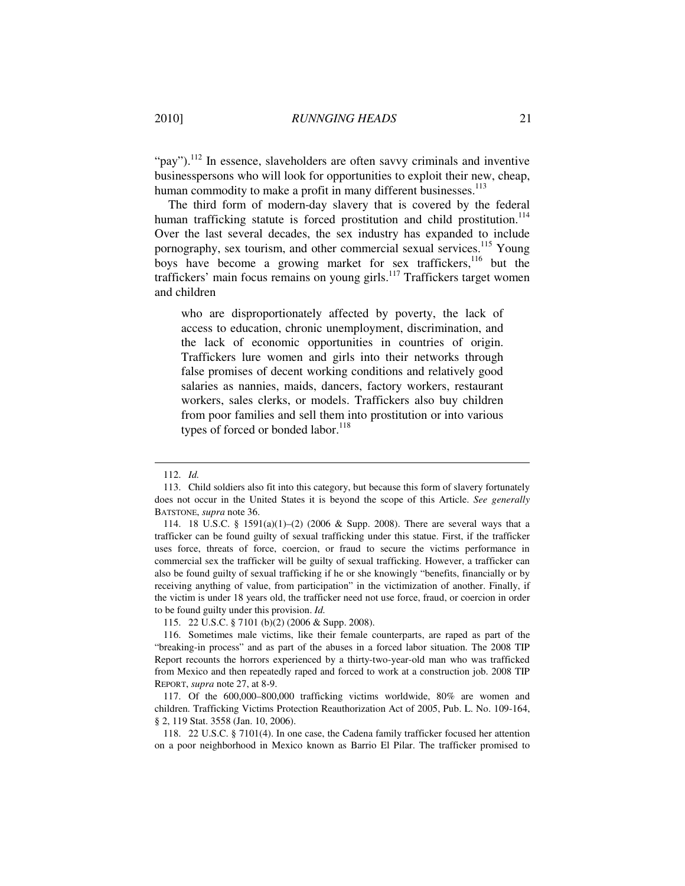"pay").[112] In essence, slaveholders are often savvy criminals and inventive businesspersons who will look for opportunities to exploit their new, cheap, human commodity to make a profit in many different businesses.[113]

The third form of modern-day slavery that is covered by the federal human trafficking statute is forced prostitution and child prostitution.[114] Over the last several decades, the sex industry has expanded to include pornography, sex tourism, and other commercial sexual services.[115] Young boys have become a growing market for sex traffickers,[116] but the traffickers' main focus remains on young girls.[117] Traffickers target women and children

> who are disproportionately affected by poverty, the lack of access to education, chronic unemployment, discrimination, and the lack of economic opportunities in countries of origin. Traffickers lure women and girls into their networks through false promises of decent working conditions and relatively good salaries as nannies, maids, dancers, factory workers, restaurant workers, sales clerks, or models. Traffickers also buy children from poor families and sell them into prostitution or into various types of forced or bonded labor.[118]

---

112. *Id.*

113. Child soldiers also fit into this category, but because this form of slavery fortunately does not occur in the United States it is beyond the scope of this Article. *See generally* BATSTONE, *supra* note 36.

114. 18 U.S.C. § 1591(a)(1)–(2) (2006 & Supp. 2008). There are several ways that a trafficker can be found guilty of sexual trafficking under this statue. First, if the trafficker uses force, threats of force, coercion, or fraud to secure the victims performance in commercial sex the trafficker will be guilty of sexual trafficking. However, a trafficker can also be found guilty of sexual trafficking if he or she knowingly "benefits, financially or by receiving anything of value, from participation" in the victimization of another. Finally, if the victim is under 18 years old, the trafficker need not use force, fraud, or coercion in order to be found guilty under this provision. *Id.*

115. 22 U.S.C. § 7101 (b)(2) (2006 & Supp. 2008).

116. Sometimes male victims, like their female counterparts, are raped as part of the "breaking-in process" and as part of the abuses in a forced labor situation. The 2008 TIP Report recounts the horrors experienced by a thirty-two-year-old man who was trafficked from Mexico and then repeatedly raped and forced to work at a construction job. 2008 TIP REPORT, *supra* note 27, at 8-9.

117. Of the 600,000–800,000 trafficking victims worldwide, 80% are women and children. Trafficking Victims Protection Reauthorization Act of 2005, Pub. L. No. 109-164, § 2, 119 Stat. 3558 (Jan. 10, 2006).

118. 22 U.S.C. § 7101(4). In one case, the Cadena family trafficker focused her attention on a poor neighborhood in Mexico known as Barrio El Pilar. The trafficker promised to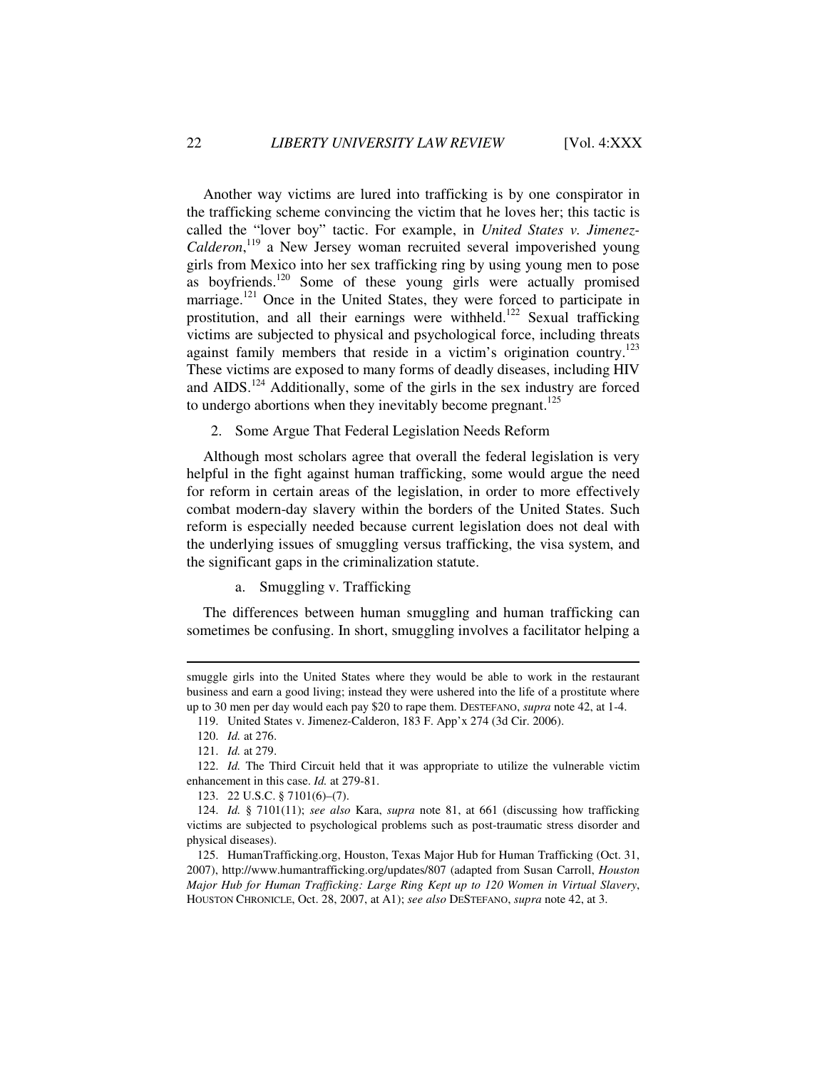Another way victims are lured into trafficking is by one conspirator in the trafficking scheme convincing the victim that he loves her; this tactic is called the "lover boy" tactic. For example, in *United States v. Jimenez-Calderon*,[119] a New Jersey woman recruited several impoverished young girls from Mexico into her sex trafficking ring by using young men to pose as boyfriends.[120] Some of these young girls were actually promised marriage.[121] Once in the United States, they were forced to participate in prostitution, and all their earnings were withheld.[122] Sexual trafficking victims are subjected to physical and psychological force, including threats against family members that reside in a victim's origination country.[123] These victims are exposed to many forms of deadly diseases, including HIV and AIDS.[124] Additionally, some of the girls in the sex industry are forced to undergo abortions when they inevitably become pregnant.[125]

2. Some Argue That Federal Legislation Needs Reform

Although most scholars agree that overall the federal legislation is very helpful in the fight against human trafficking, some would argue the need for reform in certain areas of the legislation, in order to more effectively combat modern-day slavery within the borders of the United States. Such reform is especially needed because current legislation does not deal with the underlying issues of smuggling versus trafficking, the visa system, and the significant gaps in the criminalization statute.

a. Smuggling v. Trafficking

The differences between human smuggling and human trafficking can sometimes be confusing. In short, smuggling involves a facilitator helping a

---

smuggle girls into the United States where they would be able to work in the restaurant business and earn a good living; instead they were ushered into the life of a prostitute where up to 30 men per day would each pay $20 to rape them. DESTEFANO, *supra* note 42, at 1-4.

119. United States v. Jimenez-Calderon, 183 F. App'x 274 (3d Cir. 2006).

120. *Id.* at 276.

121. *Id.* at 279.

122. *Id.* The Third Circuit held that it was appropriate to utilize the vulnerable victim enhancement in this case. *Id.* at 279-81.

123. 22 U.S.C. § 7101(6)–(7).

124. *Id.* § 7101(11); *see also* Kara, *supra* note 81, at 661 (discussing how trafficking victims are subjected to psychological problems such as post-traumatic stress disorder and physical diseases).

125. HumanTrafficking.org, Houston, Texas Major Hub for Human Trafficking (Oct. 31, 2007), http://www.humantrafficking.org/updates/807 (adapted from Susan Carroll, *Houston Major Hub for Human Trafficking: Large Ring Kept up to 120 Women in Virtual Slavery*, HOUSTON CHRONICLE, Oct. 28, 2007, at A1); *see also* DESTEFANO, *supra* note 42, at 3.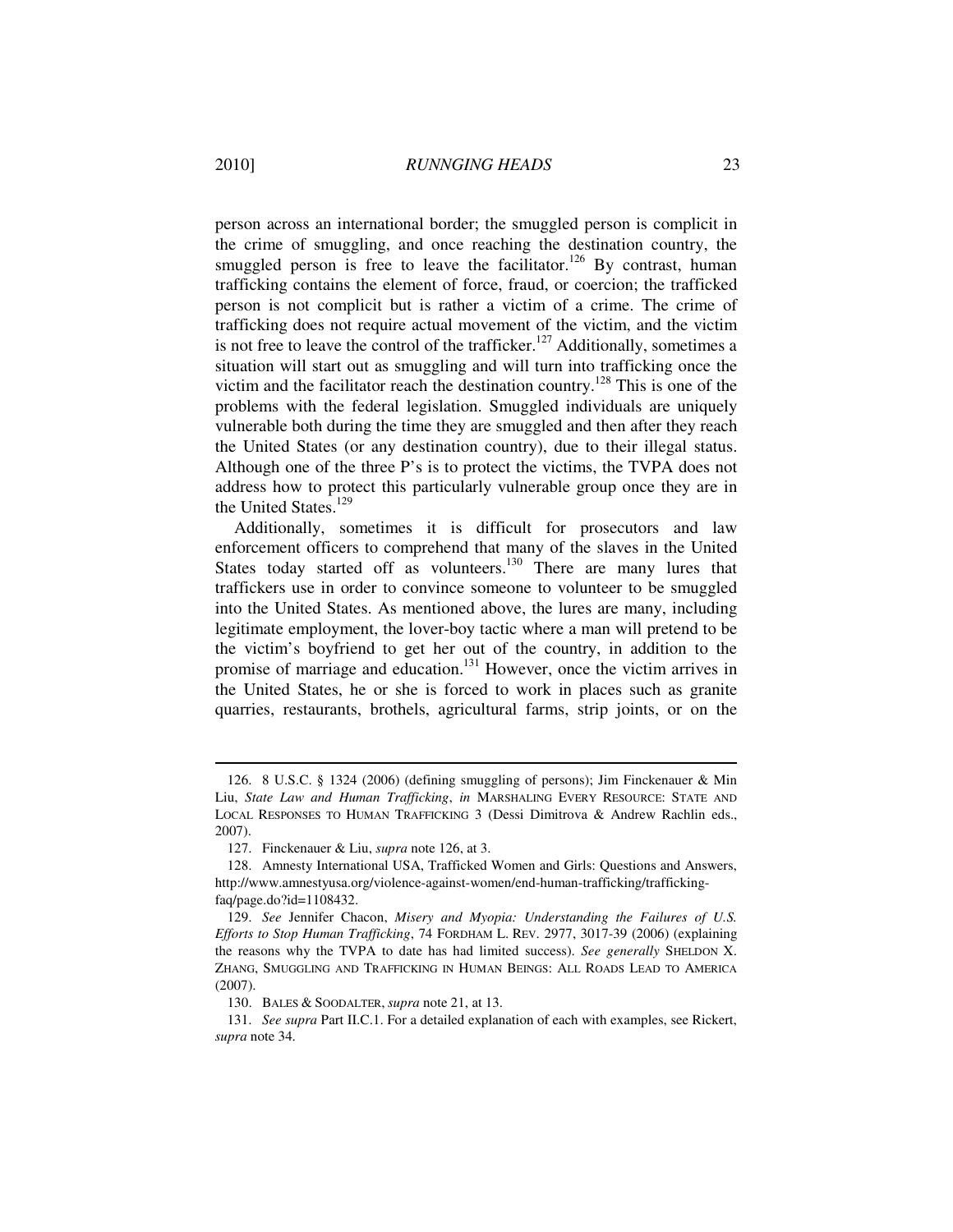person across an international border; the smuggled person is complicit in the crime of smuggling, and once reaching the destination country, the smuggled person is free to leave the facilitator.[126] By contrast, human trafficking contains the element of force, fraud, or coercion; the trafficked person is not complicit but is rather a victim of a crime. The crime of trafficking does not require actual movement of the victim, and the victim is not free to leave the control of the trafficker.[127] Additionally, sometimes a situation will start out as smuggling and will turn into trafficking once the victim and the facilitator reach the destination country.[128] This is one of the problems with the federal legislation. Smuggled individuals are uniquely vulnerable both during the time they are smuggled and then after they reach the United States (or any destination country), due to their illegal status. Although one of the three P's is to protect the victims, the TVPA does not address how to protect this particularly vulnerable group once they are in the United States.[129]

Additionally, sometimes it is difficult for prosecutors and law enforcement officers to comprehend that many of the slaves in the United States today started off as volunteers.[130] There are many lures that traffickers use in order to convince someone to volunteer to be smuggled into the United States. As mentioned above, the lures are many, including legitimate employment, the lover-boy tactic where a man will pretend to be the victim's boyfriend to get her out of the country, in addition to the promise of marriage and education.[131] However, once the victim arrives in the United States, he or she is forced to work in places such as granite quarries, restaurants, brothels, agricultural farms, strip joints, or on the

---

126. 8 U.S.C. § 1324 (2006) (defining smuggling of persons); Jim Finckenauer & Min Liu, *State Law and Human Trafficking*, *in* MARSHALING EVERY RESOURCE: STATE AND LOCAL RESPONSES TO HUMAN TRAFFICKING 3 (Dessi Dimitrova & Andrew Rachlin eds., 2007).

127. Finckenauer & Liu, *supra* note 126, at 3.

128. Amnesty International USA, Trafficked Women and Girls: Questions and Answers, http://www.amnestyusa.org/violence-against-women/end-human-trafficking/trafficking-faq/page.do?id=1108432.

129. *See* Jennifer Chacon, *Misery and Myopia: Understanding the Failures of U.S. Efforts to Stop Human Trafficking*, 74 FORDHAM L. REV. 2977, 3017-39 (2006) (explaining the reasons why the TVPA to date has had limited success). *See generally* SHELDON X. ZHANG, SMUGGLING AND TRAFFICKING IN HUMAN BEINGS: ALL ROADS LEAD TO AMERICA (2007).

130. BALES & SOODALTER, *supra* note 21, at 13.

131. *See supra* Part II.C.1. For a detailed explanation of each with examples, see Rickert, *supra* note 34.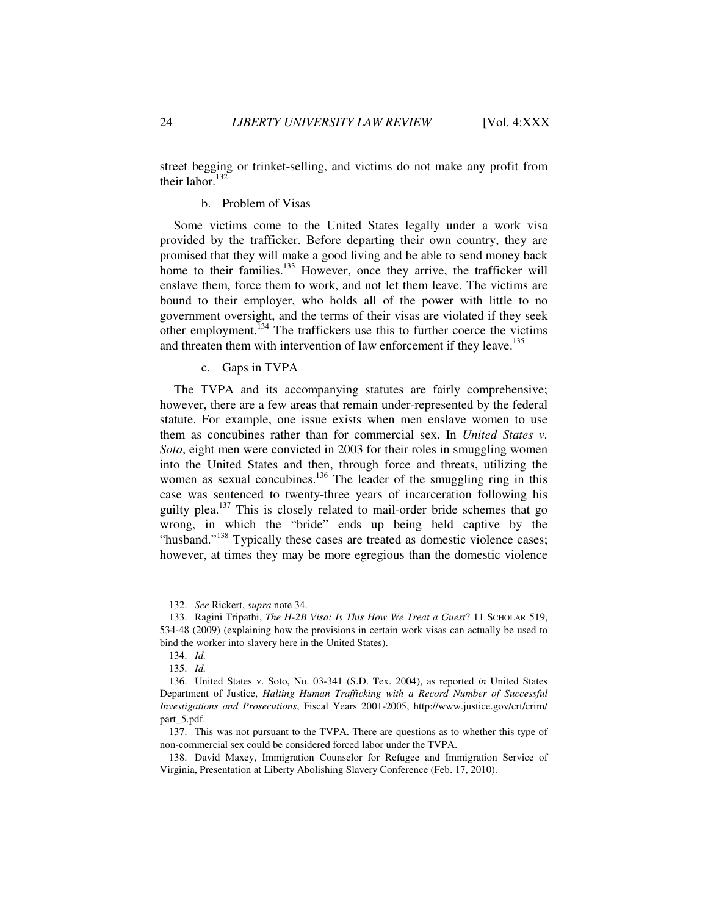street begging or trinket-selling, and victims do not make any profit from their labor.[132]

#### b. Problem of Visas

Some victims come to the United States legally under a work visa provided by the trafficker. Before departing their own country, they are promised that they will make a good living and be able to send money back home to their families.[133] However, once they arrive, the trafficker will enslave them, force them to work, and not let them leave. The victims are bound to their employer, who holds all of the power with little to no government oversight, and the terms of their visas are violated if they seek other employment.[134] The traffickers use this to further coerce the victims and threaten them with intervention of law enforcement if they leave.[135]

#### c. Gaps in TVPA

The TVPA and its accompanying statutes are fairly comprehensive; however, there are a few areas that remain under-represented by the federal statute. For example, one issue exists when men enslave women to use them as concubines rather than for commercial sex. In *United States v. Soto*, eight men were convicted in 2003 for their roles in smuggling women into the United States and then, through force and threats, utilizing the women as sexual concubines.[136] The leader of the smuggling ring in this case was sentenced to twenty-three years of incarceration following his guilty plea.[137] This is closely related to mail-order bride schemes that go wrong, in which the "bride" ends up being held captive by the "husband."[138] Typically these cases are treated as domestic violence cases; however, at times they may be more egregious than the domestic violence

---

132. *See* Rickert, *supra* note 34.

133. Ragini Tripathi, *The H-2B Visa: Is This How We Treat a Guest*? 11 SCHOLAR 519, 534-48 (2009) (explaining how the provisions in certain work visas can actually be used to bind the worker into slavery here in the United States).

134. *Id.*

135. *Id.*

136. United States v. Soto, No. 03-341 (S.D. Tex. 2004), as reported *in* United States Department of Justice, *Halting Human Trafficking with a Record Number of Successful Investigations and Prosecutions*, Fiscal Years 2001-2005, http://www.justice.gov/crt/crim/part_5.pdf.

137. This was not pursuant to the TVPA. There are questions as to whether this type of non-commercial sex could be considered forced labor under the TVPA.

138. David Maxey, Immigration Counselor for Refugee and Immigration Service of Virginia, Presentation at Liberty Abolishing Slavery Conference (Feb. 17, 2010).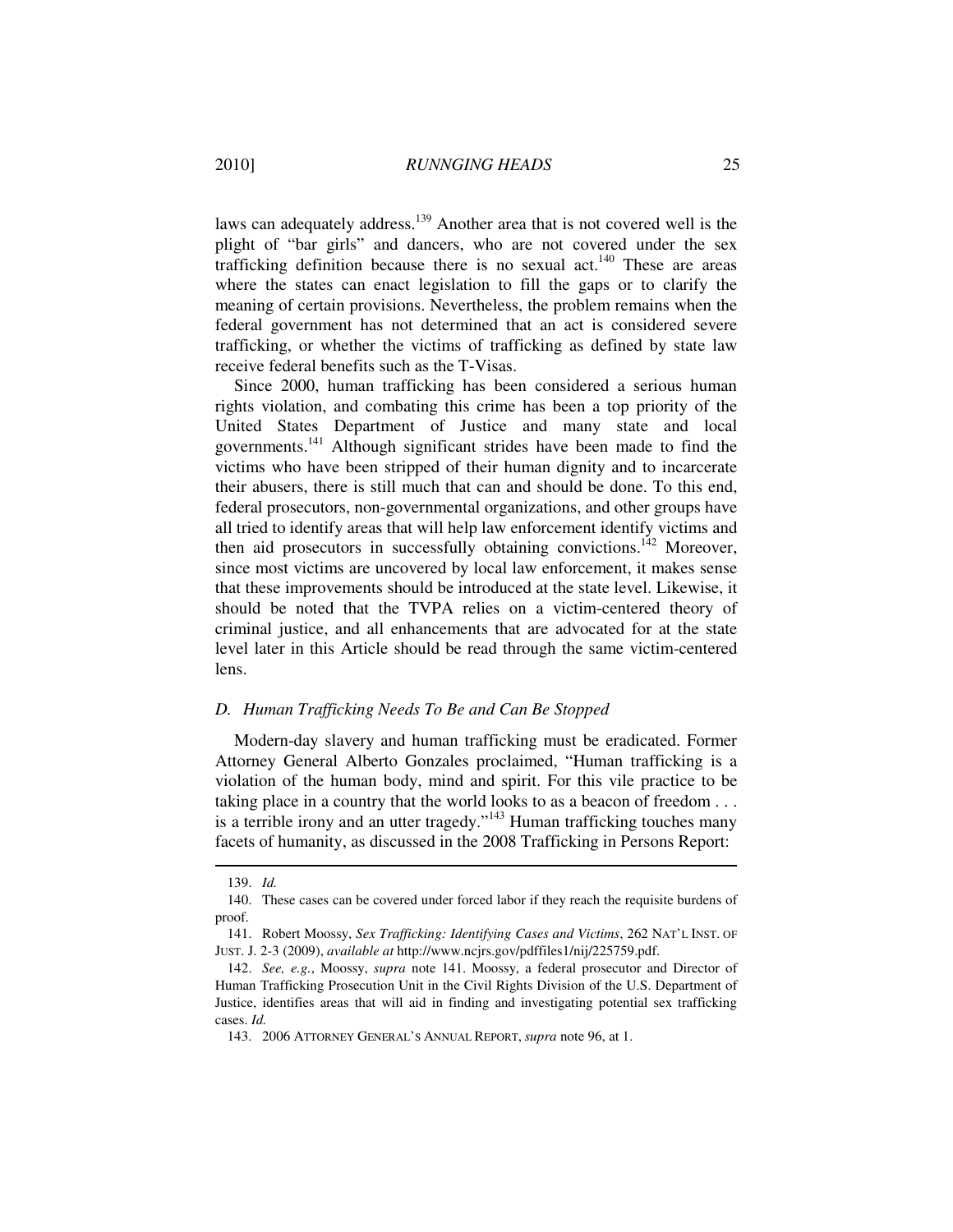laws can adequately address.[139] Another area that is not covered well is the plight of "bar girls" and dancers, who are not covered under the sex trafficking definition because there is no sexual act.[140] These are areas where the states can enact legislation to fill the gaps or to clarify the meaning of certain provisions. Nevertheless, the problem remains when the federal government has not determined that an act is considered severe trafficking, or whether the victims of trafficking as defined by state law receive federal benefits such as the T-Visas.

Since 2000, human trafficking has been considered a serious human rights violation, and combating this crime has been a top priority of the United States Department of Justice and many state and local governments.[141] Although significant strides have been made to find the victims who have been stripped of their human dignity and to incarcerate their abusers, there is still much that can and should be done. To this end, federal prosecutors, non-governmental organizations, and other groups have all tried to identify areas that will help law enforcement identify victims and then aid prosecutors in successfully obtaining convictions.[142] Moreover, since most victims are uncovered by local law enforcement, it makes sense that these improvements should be introduced at the state level. Likewise, it should be noted that the TVPA relies on a victim-centered theory of criminal justice, and all enhancements that are advocated for at the state level later in this Article should be read through the same victim-centered lens.

### *D. Human Trafficking Needs To Be and Can Be Stopped*

Modern-day slavery and human trafficking must be eradicated. Former Attorney General Alberto Gonzales proclaimed, "Human trafficking is a violation of the human body, mind and spirit. For this vile practice to be taking place in a country that the world looks to as a beacon of freedom . . . is a terrible irony and an utter tragedy."[143] Human trafficking touches many facets of humanity, as discussed in the 2008 Trafficking in Persons Report:

---

139. *Id.*

140. These cases can be covered under forced labor if they reach the requisite burdens of proof.

141. Robert Moossy, *Sex Trafficking: Identifying Cases and Victims*, 262 NAT'L INST. OF JUST. J. 2-3 (2009), *available at* http://www.ncjrs.gov/pdffiles1/nij/225759.pdf.

142. *See, e.g.*, Moossy, *supra* note 141. Moossy, a federal prosecutor and Director of Human Trafficking Prosecution Unit in the Civil Rights Division of the U.S. Department of Justice, identifies areas that will aid in finding and investigating potential sex trafficking cases. *Id.*

143. 2006 ATTORNEY GENERAL'S ANNUAL REPORT, *supra* note 96, at 1.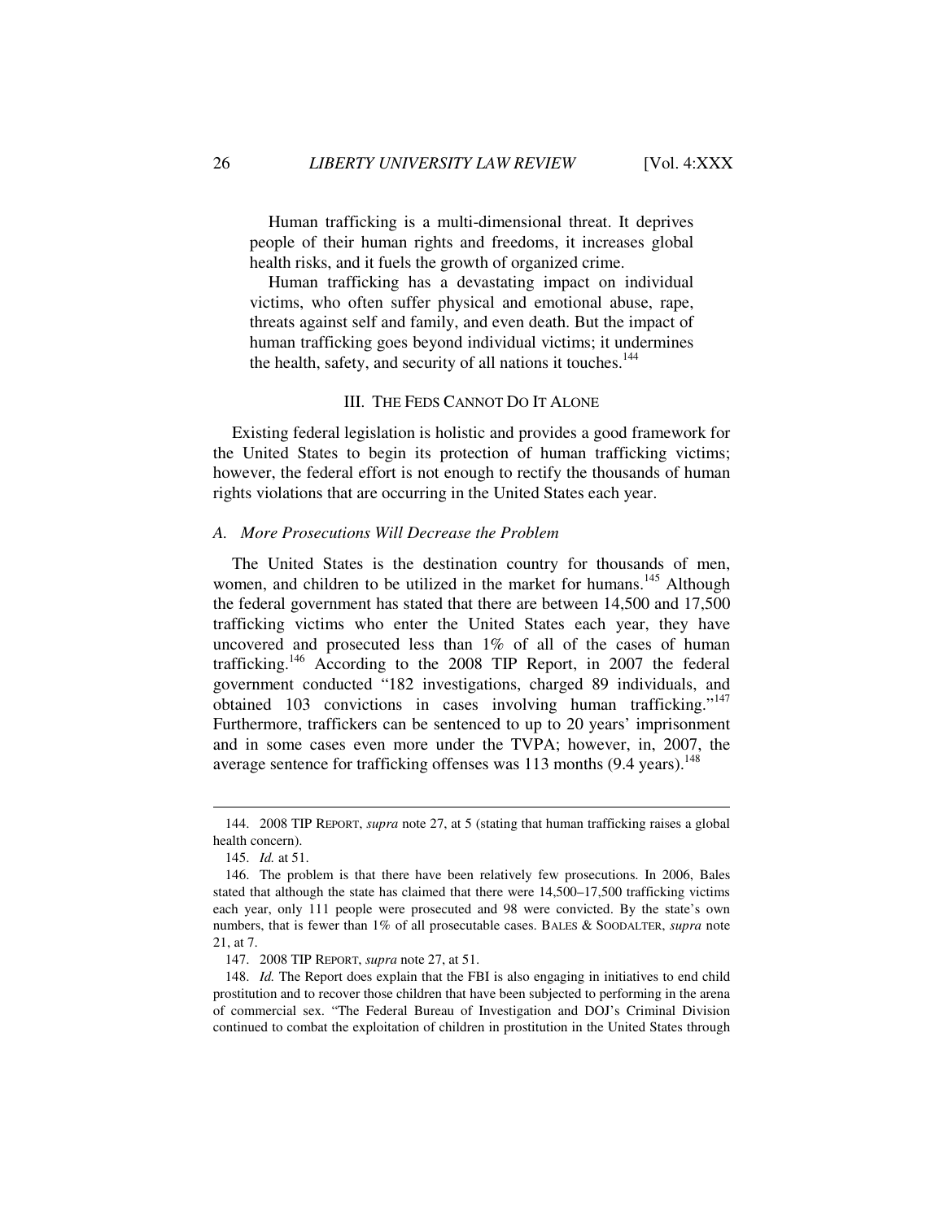> Human trafficking is a multi-dimensional threat. It deprives people of their human rights and freedoms, it increases global health risks, and it fuels the growth of organized crime.
>
> Human trafficking has a devastating impact on individual victims, who often suffer physical and emotional abuse, rape, threats against self and family, and even death. But the impact of human trafficking goes beyond individual victims; it undermines the health, safety, and security of all nations it touches.[144]

## III. THE FEDS CANNOT DO IT ALONE

Existing federal legislation is holistic and provides a good framework for the United States to begin its protection of human trafficking victims; however, the federal effort is not enough to rectify the thousands of human rights violations that are occurring in the United States each year.

### *A. More Prosecutions Will Decrease the Problem*

The United States is the destination country for thousands of men, women, and children to be utilized in the market for humans.[145] Although the federal government has stated that there are between 14,500 and 17,500 trafficking victims who enter the United States each year, they have uncovered and prosecuted less than 1% of all of the cases of human trafficking.[146] According to the 2008 TIP Report, in 2007 the federal government conducted "182 investigations, charged 89 individuals, and obtained 103 convictions in cases involving human trafficking."[147] Furthermore, traffickers can be sentenced to up to 20 years' imprisonment and in some cases even more under the TVPA; however, in, 2007, the average sentence for trafficking offenses was 113 months (9.4 years).[148]

---

144. 2008 TIP REPORT, *supra* note 27, at 5 (stating that human trafficking raises a global health concern).

145. *Id.* at 51.

146. The problem is that there have been relatively few prosecutions. In 2006, Bales stated that although the state has claimed that there were 14,500–17,500 trafficking victims each year, only 111 people were prosecuted and 98 were convicted. By the state's own numbers, that is fewer than 1% of all prosecutable cases. BALES & SOODALTER, *supra* note 21, at 7.

147. 2008 TIP REPORT, *supra* note 27, at 51.

148. *Id.* The Report does explain that the FBI is also engaging in initiatives to end child prostitution and to recover those children that have been subjected to performing in the arena of commercial sex. "The Federal Bureau of Investigation and DOJ's Criminal Division continued to combat the exploitation of children in prostitution in the United States through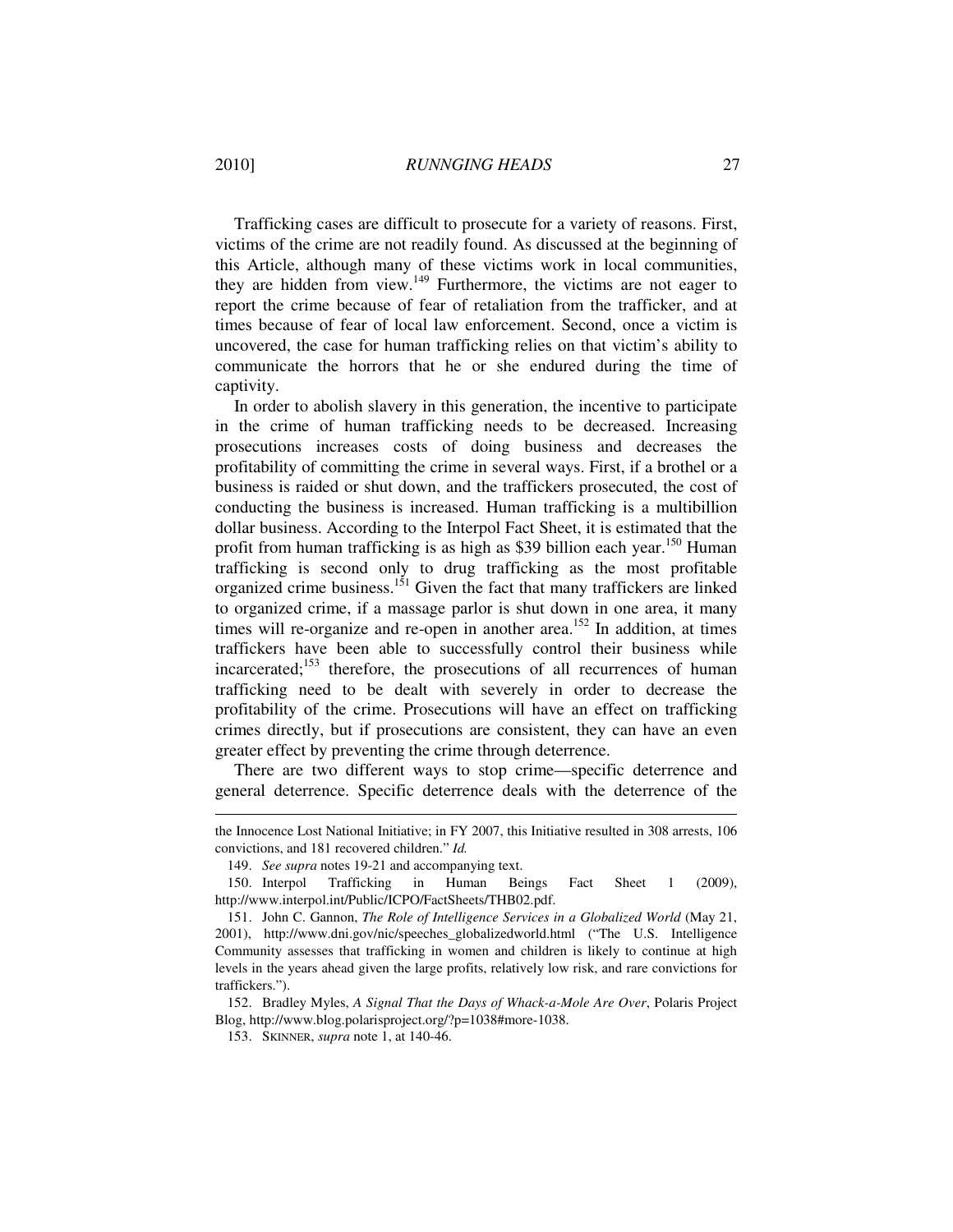Trafficking cases are difficult to prosecute for a variety of reasons. First, victims of the crime are not readily found. As discussed at the beginning of this Article, although many of these victims work in local communities, they are hidden from view.[149] Furthermore, the victims are not eager to report the crime because of fear of retaliation from the trafficker, and at times because of fear of local law enforcement. Second, once a victim is uncovered, the case for human trafficking relies on that victim's ability to communicate the horrors that he or she endured during the time of captivity.

In order to abolish slavery in this generation, the incentive to participate in the crime of human trafficking needs to be decreased. Increasing prosecutions increases costs of doing business and decreases the profitability of committing the crime in several ways. First, if a brothel or a business is raided or shut down, and the traffickers prosecuted, the cost of conducting the business is increased. Human trafficking is a multibillion dollar business. According to the Interpol Fact Sheet, it is estimated that the profit from human trafficking is as high as $39 billion each year.[150] Human trafficking is second only to drug trafficking as the most profitable organized crime business.[151] Given the fact that many traffickers are linked to organized crime, if a massage parlor is shut down in one area, it many times will re-organize and re-open in another area.[152] In addition, at times traffickers have been able to successfully control their business while incarcerated;[153] therefore, the prosecutions of all recurrences of human trafficking need to be dealt with severely in order to decrease the profitability of the crime. Prosecutions will have an effect on trafficking crimes directly, but if prosecutions are consistent, they can have an even greater effect by preventing the crime through deterrence.

There are two different ways to stop crime—specific deterrence and general deterrence. Specific deterrence deals with the deterrence of the

---

the Innocence Lost National Initiative; in FY 2007, this Initiative resulted in 308 arrests, 106 convictions, and 181 recovered children." *Id.*

149. *See supra* notes 19-21 and accompanying text.

150. Interpol Trafficking in Human Beings Fact Sheet 1 (2009), http://www.interpol.int/Public/ICPO/FactSheets/THB02.pdf.

151. John C. Gannon, *The Role of Intelligence Services in a Globalized World* (May 21, 2001), http://www.dni.gov/nic/speeches_globalizedworld.html ("The U.S. Intelligence Community assesses that trafficking in women and children is likely to continue at high levels in the years ahead given the large profits, relatively low risk, and rare convictions for traffickers.").

152. Bradley Myles, *A Signal That the Days of Whack-a-Mole Are Over*, Polaris Project Blog, http://www.blog.polarisproject.org/?p=1038#more-1038.

153. SKINNER, *supra* note 1, at 140-46.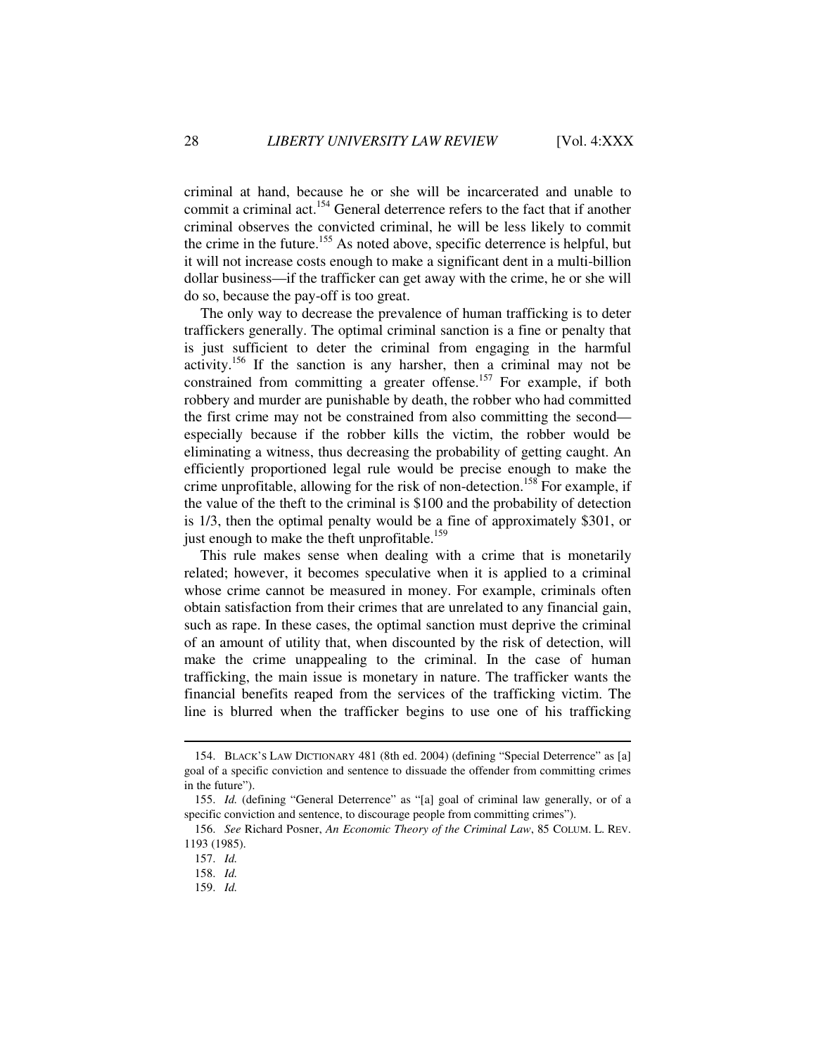criminal at hand, because he or she will be incarcerated and unable to commit a criminal act.[154] General deterrence refers to the fact that if another criminal observes the convicted criminal, he will be less likely to commit the crime in the future.[155] As noted above, specific deterrence is helpful, but it will not increase costs enough to make a significant dent in a multi-billion dollar business—if the trafficker can get away with the crime, he or she will do so, because the pay-off is too great.

The only way to decrease the prevalence of human trafficking is to deter traffickers generally. The optimal criminal sanction is a fine or penalty that is just sufficient to deter the criminal from engaging in the harmful activity.[156] If the sanction is any harsher, then a criminal may not be constrained from committing a greater offense.[157] For example, if both robbery and murder are punishable by death, the robber who had committed the first crime may not be constrained from also committing the second—especially because if the robber kills the victim, the robber would be eliminating a witness, thus decreasing the probability of getting caught. An efficiently proportioned legal rule would be precise enough to make the crime unprofitable, allowing for the risk of non-detection.[158] For example, if the value of the theft to the criminal is $100 and the probability of detection is 1/3, then the optimal penalty would be a fine of approximately $301, or just enough to make the theft unprofitable.[159]

This rule makes sense when dealing with a crime that is monetarily related; however, it becomes speculative when it is applied to a criminal whose crime cannot be measured in money. For example, criminals often obtain satisfaction from their crimes that are unrelated to any financial gain, such as rape. In these cases, the optimal sanction must deprive the criminal of an amount of utility that, when discounted by the risk of detection, will make the crime unappealing to the criminal. In the case of human trafficking, the main issue is monetary in nature. The trafficker wants the financial benefits reaped from the services of the trafficking victim. The line is blurred when the trafficker begins to use one of his trafficking

---

154. BLACK'S LAW DICTIONARY 481 (8th ed. 2004) (defining "Special Deterrence" as [a] goal of a specific conviction and sentence to dissuade the offender from committing crimes in the future").

155. *Id.* (defining "General Deterrence" as "[a] goal of criminal law generally, or of a specific conviction and sentence, to discourage people from committing crimes").

156. *See* Richard Posner, *An Economic Theory of the Criminal Law*, 85 COLUM. L. REV. 1193 (1985).

157. *Id.*

158. *Id.*

159. *Id.*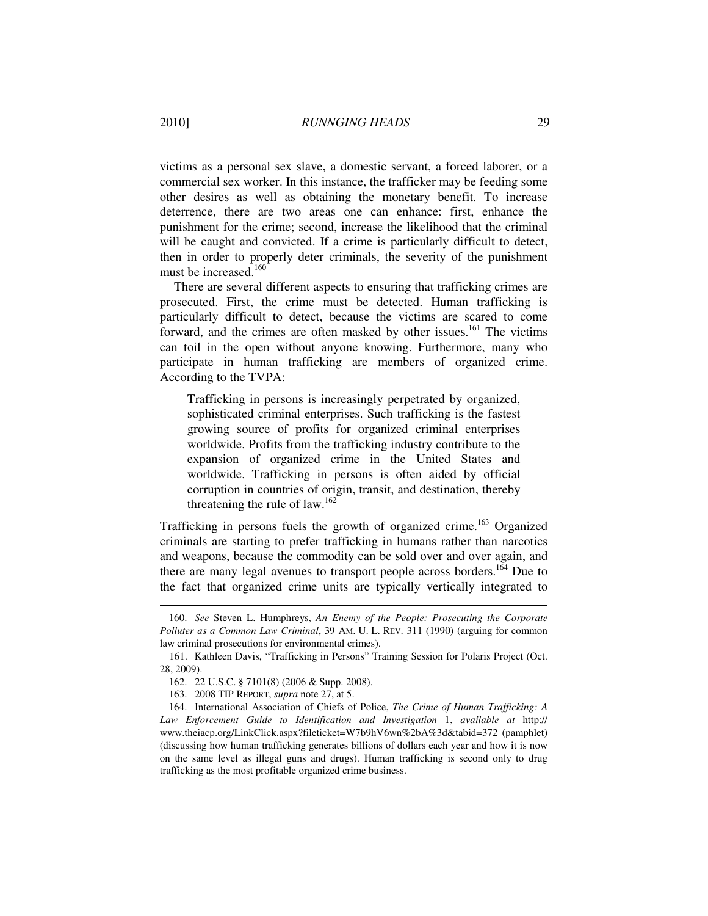victims as a personal sex slave, a domestic servant, a forced laborer, or a commercial sex worker. In this instance, the trafficker may be feeding some other desires as well as obtaining the monetary benefit. To increase deterrence, there are two areas one can enhance: first, enhance the punishment for the crime; second, increase the likelihood that the criminal will be caught and convicted. If a crime is particularly difficult to detect, then in order to properly deter criminals, the severity of the punishment must be increased.[160]

There are several different aspects to ensuring that trafficking crimes are prosecuted. First, the crime must be detected. Human trafficking is particularly difficult to detect, because the victims are scared to come forward, and the crimes are often masked by other issues.[161] The victims can toil in the open without anyone knowing. Furthermore, many who participate in human trafficking are members of organized crime. According to the TVPA:

> Trafficking in persons is increasingly perpetrated by organized, sophisticated criminal enterprises. Such trafficking is the fastest growing source of profits for organized criminal enterprises worldwide. Profits from the trafficking industry contribute to the expansion of organized crime in the United States and worldwide. Trafficking in persons is often aided by official corruption in countries of origin, transit, and destination, thereby threatening the rule of law.[162]

Trafficking in persons fuels the growth of organized crime.[163] Organized criminals are starting to prefer trafficking in humans rather than narcotics and weapons, because the commodity can be sold over and over again, and there are many legal avenues to transport people across borders.[164] Due to the fact that organized crime units are typically vertically integrated to

---

160. *See* Steven L. Humphreys, *An Enemy of the People: Prosecuting the Corporate Polluter as a Common Law Criminal*, 39 AM. U. L. REV. 311 (1990) (arguing for common law criminal prosecutions for environmental crimes).

161. Kathleen Davis, "Trafficking in Persons" Training Session for Polaris Project (Oct. 28, 2009).

162. 22 U.S.C. § 7101(8) (2006 & Supp. 2008).

163. 2008 TIP REPORT, *supra* note 27, at 5.

164. International Association of Chiefs of Police, *The Crime of Human Trafficking: A Law Enforcement Guide to Identification and Investigation* 1, *available at* http://www.theiacp.org/LinkClick.aspx?fileticket=W7b9hV6wn%2bA%3d&tabid=372 (pamphlet) (discussing how human trafficking generates billions of dollars each year and how it is now on the same level as illegal guns and drugs). Human trafficking is second only to drug trafficking as the most profitable organized crime business.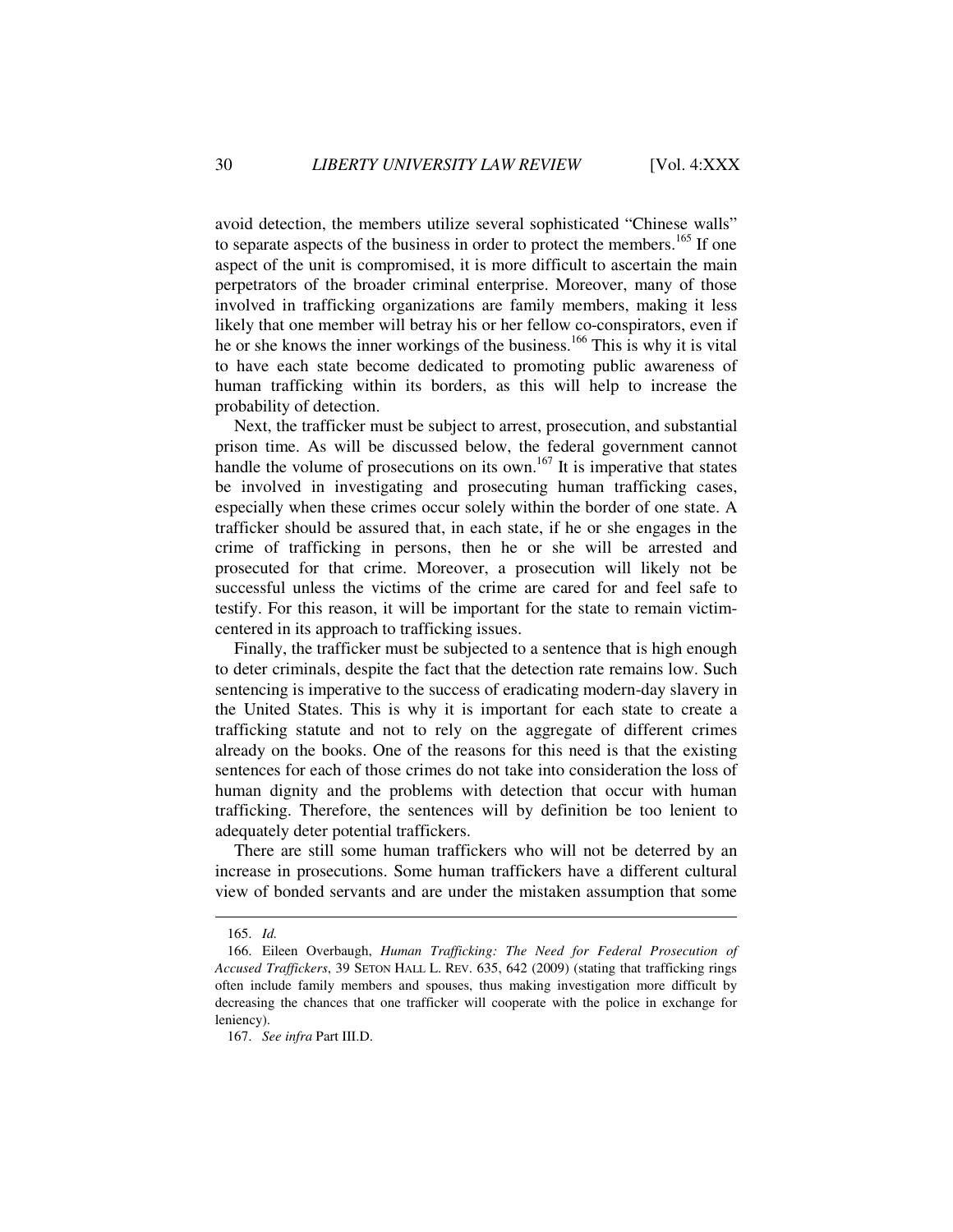avoid detection, the members utilize several sophisticated "Chinese walls" to separate aspects of the business in order to protect the members.[165] If one aspect of the unit is compromised, it is more difficult to ascertain the main perpetrators of the broader criminal enterprise. Moreover, many of those involved in trafficking organizations are family members, making it less likely that one member will betray his or her fellow co-conspirators, even if he or she knows the inner workings of the business.[166] This is why it is vital to have each state become dedicated to promoting public awareness of human trafficking within its borders, as this will help to increase the probability of detection.

Next, the trafficker must be subject to arrest, prosecution, and substantial prison time. As will be discussed below, the federal government cannot handle the volume of prosecutions on its own.[167] It is imperative that states be involved in investigating and prosecuting human trafficking cases, especially when these crimes occur solely within the border of one state. A trafficker should be assured that, in each state, if he or she engages in the crime of trafficking in persons, then he or she will be arrested and prosecuted for that crime. Moreover, a prosecution will likely not be successful unless the victims of the crime are cared for and feel safe to testify. For this reason, it will be important for the state to remain victim-centered in its approach to trafficking issues.

Finally, the trafficker must be subjected to a sentence that is high enough to deter criminals, despite the fact that the detection rate remains low. Such sentencing is imperative to the success of eradicating modern-day slavery in the United States. This is why it is important for each state to create a trafficking statute and not to rely on the aggregate of different crimes already on the books. One of the reasons for this need is that the existing sentences for each of those crimes do not take into consideration the loss of human dignity and the problems with detection that occur with human trafficking. Therefore, the sentences will by definition be too lenient to adequately deter potential traffickers.

There are still some human traffickers who will not be deterred by an increase in prosecutions. Some human traffickers have a different cultural view of bonded servants and are under the mistaken assumption that some

---

165. *Id.*

166. Eileen Overbaugh, *Human Trafficking: The Need for Federal Prosecution of Accused Traffickers*, 39 SETON HALL L. REV. 635, 642 (2009) (stating that trafficking rings often include family members and spouses, thus making investigation more difficult by decreasing the chances that one trafficker will cooperate with the police in exchange for leniency).

167. *See infra* Part III.D.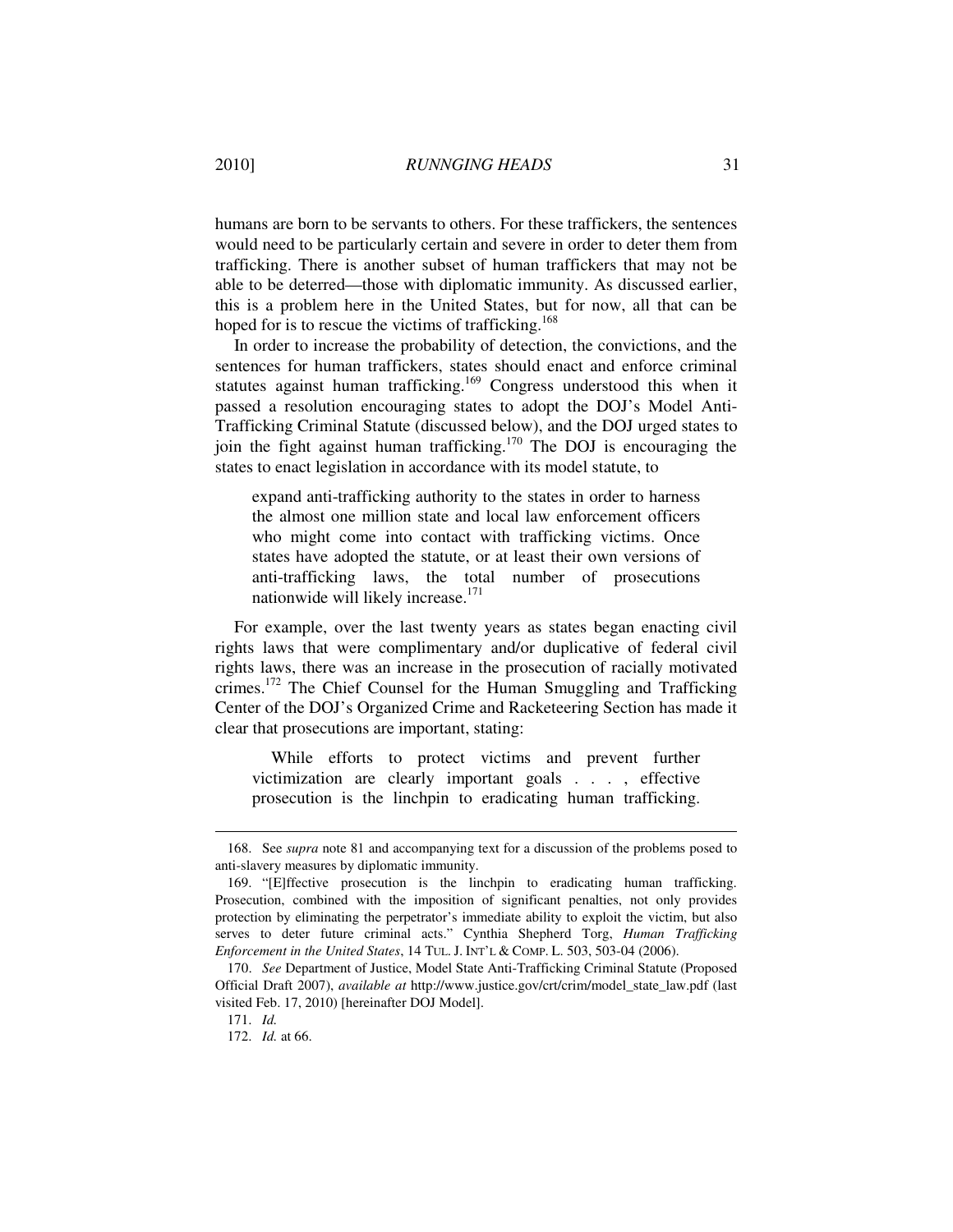humans are born to be servants to others. For these traffickers, the sentences would need to be particularly certain and severe in order to deter them from trafficking. There is another subset of human traffickers that may not be able to be deterred—those with diplomatic immunity. As discussed earlier, this is a problem here in the United States, but for now, all that can be hoped for is to rescue the victims of trafficking.[168]

In order to increase the probability of detection, the convictions, and the sentences for human traffickers, states should enact and enforce criminal statutes against human trafficking.[169] Congress understood this when it passed a resolution encouraging states to adopt the DOJ's Model Anti-Trafficking Criminal Statute (discussed below), and the DOJ urged states to join the fight against human trafficking.[170] The DOJ is encouraging the states to enact legislation in accordance with its model statute, to

> expand anti-trafficking authority to the states in order to harness the almost one million state and local law enforcement officers who might come into contact with trafficking victims. Once states have adopted the statute, or at least their own versions of anti-trafficking laws, the total number of prosecutions nationwide will likely increase.[171]

For example, over the last twenty years as states began enacting civil rights laws that were complimentary and/or duplicative of federal civil rights laws, there was an increase in the prosecution of racially motivated crimes.[172] The Chief Counsel for the Human Smuggling and Trafficking Center of the DOJ's Organized Crime and Racketeering Section has made it clear that prosecutions are important, stating:

> While efforts to protect victims and prevent further victimization are clearly important goals . . . , effective prosecution is the linchpin to eradicating human trafficking.

---

168. See *supra* note 81 and accompanying text for a discussion of the problems posed to anti-slavery measures by diplomatic immunity.

169. "[E]ffective prosecution is the linchpin to eradicating human trafficking. Prosecution, combined with the imposition of significant penalties, not only provides protection by eliminating the perpetrator's immediate ability to exploit the victim, but also serves to deter future criminal acts." Cynthia Shepherd Torg, *Human Trafficking Enforcement in the United States*, 14 TUL. J. INT'L & COMP. L. 503, 503-04 (2006).

170. *See* Department of Justice, Model State Anti-Trafficking Criminal Statute (Proposed Official Draft 2007), *available at* http://www.justice.gov/crt/crim/model_state_law.pdf (last visited Feb. 17, 2010) [hereinafter DOJ Model].

171. *Id.*

172. *Id.* at 66.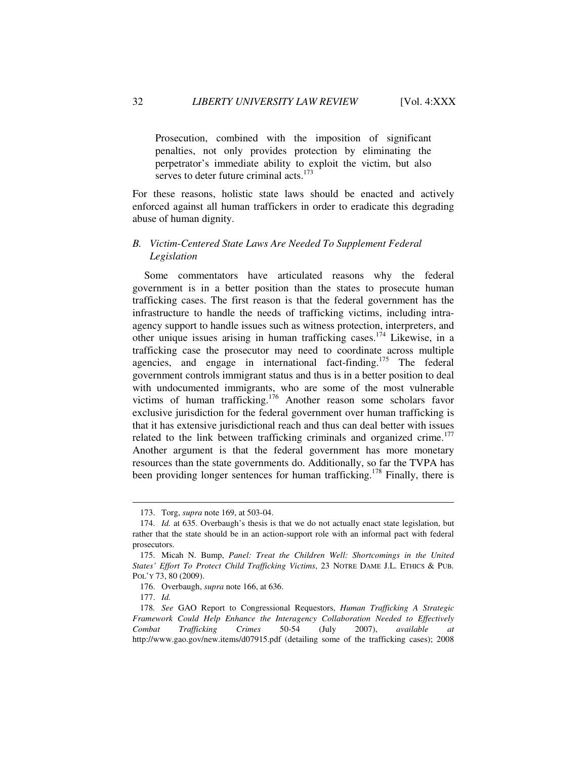> Prosecution, combined with the imposition of significant penalties, not only provides protection by eliminating the perpetrator's immediate ability to exploit the victim, but also serves to deter future criminal acts.[173]

For these reasons, holistic state laws should be enacted and actively enforced against all human traffickers in order to eradicate this degrading abuse of human dignity.

### *B. Victim-Centered State Laws Are Needed To Supplement Federal Legislation*

Some commentators have articulated reasons why the federal government is in a better position than the states to prosecute human trafficking cases. The first reason is that the federal government has the infrastructure to handle the needs of trafficking victims, including intra-agency support to handle issues such as witness protection, interpreters, and other unique issues arising in human trafficking cases.[174] Likewise, in a trafficking case the prosecutor may need to coordinate across multiple agencies, and engage in international fact-finding.[175] The federal government controls immigrant status and thus is in a better position to deal with undocumented immigrants, who are some of the most vulnerable victims of human trafficking.[176] Another reason some scholars favor exclusive jurisdiction for the federal government over human trafficking is that it has extensive jurisdictional reach and thus can deal better with issues related to the link between trafficking criminals and organized crime.[177] Another argument is that the federal government has more monetary resources than the state governments do. Additionally, so far the TVPA has been providing longer sentences for human trafficking.[178] Finally, there is

---

173. Torg, *supra* note 169, at 503-04.

174. *Id.* at 635. Overbaugh's thesis is that we do not actually enact state legislation, but rather that the state should be in an action-support role with an informal pact with federal prosecutors.

175. Micah N. Bump, *Panel: Treat the Children Well: Shortcomings in the United States' Effort To Protect Child Trafficking Victims*, 23 NOTRE DAME J.L. ETHICS & PUB. POL'Y 73, 80 (2009).

176. Overbaugh, *supra* note 166, at 636.

177. *Id.*

178. *See* GAO Report to Congressional Requestors, *Human Trafficking A Strategic Framework Could Help Enhance the Interagency Collaboration Needed to Effectively Combat Trafficking Crimes* 50-54 (July 2007), *available at* http://www.gao.gov/new.items/d07915.pdf (detailing some of the trafficking cases); 2008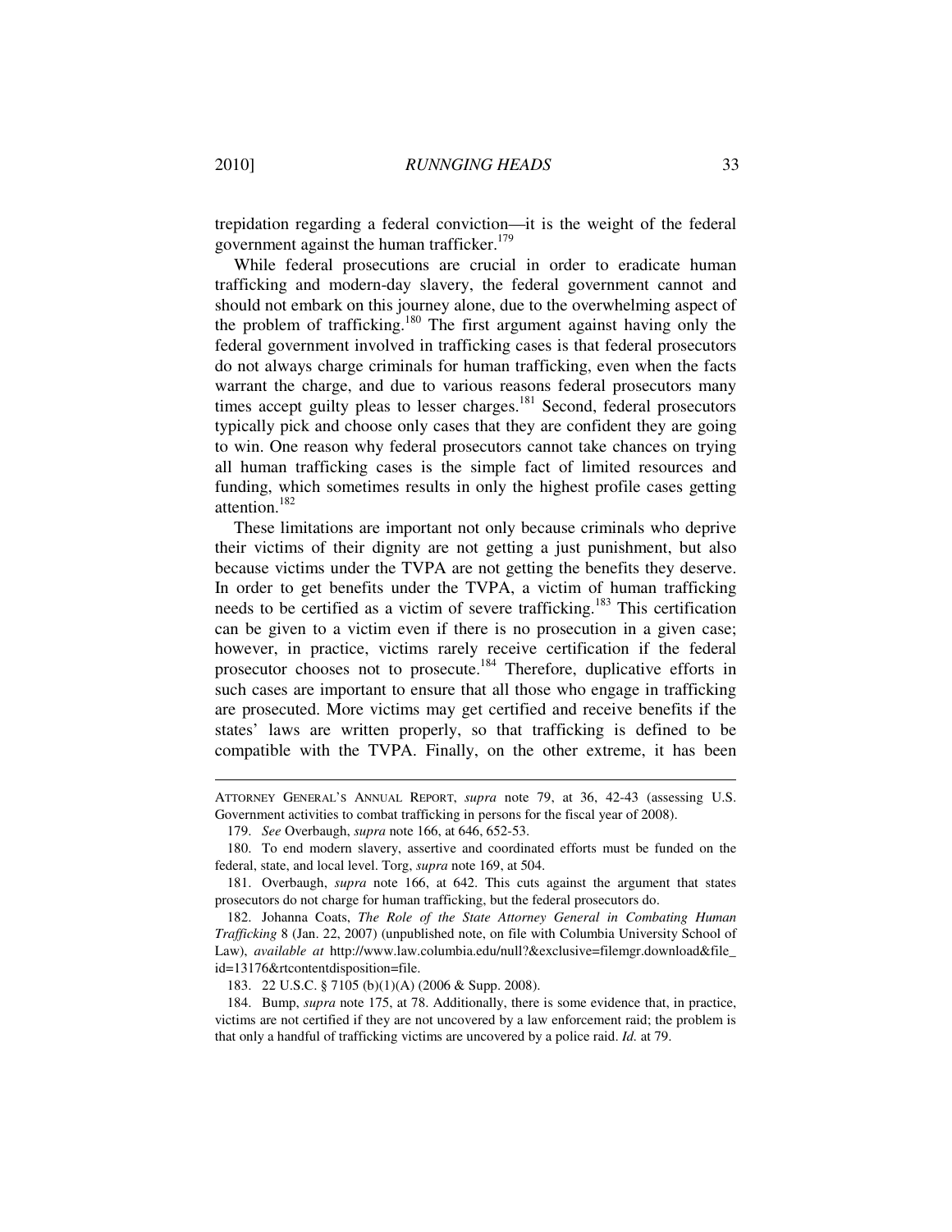trepidation regarding a federal conviction—it is the weight of the federal government against the human trafficker.[179]

While federal prosecutions are crucial in order to eradicate human trafficking and modern-day slavery, the federal government cannot and should not embark on this journey alone, due to the overwhelming aspect of the problem of trafficking.[180] The first argument against having only the federal government involved in trafficking cases is that federal prosecutors do not always charge criminals for human trafficking, even when the facts warrant the charge, and due to various reasons federal prosecutors many times accept guilty pleas to lesser charges.[181] Second, federal prosecutors typically pick and choose only cases that they are confident they are going to win. One reason why federal prosecutors cannot take chances on trying all human trafficking cases is the simple fact of limited resources and funding, which sometimes results in only the highest profile cases getting attention.[182]

These limitations are important not only because criminals who deprive their victims of their dignity are not getting a just punishment, but also because victims under the TVPA are not getting the benefits they deserve. In order to get benefits under the TVPA, a victim of human trafficking needs to be certified as a victim of severe trafficking.[183] This certification can be given to a victim even if there is no prosecution in a given case; however, in practice, victims rarely receive certification if the federal prosecutor chooses not to prosecute.[184] Therefore, duplicative efforts in such cases are important to ensure that all those who engage in trafficking are prosecuted. More victims may get certified and receive benefits if the states' laws are written properly, so that trafficking is defined to be compatible with the TVPA. Finally, on the other extreme, it has been

---

ATTORNEY GENERAL'S ANNUAL REPORT, *supra* note 79, at 36, 42-43 (assessing U.S. Government activities to combat trafficking in persons for the fiscal year of 2008).

179. *See* Overbaugh, *supra* note 166, at 646, 652-53.

180. To end modern slavery, assertive and coordinated efforts must be funded on the federal, state, and local level. Torg, *supra* note 169, at 504.

181. Overbaugh, *supra* note 166, at 642. This cuts against the argument that states prosecutors do not charge for human trafficking, but the federal prosecutors do.

182. Johanna Coats, *The Role of the State Attorney General in Combating Human Trafficking* 8 (Jan. 22, 2007) (unpublished note, on file with Columbia University School of Law), *available at* http://www.law.columbia.edu/null?&exclusive=filemgr.download&file_id=13176&rtcontentdisposition=file.

183. 22 U.S.C. § 7105 (b)(1)(A) (2006 & Supp. 2008).

184. Bump, *supra* note 175, at 78. Additionally, there is some evidence that, in practice, victims are not certified if they are not uncovered by a law enforcement raid; the problem is that only a handful of trafficking victims are uncovered by a police raid. *Id.* at 79.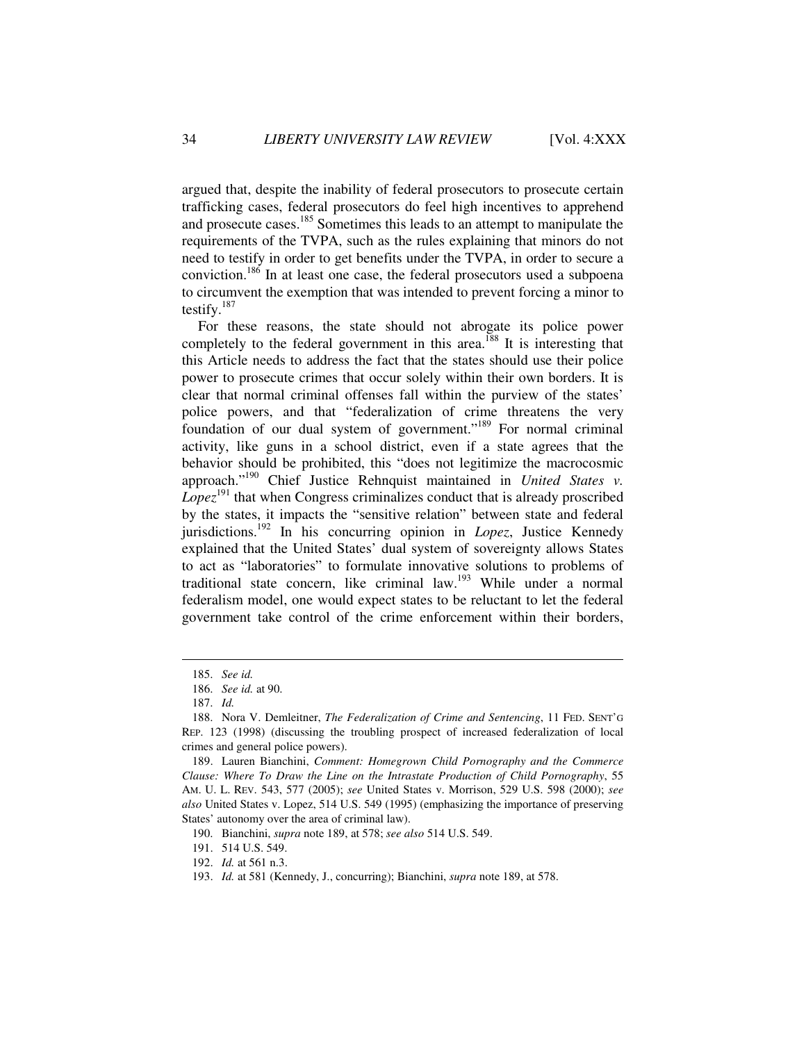argued that, despite the inability of federal prosecutors to prosecute certain trafficking cases, federal prosecutors do feel high incentives to apprehend and prosecute cases.[185] Sometimes this leads to an attempt to manipulate the requirements of the TVPA, such as the rules explaining that minors do not need to testify in order to get benefits under the TVPA, in order to secure a conviction.[186] In at least one case, the federal prosecutors used a subpoena to circumvent the exemption that was intended to prevent forcing a minor to testify.[187]

For these reasons, the state should not abrogate its police power completely to the federal government in this area.[188] It is interesting that this Article needs to address the fact that the states should use their police power to prosecute crimes that occur solely within their own borders. It is clear that normal criminal offenses fall within the purview of the states' police powers, and that "federalization of crime threatens the very foundation of our dual system of government."[189] For normal criminal activity, like guns in a school district, even if a state agrees that the behavior should be prohibited, this "does not legitimize the macrocosmic approach."[190] Chief Justice Rehnquist maintained in *United States v. Lopez*[191] that when Congress criminalizes conduct that is already proscribed by the states, it impacts the "sensitive relation" between state and federal jurisdictions.[192] In his concurring opinion in *Lopez*, Justice Kennedy explained that the United States' dual system of sovereignty allows States to act as "laboratories" to formulate innovative solutions to problems of traditional state concern, like criminal law.[193] While under a normal federalism model, one would expect states to be reluctant to let the federal government take control of the crime enforcement within their borders,

---

185. *See id.*

186. *See id.* at 90.

187. *Id.*

188. Nora V. Demleitner, *The Federalization of Crime and Sentencing*, 11 FED. SENT'G REP. 123 (1998) (discussing the troubling prospect of increased federalization of local crimes and general police powers).

189. Lauren Bianchini, *Comment: Homegrown Child Pornography and the Commerce Clause: Where To Draw the Line on the Intrastate Production of Child Pornography*, 55 AM. U. L. REV. 543, 577 (2005); *see* United States v. Morrison, 529 U.S. 598 (2000); *see also* United States v. Lopez, 514 U.S. 549 (1995) (emphasizing the importance of preserving States' autonomy over the area of criminal law).

190. Bianchini, *supra* note 189, at 578; *see also* 514 U.S. 549.

191. 514 U.S. 549.

192. *Id.* at 561 n.3.

193. *Id.* at 581 (Kennedy, J., concurring); Bianchini, *supra* note 189, at 578.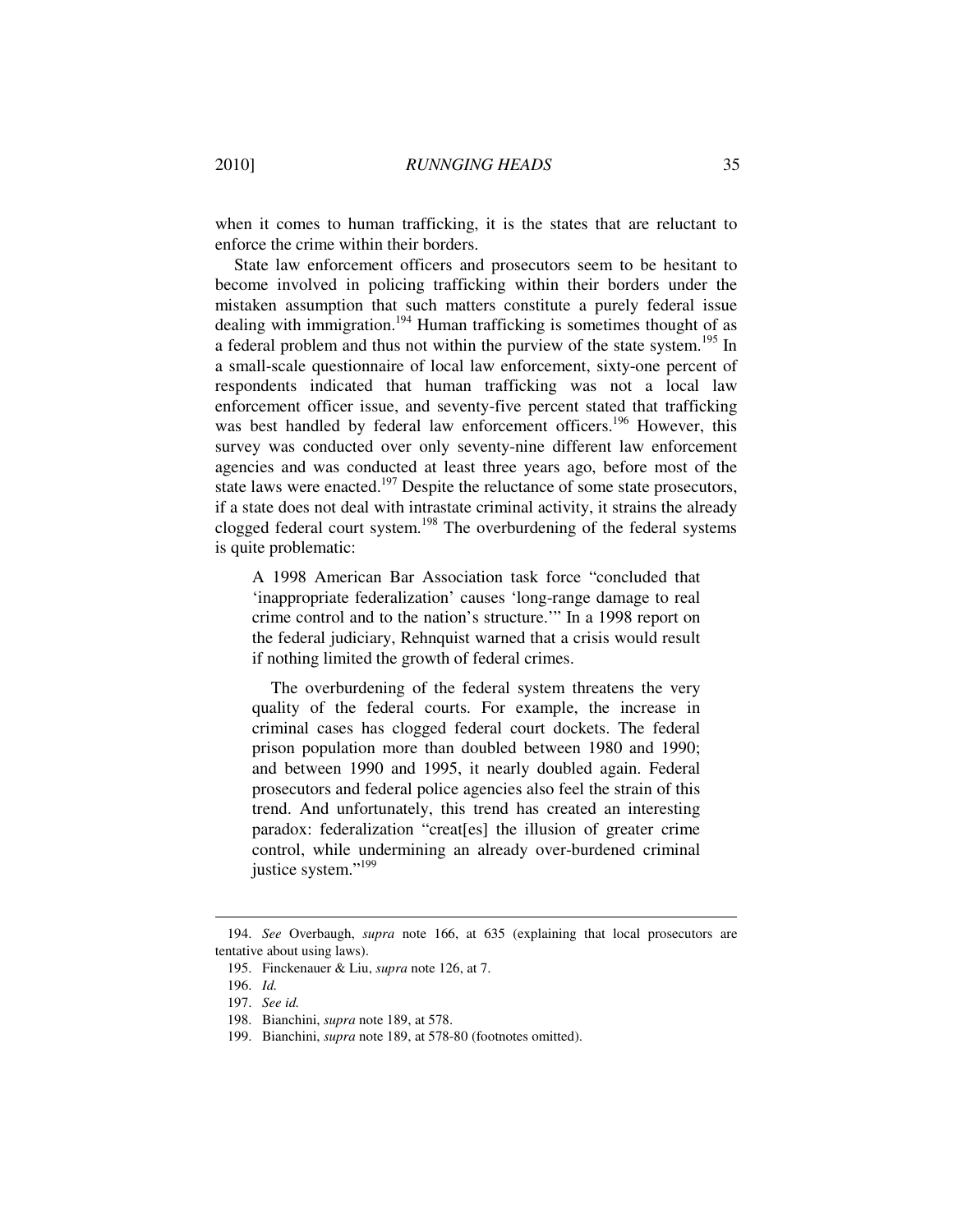when it comes to human trafficking, it is the states that are reluctant to enforce the crime within their borders.

State law enforcement officers and prosecutors seem to be hesitant to become involved in policing trafficking within their borders under the mistaken assumption that such matters constitute a purely federal issue dealing with immigration.[194] Human trafficking is sometimes thought of as a federal problem and thus not within the purview of the state system.[195] In a small-scale questionnaire of local law enforcement, sixty-one percent of respondents indicated that human trafficking was not a local law enforcement officer issue, and seventy-five percent stated that trafficking was best handled by federal law enforcement officers.[196] However, this survey was conducted over only seventy-nine different law enforcement agencies and was conducted at least three years ago, before most of the state laws were enacted.[197] Despite the reluctance of some state prosecutors, if a state does not deal with intrastate criminal activity, it strains the already clogged federal court system.[198] The overburdening of the federal systems is quite problematic:

> A 1998 American Bar Association task force "concluded that 'inappropriate federalization' causes 'long-range damage to real crime control and to the nation's structure.'" In a 1998 report on the federal judiciary, Rehnquist warned that a crisis would result if nothing limited the growth of federal crimes.
>
> The overburdening of the federal system threatens the very quality of the federal courts. For example, the increase in criminal cases has clogged federal court dockets. The federal prison population more than doubled between 1980 and 1990; and between 1990 and 1995, it nearly doubled again. Federal prosecutors and federal police agencies also feel the strain of this trend. And unfortunately, this trend has created an interesting paradox: federalization "creat[es] the illusion of greater crime control, while undermining an already over-burdened criminal justice system."[199]

---

194. *See* Overbaugh, *supra* note 166, at 635 (explaining that local prosecutors are tentative about using laws).

195. Finckenauer & Liu, *supra* note 126, at 7.

196. *Id.*

197. *See id.*

198. Bianchini, *supra* note 189, at 578.

199. Bianchini, *supra* note 189, at 578-80 (footnotes omitted).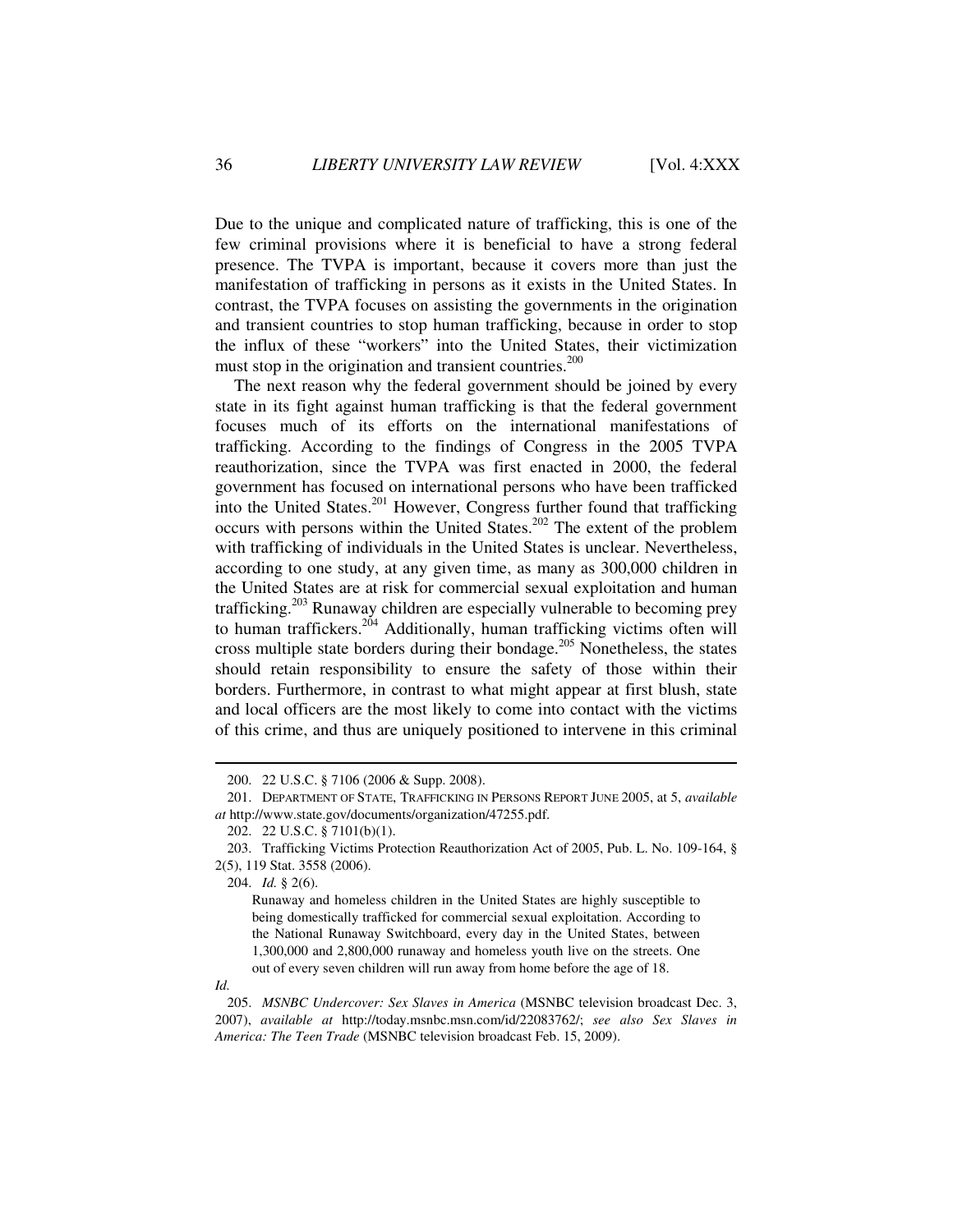Due to the unique and complicated nature of trafficking, this is one of the few criminal provisions where it is beneficial to have a strong federal presence. The TVPA is important, because it covers more than just the manifestation of trafficking in persons as it exists in the United States. In contrast, the TVPA focuses on assisting the governments in the origination and transient countries to stop human trafficking, because in order to stop the influx of these "workers" into the United States, their victimization must stop in the origination and transient countries.[200]

The next reason why the federal government should be joined by every state in its fight against human trafficking is that the federal government focuses much of its efforts on the international manifestations of trafficking. According to the findings of Congress in the 2005 TVPA reauthorization, since the TVPA was first enacted in 2000, the federal government has focused on international persons who have been trafficked into the United States.[201] However, Congress further found that trafficking occurs with persons within the United States.[202] The extent of the problem with trafficking of individuals in the United States is unclear. Nevertheless, according to one study, at any given time, as many as 300,000 children in the United States are at risk for commercial sexual exploitation and human trafficking.[203] Runaway children are especially vulnerable to becoming prey to human traffickers.[204] Additionally, human trafficking victims often will cross multiple state borders during their bondage.[205] Nonetheless, the states should retain responsibility to ensure the safety of those within their borders. Furthermore, in contrast to what might appear at first blush, state and local officers are the most likely to come into contact with the victims of this crime, and thus are uniquely positioned to intervene in this criminal

---

200. 22 U.S.C. § 7106 (2006 & Supp. 2008).

201. DEPARTMENT OF STATE, TRAFFICKING IN PERSONS REPORT JUNE 2005, at 5, *available at* http://www.state.gov/documents/organization/47255.pdf.

202. 22 U.S.C. § 7101(b)(1).

203. Trafficking Victims Protection Reauthorization Act of 2005, Pub. L. No. 109-164, § 2(5), 119 Stat. 3558 (2006).

204. *Id.* § 2(6).

> Runaway and homeless children in the United States are highly susceptible to being domestically trafficked for commercial sexual exploitation. According to the National Runaway Switchboard, every day in the United States, between 1,300,000 and 2,800,000 runaway and homeless youth live on the streets. One out of every seven children will run away from home before the age of 18.

*Id.*

205. *MSNBC Undercover: Sex Slaves in America* (MSNBC television broadcast Dec. 3, 2007), *available at* http://today.msnbc.msn.com/id/22083762/; *see also Sex Slaves in America: The Teen Trade* (MSNBC television broadcast Feb. 15, 2009).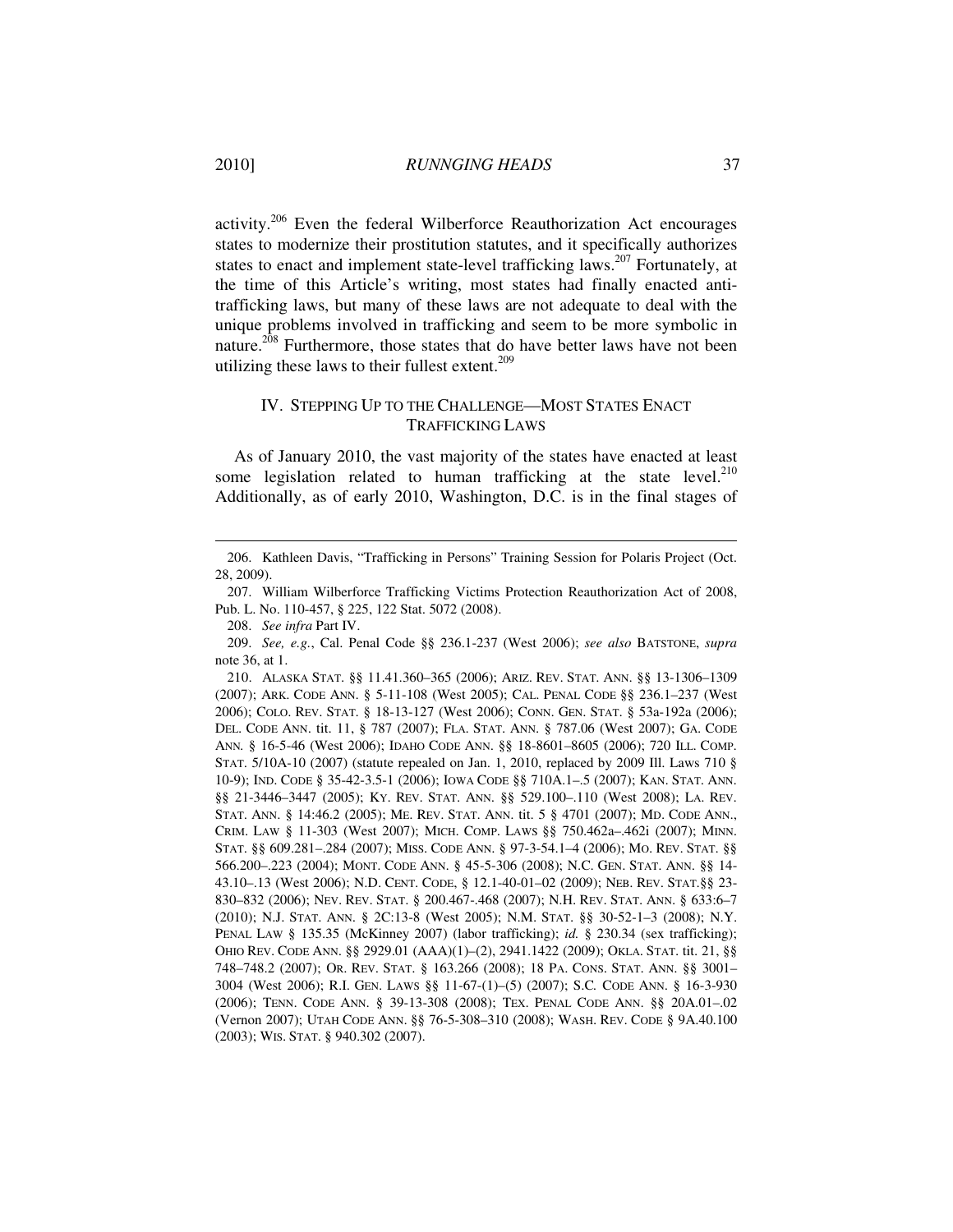activity.[206] Even the federal Wilberforce Reauthorization Act encourages states to modernize their prostitution statutes, and it specifically authorizes states to enact and implement state-level trafficking laws.[207] Fortunately, at the time of this Article's writing, most states had finally enacted anti-trafficking laws, but many of these laws are not adequate to deal with the unique problems involved in trafficking and seem to be more symbolic in nature.[208] Furthermore, those states that do have better laws have not been utilizing these laws to their fullest extent.[209]

## IV. STEPPING UP TO THE CHALLENGE—MOST STATES ENACT TRAFFICKING LAWS

As of January 2010, the vast majority of the states have enacted at least some legislation related to human trafficking at the state level.[210] Additionally, as of early 2010, Washington, D.C. is in the final stages of

---

206. Kathleen Davis, "Trafficking in Persons" Training Session for Polaris Project (Oct. 28, 2009).

207. William Wilberforce Trafficking Victims Protection Reauthorization Act of 2008, Pub. L. No. 110-457, § 225, 122 Stat. 5072 (2008).

208. *See infra* Part IV.

209. *See, e.g.*, Cal. Penal Code §§ 236.1-237 (West 2006); *see also* BATSTONE, *supra* note 36, at 1.

210. ALASKA STAT. §§ 11.41.360–365 (2006); ARIZ. REV. STAT. ANN. §§ 13-1306–1309 (2007); ARK. CODE ANN. § 5-11-108 (West 2005); CAL. PENAL CODE §§ 236.1–237 (West 2006); COLO. REV. STAT. § 18-13-127 (West 2006); CONN. GEN. STAT. § 53a-192a (2006); DEL. CODE ANN. tit. 11, § 787 (2007); FLA. STAT. ANN. § 787.06 (West 2007); GA. CODE ANN. § 16-5-46 (West 2006); IDAHO CODE ANN. §§ 18-8601–8605 (2006); 720 ILL. COMP. STAT. 5/10A-10 (2007) (statute repealed on Jan. 1, 2010, replaced by 2009 Ill. Laws 710 § 10-9); IND. CODE § 35-42-3.5-1 (2006); IOWA CODE §§ 710A.1–.5 (2007); KAN. STAT. ANN. §§ 21-3446–3447 (2005); KY. REV. STAT. ANN. §§ 529.100–.110 (West 2008); LA. REV. STAT. ANN. § 14:46.2 (2005); ME. REV. STAT. ANN. tit. 5 § 4701 (2007); MD. CODE ANN., CRIM. LAW § 11-303 (West 2007); MICH. COMP. LAWS §§ 750.462a–.462i (2007); MINN. STAT. §§ 609.281–.284 (2007); MISS. CODE ANN. § 97-3-54.1–4 (2006); MO. REV. STAT. §§ 566.200–.223 (2004); MONT. CODE ANN. § 45-5-306 (2008); N.C. GEN. STAT. ANN. §§ 14-43.10–.13 (West 2006); N.D. CENT. CODE, § 12.1-40-01–02 (2009); NEB. REV. STAT.§§ 23-830–832 (2006); NEV. REV. STAT. § 200.467-.468 (2007); N.H. REV. STAT. ANN. § 633:6–7 (2010); N.J. STAT. ANN. § 2C:13-8 (West 2005); N.M. STAT. §§ 30-52-1–3 (2008); N.Y. PENAL LAW § 135.35 (McKinney 2007) (labor trafficking); *id.* § 230.34 (sex trafficking); OHIO REV. CODE ANN. §§ 2929.01 (AAA)(1)–(2), 2941.1422 (2009); OKLA. STAT. tit. 21, §§ 748–748.2 (2007); OR. REV. STAT. § 163.266 (2008); 18 PA. CONS. STAT. ANN. §§ 3001–3004 (West 2006); R.I. GEN. LAWS §§ 11-67-(1)–(5) (2007); S.C. CODE ANN. § 16-3-930 (2006); TENN. CODE ANN. § 39-13-308 (2008); TEX. PENAL CODE ANN. §§ 20A.01–.02 (Vernon 2007); UTAH CODE ANN. §§ 76-5-308–310 (2008); WASH. REV. CODE § 9A.40.100 (2003); WIS. STAT. § 940.302 (2007).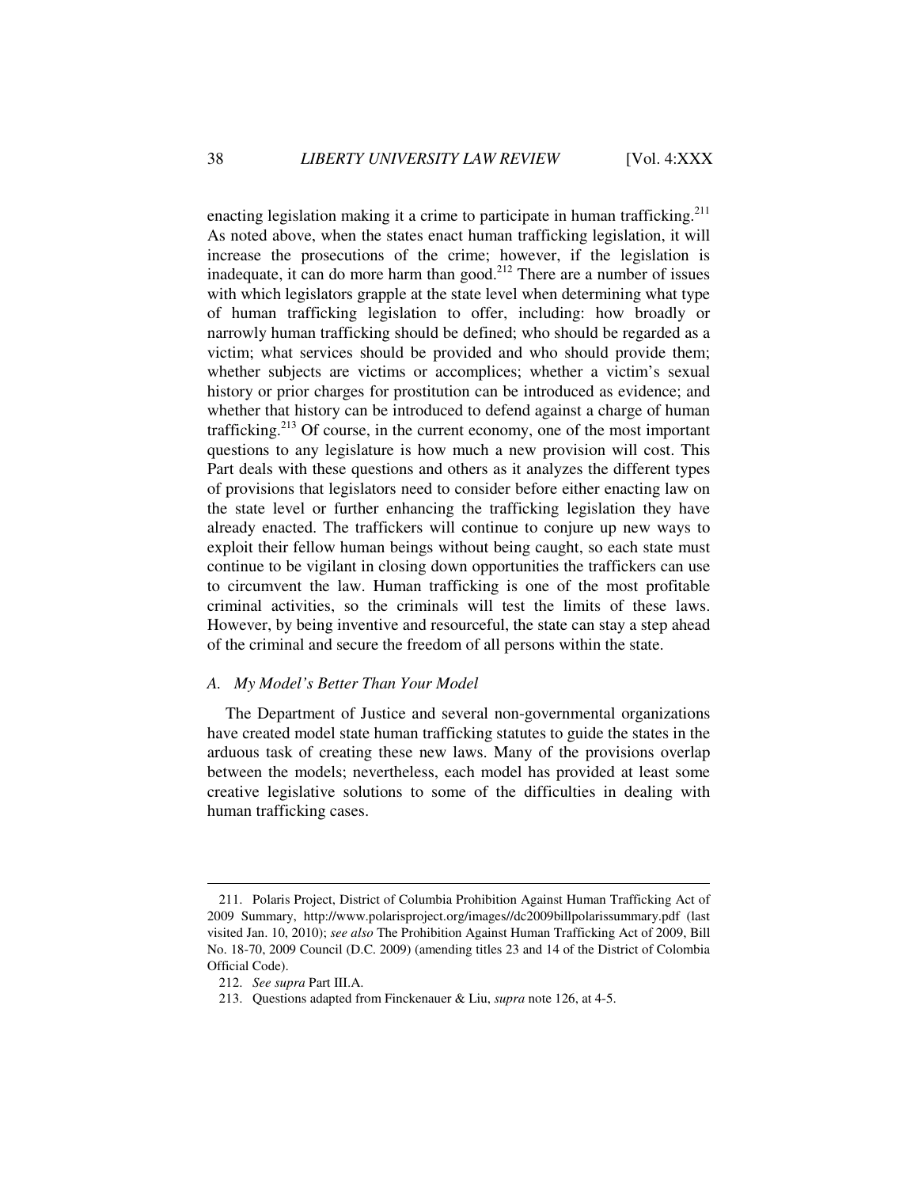enacting legislation making it a crime to participate in human trafficking.[211] As noted above, when the states enact human trafficking legislation, it will increase the prosecutions of the crime; however, if the legislation is inadequate, it can do more harm than good.[212] There are a number of issues with which legislators grapple at the state level when determining what type of human trafficking legislation to offer, including: how broadly or narrowly human trafficking should be defined; who should be regarded as a victim; what services should be provided and who should provide them; whether subjects are victims or accomplices; whether a victim's sexual history or prior charges for prostitution can be introduced as evidence; and whether that history can be introduced to defend against a charge of human trafficking.[213] Of course, in the current economy, one of the most important questions to any legislature is how much a new provision will cost. This Part deals with these questions and others as it analyzes the different types of provisions that legislators need to consider before either enacting law on the state level or further enhancing the trafficking legislation they have already enacted. The traffickers will continue to conjure up new ways to exploit their fellow human beings without being caught, so each state must continue to be vigilant in closing down opportunities the traffickers can use to circumvent the law. Human trafficking is one of the most profitable criminal activities, so the criminals will test the limits of these laws. However, by being inventive and resourceful, the state can stay a step ahead of the criminal and secure the freedom of all persons within the state.

### *A. My Model's Better Than Your Model*

The Department of Justice and several non-governmental organizations have created model state human trafficking statutes to guide the states in the arduous task of creating these new laws. Many of the provisions overlap between the models; nevertheless, each model has provided at least some creative legislative solutions to some of the difficulties in dealing with human trafficking cases.

---

211. Polaris Project, District of Columbia Prohibition Against Human Trafficking Act of 2009 Summary, http://www.polarisproject.org/images//dc2009billpolarissummary.pdf (last visited Jan. 10, 2010); *see also* The Prohibition Against Human Trafficking Act of 2009, Bill No. 18-70, 2009 Council (D.C. 2009) (amending titles 23 and 14 of the District of Colombia Official Code).

212. *See supra* Part III.A.

213. Questions adapted from Finckenauer & Liu, *supra* note 126, at 4-5.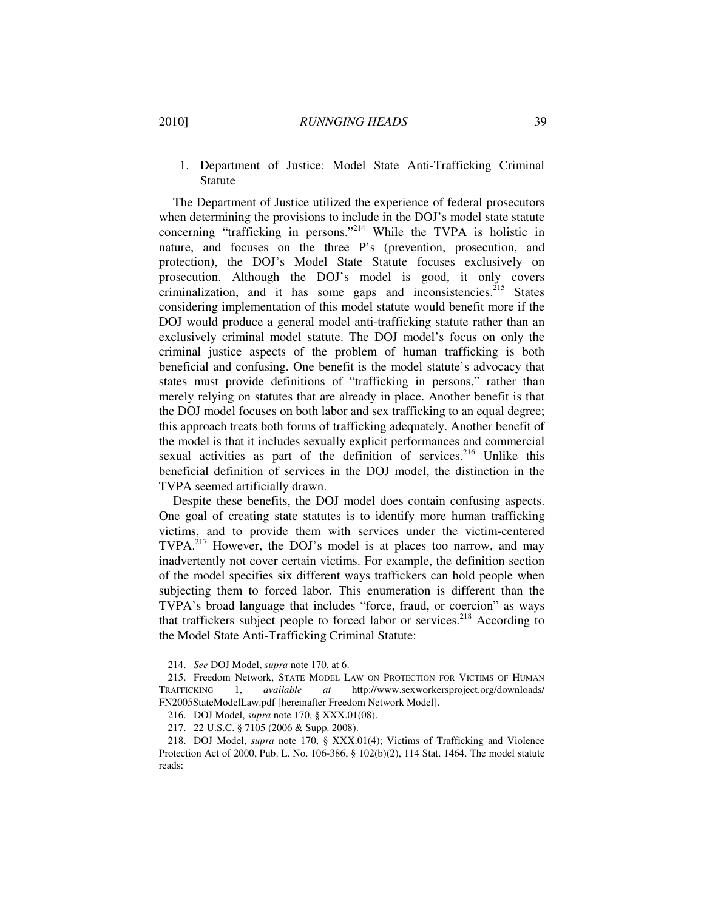1. Department of Justice: Model State Anti-Trafficking Criminal Statute

The Department of Justice utilized the experience of federal prosecutors when determining the provisions to include in the DOJ's model state statute concerning "trafficking in persons."[214] While the TVPA is holistic in nature, and focuses on the three P's (prevention, prosecution, and protection), the DOJ's Model State Statute focuses exclusively on prosecution. Although the DOJ's model is good, it only covers criminalization, and it has some gaps and inconsistencies.[215] States considering implementation of this model statute would benefit more if the DOJ would produce a general model anti-trafficking statute rather than an exclusively criminal model statute. The DOJ model's focus on only the criminal justice aspects of the problem of human trafficking is both beneficial and confusing. One benefit is the model statute's advocacy that states must provide definitions of "trafficking in persons," rather than merely relying on statutes that are already in place. Another benefit is that the DOJ model focuses on both labor and sex trafficking to an equal degree; this approach treats both forms of trafficking adequately. Another benefit of the model is that it includes sexually explicit performances and commercial sexual activities as part of the definition of services.[216] Unlike this beneficial definition of services in the DOJ model, the distinction in the TVPA seemed artificially drawn.

Despite these benefits, the DOJ model does contain confusing aspects. One goal of creating state statutes is to identify more human trafficking victims, and to provide them with services under the victim-centered TVPA.[217] However, the DOJ's model is at places too narrow, and may inadvertently not cover certain victims. For example, the definition section of the model specifies six different ways traffickers can hold people when subjecting them to forced labor. This enumeration is different than the TVPA's broad language that includes "force, fraud, or coercion" as ways that traffickers subject people to forced labor or services.[218] According to the Model State Anti-Trafficking Criminal Statute:

---

214. *See* DOJ Model, *supra* note 170, at 6.

215. Freedom Network, STATE MODEL LAW ON PROTECTION FOR VICTIMS OF HUMAN TRAFFICKING 1, *available at* http://www.sexworkersproject.org/downloads/FN2005StateModelLaw.pdf [hereinafter Freedom Network Model].

216. DOJ Model, *supra* note 170, § XXX.01(08).

217. 22 U.S.C. § 7105 (2006 & Supp. 2008).

218. DOJ Model, *supra* note 170, § XXX.01(4); Victims of Trafficking and Violence Protection Act of 2000, Pub. L. No. 106-386, § 102(b)(2), 114 Stat. 1464. The model statute reads: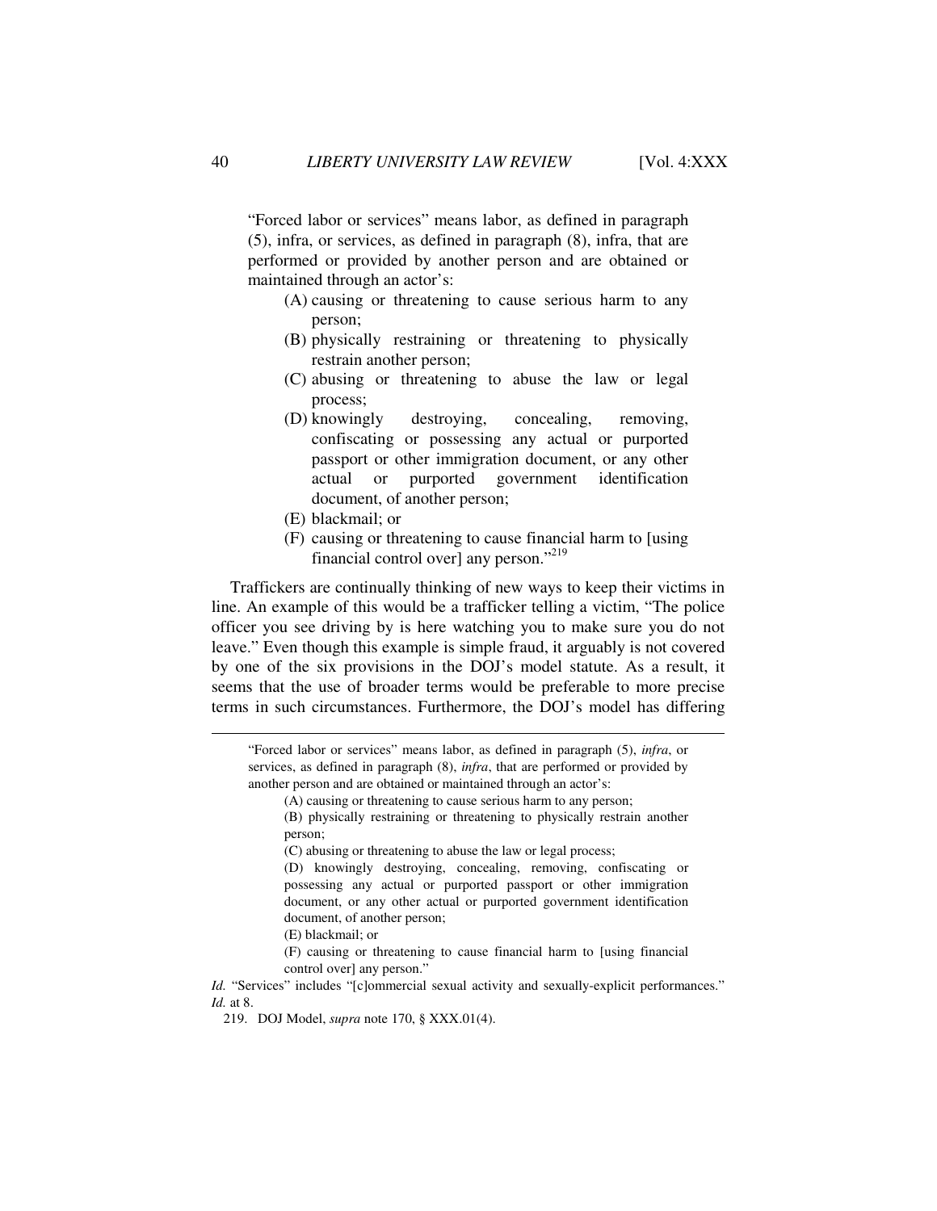"Forced labor or services" means labor, as defined in paragraph (5), infra, or services, as defined in paragraph (8), infra, that are performed or provided by another person and are obtained or maintained through an actor's:

> (A) causing or threatening to cause serious harm to any person;
>
> (B) physically restraining or threatening to physically restrain another person;
>
> (C) abusing or threatening to abuse the law or legal process;
>
> (D) knowingly destroying, concealing, removing, confiscating or possessing any actual or purported passport or other immigration document, or any other actual or purported government identification document, of another person;
>
> (E) blackmail; or
>
> (F) causing or threatening to cause financial harm to [using financial control over] any person."[219]

Traffickers are continually thinking of new ways to keep their victims in line. An example of this would be a trafficker telling a victim, "The police officer you see driving by is here watching you to make sure you do not leave." Even though this example is simple fraud, it arguably is not covered by one of the six provisions in the DOJ's model statute. As a result, it seems that the use of broader terms would be preferable to more precise terms in such circumstances. Furthermore, the DOJ's model has differing

---

"Forced labor or services" means labor, as defined in paragraph (5), *infra*, or services, as defined in paragraph (8), *infra*, that are performed or provided by another person and are obtained or maintained through an actor's:

> (A) causing or threatening to cause serious harm to any person;
>
> (B) physically restraining or threatening to physically restrain another person;
>
> (C) abusing or threatening to abuse the law or legal process;
>
> (D) knowingly destroying, concealing, removing, confiscating or possessing any actual or purported passport or other immigration document, or any other actual or purported government identification document, of another person;
>
> (E) blackmail; or
>
> (F) causing or threatening to cause financial harm to [using financial control over] any person."

*Id.* "Services" includes "[c]ommercial sexual activity and sexually-explicit performances." *Id.* at 8.

219. DOJ Model, *supra* note 170, § XXX.01(4).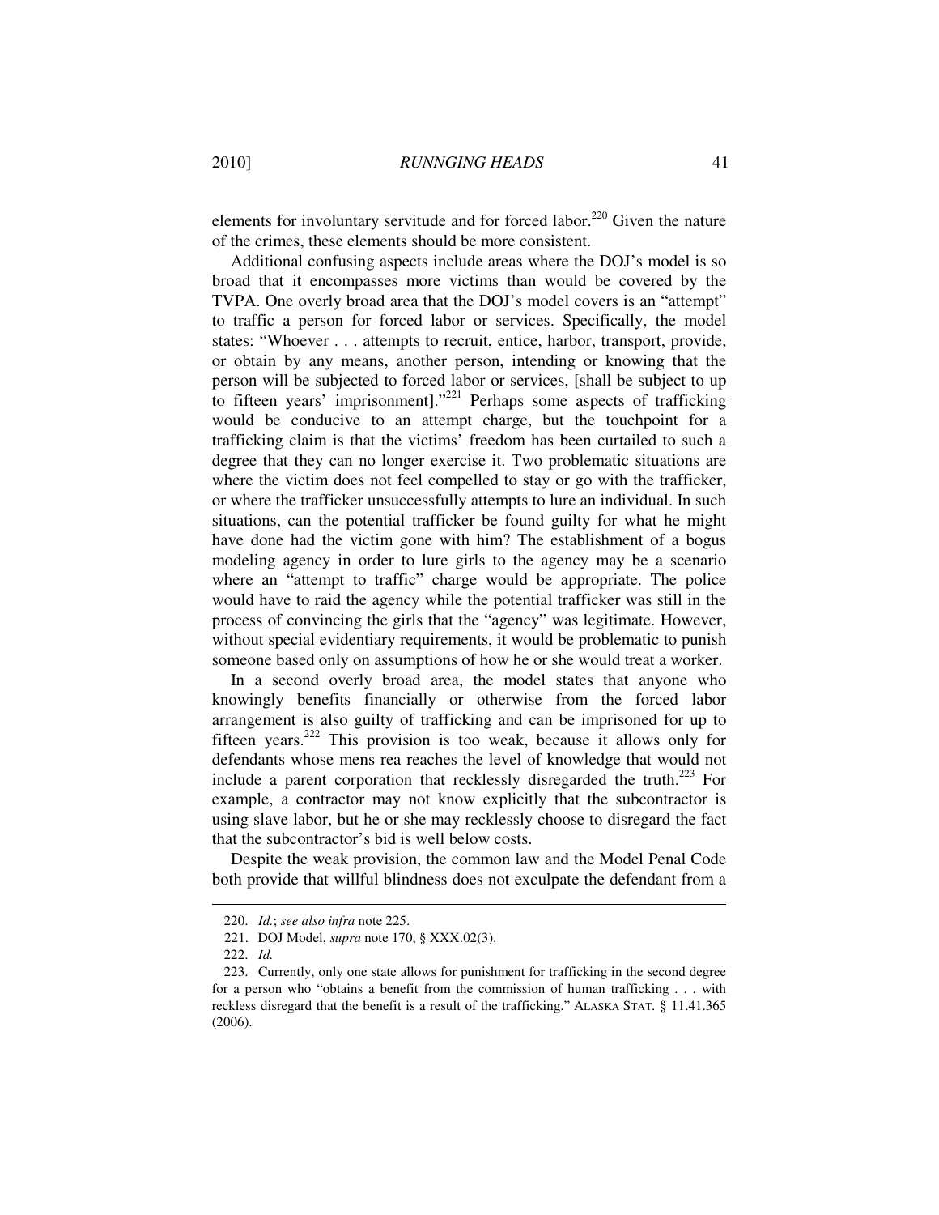elements for involuntary servitude and for forced labor.[220] Given the nature of the crimes, these elements should be more consistent.

Additional confusing aspects include areas where the DOJ's model is so broad that it encompasses more victims than would be covered by the TVPA. One overly broad area that the DOJ's model covers is an "attempt" to traffic a person for forced labor or services. Specifically, the model states: "Whoever . . . attempts to recruit, entice, harbor, transport, provide, or obtain by any means, another person, intending or knowing that the person will be subjected to forced labor or services, [shall be subject to up to fifteen years' imprisonment]."[221] Perhaps some aspects of trafficking would be conducive to an attempt charge, but the touchpoint for a trafficking claim is that the victims' freedom has been curtailed to such a degree that they can no longer exercise it. Two problematic situations are where the victim does not feel compelled to stay or go with the trafficker, or where the trafficker unsuccessfully attempts to lure an individual. In such situations, can the potential trafficker be found guilty for what he might have done had the victim gone with him? The establishment of a bogus modeling agency in order to lure girls to the agency may be a scenario where an "attempt to traffic" charge would be appropriate. The police would have to raid the agency while the potential trafficker was still in the process of convincing the girls that the "agency" was legitimate. However, without special evidentiary requirements, it would be problematic to punish someone based only on assumptions of how he or she would treat a worker.

In a second overly broad area, the model states that anyone who knowingly benefits financially or otherwise from the forced labor arrangement is also guilty of trafficking and can be imprisoned for up to fifteen years.[222] This provision is too weak, because it allows only for defendants whose mens rea reaches the level of knowledge that would not include a parent corporation that recklessly disregarded the truth.[223] For example, a contractor may not know explicitly that the subcontractor is using slave labor, but he or she may recklessly choose to disregard the fact that the subcontractor's bid is well below costs.

Despite the weak provision, the common law and the Model Penal Code both provide that willful blindness does not exculpate the defendant from a

---

220. *Id.*; *see also infra* note 225.

221. DOJ Model, *supra* note 170, § XXX.02(3).

222. *Id.*

223. Currently, only one state allows for punishment for trafficking in the second degree for a person who "obtains a benefit from the commission of human trafficking . . . with reckless disregard that the benefit is a result of the trafficking." ALASKA STAT. § 11.41.365 (2006).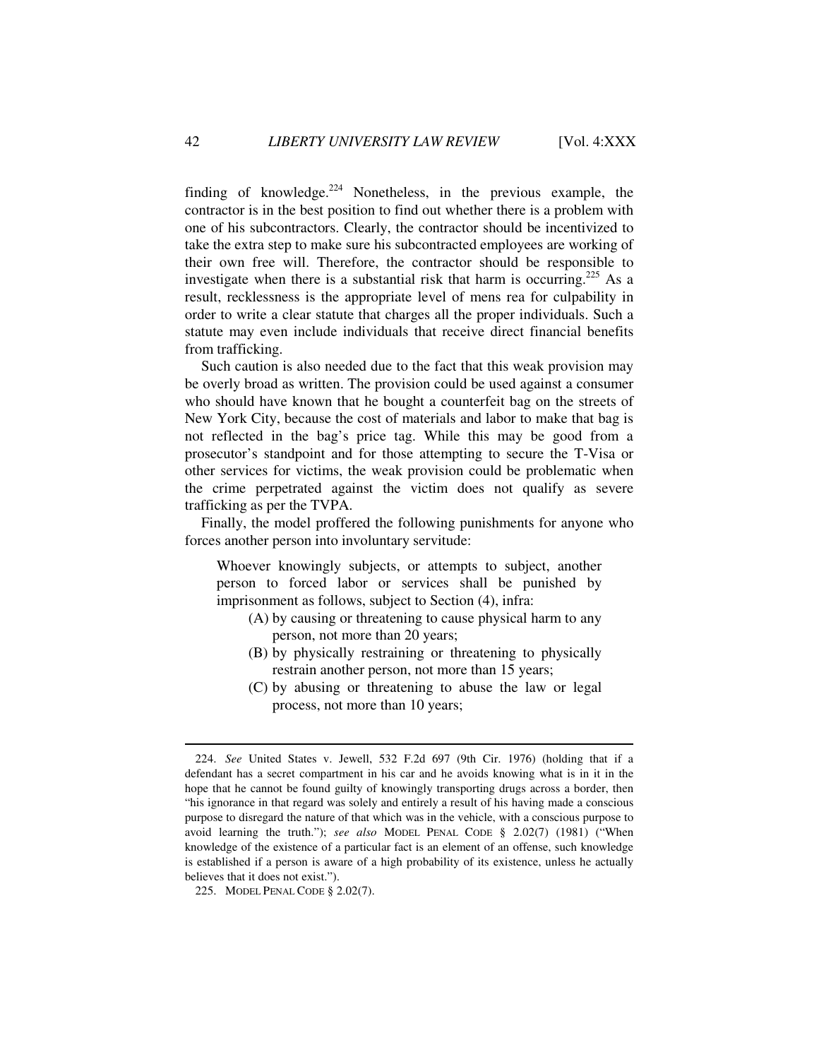finding of knowledge.[224] Nonetheless, in the previous example, the contractor is in the best position to find out whether there is a problem with one of his subcontractors. Clearly, the contractor should be incentivized to take the extra step to make sure his subcontracted employees are working of their own free will. Therefore, the contractor should be responsible to investigate when there is a substantial risk that harm is occurring.[225] As a result, recklessness is the appropriate level of mens rea for culpability in order to write a clear statute that charges all the proper individuals. Such a statute may even include individuals that receive direct financial benefits from trafficking.

Such caution is also needed due to the fact that this weak provision may be overly broad as written. The provision could be used against a consumer who should have known that he bought a counterfeit bag on the streets of New York City, because the cost of materials and labor to make that bag is not reflected in the bag's price tag. While this may be good from a prosecutor's standpoint and for those attempting to secure the T-Visa or other services for victims, the weak provision could be problematic when the crime perpetrated against the victim does not qualify as severe trafficking as per the TVPA.

Finally, the model proffered the following punishments for anyone who forces another person into involuntary servitude:

> Whoever knowingly subjects, or attempts to subject, another person to forced labor or services shall be punished by imprisonment as follows, subject to Section (4), infra:
>
> (A) by causing or threatening to cause physical harm to any person, not more than 20 years;
>
> (B) by physically restraining or threatening to physically restrain another person, not more than 15 years;
>
> (C) by abusing or threatening to abuse the law or legal process, not more than 10 years;

---

224. *See* United States v. Jewell, 532 F.2d 697 (9th Cir. 1976) (holding that if a defendant has a secret compartment in his car and he avoids knowing what is in it in the hope that he cannot be found guilty of knowingly transporting drugs across a border, then "his ignorance in that regard was solely and entirely a result of his having made a conscious purpose to disregard the nature of that which was in the vehicle, with a conscious purpose to avoid learning the truth."); *see also* MODEL PENAL CODE § 2.02(7) (1981) ("When knowledge of the existence of a particular fact is an element of an offense, such knowledge is established if a person is aware of a high probability of its existence, unless he actually believes that it does not exist.").

225. MODEL PENAL CODE § 2.02(7).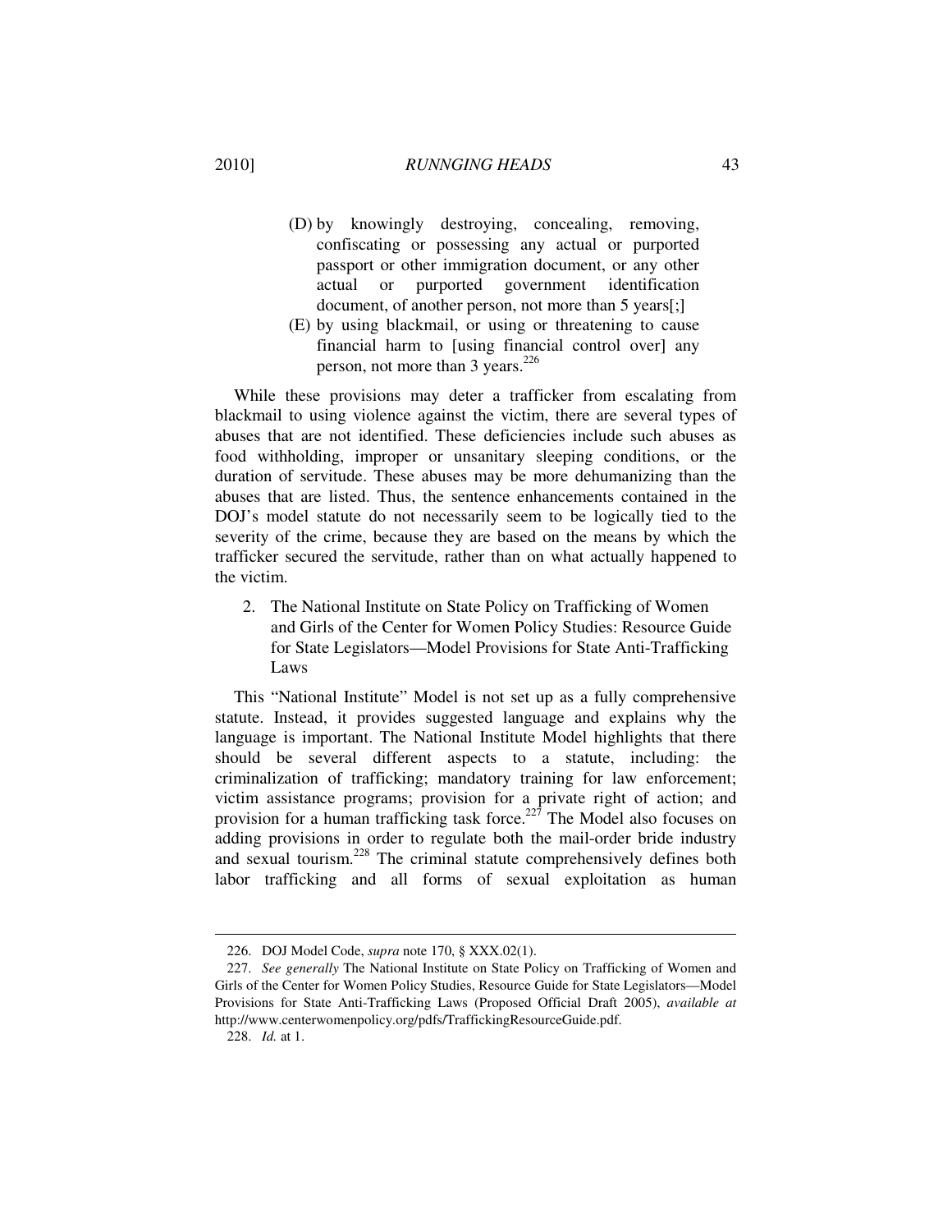(D) by knowingly destroying, concealing, removing, confiscating or possessing any actual or purported passport or other immigration document, or any other actual or purported government identification document, of another person, not more than 5 years[;]

(E) by using blackmail, or using or threatening to cause financial harm to [using financial control over] any person, not more than 3 years.[226]

While these provisions may deter a trafficker from escalating from blackmail to using violence against the victim, there are several types of abuses that are not identified. These deficiencies include such abuses as food withholding, improper or unsanitary sleeping conditions, or the duration of servitude. These abuses may be more dehumanizing than the abuses that are listed. Thus, the sentence enhancements contained in the DOJ's model statute do not necessarily seem to be logically tied to the severity of the crime, because they are based on the means by which the trafficker secured the servitude, rather than on what actually happened to the victim.

2. The National Institute on State Policy on Trafficking of Women and Girls of the Center for Women Policy Studies: Resource Guide for State Legislators—Model Provisions for State Anti-Trafficking Laws

This "National Institute" Model is not set up as a fully comprehensive statute. Instead, it provides suggested language and explains why the language is important. The National Institute Model highlights that there should be several different aspects to a statute, including: the criminalization of trafficking; mandatory training for law enforcement; victim assistance programs; provision for a private right of action; and provision for a human trafficking task force.[227] The Model also focuses on adding provisions in order to regulate both the mail-order bride industry and sexual tourism.[228] The criminal statute comprehensively defines both labor trafficking and all forms of sexual exploitation as human

---

226. DOJ Model Code, *supra* note 170, § XXX.02(1).

227. *See generally* The National Institute on State Policy on Trafficking of Women and Girls of the Center for Women Policy Studies, Resource Guide for State Legislators—Model Provisions for State Anti-Trafficking Laws (Proposed Official Draft 2005), *available at* http://www.centerwomenpolicy.org/pdfs/TraffickingResourceGuide.pdf.

228. *Id.* at 1.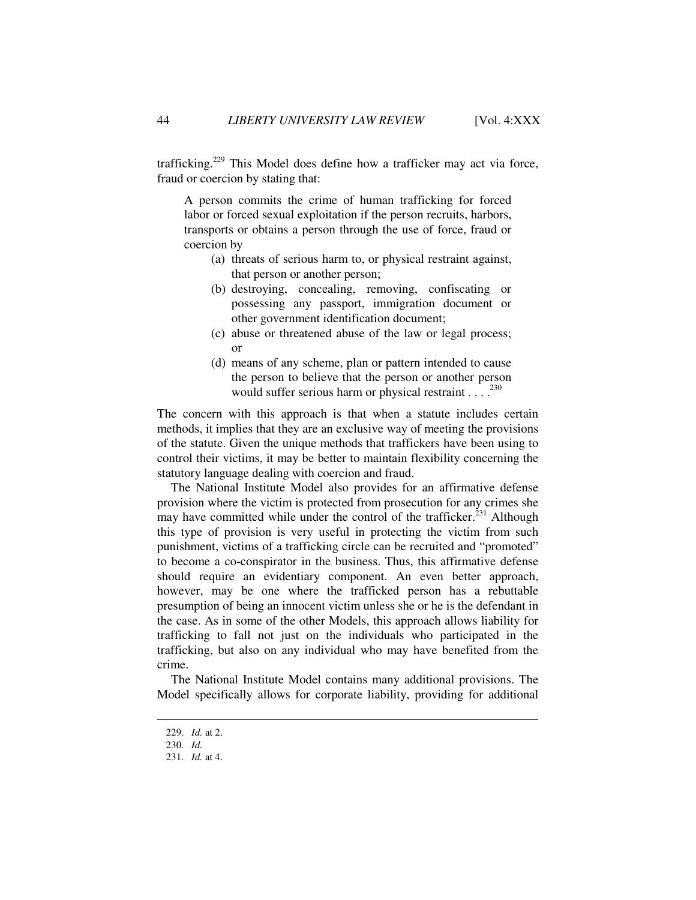trafficking.[229] This Model does define how a trafficker may act via force, fraud or coercion by stating that:

> A person commits the crime of human trafficking for forced labor or forced sexual exploitation if the person recruits, harbors, transports or obtains a person through the use of force, fraud or coercion by
>
> (a) threats of serious harm to, or physical restraint against, that person or another person;
>
> (b) destroying, concealing, removing, confiscating or possessing any passport, immigration document or other government identification document;
>
> (c) abuse or threatened abuse of the law or legal process; or
>
> (d) means of any scheme, plan or pattern intended to cause the person to believe that the person or another person would suffer serious harm or physical restraint . . . .[230]

The concern with this approach is that when a statute includes certain methods, it implies that they are an exclusive way of meeting the provisions of the statute. Given the unique methods that traffickers have been using to control their victims, it may be better to maintain flexibility concerning the statutory language dealing with coercion and fraud.

The National Institute Model also provides for an affirmative defense provision where the victim is protected from prosecution for any crimes she may have committed while under the control of the trafficker.[231] Although this type of provision is very useful in protecting the victim from such punishment, victims of a trafficking circle can be recruited and "promoted" to become a co-conspirator in the business. Thus, this affirmative defense should require an evidentiary component. An even better approach, however, may be one where the trafficked person has a rebuttable presumption of being an innocent victim unless she or he is the defendant in the case. As in some of the other Models, this approach allows liability for trafficking to fall not just on the individuals who participated in the trafficking, but also on any individual who may have benefited from the crime.

The National Institute Model contains many additional provisions. The Model specifically allows for corporate liability, providing for additional

---

229. *Id.* at 2.

230. *Id.*

231. *Id.* at 4.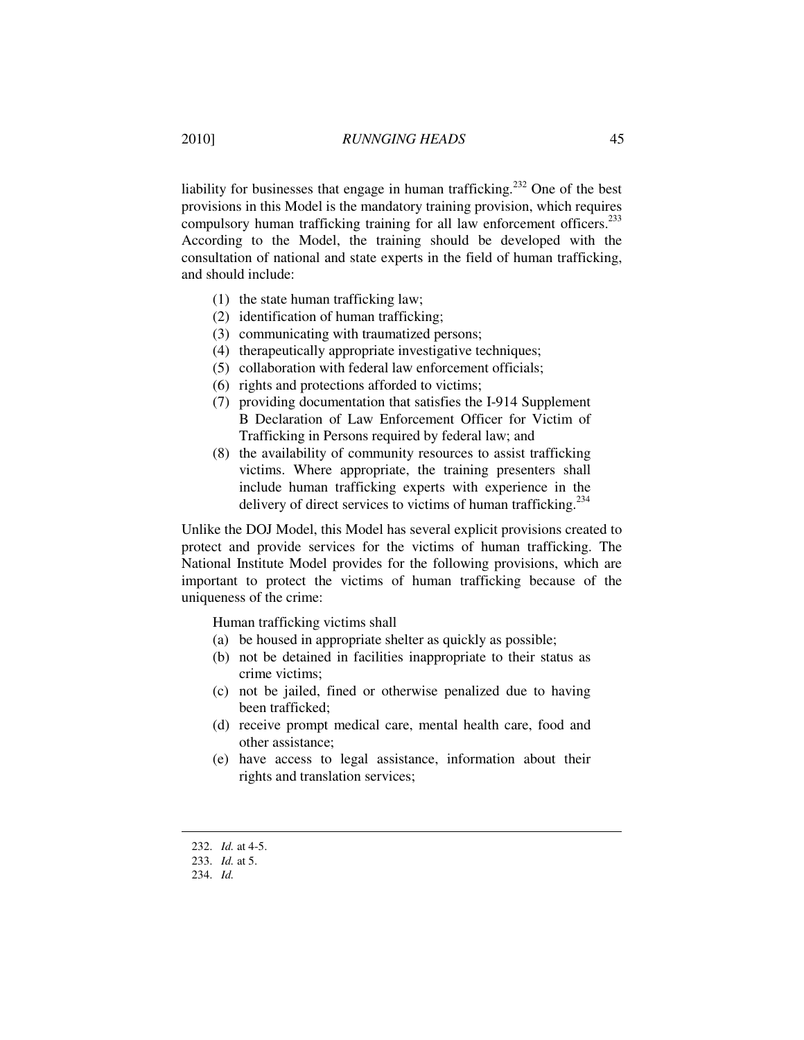liability for businesses that engage in human trafficking.[232] One of the best provisions in this Model is the mandatory training provision, which requires compulsory human trafficking training for all law enforcement officers.[233] According to the Model, the training should be developed with the consultation of national and state experts in the field of human trafficking, and should include:

> (1) the state human trafficking law;
> (2) identification of human trafficking;
> (3) communicating with traumatized persons;
> (4) therapeutically appropriate investigative techniques;
> (5) collaboration with federal law enforcement officials;
> (6) rights and protections afforded to victims;
> (7) providing documentation that satisfies the I-914 Supplement B Declaration of Law Enforcement Officer for Victim of Trafficking in Persons required by federal law; and
> (8) the availability of community resources to assist trafficking victims. Where appropriate, the training presenters shall include human trafficking experts with experience in the delivery of direct services to victims of human trafficking.[234]

Unlike the DOJ Model, this Model has several explicit provisions created to protect and provide services for the victims of human trafficking. The National Institute Model provides for the following provisions, which are important to protect the victims of human trafficking because of the uniqueness of the crime:

> Human trafficking victims shall
> (a) be housed in appropriate shelter as quickly as possible;
> (b) not be detained in facilities inappropriate to their status as crime victims;
> (c) not be jailed, fined or otherwise penalized due to having been trafficked;
> (d) receive prompt medical care, mental health care, food and other assistance;
> (e) have access to legal assistance, information about their rights and translation services;

---

232. *Id.* at 4-5.

233. *Id.* at 5.

234. *Id.*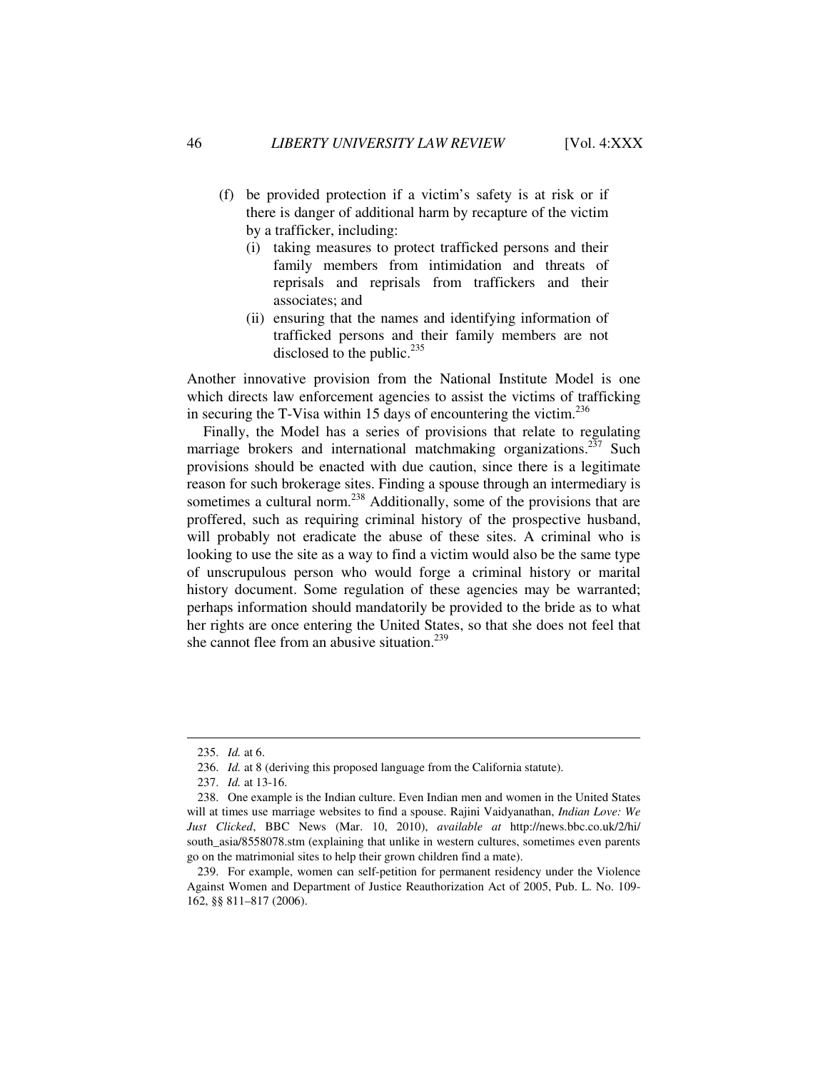(f) be provided protection if a victim's safety is at risk or if there is danger of additional harm by recapture of the victim by a trafficker, including:
   (i) taking measures to protect trafficked persons and their family members from intimidation and threats of reprisals and reprisals from traffickers and their associates; and
   (ii) ensuring that the names and identifying information of trafficked persons and their family members are not disclosed to the public.[235]

Another innovative provision from the National Institute Model is one which directs law enforcement agencies to assist the victims of trafficking in securing the T-Visa within 15 days of encountering the victim.[236]

Finally, the Model has a series of provisions that relate to regulating marriage brokers and international matchmaking organizations.[237] Such provisions should be enacted with due caution, since there is a legitimate reason for such brokerage sites. Finding a spouse through an intermediary is sometimes a cultural norm.[238] Additionally, some of the provisions that are proffered, such as requiring criminal history of the prospective husband, will probably not eradicate the abuse of these sites. A criminal who is looking to use the site as a way to find a victim would also be the same type of unscrupulous person who would forge a criminal history or marital history document. Some regulation of these agencies may be warranted; perhaps information should mandatorily be provided to the bride as to what her rights are once entering the United States, so that she does not feel that she cannot flee from an abusive situation.[239]

---

235. *Id.* at 6.

236. *Id.* at 8 (deriving this proposed language from the California statute).

237. *Id.* at 13-16.

238. One example is the Indian culture. Even Indian men and women in the United States will at times use marriage websites to find a spouse. Rajini Vaidyanathan, *Indian Love: We Just Clicked*, BBC News (Mar. 10, 2010), *available at* http://news.bbc.co.uk/2/hi/south_asia/8558078.stm (explaining that unlike in western cultures, sometimes even parents go on the matrimonial sites to help their grown children find a mate).

239. For example, women can self-petition for permanent residency under the Violence Against Women and Department of Justice Reauthorization Act of 2005, Pub. L. No. 109-162, §§ 811–817 (2006).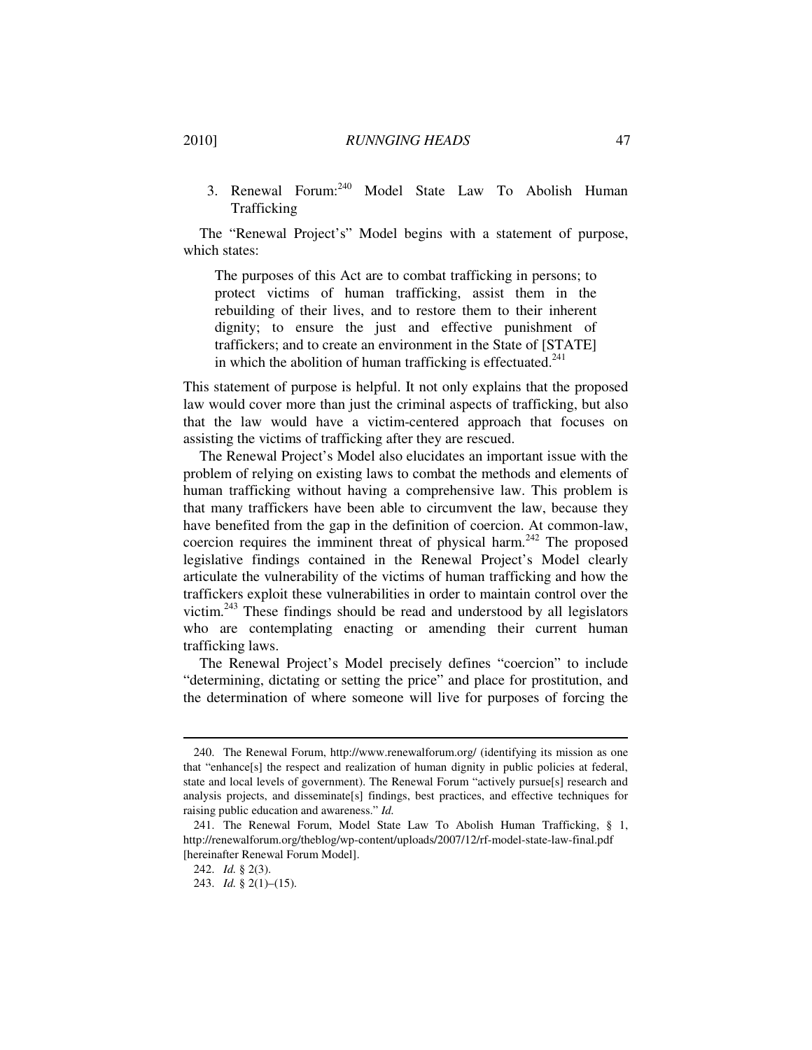### 3. Renewal Forum:[240] Model State Law To Abolish Human Trafficking

The "Renewal Project's" Model begins with a statement of purpose, which states:

> The purposes of this Act are to combat trafficking in persons; to protect victims of human trafficking, assist them in the rebuilding of their lives, and to restore them to their inherent dignity; to ensure the just and effective punishment of traffickers; and to create an environment in the State of [STATE] in which the abolition of human trafficking is effectuated.[241]

This statement of purpose is helpful. It not only explains that the proposed law would cover more than just the criminal aspects of trafficking, but also that the law would have a victim-centered approach that focuses on assisting the victims of trafficking after they are rescued.

The Renewal Project's Model also elucidates an important issue with the problem of relying on existing laws to combat the methods and elements of human trafficking without having a comprehensive law. This problem is that many traffickers have been able to circumvent the law, because they have benefited from the gap in the definition of coercion. At common-law, coercion requires the imminent threat of physical harm.[242] The proposed legislative findings contained in the Renewal Project's Model clearly articulate the vulnerability of the victims of human trafficking and how the traffickers exploit these vulnerabilities in order to maintain control over the victim.[243] These findings should be read and understood by all legislators who are contemplating enacting or amending their current human trafficking laws.

The Renewal Project's Model precisely defines "coercion" to include "determining, dictating or setting the price" and place for prostitution, and the determination of where someone will live for purposes of forcing the

---

240. The Renewal Forum, http://www.renewalforum.org/ (identifying its mission as one that "enhance[s] the respect and realization of human dignity in public policies at federal, state and local levels of government). The Renewal Forum "actively pursue[s] research and analysis projects, and disseminate[s] findings, best practices, and effective techniques for raising public education and awareness." *Id.*

241. The Renewal Forum, Model State Law To Abolish Human Trafficking, § 1, http://renewalforum.org/theblog/wp-content/uploads/2007/12/rf-model-state-law-final.pdf [hereinafter Renewal Forum Model].

242. *Id.* § 2(3).

243. *Id.* § 2(1)–(15).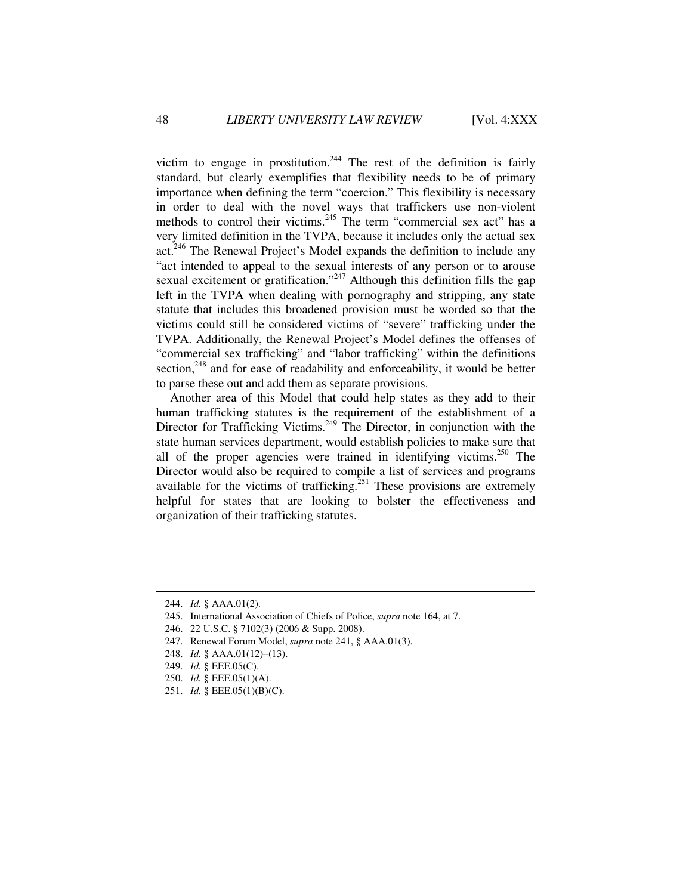victim to engage in prostitution.[244] The rest of the definition is fairly standard, but clearly exemplifies that flexibility needs to be of primary importance when defining the term "coercion." This flexibility is necessary in order to deal with the novel ways that traffickers use non-violent methods to control their victims.[245] The term "commercial sex act" has a very limited definition in the TVPA, because it includes only the actual sex act.[246] The Renewal Project's Model expands the definition to include any "act intended to appeal to the sexual interests of any person or to arouse sexual excitement or gratification."[247] Although this definition fills the gap left in the TVPA when dealing with pornography and stripping, any state statute that includes this broadened provision must be worded so that the victims could still be considered victims of "severe" trafficking under the TVPA. Additionally, the Renewal Project's Model defines the offenses of "commercial sex trafficking" and "labor trafficking" within the definitions section,[248] and for ease of readability and enforceability, it would be better to parse these out and add them as separate provisions.

Another area of this Model that could help states as they add to their human trafficking statutes is the requirement of the establishment of a Director for Trafficking Victims.[249] The Director, in conjunction with the state human services department, would establish policies to make sure that all of the proper agencies were trained in identifying victims.[250] The Director would also be required to compile a list of services and programs available for the victims of trafficking.[251] These provisions are extremely helpful for states that are looking to bolster the effectiveness and organization of their trafficking statutes.

---

244. *Id.* § AAA.01(2).

245. International Association of Chiefs of Police, *supra* note 164, at 7.

246. 22 U.S.C. § 7102(3) (2006 & Supp. 2008).

247. Renewal Forum Model, *supra* note 241, § AAA.01(3).

248. *Id.* § AAA.01(12)–(13).

249. *Id.* § EEE.05(C).

250. *Id.* § EEE.05(1)(A).

251. *Id.* § EEE.05(1)(B)(C).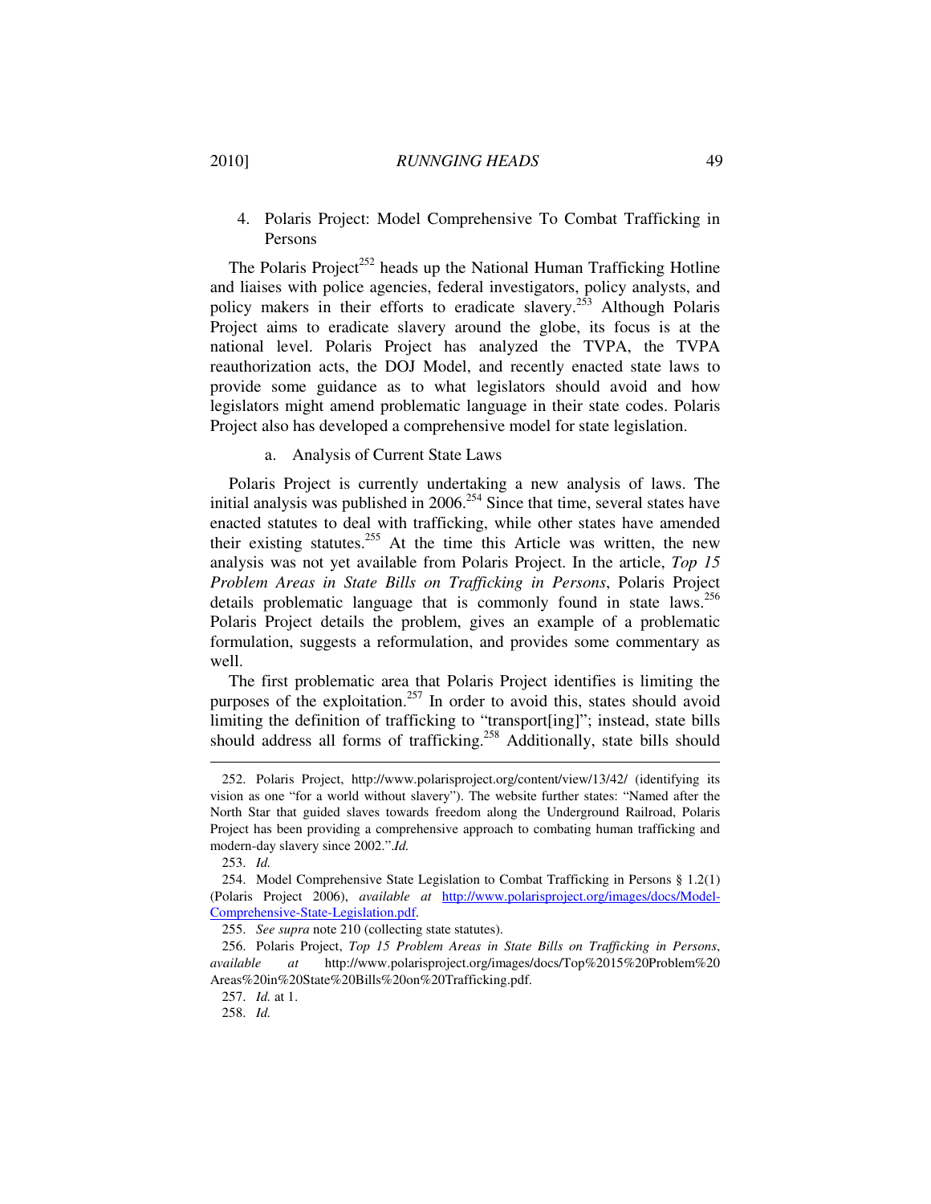4. Polaris Project: Model Comprehensive To Combat Trafficking in Persons

The Polaris Project[252] heads up the National Human Trafficking Hotline and liaises with police agencies, federal investigators, policy analysts, and policy makers in their efforts to eradicate slavery.[253] Although Polaris Project aims to eradicate slavery around the globe, its focus is at the national level. Polaris Project has analyzed the TVPA, the TVPA reauthorization acts, the DOJ Model, and recently enacted state laws to provide some guidance as to what legislators should avoid and how legislators might amend problematic language in their state codes. Polaris Project also has developed a comprehensive model for state legislation.

a. Analysis of Current State Laws

Polaris Project is currently undertaking a new analysis of laws. The initial analysis was published in 2006.[254] Since that time, several states have enacted statutes to deal with trafficking, while other states have amended their existing statutes.[255] At the time this Article was written, the new analysis was not yet available from Polaris Project. In the article, *Top 15 Problem Areas in State Bills on Trafficking in Persons*, Polaris Project details problematic language that is commonly found in state laws.[256] Polaris Project details the problem, gives an example of a problematic formulation, suggests a reformulation, and provides some commentary as well.

The first problematic area that Polaris Project identifies is limiting the purposes of the exploitation.[257] In order to avoid this, states should avoid limiting the definition of trafficking to "transport[ing]"; instead, state bills should address all forms of trafficking.[258] Additionally, state bills should

---

252. Polaris Project, http://www.polarisproject.org/content/view/13/42/ (identifying its vision as one "for a world without slavery"). The website further states: "Named after the North Star that guided slaves towards freedom along the Underground Railroad, Polaris Project has been providing a comprehensive approach to combating human trafficking and modern-day slavery since 2002.".*Id.*

253. *Id.*

254. Model Comprehensive State Legislation to Combat Trafficking in Persons § 1.2(1) (Polaris Project 2006), *available at* http://www.polarisproject.org/images/docs/Model-Comprehensive-State-Legislation.pdf.

255. *See supra* note 210 (collecting state statutes).

256. Polaris Project, *Top 15 Problem Areas in State Bills on Trafficking in Persons*, *available at* http://www.polarisproject.org/images/docs/Top%2015%20Problem%20Areas%20in%20State%20Bills%20on%20Trafficking.pdf.

257. *Id.* at 1.

258. *Id.*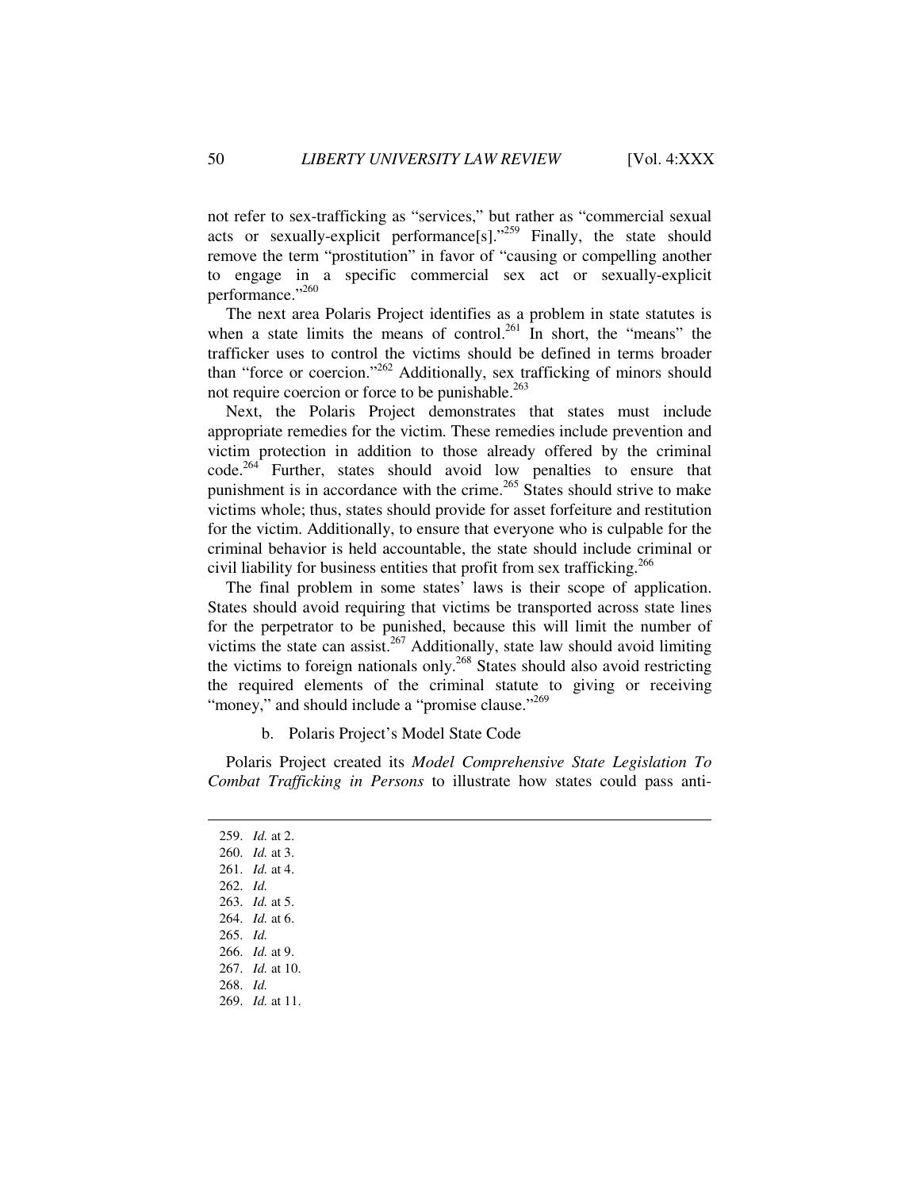not refer to sex-trafficking as "services," but rather as "commercial sexual acts or sexually-explicit performance[s]."[259] Finally, the state should remove the term "prostitution" in favor of "causing or compelling another to engage in a specific commercial sex act or sexually-explicit performance."[260]

The next area Polaris Project identifies as a problem in state statutes is when a state limits the means of control.[261] In short, the "means" the trafficker uses to control the victims should be defined in terms broader than "force or coercion."[262] Additionally, sex trafficking of minors should not require coercion or force to be punishable.[263]

Next, the Polaris Project demonstrates that states must include appropriate remedies for the victim. These remedies include prevention and victim protection in addition to those already offered by the criminal code.[264] Further, states should avoid low penalties to ensure that punishment is in accordance with the crime.[265] States should strive to make victims whole; thus, states should provide for asset forfeiture and restitution for the victim. Additionally, to ensure that everyone who is culpable for the criminal behavior is held accountable, the state should include criminal or civil liability for business entities that profit from sex trafficking.[266]

The final problem in some states' laws is their scope of application. States should avoid requiring that victims be transported across state lines for the perpetrator to be punished, because this will limit the number of victims the state can assist.[267] Additionally, state law should avoid limiting the victims to foreign nationals only.[268] States should also avoid restricting the required elements of the criminal statute to giving or receiving "money," and should include a "promise clause."[269]

b. Polaris Project's Model State Code

Polaris Project created its *Model Comprehensive State Legislation To Combat Trafficking in Persons* to illustrate how states could pass anti-

---

259. *Id.* at 2.
260. *Id.* at 3.
261. *Id.* at 4.
262. *Id.*
263. *Id.* at 5.
264. *Id.* at 6.
265. *Id.*
266. *Id.* at 9.
267. *Id.* at 10.
268. *Id.*
269. *Id.* at 11.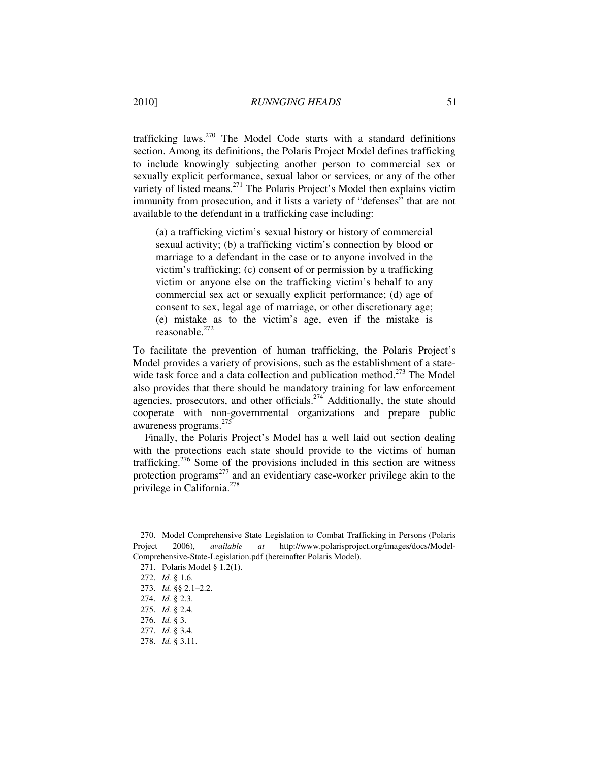trafficking laws.[270] The Model Code starts with a standard definitions section. Among its definitions, the Polaris Project Model defines trafficking to include knowingly subjecting another person to commercial sex or sexually explicit performance, sexual labor or services, or any of the other variety of listed means.[271] The Polaris Project's Model then explains victim immunity from prosecution, and it lists a variety of "defenses" that are not available to the defendant in a trafficking case including:

> (a) a trafficking victim's sexual history or history of commercial sexual activity; (b) a trafficking victim's connection by blood or marriage to a defendant in the case or to anyone involved in the victim's trafficking; (c) consent of or permission by a trafficking victim or anyone else on the trafficking victim's behalf to any commercial sex act or sexually explicit performance; (d) age of consent to sex, legal age of marriage, or other discretionary age; (e) mistake as to the victim's age, even if the mistake is reasonable.[272]

To facilitate the prevention of human trafficking, the Polaris Project's Model provides a variety of provisions, such as the establishment of a state-wide task force and a data collection and publication method.[273] The Model also provides that there should be mandatory training for law enforcement agencies, prosecutors, and other officials.[274] Additionally, the state should cooperate with non-governmental organizations and prepare public awareness programs.[275]

Finally, the Polaris Project's Model has a well laid out section dealing with the protections each state should provide to the victims of human trafficking.[276] Some of the provisions included in this section are witness protection programs[277] and an evidentiary case-worker privilege akin to the privilege in California.[278]

---

270. Model Comprehensive State Legislation to Combat Trafficking in Persons (Polaris Project 2006), *available at* http://www.polarisproject.org/images/docs/Model-Comprehensive-State-Legislation.pdf (hereinafter Polaris Model).

271. Polaris Model § 1.2(1).

272. *Id.* § 1.6.

273. *Id.* §§ 2.1–2.2.

274. *Id.* § 2.3.

275. *Id.* § 2.4.

276. *Id.* § 3.

277. *Id.* § 3.4.

278. *Id.* § 3.11.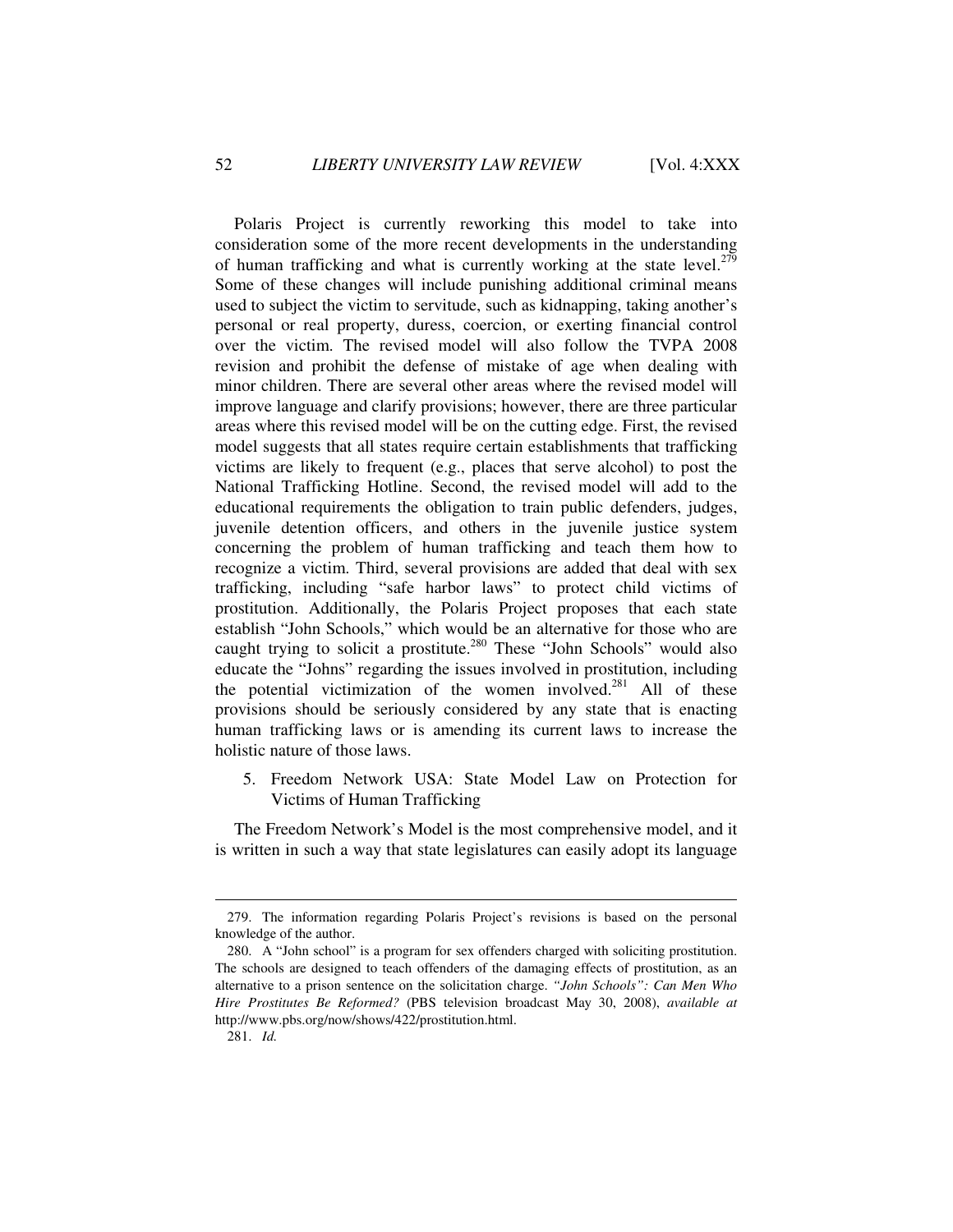Polaris Project is currently reworking this model to take into consideration some of the more recent developments in the understanding of human trafficking and what is currently working at the state level.[279] Some of these changes will include punishing additional criminal means used to subject the victim to servitude, such as kidnapping, taking another's personal or real property, duress, coercion, or exerting financial control over the victim. The revised model will also follow the TVPA 2008 revision and prohibit the defense of mistake of age when dealing with minor children. There are several other areas where the revised model will improve language and clarify provisions; however, there are three particular areas where this revised model will be on the cutting edge. First, the revised model suggests that all states require certain establishments that trafficking victims are likely to frequent (e.g., places that serve alcohol) to post the National Trafficking Hotline. Second, the revised model will add to the educational requirements the obligation to train public defenders, judges, juvenile detention officers, and others in the juvenile justice system concerning the problem of human trafficking and teach them how to recognize a victim. Third, several provisions are added that deal with sex trafficking, including "safe harbor laws" to protect child victims of prostitution. Additionally, the Polaris Project proposes that each state establish "John Schools," which would be an alternative for those who are caught trying to solicit a prostitute.[280] These "John Schools" would also educate the "Johns" regarding the issues involved in prostitution, including the potential victimization of the women involved.[281] All of these provisions should be seriously considered by any state that is enacting human trafficking laws or is amending its current laws to increase the holistic nature of those laws.

5. Freedom Network USA: State Model Law on Protection for Victims of Human Trafficking

The Freedom Network's Model is the most comprehensive model, and it is written in such a way that state legislatures can easily adopt its language

---

279. The information regarding Polaris Project's revisions is based on the personal knowledge of the author.

280. A "John school" is a program for sex offenders charged with soliciting prostitution. The schools are designed to teach offenders of the damaging effects of prostitution, as an alternative to a prison sentence on the solicitation charge. *"John Schools": Can Men Who Hire Prostitutes Be Reformed?* (PBS television broadcast May 30, 2008), *available at* http://www.pbs.org/now/shows/422/prostitution.html.

281. *Id.*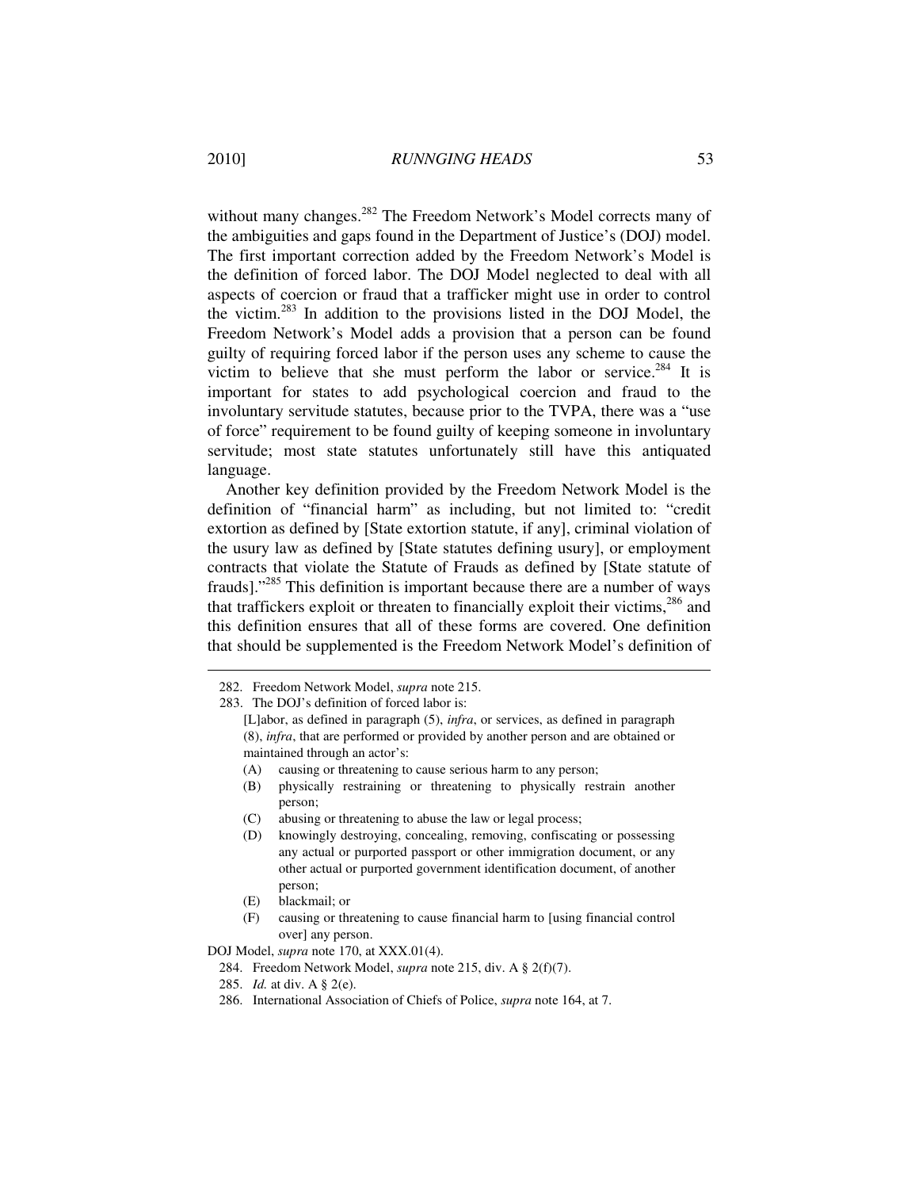without many changes.[282] The Freedom Network's Model corrects many of the ambiguities and gaps found in the Department of Justice's (DOJ) model. The first important correction added by the Freedom Network's Model is the definition of forced labor. The DOJ Model neglected to deal with all aspects of coercion or fraud that a trafficker might use in order to control the victim.[283] In addition to the provisions listed in the DOJ Model, the Freedom Network's Model adds a provision that a person can be found guilty of requiring forced labor if the person uses any scheme to cause the victim to believe that she must perform the labor or service.[284] It is important for states to add psychological coercion and fraud to the involuntary servitude statutes, because prior to the TVPA, there was a "use of force" requirement to be found guilty of keeping someone in involuntary servitude; most state statutes unfortunately still have this antiquated language.

Another key definition provided by the Freedom Network Model is the definition of "financial harm" as including, but not limited to: "credit extortion as defined by [State extortion statute, if any], criminal violation of the usury law as defined by [State statutes defining usury], or employment contracts that violate the Statute of Frauds as defined by [State statute of frauds]."[285] This definition is important because there are a number of ways that traffickers exploit or threaten to financially exploit their victims,[286] and this definition ensures that all of these forms are covered. One definition that should be supplemented is the Freedom Network Model's definition of

---

282. Freedom Network Model, *supra* note 215.

283. The DOJ's definition of forced labor is:

> [L]abor, as defined in paragraph (5), *infra*, or services, as defined in paragraph (8), *infra*, that are performed or provided by another person and are obtained or maintained through an actor's:
>
> (A) causing or threatening to cause serious harm to any person;
>
> (B) physically restraining or threatening to physically restrain another person;
>
> (C) abusing or threatening to abuse the law or legal process;
>
> (D) knowingly destroying, concealing, removing, confiscating or possessing any actual or purported passport or other immigration document, or any other actual or purported government identification document, of another person;
>
> (E) blackmail; or
>
> (F) causing or threatening to cause financial harm to [using financial control over] any person.

DOJ Model, *supra* note 170, at XXX.01(4).

284. Freedom Network Model, *supra* note 215, div. A § 2(f)(7).

285. *Id.* at div. A § 2(e).

286. International Association of Chiefs of Police, *supra* note 164, at 7.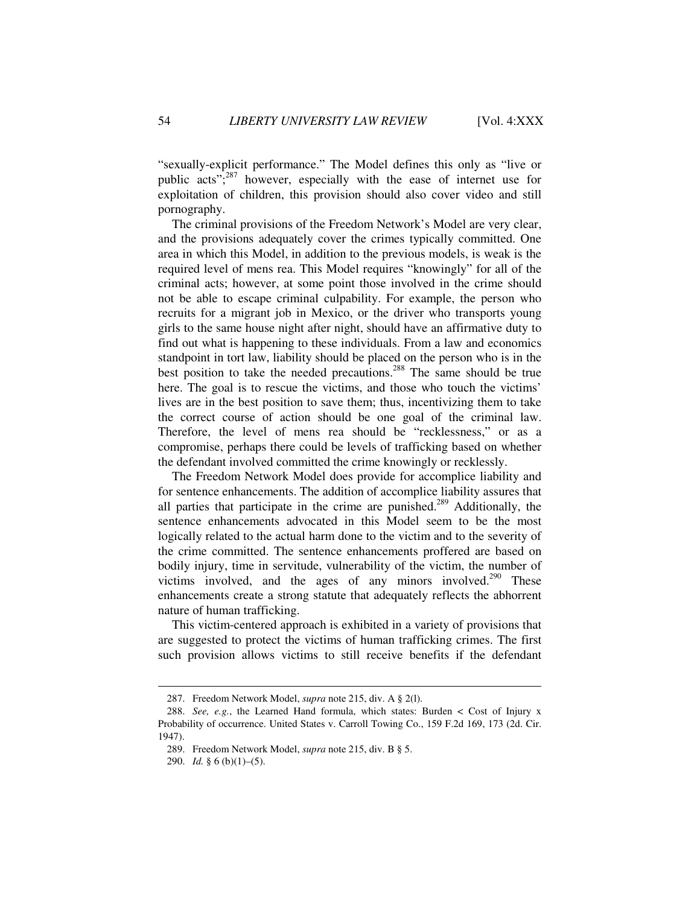"sexually-explicit performance." The Model defines this only as "live or public acts";[287] however, especially with the ease of internet use for exploitation of children, this provision should also cover video and still pornography.

The criminal provisions of the Freedom Network's Model are very clear, and the provisions adequately cover the crimes typically committed. One area in which this Model, in addition to the previous models, is weak is the required level of mens rea. This Model requires "knowingly" for all of the criminal acts; however, at some point those involved in the crime should not be able to escape criminal culpability. For example, the person who recruits for a migrant job in Mexico, or the driver who transports young girls to the same house night after night, should have an affirmative duty to find out what is happening to these individuals. From a law and economics standpoint in tort law, liability should be placed on the person who is in the best position to take the needed precautions.[288] The same should be true here. The goal is to rescue the victims, and those who touch the victims' lives are in the best position to save them; thus, incentivizing them to take the correct course of action should be one goal of the criminal law. Therefore, the level of mens rea should be "recklessness," or as a compromise, perhaps there could be levels of trafficking based on whether the defendant involved committed the crime knowingly or recklessly.

The Freedom Network Model does provide for accomplice liability and for sentence enhancements. The addition of accomplice liability assures that all parties that participate in the crime are punished.[289] Additionally, the sentence enhancements advocated in this Model seem to be the most logically related to the actual harm done to the victim and to the severity of the crime committed. The sentence enhancements proffered are based on bodily injury, time in servitude, vulnerability of the victim, the number of victims involved, and the ages of any minors involved.[290] These enhancements create a strong statute that adequately reflects the abhorrent nature of human trafficking.

This victim-centered approach is exhibited in a variety of provisions that are suggested to protect the victims of human trafficking crimes. The first such provision allows victims to still receive benefits if the defendant

---

287. Freedom Network Model, *supra* note 215, div. A § 2(l).

288. *See, e.g.*, the Learned Hand formula, which states: Burden < Cost of Injury x Probability of occurrence. United States v. Carroll Towing Co., 159 F.2d 169, 173 (2d. Cir. 1947).

289. Freedom Network Model, *supra* note 215, div. B § 5.

290. *Id.* § 6 (b)(1)–(5).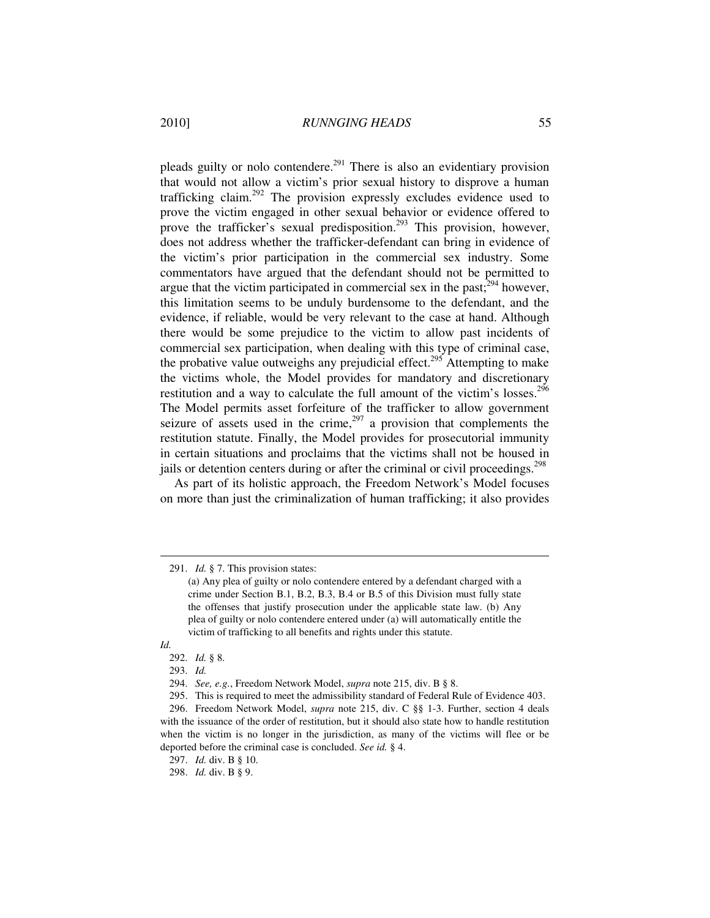pleads guilty or nolo contendere.[291] There is also an evidentiary provision that would not allow a victim's prior sexual history to disprove a human trafficking claim.[292] The provision expressly excludes evidence used to prove the victim engaged in other sexual behavior or evidence offered to prove the trafficker's sexual predisposition.[293] This provision, however, does not address whether the trafficker-defendant can bring in evidence of the victim's prior participation in the commercial sex industry. Some commentators have argued that the defendant should not be permitted to argue that the victim participated in commercial sex in the past;[294] however, this limitation seems to be unduly burdensome to the defendant, and the evidence, if reliable, would be very relevant to the case at hand. Although there would be some prejudice to the victim to allow past incidents of commercial sex participation, when dealing with this type of criminal case, the probative value outweighs any prejudicial effect.[295] Attempting to make the victims whole, the Model provides for mandatory and discretionary restitution and a way to calculate the full amount of the victim's losses.[296] The Model permits asset forfeiture of the trafficker to allow government seizure of assets used in the crime,[297] a provision that complements the restitution statute. Finally, the Model provides for prosecutorial immunity in certain situations and proclaims that the victims shall not be housed in jails or detention centers during or after the criminal or civil proceedings.[298]

As part of its holistic approach, the Freedom Network's Model focuses on more than just the criminalization of human trafficking; it also provides

---

291. *Id.* § 7. This provision states:

> (a) Any plea of guilty or nolo contendere entered by a defendant charged with a crime under Section B.1, B.2, B.3, B.4 or B.5 of this Division must fully state the offenses that justify prosecution under the applicable state law. (b) Any plea of guilty or nolo contendere entered under (a) will automatically entitle the victim of trafficking to all benefits and rights under this statute.

*Id.*

292. *Id.* § 8.

293. *Id.*

294. *See, e.g.*, Freedom Network Model, *supra* note 215, div. B § 8.

295. This is required to meet the admissibility standard of Federal Rule of Evidence 403.

296. Freedom Network Model, *supra* note 215, div. C §§ 1-3. Further, section 4 deals with the issuance of the order of restitution, but it should also state how to handle restitution when the victim is no longer in the jurisdiction, as many of the victims will flee or be deported before the criminal case is concluded. *See id.* § 4.

297. *Id.* div. B § 10.

298. *Id.* div. B § 9.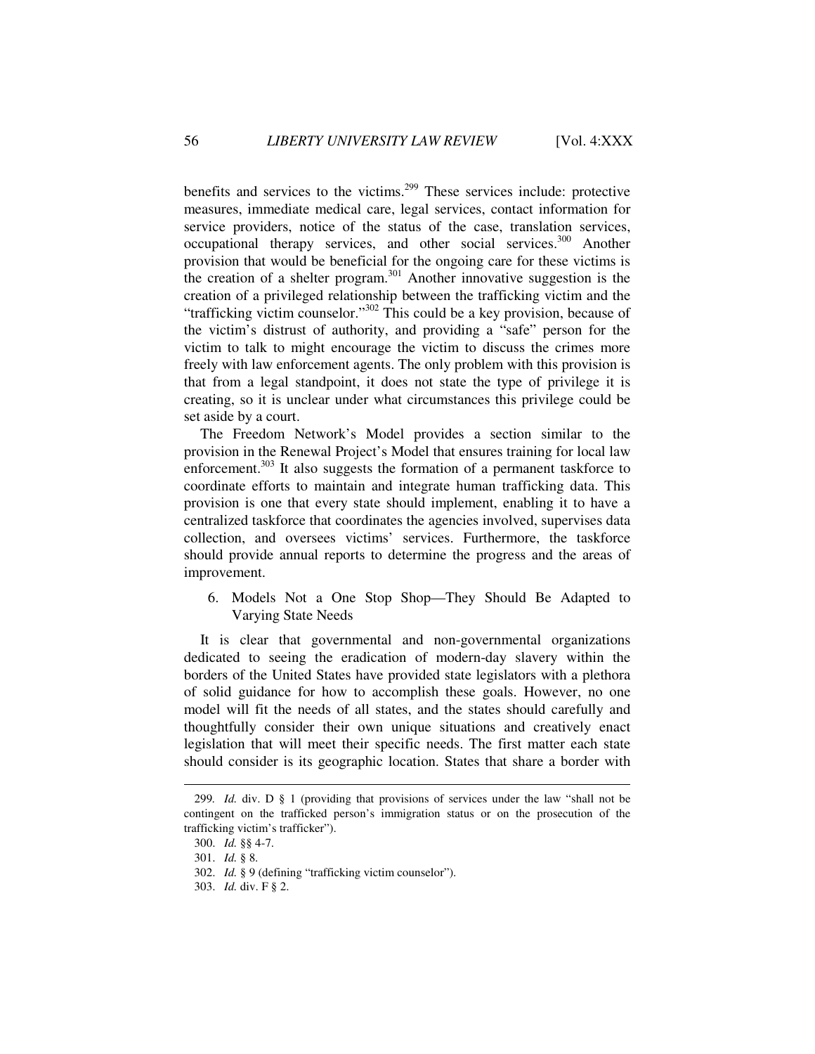benefits and services to the victims.[299] These services include: protective measures, immediate medical care, legal services, contact information for service providers, notice of the status of the case, translation services, occupational therapy services, and other social services.[300] Another provision that would be beneficial for the ongoing care for these victims is the creation of a shelter program.[301] Another innovative suggestion is the creation of a privileged relationship between the trafficking victim and the "trafficking victim counselor."[302] This could be a key provision, because of the victim's distrust of authority, and providing a "safe" person for the victim to talk to might encourage the victim to discuss the crimes more freely with law enforcement agents. The only problem with this provision is that from a legal standpoint, it does not state the type of privilege it is creating, so it is unclear under what circumstances this privilege could be set aside by a court.

The Freedom Network's Model provides a section similar to the provision in the Renewal Project's Model that ensures training for local law enforcement.[303] It also suggests the formation of a permanent taskforce to coordinate efforts to maintain and integrate human trafficking data. This provision is one that every state should implement, enabling it to have a centralized taskforce that coordinates the agencies involved, supervises data collection, and oversees victims' services. Furthermore, the taskforce should provide annual reports to determine the progress and the areas of improvement.

6. Models Not a One Stop Shop—They Should Be Adapted to Varying State Needs

It is clear that governmental and non-governmental organizations dedicated to seeing the eradication of modern-day slavery within the borders of the United States have provided state legislators with a plethora of solid guidance for how to accomplish these goals. However, no one model will fit the needs of all states, and the states should carefully and thoughtfully consider their own unique situations and creatively enact legislation that will meet their specific needs. The first matter each state should consider is its geographic location. States that share a border with

---

299. *Id.* div. D § 1 (providing that provisions of services under the law "shall not be contingent on the trafficked person's immigration status or on the prosecution of the trafficking victim's trafficker").

300. *Id.* §§ 4-7.

301. *Id.* § 8.

302. *Id.* § 9 (defining "trafficking victim counselor").

303. *Id.* div. F § 2.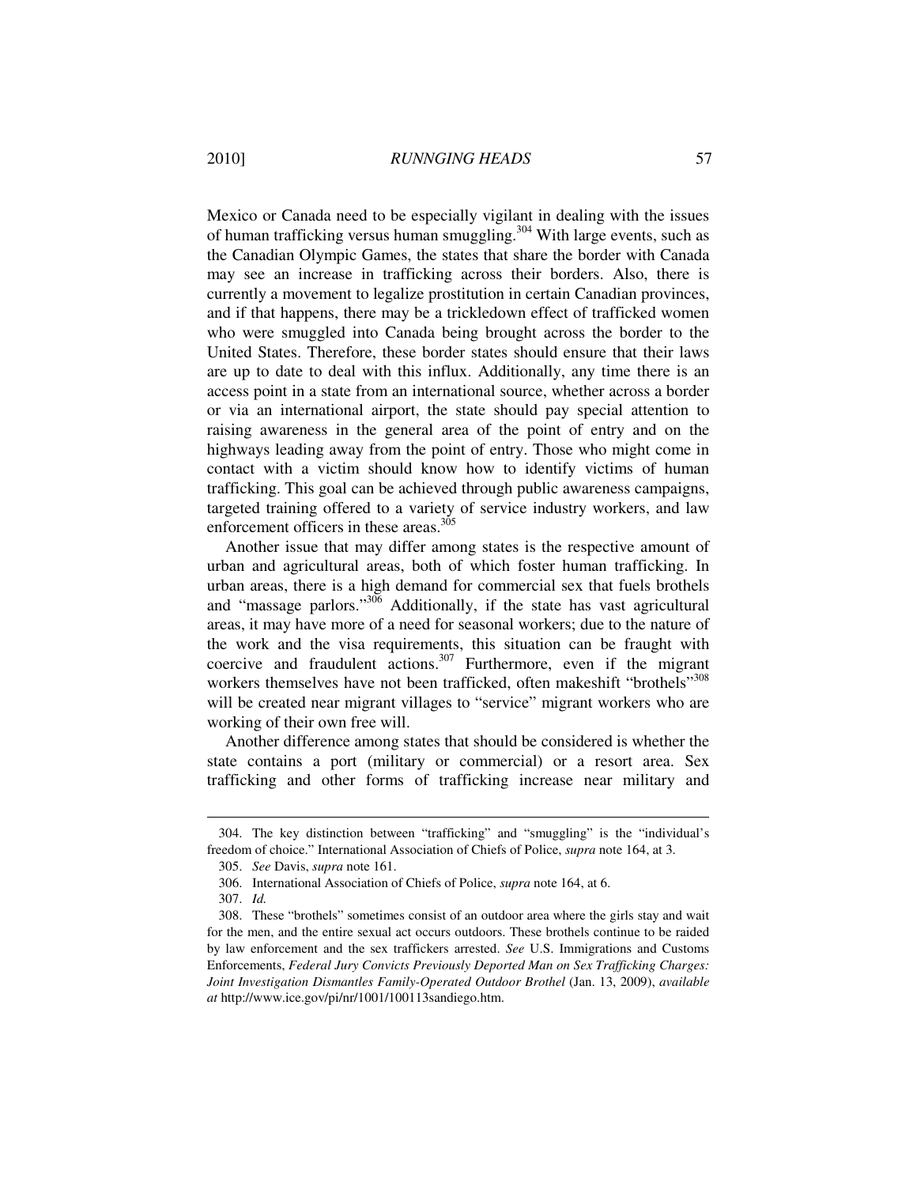Mexico or Canada need to be especially vigilant in dealing with the issues of human trafficking versus human smuggling.[304] With large events, such as the Canadian Olympic Games, the states that share the border with Canada may see an increase in trafficking across their borders. Also, there is currently a movement to legalize prostitution in certain Canadian provinces, and if that happens, there may be a trickledown effect of trafficked women who were smuggled into Canada being brought across the border to the United States. Therefore, these border states should ensure that their laws are up to date to deal with this influx. Additionally, any time there is an access point in a state from an international source, whether across a border or via an international airport, the state should pay special attention to raising awareness in the general area of the point of entry and on the highways leading away from the point of entry. Those who might come in contact with a victim should know how to identify victims of human trafficking. This goal can be achieved through public awareness campaigns, targeted training offered to a variety of service industry workers, and law enforcement officers in these areas.[305]

Another issue that may differ among states is the respective amount of urban and agricultural areas, both of which foster human trafficking. In urban areas, there is a high demand for commercial sex that fuels brothels and "massage parlors."[306] Additionally, if the state has vast agricultural areas, it may have more of a need for seasonal workers; due to the nature of the work and the visa requirements, this situation can be fraught with coercive and fraudulent actions.[307] Furthermore, even if the migrant workers themselves have not been trafficked, often makeshift "brothels"[308] will be created near migrant villages to "service" migrant workers who are working of their own free will.

Another difference among states that should be considered is whether the state contains a port (military or commercial) or a resort area. Sex trafficking and other forms of trafficking increase near military and

---

304. The key distinction between "trafficking" and "smuggling" is the "individual's freedom of choice." International Association of Chiefs of Police, *supra* note 164, at 3.

305. *See* Davis, *supra* note 161.

306. International Association of Chiefs of Police, *supra* note 164, at 6.

307. *Id.*

308. These "brothels" sometimes consist of an outdoor area where the girls stay and wait for the men, and the entire sexual act occurs outdoors. These brothels continue to be raided by law enforcement and the sex traffickers arrested. *See* U.S. Immigrations and Customs Enforcements, *Federal Jury Convicts Previously Deported Man on Sex Trafficking Charges: Joint Investigation Dismantles Family-Operated Outdoor Brothel* (Jan. 13, 2009), *available at* http://www.ice.gov/pi/nr/1001/100113sandiego.htm.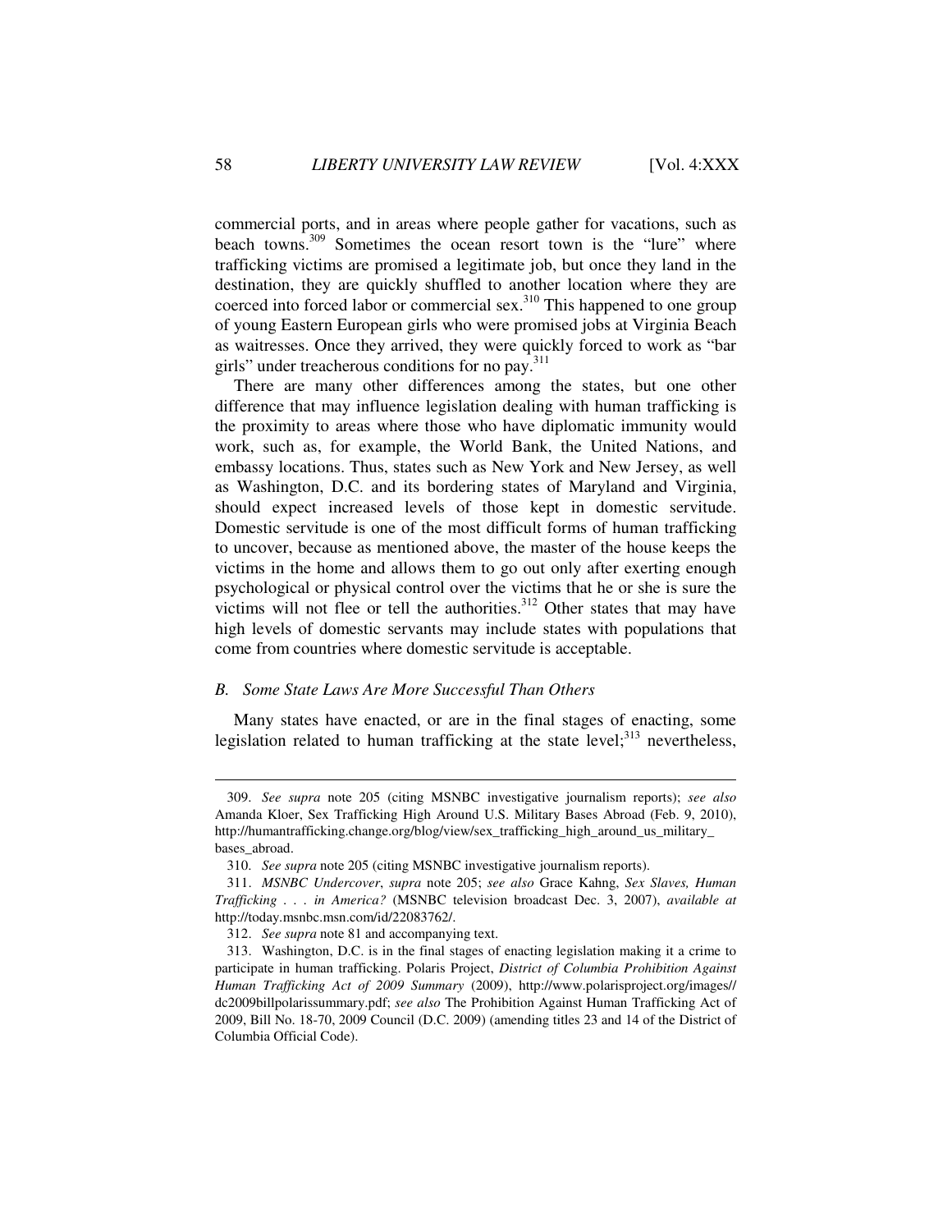commercial ports, and in areas where people gather for vacations, such as beach towns.[309] Sometimes the ocean resort town is the "lure" where trafficking victims are promised a legitimate job, but once they land in the destination, they are quickly shuffled to another location where they are coerced into forced labor or commercial sex.[310] This happened to one group of young Eastern European girls who were promised jobs at Virginia Beach as waitresses. Once they arrived, they were quickly forced to work as "bar girls" under treacherous conditions for no pay.[311]

There are many other differences among the states, but one other difference that may influence legislation dealing with human trafficking is the proximity to areas where those who have diplomatic immunity would work, such as, for example, the World Bank, the United Nations, and embassy locations. Thus, states such as New York and New Jersey, as well as Washington, D.C. and its bordering states of Maryland and Virginia, should expect increased levels of those kept in domestic servitude. Domestic servitude is one of the most difficult forms of human trafficking to uncover, because as mentioned above, the master of the house keeps the victims in the home and allows them to go out only after exerting enough psychological or physical control over the victims that he or she is sure the victims will not flee or tell the authorities.[312] Other states that may have high levels of domestic servants may include states with populations that come from countries where domestic servitude is acceptable.

### *B. Some State Laws Are More Successful Than Others*

Many states have enacted, or are in the final stages of enacting, some legislation related to human trafficking at the state level;[313] nevertheless,

---

309. *See supra* note 205 (citing MSNBC investigative journalism reports); *see also* Amanda Kloer, Sex Trafficking High Around U.S. Military Bases Abroad (Feb. 9, 2010), http://humantrafficking.change.org/blog/view/sex_trafficking_high_around_us_military_bases_abroad.

310. *See supra* note 205 (citing MSNBC investigative journalism reports).

311. *MSNBC Undercover*, *supra* note 205; *see also* Grace Kahng, *Sex Slaves, Human Trafficking . . . in America?* (MSNBC television broadcast Dec. 3, 2007), *available at* http://today.msnbc.msn.com/id/22083762/.

312. *See supra* note 81 and accompanying text.

313. Washington, D.C. is in the final stages of enacting legislation making it a crime to participate in human trafficking. Polaris Project, *District of Columbia Prohibition Against Human Trafficking Act of 2009 Summary* (2009), http://www.polarisproject.org/images//dc2009billpolarissummary.pdf; *see also* The Prohibition Against Human Trafficking Act of 2009, Bill No. 18-70, 2009 Council (D.C. 2009) (amending titles 23 and 14 of the District of Columbia Official Code).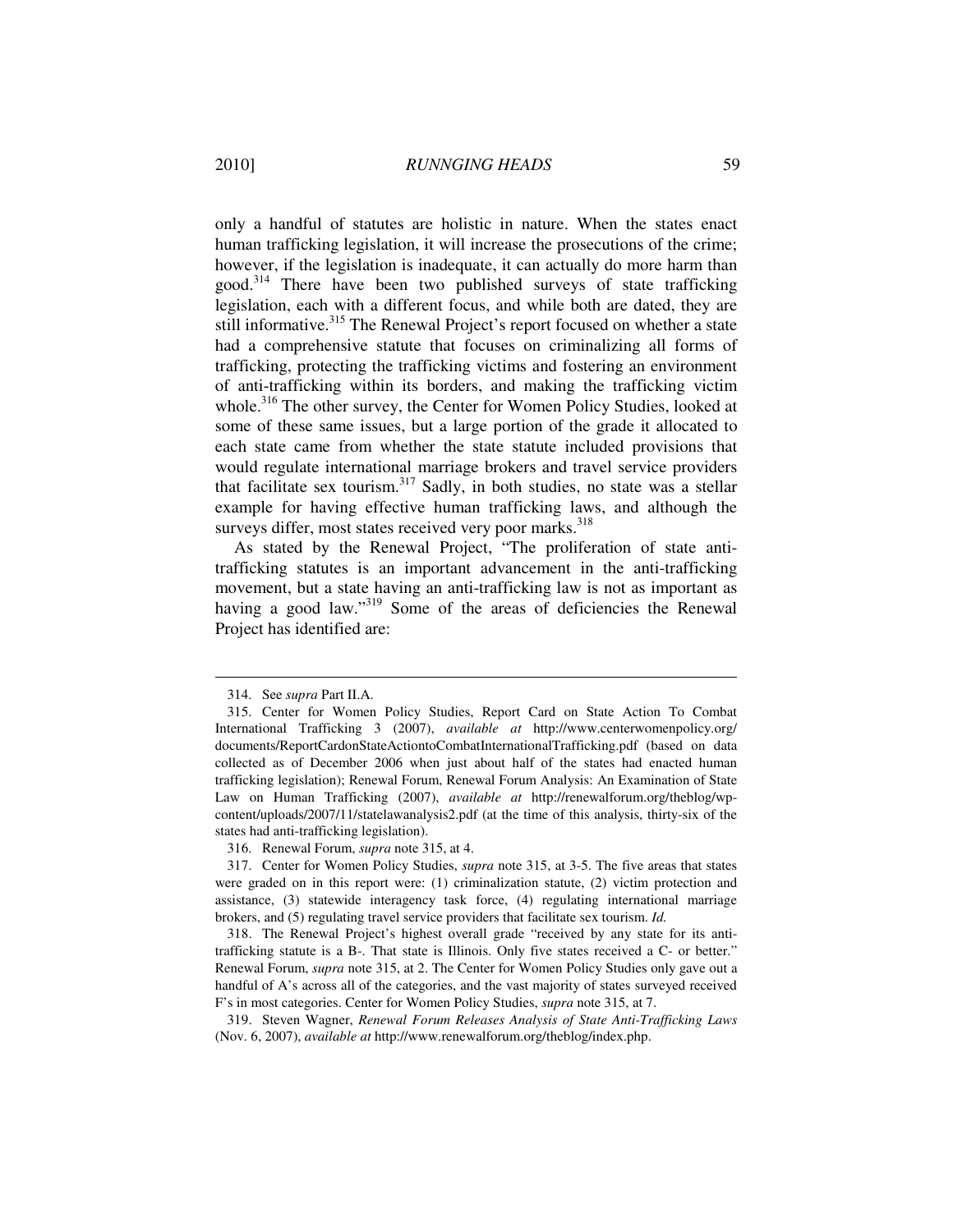only a handful of statutes are holistic in nature. When the states enact human trafficking legislation, it will increase the prosecutions of the crime; however, if the legislation is inadequate, it can actually do more harm than good.[314] There have been two published surveys of state trafficking legislation, each with a different focus, and while both are dated, they are still informative.[315] The Renewal Project's report focused on whether a state had a comprehensive statute that focuses on criminalizing all forms of trafficking, protecting the trafficking victims and fostering an environment of anti-trafficking within its borders, and making the trafficking victim whole.[316] The other survey, the Center for Women Policy Studies, looked at some of these same issues, but a large portion of the grade it allocated to each state came from whether the state statute included provisions that would regulate international marriage brokers and travel service providers that facilitate sex tourism.[317] Sadly, in both studies, no state was a stellar example for having effective human trafficking laws, and although the surveys differ, most states received very poor marks.[318]

As stated by the Renewal Project, "The proliferation of state anti-trafficking statutes is an important advancement in the anti-trafficking movement, but a state having an anti-trafficking law is not as important as having a good law."[319] Some of the areas of deficiencies the Renewal Project has identified are:

---

314. See *supra* Part II.A.

315. Center for Women Policy Studies, Report Card on State Action To Combat International Trafficking 3 (2007), *available at* http://www.centerwomenpolicy.org/documents/ReportCardonStateActiontoCombatInternationalTrafficking.pdf (based on data collected as of December 2006 when just about half of the states had enacted human trafficking legislation); Renewal Forum, Renewal Forum Analysis: An Examination of State Law on Human Trafficking (2007), *available at* http://renewalforum.org/theblog/wp-content/uploads/2007/11/statelawanalysis2.pdf (at the time of this analysis, thirty-six of the states had anti-trafficking legislation).

316. Renewal Forum, *supra* note 315, at 4.

317. Center for Women Policy Studies, *supra* note 315, at 3-5. The five areas that states were graded on in this report were: (1) criminalization statute, (2) victim protection and assistance, (3) statewide interagency task force, (4) regulating international marriage brokers, and (5) regulating travel service providers that facilitate sex tourism. *Id.*

318. The Renewal Project's highest overall grade "received by any state for its anti-trafficking statute is a B-. That state is Illinois. Only five states received a C- or better." Renewal Forum, *supra* note 315, at 2. The Center for Women Policy Studies only gave out a handful of A's across all of the categories, and the vast majority of states surveyed received F's in most categories. Center for Women Policy Studies, *supra* note 315, at 7.

319. Steven Wagner, *Renewal Forum Releases Analysis of State Anti-Trafficking Laws* (Nov. 6, 2007), *available at* http://www.renewalforum.org/theblog/index.php.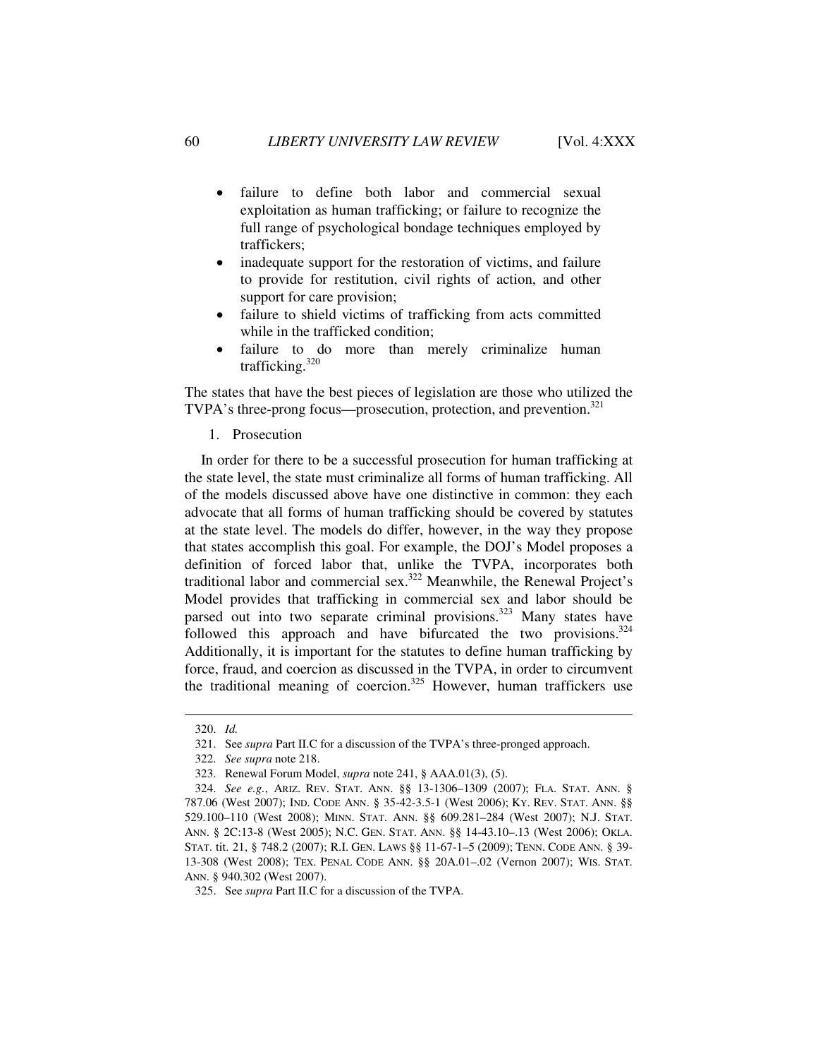- failure to define both labor and commercial sexual exploitation as human trafficking; or failure to recognize the full range of psychological bondage techniques employed by traffickers;
- inadequate support for the restoration of victims, and failure to provide for restitution, civil rights of action, and other support for care provision;
- failure to shield victims of trafficking from acts committed while in the trafficked condition;
- failure to do more than merely criminalize human trafficking.[320]

The states that have the best pieces of legislation are those who utilized the TVPA's three-prong focus—prosecution, protection, and prevention.[321]

1. Prosecution

In order for there to be a successful prosecution for human trafficking at the state level, the state must criminalize all forms of human trafficking. All of the models discussed above have one distinctive in common: they each advocate that all forms of human trafficking should be covered by statutes at the state level. The models do differ, however, in the way they propose that states accomplish this goal. For example, the DOJ's Model proposes a definition of forced labor that, unlike the TVPA, incorporates both traditional labor and commercial sex.[322] Meanwhile, the Renewal Project's Model provides that trafficking in commercial sex and labor should be parsed out into two separate criminal provisions.[323] Many states have followed this approach and have bifurcated the two provisions.[324] Additionally, it is important for the statutes to define human trafficking by force, fraud, and coercion as discussed in the TVPA, in order to circumvent the traditional meaning of coercion.[325] However, human traffickers use

---

320. *Id.*

321. See *supra* Part II.C for a discussion of the TVPA's three-pronged approach.

322. *See supra* note 218.

323. Renewal Forum Model, *supra* note 241, § AAA.01(3), (5).

324. *See e.g.*, ARIZ. REV. STAT. ANN. §§ 13-1306–1309 (2007); FLA. STAT. ANN. § 787.06 (West 2007); IND. CODE ANN. § 35-42-3.5-1 (West 2006); KY. REV. STAT. ANN. §§ 529.100–110 (West 2008); MINN. STAT. ANN. §§ 609.281–284 (West 2007); N.J. STAT. ANN. § 2C:13-8 (West 2005); N.C. GEN. STAT. ANN. §§ 14-43.10–.13 (West 2006); OKLA. STAT. tit. 21, § 748.2 (2007); R.I. GEN. LAWS §§ 11-67-1–5 (2009); TENN. CODE ANN. § 39-13-308 (West 2008); TEX. PENAL CODE ANN. §§ 20A.01–.02 (Vernon 2007); WIS. STAT. ANN. § 940.302 (West 2007).

325. See *supra* Part II.C for a discussion of the TVPA.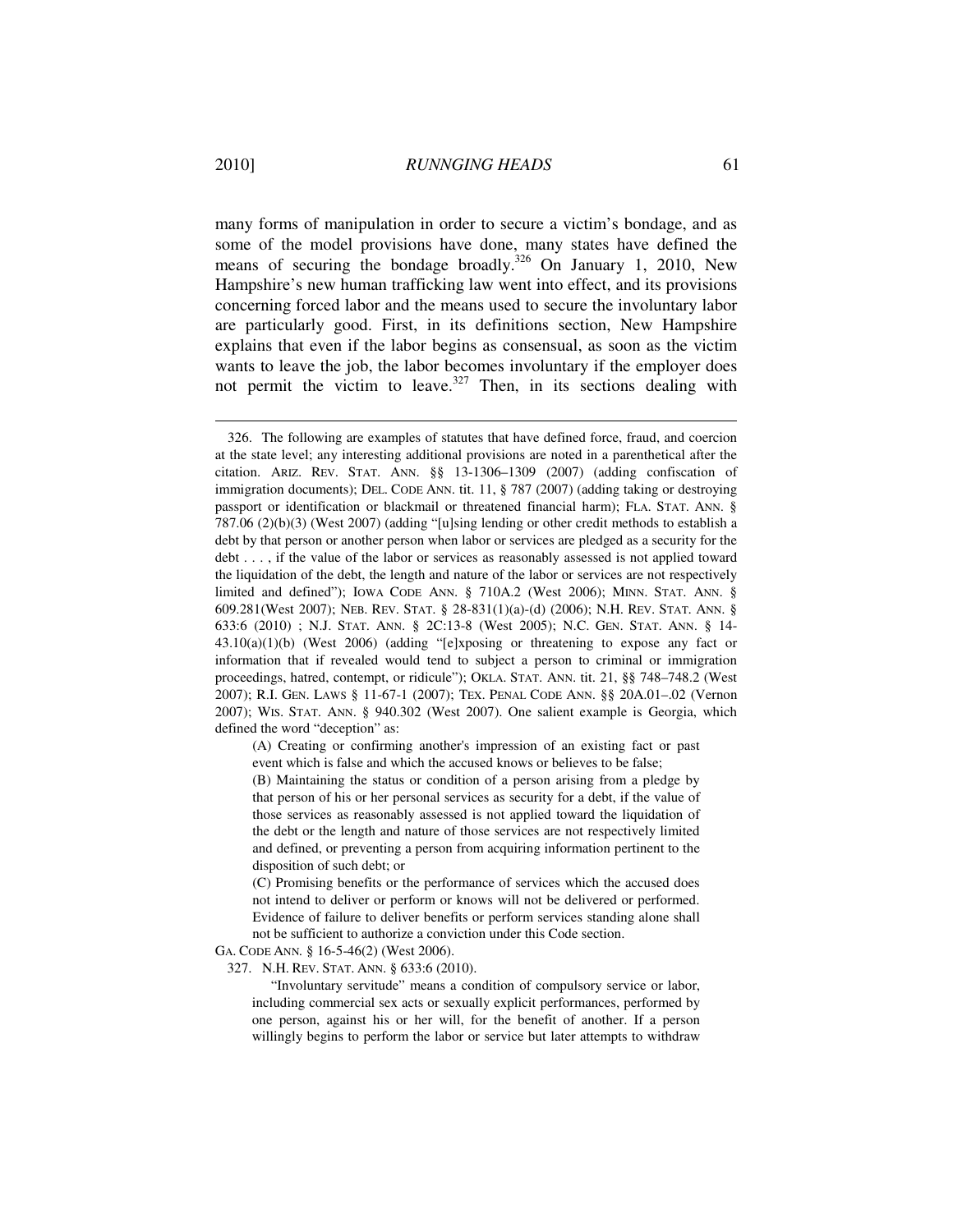many forms of manipulation in order to secure a victim's bondage, and as some of the model provisions have done, many states have defined the means of securing the bondage broadly.[326] On January 1, 2010, New Hampshire's new human trafficking law went into effect, and its provisions concerning forced labor and the means used to secure the involuntary labor are particularly good. First, in its definitions section, New Hampshire explains that even if the labor begins as consensual, as soon as the victim wants to leave the job, the labor becomes involuntary if the employer does not permit the victim to leave.[327] Then, in its sections dealing with

---

326. The following are examples of statutes that have defined force, fraud, and coercion at the state level; any interesting additional provisions are noted in a parenthetical after the citation. ARIZ. REV. STAT. ANN. §§ 13-1306–1309 (2007) (adding confiscation of immigration documents); DEL. CODE ANN. tit. 11, § 787 (2007) (adding taking or destroying passport or identification or blackmail or threatened financial harm); FLA. STAT. ANN. § 787.06 (2)(b)(3) (West 2007) (adding "[u]sing lending or other credit methods to establish a debt by that person or another person when labor or services are pledged as a security for the debt . . . , if the value of the labor or services as reasonably assessed is not applied toward the liquidation of the debt, the length and nature of the labor or services are not respectively limited and defined"); IOWA CODE ANN. § 710A.2 (West 2006); MINN. STAT. ANN. § 609.281(West 2007); NEB. REV. STAT. § 28-831(1)(a)-(d) (2006); N.H. REV. STAT. ANN. § 633:6 (2010) ; N.J. STAT. ANN. § 2C:13-8 (West 2005); N.C. GEN. STAT. ANN. § 14-43.10(a)(1)(b) (West 2006) (adding "[e]xposing or threatening to expose any fact or information that if revealed would tend to subject a person to criminal or immigration proceedings, hatred, contempt, or ridicule"); OKLA. STAT. ANN. tit. 21, §§ 748–748.2 (West 2007); R.I. GEN. LAWS § 11-67-1 (2007); TEX. PENAL CODE ANN. §§ 20A.01–.02 (Vernon 2007); WIS. STAT. ANN. § 940.302 (West 2007). One salient example is Georgia, which defined the word "deception" as:

> (A) Creating or confirming another's impression of an existing fact or past event which is false and which the accused knows or believes to be false;
>
> (B) Maintaining the status or condition of a person arising from a pledge by that person of his or her personal services as security for a debt, if the value of those services as reasonably assessed is not applied toward the liquidation of the debt or the length and nature of those services are not respectively limited and defined, or preventing a person from acquiring information pertinent to the disposition of such debt; or
>
> (C) Promising benefits or the performance of services which the accused does not intend to deliver or perform or knows will not be delivered or performed. Evidence of failure to deliver benefits or perform services standing alone shall not be sufficient to authorize a conviction under this Code section.

GA. CODE ANN. § 16-5-46(2) (West 2006).

327. N.H. REV. STAT. ANN. § 633:6 (2010).

> "Involuntary servitude" means a condition of compulsory service or labor, including commercial sex acts or sexually explicit performances, performed by one person, against his or her will, for the benefit of another. If a person willingly begins to perform the labor or service but later attempts to withdraw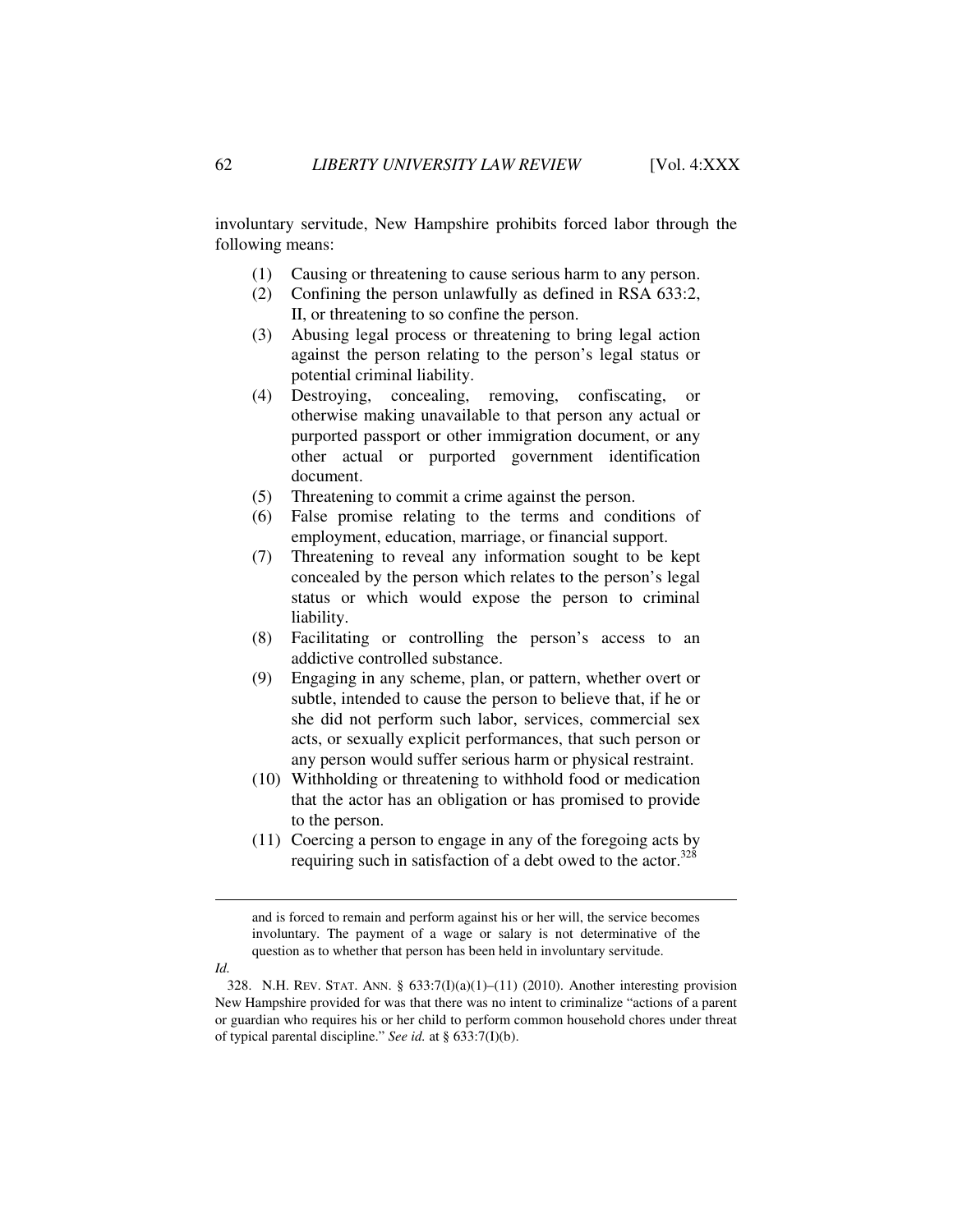involuntary servitude, New Hampshire prohibits forced labor through the following means:

(1) Causing or threatening to cause serious harm to any person.

(2) Confining the person unlawfully as defined in RSA 633:2, II, or threatening to so confine the person.

(3) Abusing legal process or threatening to bring legal action against the person relating to the person's legal status or potential criminal liability.

(4) Destroying, concealing, removing, confiscating, or otherwise making unavailable to that person any actual or purported passport or other immigration document, or any other actual or purported government identification document.

(5) Threatening to commit a crime against the person.

(6) False promise relating to the terms and conditions of employment, education, marriage, or financial support.

(7) Threatening to reveal any information sought to be kept concealed by the person which relates to the person's legal status or which would expose the person to criminal liability.

(8) Facilitating or controlling the person's access to an addictive controlled substance.

(9) Engaging in any scheme, plan, or pattern, whether overt or subtle, intended to cause the person to believe that, if he or she did not perform such labor, services, commercial sex acts, or sexually explicit performances, that such person or any person would suffer serious harm or physical restraint.

(10) Withholding or threatening to withhold food or medication that the actor has an obligation or has promised to provide to the person.

(11) Coercing a person to engage in any of the foregoing acts by requiring such in satisfaction of a debt owed to the actor.[328]

---

and is forced to remain and perform against his or her will, the service becomes involuntary. The payment of a wage or salary is not determinative of the question as to whether that person has been held in involuntary servitude.

*Id.*

328. N.H. REV. STAT. ANN. § 633:7(I)(a)(1)–(11) (2010). Another interesting provision New Hampshire provided for was that there was no intent to criminalize "actions of a parent or guardian who requires his or her child to perform common household chores under threat of typical parental discipline." *See id.* at § 633:7(I)(b).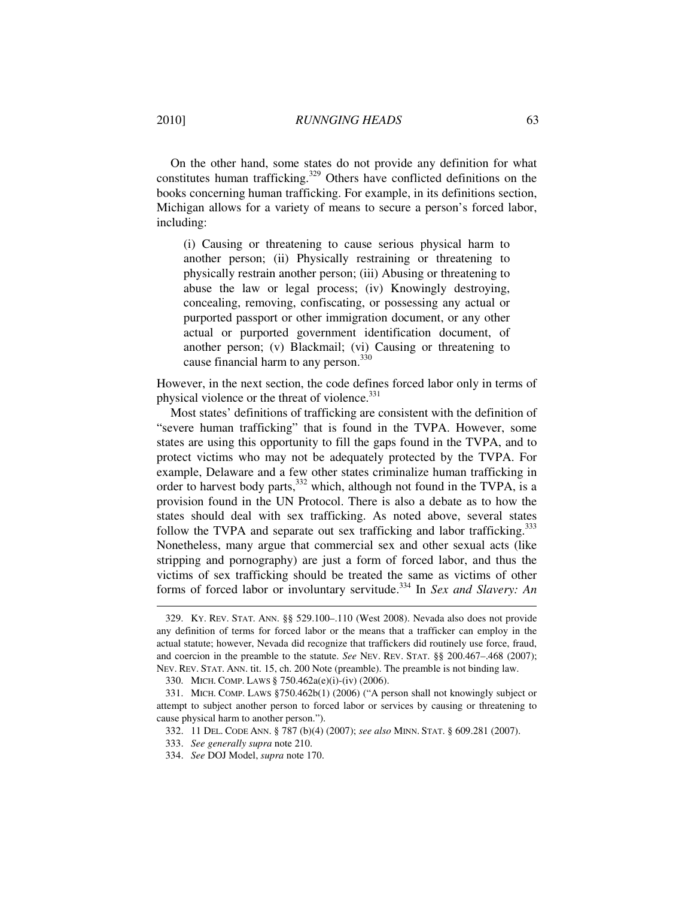On the other hand, some states do not provide any definition for what constitutes human trafficking.[329] Others have conflicted definitions on the books concerning human trafficking. For example, in its definitions section, Michigan allows for a variety of means to secure a person's forced labor, including:

> (i) Causing or threatening to cause serious physical harm to another person; (ii) Physically restraining or threatening to physically restrain another person; (iii) Abusing or threatening to abuse the law or legal process; (iv) Knowingly destroying, concealing, removing, confiscating, or possessing any actual or purported passport or other immigration document, or any other actual or purported government identification document, of another person; (v) Blackmail; (vi) Causing or threatening to cause financial harm to any person.[330]

However, in the next section, the code defines forced labor only in terms of physical violence or the threat of violence.[331]

Most states' definitions of trafficking are consistent with the definition of "severe human trafficking" that is found in the TVPA. However, some states are using this opportunity to fill the gaps found in the TVPA, and to protect victims who may not be adequately protected by the TVPA. For example, Delaware and a few other states criminalize human trafficking in order to harvest body parts,[332] which, although not found in the TVPA, is a provision found in the UN Protocol. There is also a debate as to how the states should deal with sex trafficking. As noted above, several states follow the TVPA and separate out sex trafficking and labor trafficking.[333] Nonetheless, many argue that commercial sex and other sexual acts (like stripping and pornography) are just a form of forced labor, and thus the victims of sex trafficking should be treated the same as victims of other forms of forced labor or involuntary servitude.[334] In *Sex and Slavery: An*

---

329. KY. REV. STAT. ANN. §§ 529.100–.110 (West 2008). Nevada also does not provide any definition of terms for forced labor or the means that a trafficker can employ in the actual statute; however, Nevada did recognize that traffickers did routinely use force, fraud, and coercion in the preamble to the statute. *See* NEV. REV. STAT. §§ 200.467–.468 (2007); NEV. REV. STAT. ANN. tit. 15, ch. 200 Note (preamble). The preamble is not binding law.

330. MICH. COMP. LAWS § 750.462a(e)(i)-(iv) (2006).

331. MICH. COMP. LAWS §750.462b(1) (2006) ("A person shall not knowingly subject or attempt to subject another person to forced labor or services by causing or threatening to cause physical harm to another person.").

332. 11 DEL. CODE ANN. § 787 (b)(4) (2007); *see also* MINN. STAT. § 609.281 (2007).

333. *See generally supra* note 210.

334. *See* DOJ Model, *supra* note 170.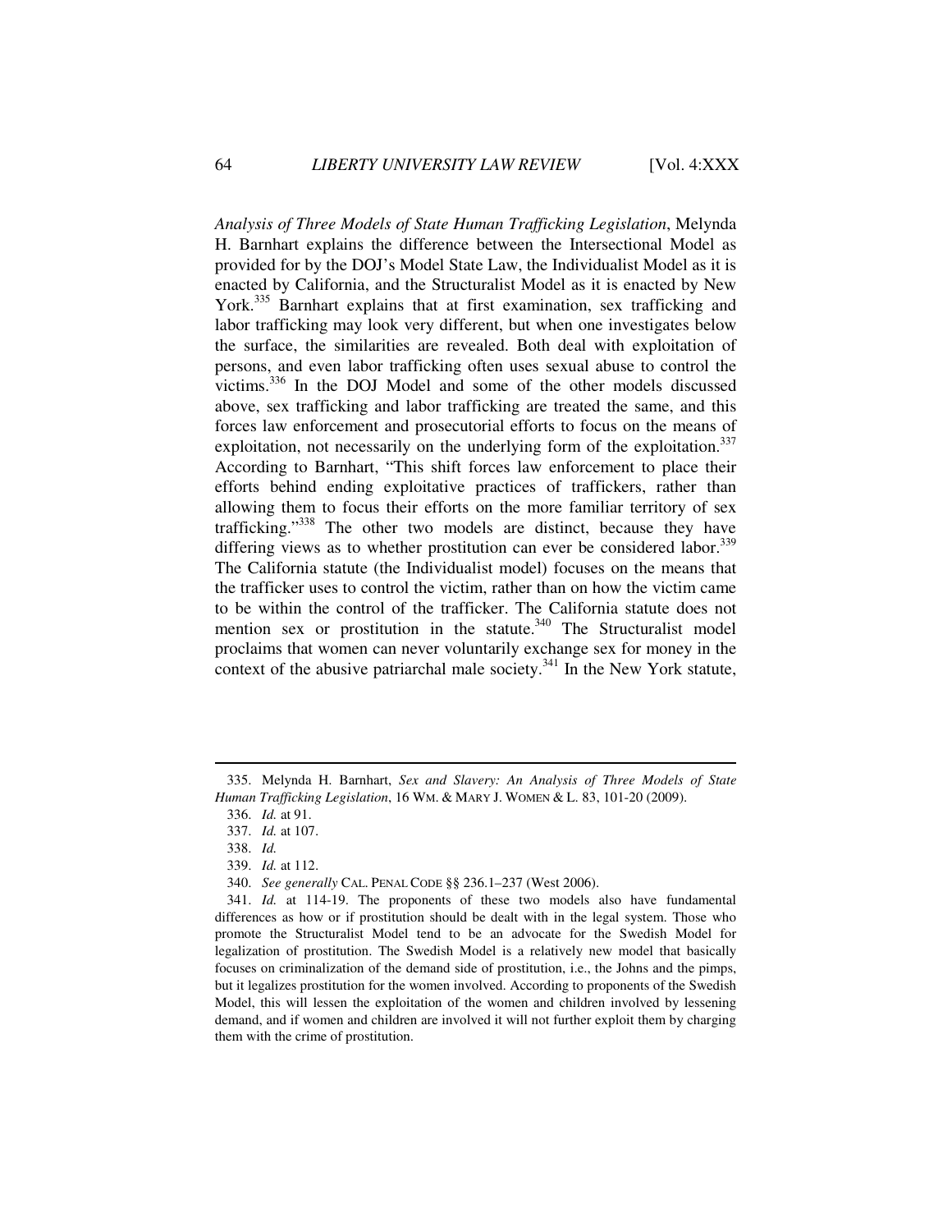*Analysis of Three Models of State Human Trafficking Legislation*, Melynda H. Barnhart explains the difference between the Intersectional Model as provided for by the DOJ's Model State Law, the Individualist Model as it is enacted by California, and the Structuralist Model as it is enacted by New York.[335] Barnhart explains that at first examination, sex trafficking and labor trafficking may look very different, but when one investigates below the surface, the similarities are revealed. Both deal with exploitation of persons, and even labor trafficking often uses sexual abuse to control the victims.[336] In the DOJ Model and some of the other models discussed above, sex trafficking and labor trafficking are treated the same, and this forces law enforcement and prosecutorial efforts to focus on the means of exploitation, not necessarily on the underlying form of the exploitation.[337] According to Barnhart, "This shift forces law enforcement to place their efforts behind ending exploitative practices of traffickers, rather than allowing them to focus their efforts on the more familiar territory of sex trafficking."[338] The other two models are distinct, because they have differing views as to whether prostitution can ever be considered labor.[339] The California statute (the Individualist model) focuses on the means that the trafficker uses to control the victim, rather than on how the victim came to be within the control of the trafficker. The California statute does not mention sex or prostitution in the statute.[340] The Structuralist model proclaims that women can never voluntarily exchange sex for money in the context of the abusive patriarchal male society.[341] In the New York statute,

---

335. Melynda H. Barnhart, *Sex and Slavery: An Analysis of Three Models of State Human Trafficking Legislation*, 16 WM. & MARY J. WOMEN & L. 83, 101-20 (2009).

336. *Id.* at 91.

337. *Id.* at 107.

338. *Id.*

339. *Id.* at 112.

340. *See generally* CAL. PENAL CODE §§ 236.1–237 (West 2006).

341. *Id.* at 114-19. The proponents of these two models also have fundamental differences as how or if prostitution should be dealt with in the legal system. Those who promote the Structuralist Model tend to be an advocate for the Swedish Model for legalization of prostitution. The Swedish Model is a relatively new model that basically focuses on criminalization of the demand side of prostitution, i.e., the Johns and the pimps, but it legalizes prostitution for the women involved. According to proponents of the Swedish Model, this will lessen the exploitation of the women and children involved by lessening demand, and if women and children are involved it will not further exploit them by charging them with the crime of prostitution.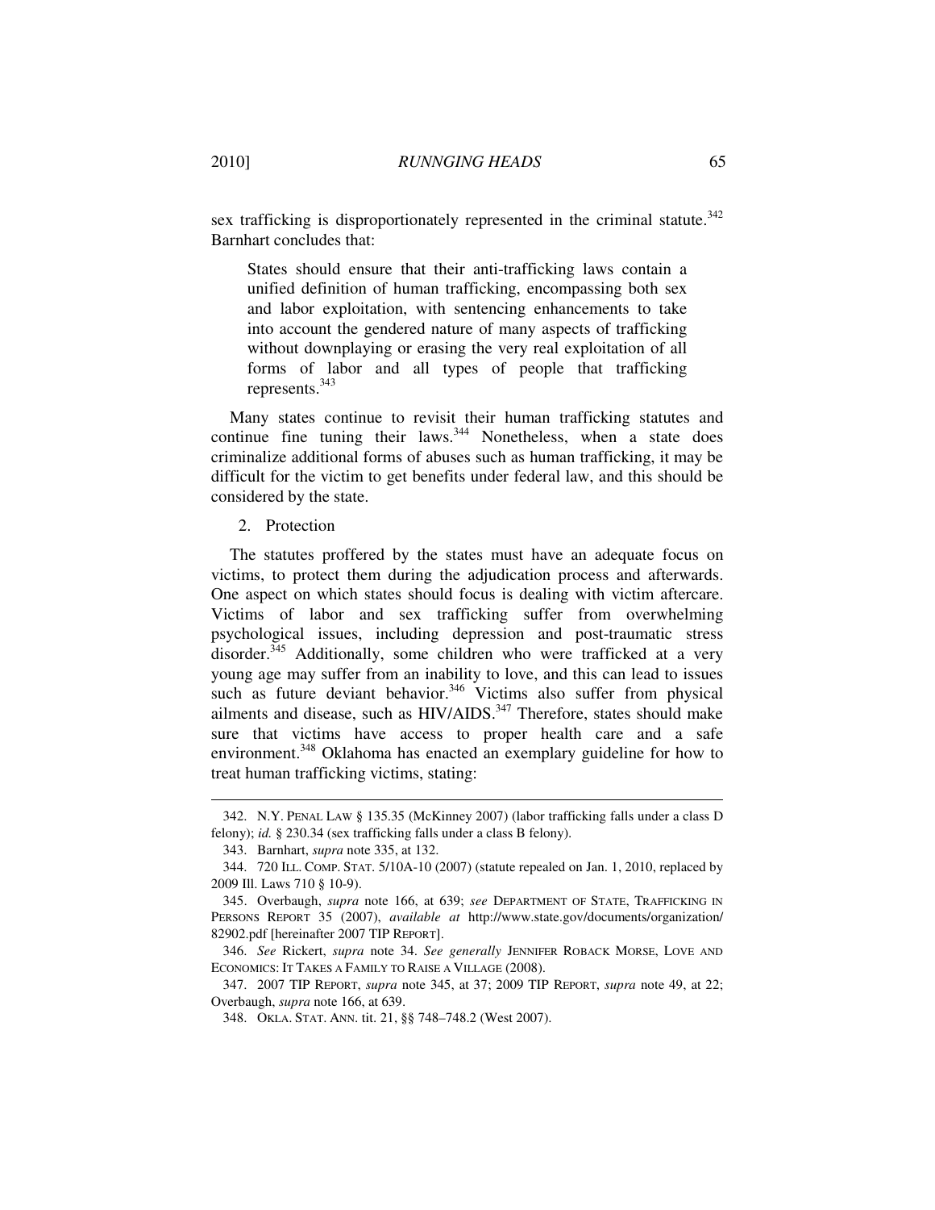sex trafficking is disproportionately represented in the criminal statute.[342] Barnhart concludes that:

> States should ensure that their anti-trafficking laws contain a unified definition of human trafficking, encompassing both sex and labor exploitation, with sentencing enhancements to take into account the gendered nature of many aspects of trafficking without downplaying or erasing the very real exploitation of all forms of labor and all types of people that trafficking represents.[343]

Many states continue to revisit their human trafficking statutes and continue fine tuning their laws.[344] Nonetheless, when a state does criminalize additional forms of abuses such as human trafficking, it may be difficult for the victim to get benefits under federal law, and this should be considered by the state.

2. Protection

The statutes proffered by the states must have an adequate focus on victims, to protect them during the adjudication process and afterwards. One aspect on which states should focus is dealing with victim aftercare. Victims of labor and sex trafficking suffer from overwhelming psychological issues, including depression and post-traumatic stress disorder.[345] Additionally, some children who were trafficked at a very young age may suffer from an inability to love, and this can lead to issues such as future deviant behavior.[346] Victims also suffer from physical ailments and disease, such as HIV/AIDS.[347] Therefore, states should make sure that victims have access to proper health care and a safe environment.[348] Oklahoma has enacted an exemplary guideline for how to treat human trafficking victims, stating:

---

342. N.Y. PENAL LAW § 135.35 (McKinney 2007) (labor trafficking falls under a class D felony); *id.* § 230.34 (sex trafficking falls under a class B felony).

343. Barnhart, *supra* note 335, at 132.

344. 720 ILL. COMP. STAT. 5/10A-10 (2007) (statute repealed on Jan. 1, 2010, replaced by 2009 Ill. Laws 710 § 10-9).

345. Overbaugh, *supra* note 166, at 639; *see* DEPARTMENT OF STATE, TRAFFICKING IN PERSONS REPORT 35 (2007), *available at* http://www.state.gov/documents/organization/82902.pdf [hereinafter 2007 TIP REPORT].

346. *See* Rickert, *supra* note 34. *See generally* JENNIFER ROBACK MORSE, LOVE AND ECONOMICS: IT TAKES A FAMILY TO RAISE A VILLAGE (2008).

347. 2007 TIP REPORT, *supra* note 345, at 37; 2009 TIP REPORT, *supra* note 49, at 22; Overbaugh, *supra* note 166, at 639.

348. OKLA. STAT. ANN. tit. 21, §§ 748–748.2 (West 2007).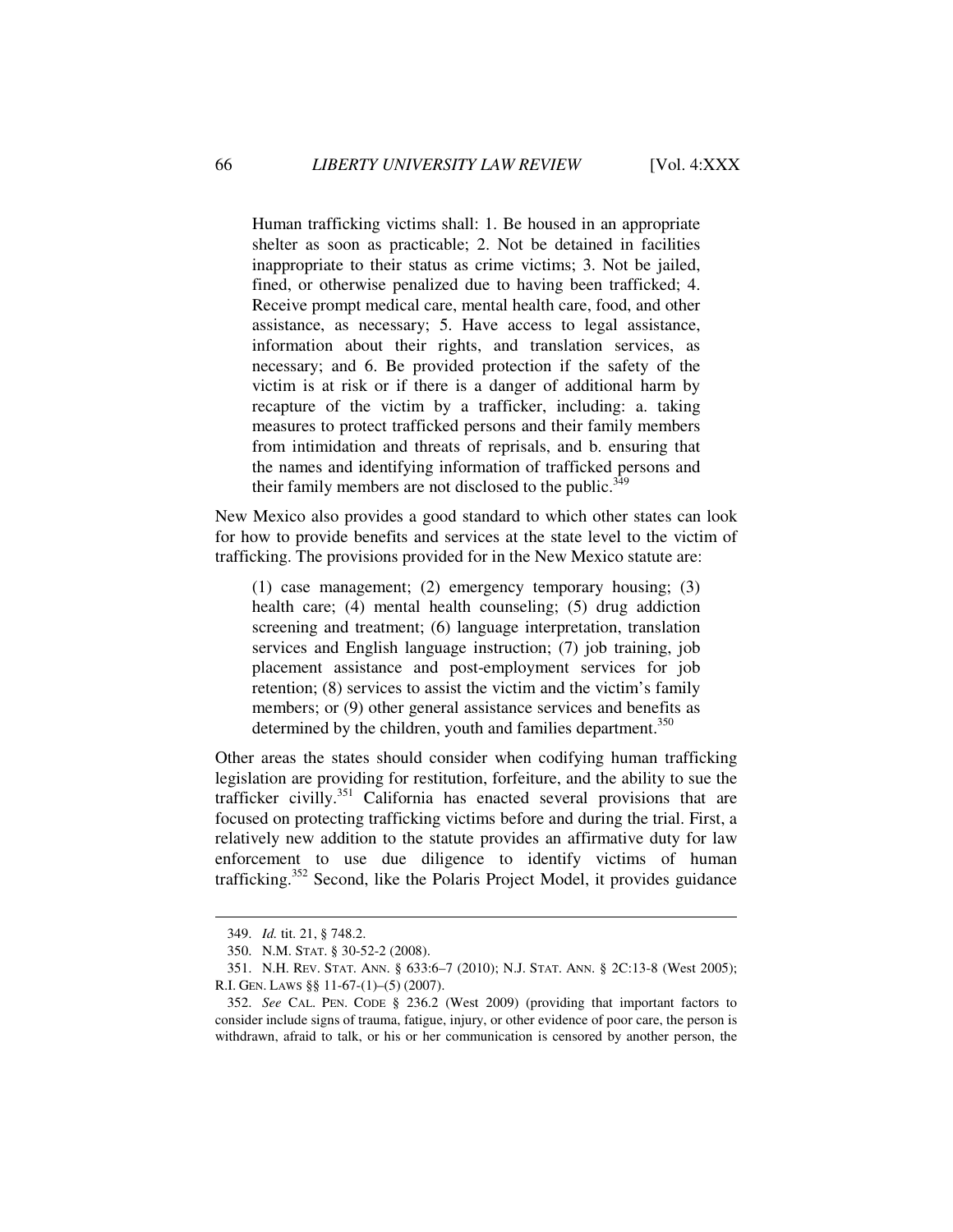> Human trafficking victims shall: 1. Be housed in an appropriate shelter as soon as practicable; 2. Not be detained in facilities inappropriate to their status as crime victims; 3. Not be jailed, fined, or otherwise penalized due to having been trafficked; 4. Receive prompt medical care, mental health care, food, and other assistance, as necessary; 5. Have access to legal assistance, information about their rights, and translation services, as necessary; and 6. Be provided protection if the safety of the victim is at risk or if there is a danger of additional harm by recapture of the victim by a trafficker, including: a. taking measures to protect trafficked persons and their family members from intimidation and threats of reprisals, and b. ensuring that the names and identifying information of trafficked persons and their family members are not disclosed to the public.[349]

New Mexico also provides a good standard to which other states can look for how to provide benefits and services at the state level to the victim of trafficking. The provisions provided for in the New Mexico statute are:

> (1) case management; (2) emergency temporary housing; (3) health care; (4) mental health counseling; (5) drug addiction screening and treatment; (6) language interpretation, translation services and English language instruction; (7) job training, job placement assistance and post-employment services for job retention; (8) services to assist the victim and the victim's family members; or (9) other general assistance services and benefits as determined by the children, youth and families department.[350]

Other areas the states should consider when codifying human trafficking legislation are providing for restitution, forfeiture, and the ability to sue the trafficker civilly.[351] California has enacted several provisions that are focused on protecting trafficking victims before and during the trial. First, a relatively new addition to the statute provides an affirmative duty for law enforcement to use due diligence to identify victims of human trafficking.[352] Second, like the Polaris Project Model, it provides guidance

---

349. *Id.* tit. 21, § 748.2.

350. N.M. STAT. § 30-52-2 (2008).

351. N.H. REV. STAT. ANN. § 633:6–7 (2010); N.J. STAT. ANN. § 2C:13-8 (West 2005); R.I. GEN. LAWS §§ 11-67-(1)–(5) (2007).

352. *See* CAL. PEN. CODE § 236.2 (West 2009) (providing that important factors to consider include signs of trauma, fatigue, injury, or other evidence of poor care, the person is withdrawn, afraid to talk, or his or her communication is censored by another person, the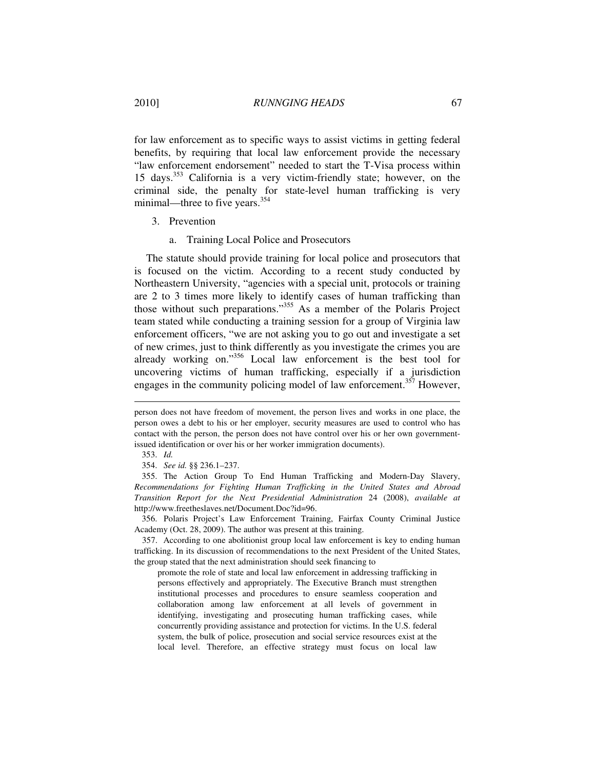for law enforcement as to specific ways to assist victims in getting federal benefits, by requiring that local law enforcement provide the necessary "law enforcement endorsement" needed to start the T-Visa process within 15 days.[353] California is a very victim-friendly state; however, on the criminal side, the penalty for state-level human trafficking is very minimal—three to five years.[354]

3. Prevention

a. Training Local Police and Prosecutors

The statute should provide training for local police and prosecutors that is focused on the victim. According to a recent study conducted by Northeastern University, "agencies with a special unit, protocols or training are 2 to 3 times more likely to identify cases of human trafficking than those without such preparations."[355] As a member of the Polaris Project team stated while conducting a training session for a group of Virginia law enforcement officers, "we are not asking you to go out and investigate a set of new crimes, just to think differently as you investigate the crimes you are already working on."[356] Local law enforcement is the best tool for uncovering victims of human trafficking, especially if a jurisdiction engages in the community policing model of law enforcement.[357] However,

---

person does not have freedom of movement, the person lives and works in one place, the person owes a debt to his or her employer, security measures are used to control who has contact with the person, the person does not have control over his or her own government-issued identification or over his or her worker immigration documents).

353. *Id.*

354. *See id.* §§ 236.1–237.

355. The Action Group To End Human Trafficking and Modern-Day Slavery, *Recommendations for Fighting Human Trafficking in the United States and Abroad Transition Report for the Next Presidential Administration* 24 (2008), *available at* http://www.freetheslaves.net/Document.Doc?id=96.

356. Polaris Project's Law Enforcement Training, Fairfax County Criminal Justice Academy (Oct. 28, 2009). The author was present at this training.

357. According to one abolitionist group local law enforcement is key to ending human trafficking. In its discussion of recommendations to the next President of the United States, the group stated that the next administration should seek financing to

> promote the role of state and local law enforcement in addressing trafficking in persons effectively and appropriately. The Executive Branch must strengthen institutional processes and procedures to ensure seamless cooperation and collaboration among law enforcement at all levels of government in identifying, investigating and prosecuting human trafficking cases, while concurrently providing assistance and protection for victims. In the U.S. federal system, the bulk of police, prosecution and social service resources exist at the local level. Therefore, an effective strategy must focus on local law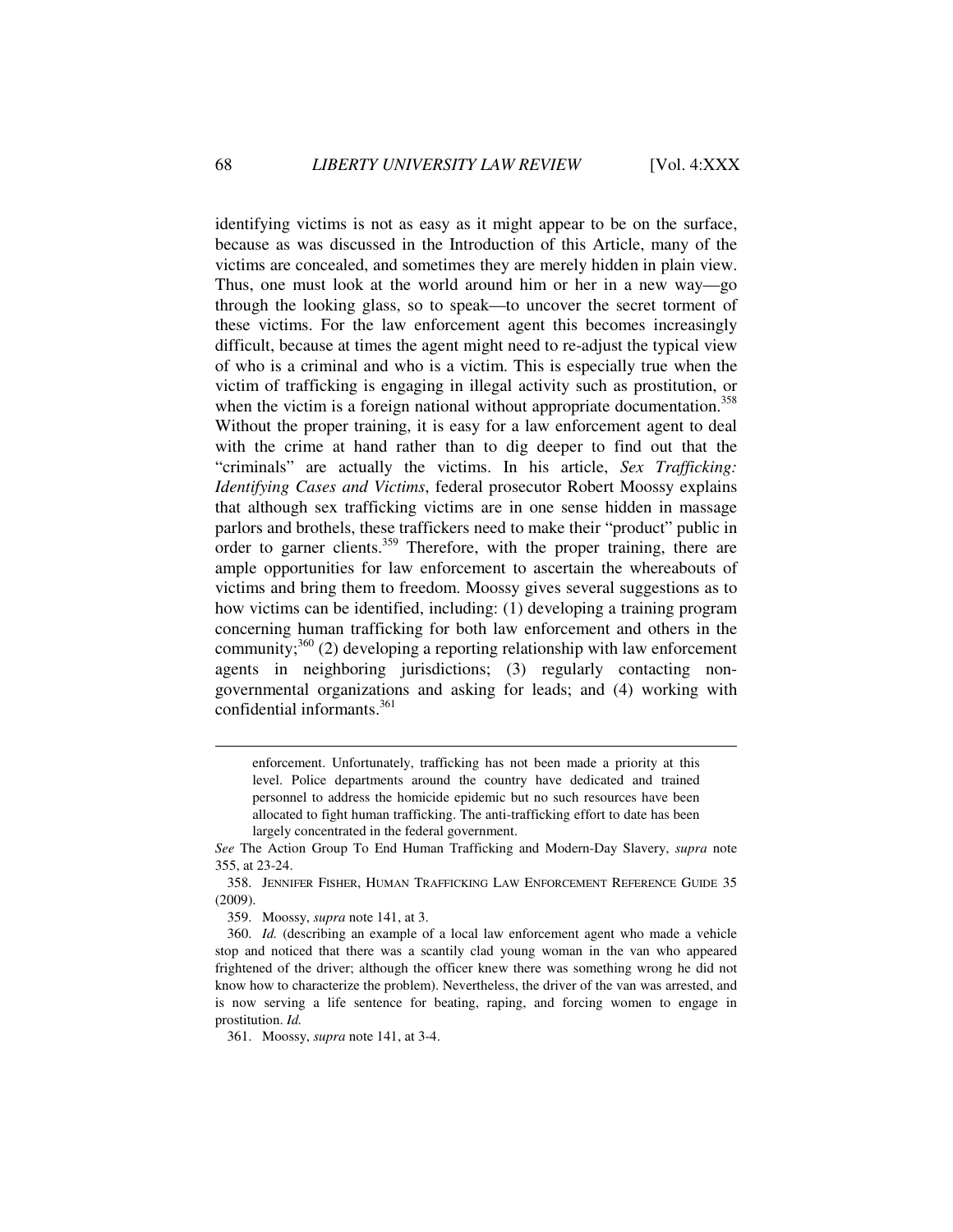identifying victims is not as easy as it might appear to be on the surface, because as was discussed in the Introduction of this Article, many of the victims are concealed, and sometimes they are merely hidden in plain view. Thus, one must look at the world around him or her in a new way—go through the looking glass, so to speak—to uncover the secret torment of these victims. For the law enforcement agent this becomes increasingly difficult, because at times the agent might need to re-adjust the typical view of who is a criminal and who is a victim. This is especially true when the victim of trafficking is engaging in illegal activity such as prostitution, or when the victim is a foreign national without appropriate documentation.[358] Without the proper training, it is easy for a law enforcement agent to deal with the crime at hand rather than to dig deeper to find out that the "criminals" are actually the victims. In his article, *Sex Trafficking: Identifying Cases and Victims*, federal prosecutor Robert Moossy explains that although sex trafficking victims are in one sense hidden in massage parlors and brothels, these traffickers need to make their "product" public in order to garner clients.[359] Therefore, with the proper training, there are ample opportunities for law enforcement to ascertain the whereabouts of victims and bring them to freedom. Moossy gives several suggestions as to how victims can be identified, including: (1) developing a training program concerning human trafficking for both law enforcement and others in the community;[360] (2) developing a reporting relationship with law enforcement agents in neighboring jurisdictions; (3) regularly contacting non-governmental organizations and asking for leads; and (4) working with confidential informants.[361]

---

> enforcement. Unfortunately, trafficking has not been made a priority at this level. Police departments around the country have dedicated and trained personnel to address the homicide epidemic but no such resources have been allocated to fight human trafficking. The anti-trafficking effort to date has been largely concentrated in the federal government.

*See* The Action Group To End Human Trafficking and Modern-Day Slavery, *supra* note 355, at 23-24.

358. JENNIFER FISHER, HUMAN TRAFFICKING LAW ENFORCEMENT REFERENCE GUIDE 35 (2009).

359. Moossy, *supra* note 141, at 3.

360. *Id.* (describing an example of a local law enforcement agent who made a vehicle stop and noticed that there was a scantily clad young woman in the van who appeared frightened of the driver; although the officer knew there was something wrong he did not know how to characterize the problem). Nevertheless, the driver of the van was arrested, and is now serving a life sentence for beating, raping, and forcing women to engage in prostitution. *Id.*

361. Moossy, *supra* note 141, at 3-4.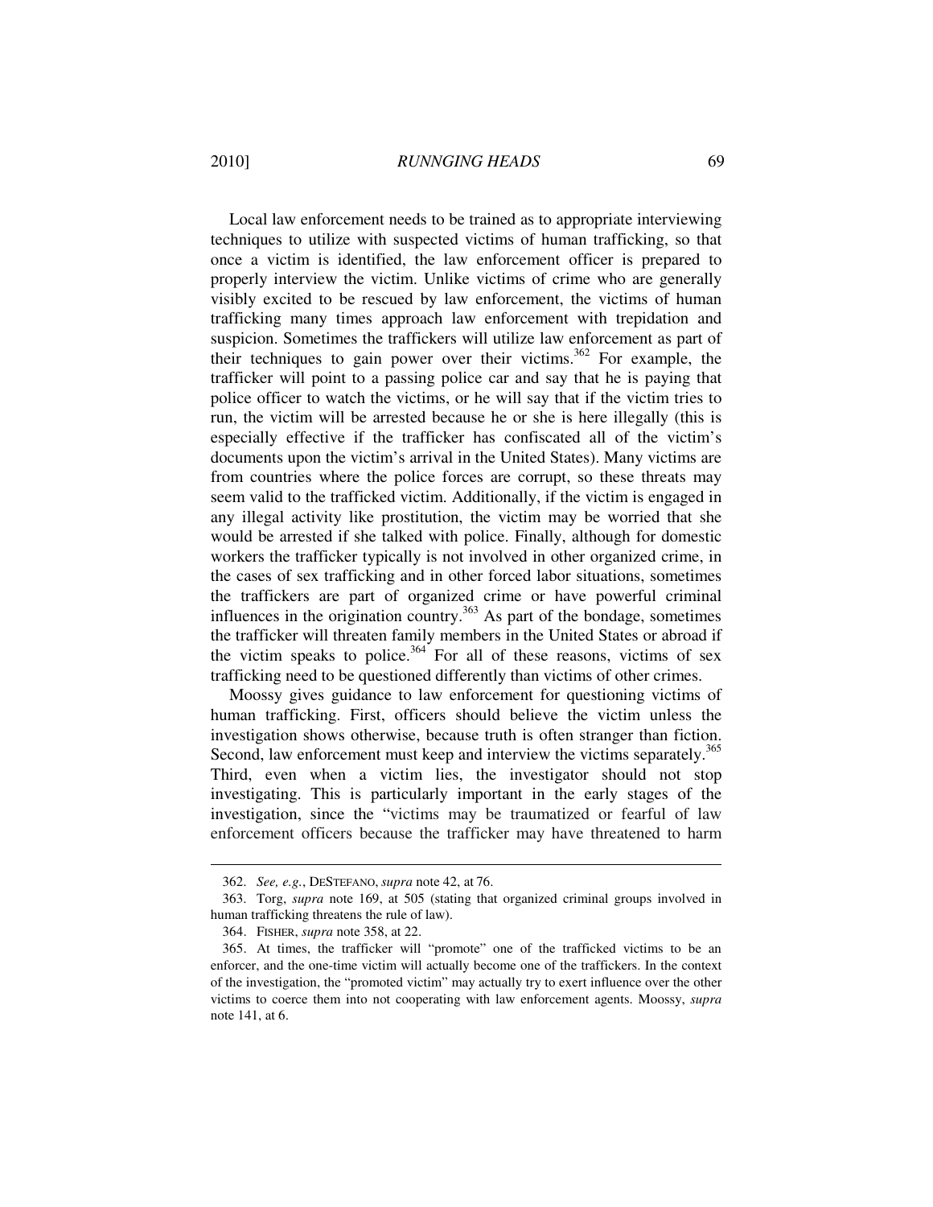Local law enforcement needs to be trained as to appropriate interviewing techniques to utilize with suspected victims of human trafficking, so that once a victim is identified, the law enforcement officer is prepared to properly interview the victim. Unlike victims of crime who are generally visibly excited to be rescued by law enforcement, the victims of human trafficking many times approach law enforcement with trepidation and suspicion. Sometimes the traffickers will utilize law enforcement as part of their techniques to gain power over their victims.[362] For example, the trafficker will point to a passing police car and say that he is paying that police officer to watch the victims, or he will say that if the victim tries to run, the victim will be arrested because he or she is here illegally (this is especially effective if the trafficker has confiscated all of the victim's documents upon the victim's arrival in the United States). Many victims are from countries where the police forces are corrupt, so these threats may seem valid to the trafficked victim. Additionally, if the victim is engaged in any illegal activity like prostitution, the victim may be worried that she would be arrested if she talked with police. Finally, although for domestic workers the trafficker typically is not involved in other organized crime, in the cases of sex trafficking and in other forced labor situations, sometimes the traffickers are part of organized crime or have powerful criminal influences in the origination country.[363] As part of the bondage, sometimes the trafficker will threaten family members in the United States or abroad if the victim speaks to police.[364] For all of these reasons, victims of sex trafficking need to be questioned differently than victims of other crimes.

Moossy gives guidance to law enforcement for questioning victims of human trafficking. First, officers should believe the victim unless the investigation shows otherwise, because truth is often stranger than fiction. Second, law enforcement must keep and interview the victims separately.[365] Third, even when a victim lies, the investigator should not stop investigating. This is particularly important in the early stages of the investigation, since the "victims may be traumatized or fearful of law enforcement officers because the trafficker may have threatened to harm

---

362. *See, e.g.*, DESTEFANO, *supra* note 42, at 76.

363. Torg, *supra* note 169, at 505 (stating that organized criminal groups involved in human trafficking threatens the rule of law).

364. FISHER, *supra* note 358, at 22.

365. At times, the trafficker will "promote" one of the trafficked victims to be an enforcer, and the one-time victim will actually become one of the traffickers. In the context of the investigation, the "promoted victim" may actually try to exert influence over the other victims to coerce them into not cooperating with law enforcement agents. Moossy, *supra* note 141, at 6.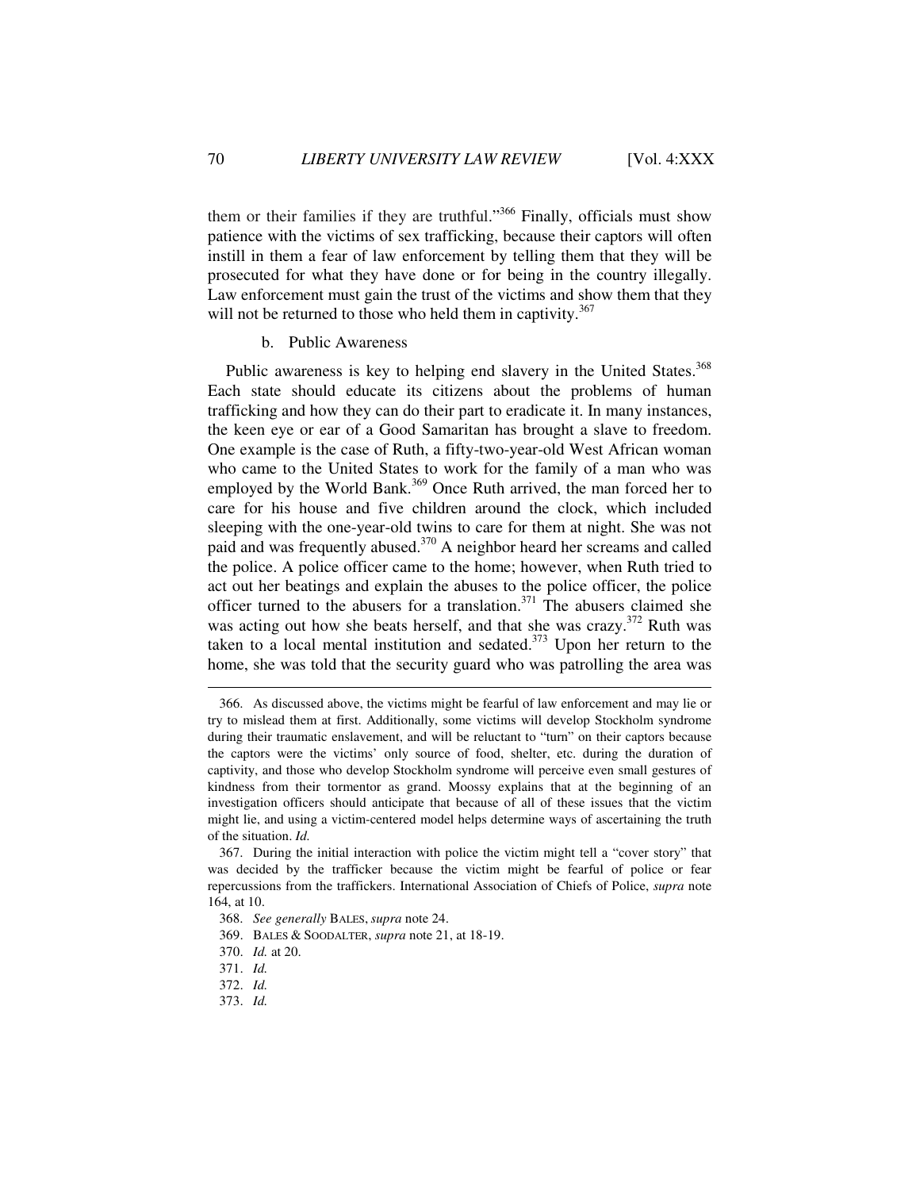them or their families if they are truthful."[366] Finally, officials must show patience with the victims of sex trafficking, because their captors will often instill in them a fear of law enforcement by telling them that they will be prosecuted for what they have done or for being in the country illegally. Law enforcement must gain the trust of the victims and show them that they will not be returned to those who held them in captivity.[367]

b. Public Awareness

Public awareness is key to helping end slavery in the United States.[368] Each state should educate its citizens about the problems of human trafficking and how they can do their part to eradicate it. In many instances, the keen eye or ear of a Good Samaritan has brought a slave to freedom. One example is the case of Ruth, a fifty-two-year-old West African woman who came to the United States to work for the family of a man who was employed by the World Bank.[369] Once Ruth arrived, the man forced her to care for his house and five children around the clock, which included sleeping with the one-year-old twins to care for them at night. She was not paid and was frequently abused.[370] A neighbor heard her screams and called the police. A police officer came to the home; however, when Ruth tried to act out her beatings and explain the abuses to the police officer, the police officer turned to the abusers for a translation.[371] The abusers claimed she was acting out how she beats herself, and that she was crazy.[372] Ruth was taken to a local mental institution and sedated.[373] Upon her return to the home, she was told that the security guard who was patrolling the area was

---

366. As discussed above, the victims might be fearful of law enforcement and may lie or try to mislead them at first. Additionally, some victims will develop Stockholm syndrome during their traumatic enslavement, and will be reluctant to "turn" on their captors because the captors were the victims' only source of food, shelter, etc. during the duration of captivity, and those who develop Stockholm syndrome will perceive even small gestures of kindness from their tormentor as grand. Moossy explains that at the beginning of an investigation officers should anticipate that because of all of these issues that the victim might lie, and using a victim-centered model helps determine ways of ascertaining the truth of the situation. *Id.*

367. During the initial interaction with police the victim might tell a "cover story" that was decided by the trafficker because the victim might be fearful of police or fear repercussions from the traffickers. International Association of Chiefs of Police, *supra* note 164, at 10.

368. *See generally* BALES, *supra* note 24.

369. BALES & SOODALTER, *supra* note 21, at 18-19.

370. *Id.* at 20.

371. *Id.*

372. *Id.*

373. *Id.*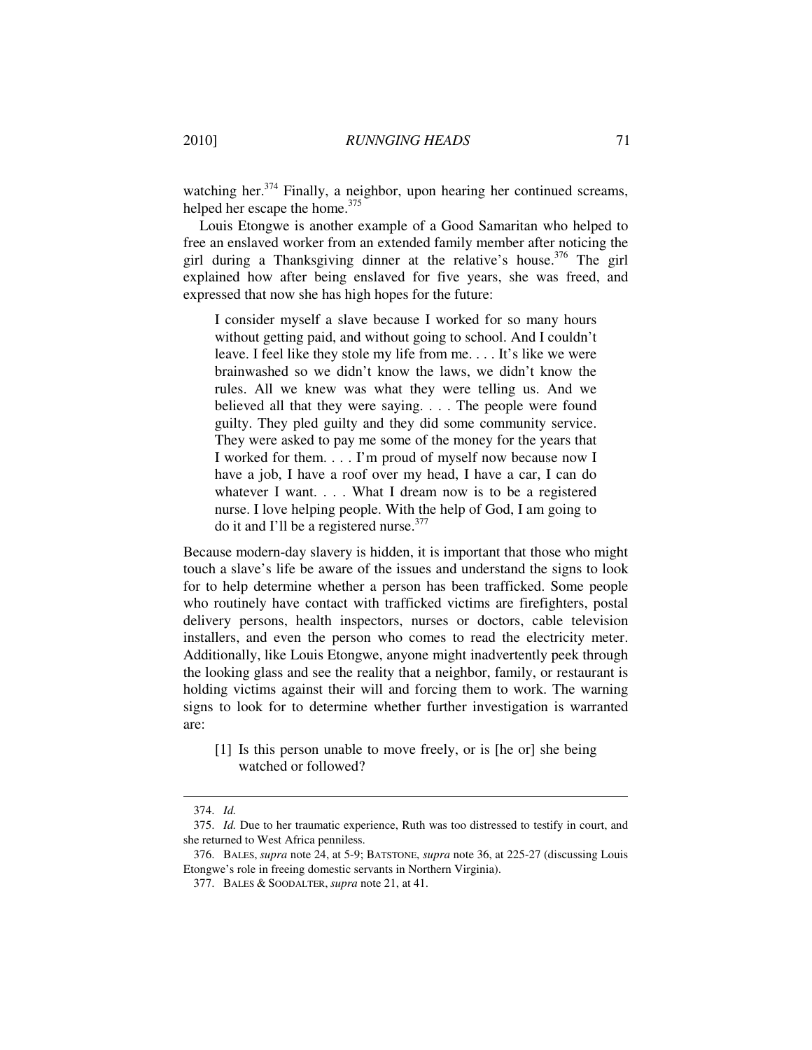watching her.[374] Finally, a neighbor, upon hearing her continued screams, helped her escape the home.[375]

Louis Etongwe is another example of a Good Samaritan who helped to free an enslaved worker from an extended family member after noticing the girl during a Thanksgiving dinner at the relative's house.[376] The girl explained how after being enslaved for five years, she was freed, and expressed that now she has high hopes for the future:

> I consider myself a slave because I worked for so many hours without getting paid, and without going to school. And I couldn't leave. I feel like they stole my life from me. . . . It's like we were brainwashed so we didn't know the laws, we didn't know the rules. All we knew was what they were telling us. And we believed all that they were saying. . . . The people were found guilty. They pled guilty and they did some community service. They were asked to pay me some of the money for the years that I worked for them. . . . I'm proud of myself now because now I have a job, I have a roof over my head, I have a car, I can do whatever I want. . . . What I dream now is to be a registered nurse. I love helping people. With the help of God, I am going to do it and I'll be a registered nurse.[377]

Because modern-day slavery is hidden, it is important that those who might touch a slave's life be aware of the issues and understand the signs to look for to help determine whether a person has been trafficked. Some people who routinely have contact with trafficked victims are firefighters, postal delivery persons, health inspectors, nurses or doctors, cable television installers, and even the person who comes to read the electricity meter. Additionally, like Louis Etongwe, anyone might inadvertently peek through the looking glass and see the reality that a neighbor, family, or restaurant is holding victims against their will and forcing them to work. The warning signs to look for to determine whether further investigation is warranted are:

> [1] Is this person unable to move freely, or is [he or] she being watched or followed?

---

374. *Id.*

375. *Id.* Due to her traumatic experience, Ruth was too distressed to testify in court, and she returned to West Africa penniless.

376. BALES, *supra* note 24, at 5-9; BATSTONE, *supra* note 36, at 225-27 (discussing Louis Etongwe's role in freeing domestic servants in Northern Virginia).

377. BALES & SOODALTER, *supra* note 21, at 41.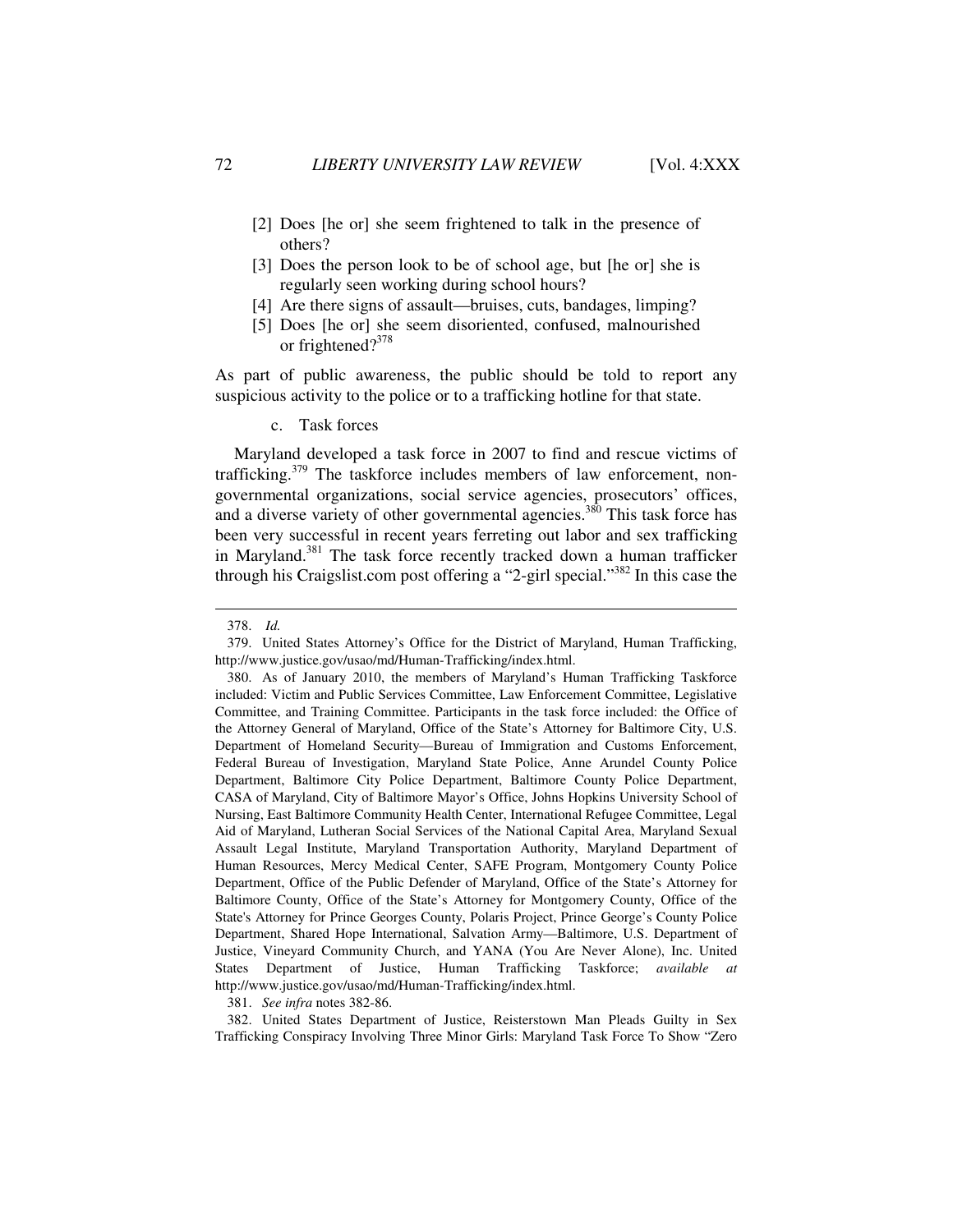[2] Does [he or] she seem frightened to talk in the presence of others?

[3] Does the person look to be of school age, but [he or] she is regularly seen working during school hours?

[4] Are there signs of assault—bruises, cuts, bandages, limping?

[5] Does [he or] she seem disoriented, confused, malnourished or frightened?[378]

As part of public awareness, the public should be told to report any suspicious activity to the police or to a trafficking hotline for that state.

c. Task forces

Maryland developed a task force in 2007 to find and rescue victims of trafficking.[379] The taskforce includes members of law enforcement, non-governmental organizations, social service agencies, prosecutors' offices, and a diverse variety of other governmental agencies.[380] This task force has been very successful in recent years ferreting out labor and sex trafficking in Maryland.[381] The task force recently tracked down a human trafficker through his Craigslist.com post offering a "2-girl special."[382] In this case the

---

378. *Id.*

379. United States Attorney's Office for the District of Maryland, Human Trafficking, http://www.justice.gov/usao/md/Human-Trafficking/index.html.

380. As of January 2010, the members of Maryland's Human Trafficking Taskforce included: Victim and Public Services Committee, Law Enforcement Committee, Legislative Committee, and Training Committee. Participants in the task force included: the Office of the Attorney General of Maryland, Office of the State's Attorney for Baltimore City, U.S. Department of Homeland Security—Bureau of Immigration and Customs Enforcement, Federal Bureau of Investigation, Maryland State Police, Anne Arundel County Police Department, Baltimore City Police Department, Baltimore County Police Department, CASA of Maryland, City of Baltimore Mayor's Office, Johns Hopkins University School of Nursing, East Baltimore Community Health Center, International Refugee Committee, Legal Aid of Maryland, Lutheran Social Services of the National Capital Area, Maryland Sexual Assault Legal Institute, Maryland Transportation Authority, Maryland Department of Human Resources, Mercy Medical Center, SAFE Program, Montgomery County Police Department, Office of the Public Defender of Maryland, Office of the State's Attorney for Baltimore County, Office of the State's Attorney for Montgomery County, Office of the State's Attorney for Prince Georges County, Polaris Project, Prince George's County Police Department, Shared Hope International, Salvation Army—Baltimore, U.S. Department of Justice, Vineyard Community Church, and YANA (You Are Never Alone), Inc. United States Department of Justice, Human Trafficking Taskforce; *available at* http://www.justice.gov/usao/md/Human-Trafficking/index.html.

381. *See infra* notes 382-86.

382. United States Department of Justice, Reisterstown Man Pleads Guilty in Sex Trafficking Conspiracy Involving Three Minor Girls: Maryland Task Force To Show "Zero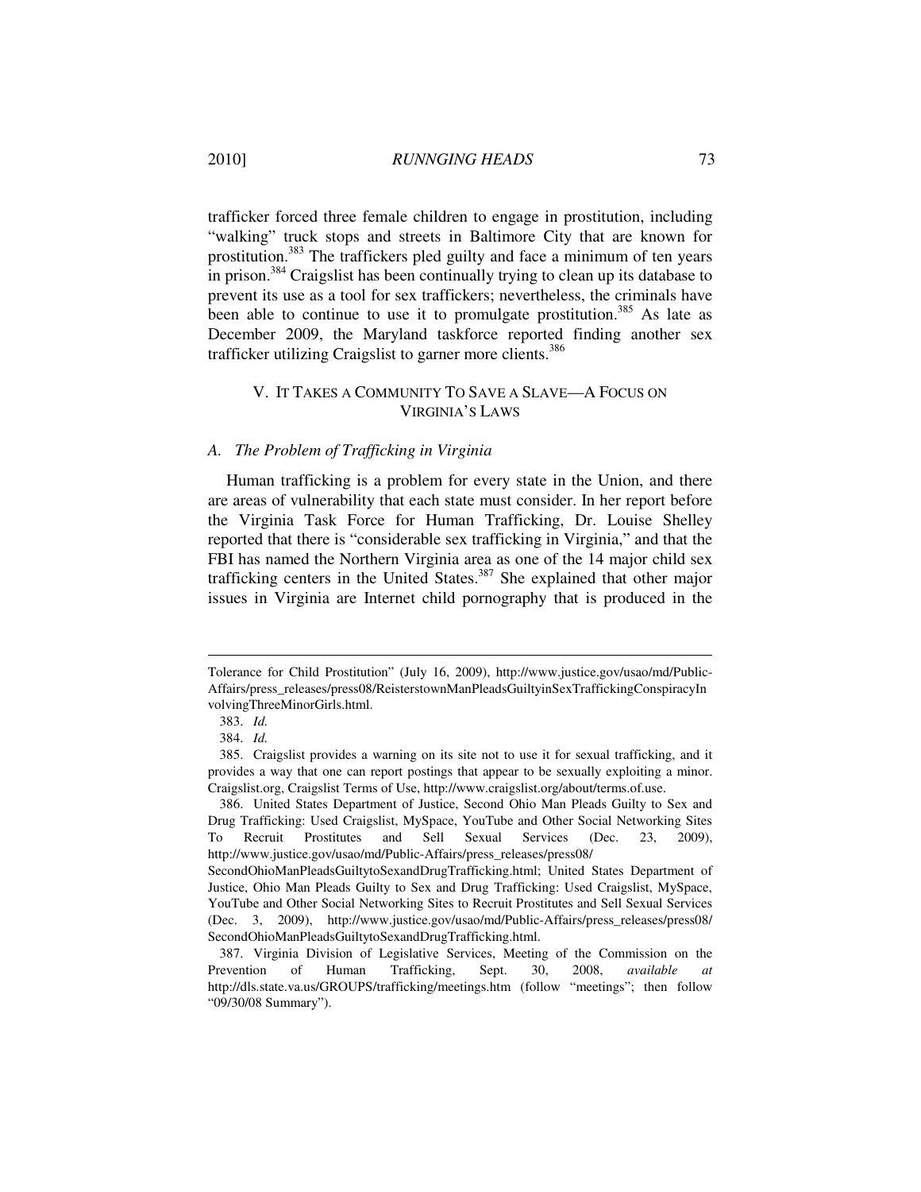trafficker forced three female children to engage in prostitution, including "walking" truck stops and streets in Baltimore City that are known for prostitution.[383] The traffickers pled guilty and face a minimum of ten years in prison.[384] Craigslist has been continually trying to clean up its database to prevent its use as a tool for sex traffickers; nevertheless, the criminals have been able to continue to use it to promulgate prostitution.[385] As late as December 2009, the Maryland taskforce reported finding another sex trafficker utilizing Craigslist to garner more clients.[386]

## V. IT TAKES A COMMUNITY TO SAVE A SLAVE—A FOCUS ON VIRGINIA'S LAWS

### *A. The Problem of Trafficking in Virginia*

Human trafficking is a problem for every state in the Union, and there are areas of vulnerability that each state must consider. In her report before the Virginia Task Force for Human Trafficking, Dr. Louise Shelley reported that there is "considerable sex trafficking in Virginia," and that the FBI has named the Northern Virginia area as one of the 14 major child sex trafficking centers in the United States.[387] She explained that other major issues in Virginia are Internet child pornography that is produced in the

---

Tolerance for Child Prostitution" (July 16, 2009), http://www.justice.gov/usao/md/Public-Affairs/press_releases/press08/ReisterstownManPleadsGuiltyinSexTraffickingConspiracyInvolvingThreeMinorGirls.html.

383. *Id.*

384. *Id.*

385. Craigslist provides a warning on its site not to use it for sexual trafficking, and it provides a way that one can report postings that appear to be sexually exploiting a minor. Craigslist.org, Craigslist Terms of Use, http://www.craigslist.org/about/terms.of.use.

386. United States Department of Justice, Second Ohio Man Pleads Guilty to Sex and Drug Trafficking: Used Craigslist, MySpace, YouTube and Other Social Networking Sites To Recruit Prostitutes and Sell Sexual Services (Dec. 23, 2009), http://www.justice.gov/usao/md/Public-Affairs/press_releases/press08/SecondOhioManPleadsGuiltytoSexandDrugTrafficking.html; United States Department of Justice, Ohio Man Pleads Guilty to Sex and Drug Trafficking: Used Craigslist, MySpace, YouTube and Other Social Networking Sites to Recruit Prostitutes and Sell Sexual Services (Dec. 3, 2009), http://www.justice.gov/usao/md/Public-Affairs/press_releases/press08/SecondOhioManPleadsGuiltytoSexandDrugTrafficking.html.

387. Virginia Division of Legislative Services, Meeting of the Commission on the Prevention of Human Trafficking, Sept. 30, 2008, *available at* http://dls.state.va.us/GROUPS/trafficking/meetings.htm (follow "meetings"; then follow "09/30/08 Summary").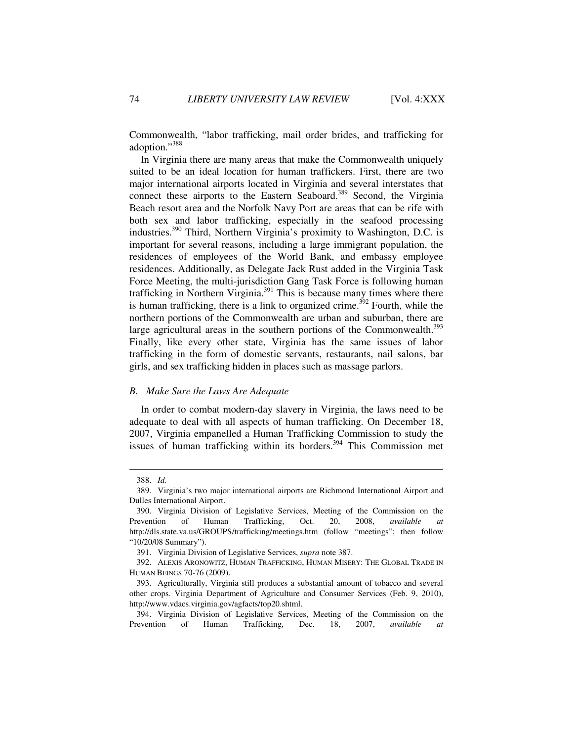Commonwealth, "labor trafficking, mail order brides, and trafficking for adoption."[388]

In Virginia there are many areas that make the Commonwealth uniquely suited to be an ideal location for human traffickers. First, there are two major international airports located in Virginia and several interstates that connect these airports to the Eastern Seaboard.[389] Second, the Virginia Beach resort area and the Norfolk Navy Port are areas that can be rife with both sex and labor trafficking, especially in the seafood processing industries.[390] Third, Northern Virginia's proximity to Washington, D.C. is important for several reasons, including a large immigrant population, the residences of employees of the World Bank, and embassy employee residences. Additionally, as Delegate Jack Rust added in the Virginia Task Force Meeting, the multi-jurisdiction Gang Task Force is following human trafficking in Northern Virginia.[391] This is because many times where there is human trafficking, there is a link to organized crime.[392] Fourth, while the northern portions of the Commonwealth are urban and suburban, there are large agricultural areas in the southern portions of the Commonwealth.[393] Finally, like every other state, Virginia has the same issues of labor trafficking in the form of domestic servants, restaurants, nail salons, bar girls, and sex trafficking hidden in places such as massage parlors.

### *B. Make Sure the Laws Are Adequate*

In order to combat modern-day slavery in Virginia, the laws need to be adequate to deal with all aspects of human trafficking. On December 18, 2007, Virginia empanelled a Human Trafficking Commission to study the issues of human trafficking within its borders.[394] This Commission met

---

388. *Id.*

389. Virginia's two major international airports are Richmond International Airport and Dulles International Airport.

390. Virginia Division of Legislative Services, Meeting of the Commission on the Prevention of Human Trafficking, Oct. 20, 2008, *available at* http://dls.state.va.us/GROUPS/trafficking/meetings.htm (follow "meetings"; then follow "10/20/08 Summary").

391. Virginia Division of Legislative Services, *supra* note 387.

392. ALEXIS ARONOWITZ, HUMAN TRAFFICKING, HUMAN MISERY: THE GLOBAL TRADE IN HUMAN BEINGS 70-76 (2009).

393. Agriculturally, Virginia still produces a substantial amount of tobacco and several other crops. Virginia Department of Agriculture and Consumer Services (Feb. 9, 2010), http://www.vdacs.virginia.gov/agfacts/top20.shtml.

394. Virginia Division of Legislative Services, Meeting of the Commission on the Prevention of Human Trafficking, Dec. 18, 2007, *available at*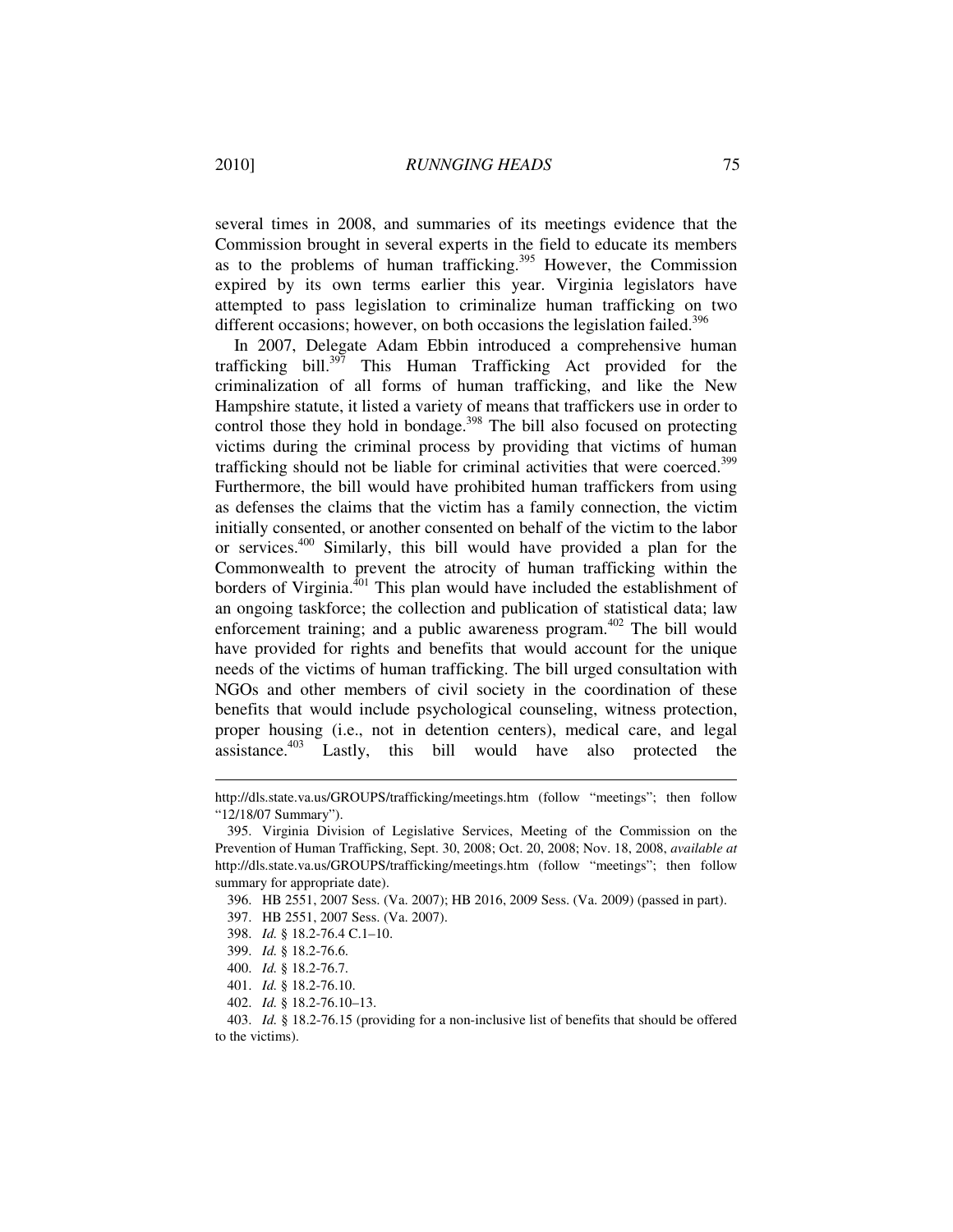several times in 2008, and summaries of its meetings evidence that the Commission brought in several experts in the field to educate its members as to the problems of human trafficking.[395] However, the Commission expired by its own terms earlier this year. Virginia legislators have attempted to pass legislation to criminalize human trafficking on two different occasions; however, on both occasions the legislation failed.[396]

In 2007, Delegate Adam Ebbin introduced a comprehensive human trafficking bill.[397] This Human Trafficking Act provided for the criminalization of all forms of human trafficking, and like the New Hampshire statute, it listed a variety of means that traffickers use in order to control those they hold in bondage.[398] The bill also focused on protecting victims during the criminal process by providing that victims of human trafficking should not be liable for criminal activities that were coerced.[399] Furthermore, the bill would have prohibited human traffickers from using as defenses the claims that the victim has a family connection, the victim initially consented, or another consented on behalf of the victim to the labor or services.[400] Similarly, this bill would have provided a plan for the Commonwealth to prevent the atrocity of human trafficking within the borders of Virginia.[401] This plan would have included the establishment of an ongoing taskforce; the collection and publication of statistical data; law enforcement training; and a public awareness program.[402] The bill would have provided for rights and benefits that would account for the unique needs of the victims of human trafficking. The bill urged consultation with NGOs and other members of civil society in the coordination of these benefits that would include psychological counseling, witness protection, proper housing (i.e., not in detention centers), medical care, and legal assistance.[403] Lastly, this bill would have also protected the

---

http://dls.state.va.us/GROUPS/trafficking/meetings.htm (follow "meetings"; then follow "12/18/07 Summary").

395. Virginia Division of Legislative Services, Meeting of the Commission on the Prevention of Human Trafficking, Sept. 30, 2008; Oct. 20, 2008; Nov. 18, 2008, *available at* http://dls.state.va.us/GROUPS/trafficking/meetings.htm (follow "meetings"; then follow summary for appropriate date).

396. HB 2551, 2007 Sess. (Va. 2007); HB 2016, 2009 Sess. (Va. 2009) (passed in part).

397. HB 2551, 2007 Sess. (Va. 2007).

398. *Id.* § 18.2-76.4 C.1–10.

399. *Id.* § 18.2-76.6.

400. *Id.* § 18.2-76.7.

401. *Id.* § 18.2-76.10.

402. *Id.* § 18.2-76.10–13.

403. *Id.* § 18.2-76.15 (providing for a non-inclusive list of benefits that should be offered to the victims).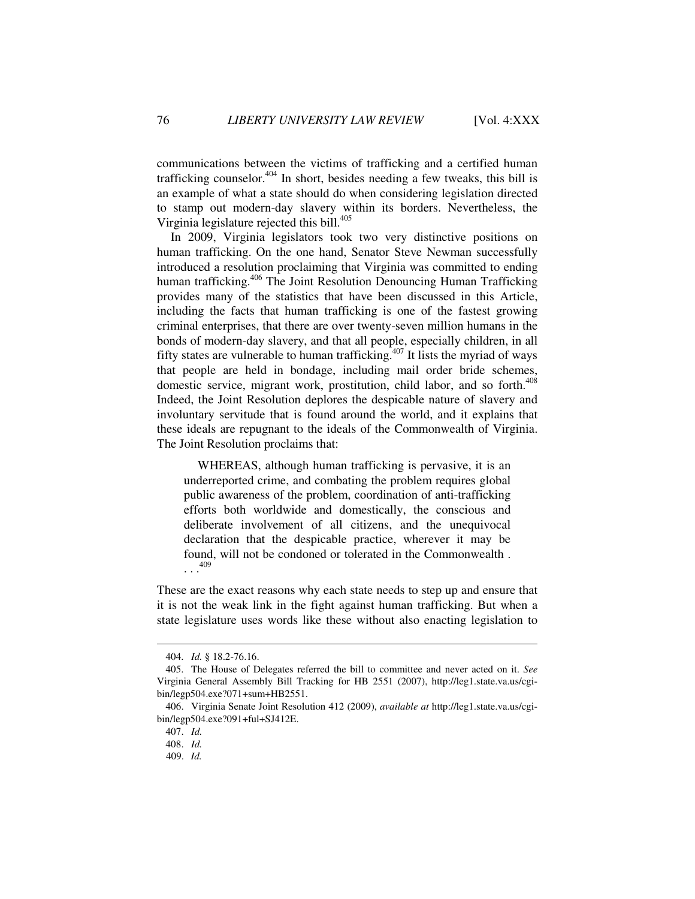communications between the victims of trafficking and a certified human trafficking counselor.[404] In short, besides needing a few tweaks, this bill is an example of what a state should do when considering legislation directed to stamp out modern-day slavery within its borders. Nevertheless, the Virginia legislature rejected this bill.[405]

In 2009, Virginia legislators took two very distinctive positions on human trafficking. On the one hand, Senator Steve Newman successfully introduced a resolution proclaiming that Virginia was committed to ending human trafficking.[406] The Joint Resolution Denouncing Human Trafficking provides many of the statistics that have been discussed in this Article, including the facts that human trafficking is one of the fastest growing criminal enterprises, that there are over twenty-seven million humans in the bonds of modern-day slavery, and that all people, especially children, in all fifty states are vulnerable to human trafficking.[407] It lists the myriad of ways that people are held in bondage, including mail order bride schemes, domestic service, migrant work, prostitution, child labor, and so forth.[408] Indeed, the Joint Resolution deplores the despicable nature of slavery and involuntary servitude that is found around the world, and it explains that these ideals are repugnant to the ideals of the Commonwealth of Virginia. The Joint Resolution proclaims that:

> WHEREAS, although human trafficking is pervasive, it is an underreported crime, and combating the problem requires global public awareness of the problem, coordination of anti-trafficking efforts both worldwide and domestically, the conscious and deliberate involvement of all citizens, and the unequivocal declaration that the despicable practice, wherever it may be found, will not be condoned or tolerated in the Commonwealth . . . .[409]

These are the exact reasons why each state needs to step up and ensure that it is not the weak link in the fight against human trafficking. But when a state legislature uses words like these without also enacting legislation to

---

404. *Id.* § 18.2-76.16.

405. The House of Delegates referred the bill to committee and never acted on it. *See* Virginia General Assembly Bill Tracking for HB 2551 (2007), http://leg1.state.va.us/cgi-bin/legp504.exe?071+sum+HB2551.

406. Virginia Senate Joint Resolution 412 (2009), *available at* http://leg1.state.va.us/cgi-bin/legp504.exe?091+ful+SJ412E.

407. *Id.*

408. *Id.*

409. *Id.*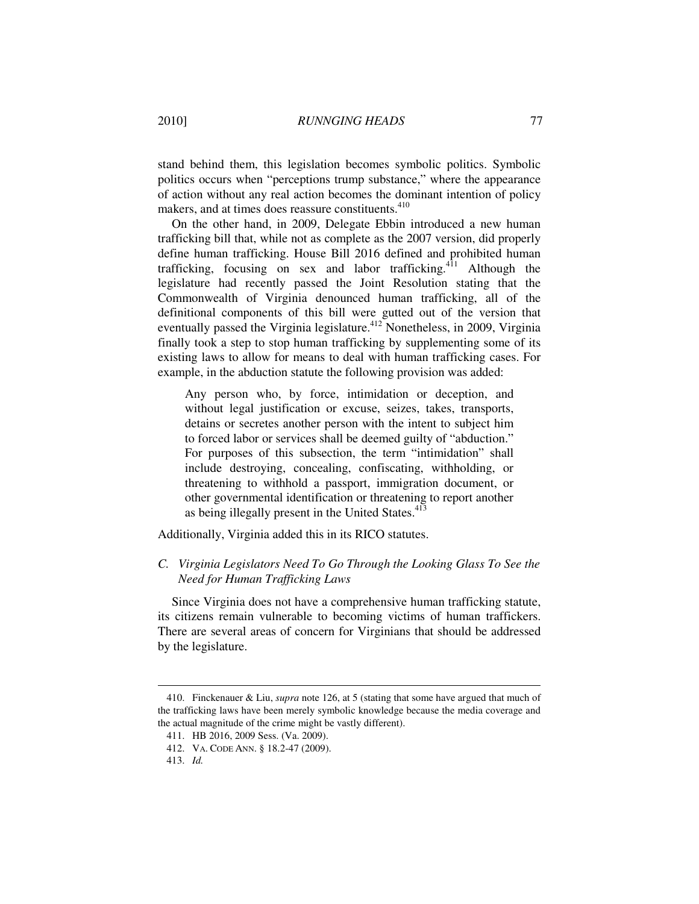stand behind them, this legislation becomes symbolic politics. Symbolic politics occurs when "perceptions trump substance," where the appearance of action without any real action becomes the dominant intention of policy makers, and at times does reassure constituents.[410]

On the other hand, in 2009, Delegate Ebbin introduced a new human trafficking bill that, while not as complete as the 2007 version, did properly define human trafficking. House Bill 2016 defined and prohibited human trafficking, focusing on sex and labor trafficking.[411] Although the legislature had recently passed the Joint Resolution stating that the Commonwealth of Virginia denounced human trafficking, all of the definitional components of this bill were gutted out of the version that eventually passed the Virginia legislature.[412] Nonetheless, in 2009, Virginia finally took a step to stop human trafficking by supplementing some of its existing laws to allow for means to deal with human trafficking cases. For example, in the abduction statute the following provision was added:

> Any person who, by force, intimidation or deception, and without legal justification or excuse, seizes, takes, transports, detains or secretes another person with the intent to subject him to forced labor or services shall be deemed guilty of "abduction." For purposes of this subsection, the term "intimidation" shall include destroying, concealing, confiscating, withholding, or threatening to withhold a passport, immigration document, or other governmental identification or threatening to report another as being illegally present in the United States.[413]

Additionally, Virginia added this in its RICO statutes.

### *C. Virginia Legislators Need To Go Through the Looking Glass To See the Need for Human Trafficking Laws*

Since Virginia does not have a comprehensive human trafficking statute, its citizens remain vulnerable to becoming victims of human traffickers. There are several areas of concern for Virginians that should be addressed by the legislature.

---

410. Finckenauer & Liu, *supra* note 126, at 5 (stating that some have argued that much of the trafficking laws have been merely symbolic knowledge because the media coverage and the actual magnitude of the crime might be vastly different).

411. HB 2016, 2009 Sess. (Va. 2009).

412. VA. CODE ANN. § 18.2-47 (2009).

413. *Id.*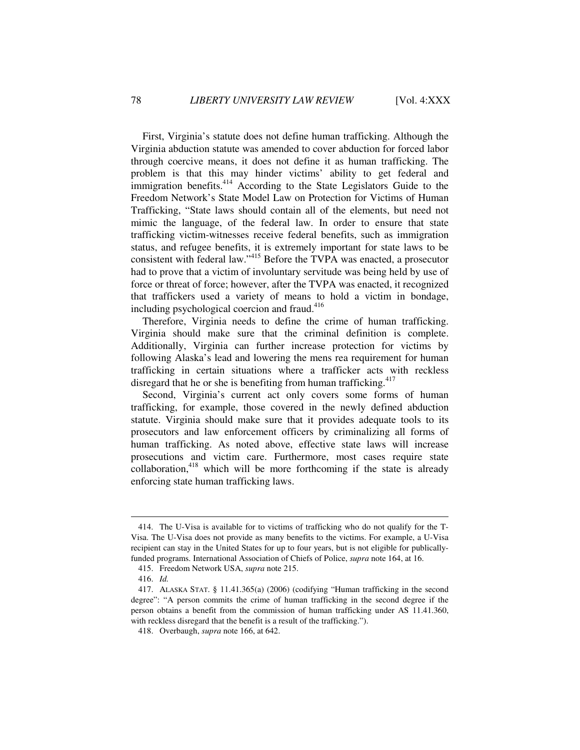First, Virginia's statute does not define human trafficking. Although the Virginia abduction statute was amended to cover abduction for forced labor through coercive means, it does not define it as human trafficking. The problem is that this may hinder victims' ability to get federal and immigration benefits.[414] According to the State Legislators Guide to the Freedom Network's State Model Law on Protection for Victims of Human Trafficking, "State laws should contain all of the elements, but need not mimic the language, of the federal law. In order to ensure that state trafficking victim-witnesses receive federal benefits, such as immigration status, and refugee benefits, it is extremely important for state laws to be consistent with federal law."[415] Before the TVPA was enacted, a prosecutor had to prove that a victim of involuntary servitude was being held by use of force or threat of force; however, after the TVPA was enacted, it recognized that traffickers used a variety of means to hold a victim in bondage, including psychological coercion and fraud.[416]

Therefore, Virginia needs to define the crime of human trafficking. Virginia should make sure that the criminal definition is complete. Additionally, Virginia can further increase protection for victims by following Alaska's lead and lowering the mens rea requirement for human trafficking in certain situations where a trafficker acts with reckless disregard that he or she is benefiting from human trafficking.[417]

Second, Virginia's current act only covers some forms of human trafficking, for example, those covered in the newly defined abduction statute. Virginia should make sure that it provides adequate tools to its prosecutors and law enforcement officers by criminalizing all forms of human trafficking. As noted above, effective state laws will increase prosecutions and victim care. Furthermore, most cases require state collaboration,[418] which will be more forthcoming if the state is already enforcing state human trafficking laws.

---

414. The U-Visa is available for to victims of trafficking who do not qualify for the T-Visa. The U-Visa does not provide as many benefits to the victims. For example, a U-Visa recipient can stay in the United States for up to four years, but is not eligible for publically-funded programs. International Association of Chiefs of Police, *supra* note 164, at 16.

415. Freedom Network USA, *supra* note 215.

416. *Id.*

417. ALASKA STAT. § 11.41.365(a) (2006) (codifying "Human trafficking in the second degree": "A person commits the crime of human trafficking in the second degree if the person obtains a benefit from the commission of human trafficking under AS 11.41.360, with reckless disregard that the benefit is a result of the trafficking.").

418. Overbaugh, *supra* note 166, at 642.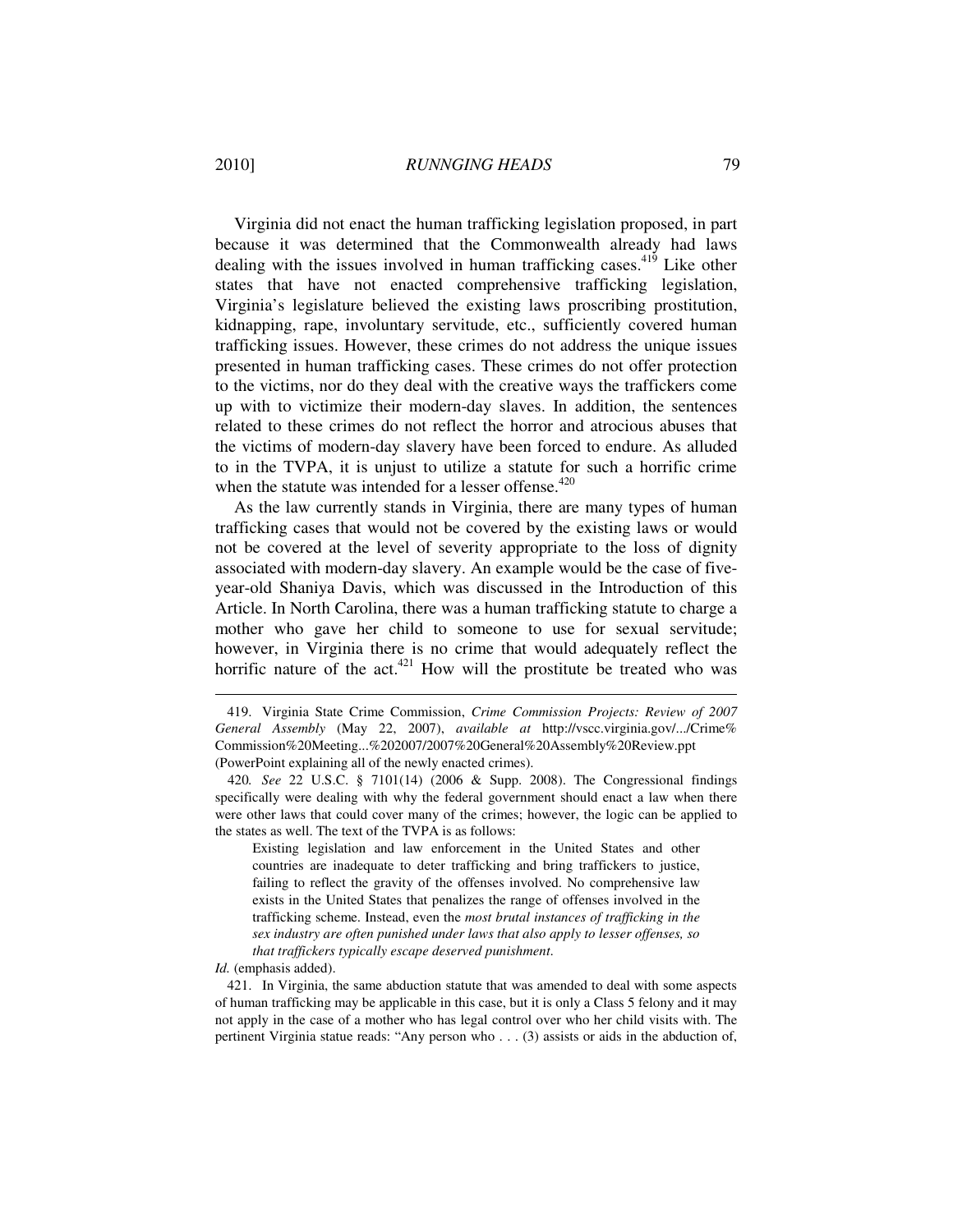Virginia did not enact the human trafficking legislation proposed, in part because it was determined that the Commonwealth already had laws dealing with the issues involved in human trafficking cases.[419] Like other states that have not enacted comprehensive trafficking legislation, Virginia's legislature believed the existing laws proscribing prostitution, kidnapping, rape, involuntary servitude, etc., sufficiently covered human trafficking issues. However, these crimes do not address the unique issues presented in human trafficking cases. These crimes do not offer protection to the victims, nor do they deal with the creative ways the traffickers come up with to victimize their modern-day slaves. In addition, the sentences related to these crimes do not reflect the horror and atrocious abuses that the victims of modern-day slavery have been forced to endure. As alluded to in the TVPA, it is unjust to utilize a statute for such a horrific crime when the statute was intended for a lesser offense.[420]

As the law currently stands in Virginia, there are many types of human trafficking cases that would not be covered by the existing laws or would not be covered at the level of severity appropriate to the loss of dignity associated with modern-day slavery. An example would be the case of five-year-old Shaniya Davis, which was discussed in the Introduction of this Article. In North Carolina, there was a human trafficking statute to charge a mother who gave her child to someone to use for sexual servitude; however, in Virginia there is no crime that would adequately reflect the horrific nature of the act.[421] How will the prostitute be treated who was

---

419. Virginia State Crime Commission, *Crime Commission Projects: Review of 2007 General Assembly* (May 22, 2007), *available at* http://vscc.virginia.gov/.../Crime%Commission%20Meeting...%202007/2007%20General%20Assembly%20Review.ppt (PowerPoint explaining all of the newly enacted crimes).

420. *See* 22 U.S.C. § 7101(14) (2006 & Supp. 2008). The Congressional findings specifically were dealing with why the federal government should enact a law when there were other laws that could cover many of the crimes; however, the logic can be applied to the states as well. The text of the TVPA is as follows:

> Existing legislation and law enforcement in the United States and other countries are inadequate to deter trafficking and bring traffickers to justice, failing to reflect the gravity of the offenses involved. No comprehensive law exists in the United States that penalizes the range of offenses involved in the trafficking scheme. Instead, even the *most brutal instances of trafficking in the sex industry are often punished under laws that also apply to lesser offenses, so that traffickers typically escape deserved punishment*.

*Id.* (emphasis added).

421. In Virginia, the same abduction statute that was amended to deal with some aspects of human trafficking may be applicable in this case, but it is only a Class 5 felony and it may not apply in the case of a mother who has legal control over who her child visits with. The pertinent Virginia statue reads: "Any person who . . . (3) assists or aids in the abduction of,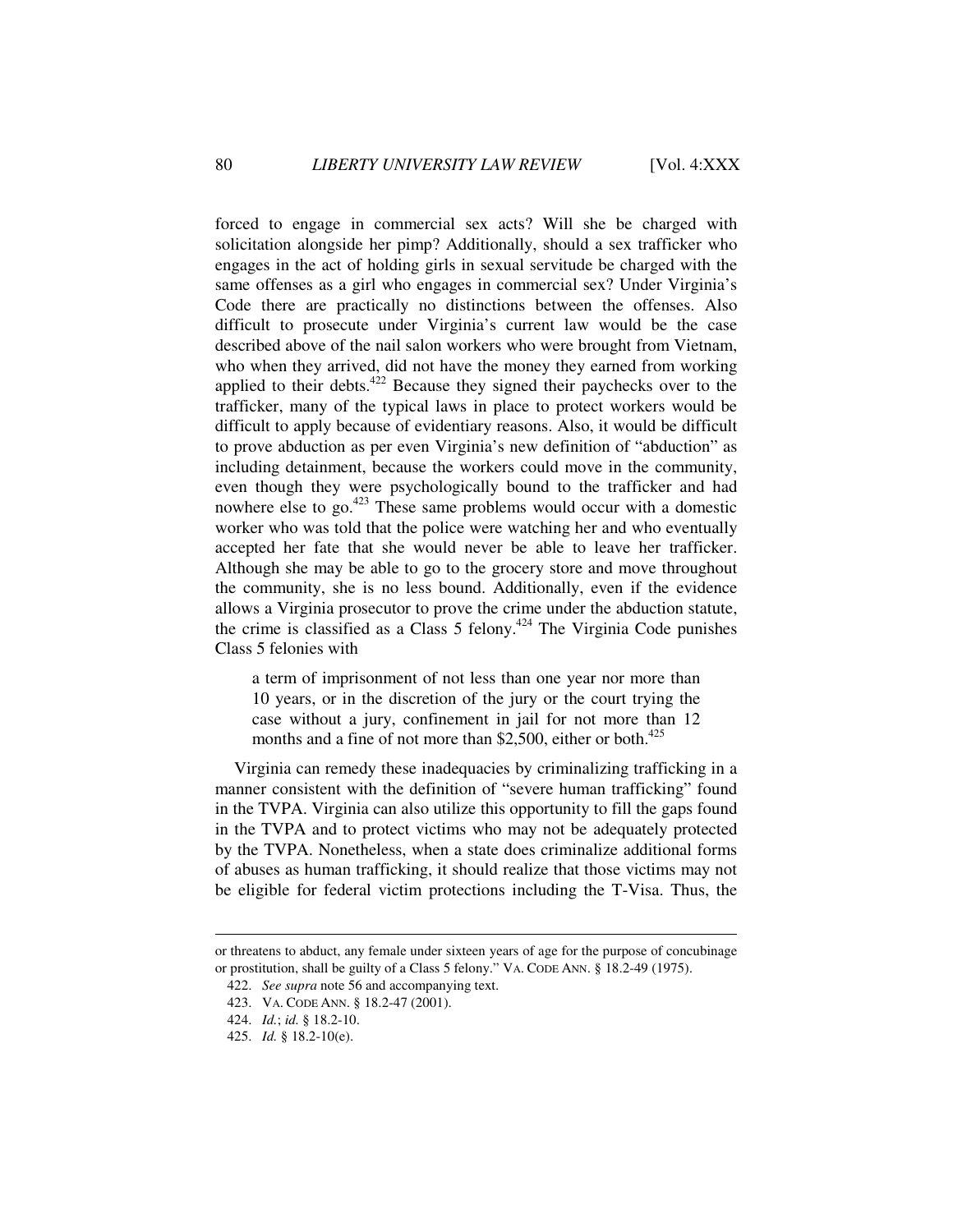forced to engage in commercial sex acts? Will she be charged with solicitation alongside her pimp? Additionally, should a sex trafficker who engages in the act of holding girls in sexual servitude be charged with the same offenses as a girl who engages in commercial sex? Under Virginia's Code there are practically no distinctions between the offenses. Also difficult to prosecute under Virginia's current law would be the case described above of the nail salon workers who were brought from Vietnam, who when they arrived, did not have the money they earned from working applied to their debts.[422] Because they signed their paychecks over to the trafficker, many of the typical laws in place to protect workers would be difficult to apply because of evidentiary reasons. Also, it would be difficult to prove abduction as per even Virginia's new definition of "abduction" as including detainment, because the workers could move in the community, even though they were psychologically bound to the trafficker and had nowhere else to go.[423] These same problems would occur with a domestic worker who was told that the police were watching her and who eventually accepted her fate that she would never be able to leave her trafficker. Although she may be able to go to the grocery store and move throughout the community, she is no less bound. Additionally, even if the evidence allows a Virginia prosecutor to prove the crime under the abduction statute, the crime is classified as a Class 5 felony.[424] The Virginia Code punishes Class 5 felonies with

> a term of imprisonment of not less than one year nor more than 10 years, or in the discretion of the jury or the court trying the case without a jury, confinement in jail for not more than 12 months and a fine of not more than $2,500, either or both.[425]

Virginia can remedy these inadequacies by criminalizing trafficking in a manner consistent with the definition of "severe human trafficking" found in the TVPA. Virginia can also utilize this opportunity to fill the gaps found in the TVPA and to protect victims who may not be adequately protected by the TVPA. Nonetheless, when a state does criminalize additional forms of abuses as human trafficking, it should realize that those victims may not be eligible for federal victim protections including the T-Visa. Thus, the

---

or threatens to abduct, any female under sixteen years of age for the purpose of concubinage or prostitution, shall be guilty of a Class 5 felony." VA. CODE ANN. § 18.2-49 (1975).

422. *See supra* note 56 and accompanying text.

423. VA. CODE ANN. § 18.2-47 (2001).

424. *Id.*; *id.* § 18.2-10.

425. *Id.* § 18.2-10(e).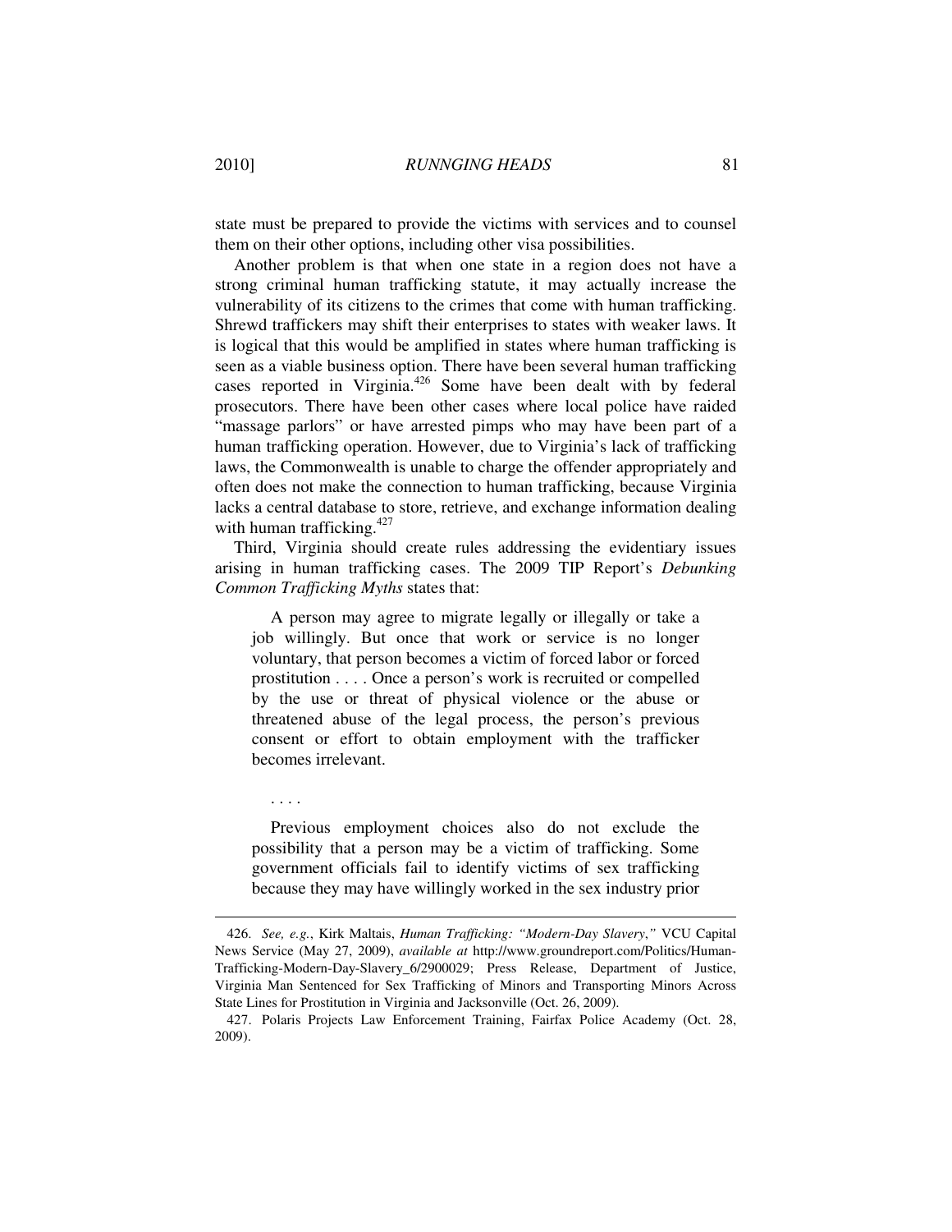state must be prepared to provide the victims with services and to counsel them on their other options, including other visa possibilities.

Another problem is that when one state in a region does not have a strong criminal human trafficking statute, it may actually increase the vulnerability of its citizens to the crimes that come with human trafficking. Shrewd traffickers may shift their enterprises to states with weaker laws. It is logical that this would be amplified in states where human trafficking is seen as a viable business option. There have been several human trafficking cases reported in Virginia.[426] Some have been dealt with by federal prosecutors. There have been other cases where local police have raided "massage parlors" or have arrested pimps who may have been part of a human trafficking operation. However, due to Virginia's lack of trafficking laws, the Commonwealth is unable to charge the offender appropriately and often does not make the connection to human trafficking, because Virginia lacks a central database to store, retrieve, and exchange information dealing with human trafficking.[427]

Third, Virginia should create rules addressing the evidentiary issues arising in human trafficking cases. The 2009 TIP Report's *Debunking Common Trafficking Myths* states that:

> A person may agree to migrate legally or illegally or take a job willingly. But once that work or service is no longer voluntary, that person becomes a victim of forced labor or forced prostitution . . . . Once a person's work is recruited or compelled by the use or threat of physical violence or the abuse or threatened abuse of the legal process, the person's previous consent or effort to obtain employment with the trafficker becomes irrelevant.
>
> . . . .
>
> Previous employment choices also do not exclude the possibility that a person may be a victim of trafficking. Some government officials fail to identify victims of sex trafficking because they may have willingly worked in the sex industry prior

---

426. *See, e.g.*, Kirk Maltais, *Human Trafficking: "Modern-Day Slavery*,*"* VCU Capital News Service (May 27, 2009), *available at* http://www.groundreport.com/Politics/Human-Trafficking-Modern-Day-Slavery_6/2900029; Press Release, Department of Justice, Virginia Man Sentenced for Sex Trafficking of Minors and Transporting Minors Across State Lines for Prostitution in Virginia and Jacksonville (Oct. 26, 2009).

427. Polaris Projects Law Enforcement Training, Fairfax Police Academy (Oct. 28, 2009).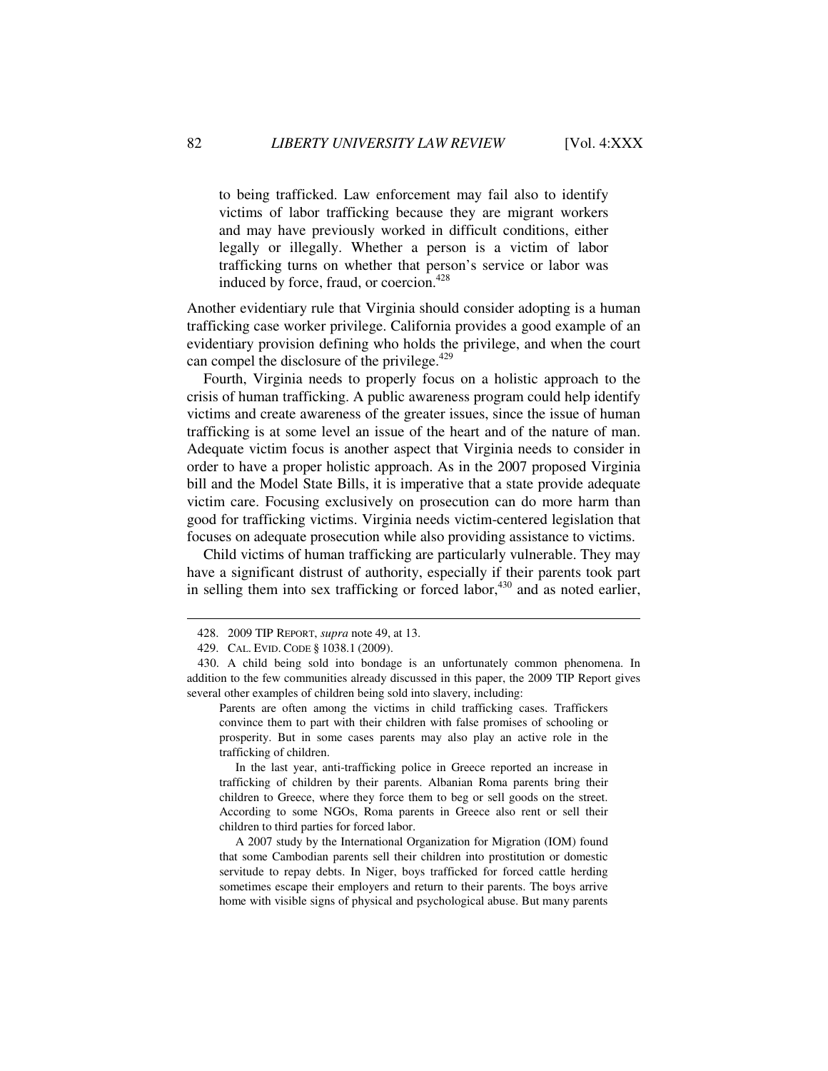> to being trafficked. Law enforcement may fail also to identify victims of labor trafficking because they are migrant workers and may have previously worked in difficult conditions, either legally or illegally. Whether a person is a victim of labor trafficking turns on whether that person's service or labor was induced by force, fraud, or coercion.[428]

Another evidentiary rule that Virginia should consider adopting is a human trafficking case worker privilege. California provides a good example of an evidentiary provision defining who holds the privilege, and when the court can compel the disclosure of the privilege.[429]

Fourth, Virginia needs to properly focus on a holistic approach to the crisis of human trafficking. A public awareness program could help identify victims and create awareness of the greater issues, since the issue of human trafficking is at some level an issue of the heart and of the nature of man. Adequate victim focus is another aspect that Virginia needs to consider in order to have a proper holistic approach. As in the 2007 proposed Virginia bill and the Model State Bills, it is imperative that a state provide adequate victim care. Focusing exclusively on prosecution can do more harm than good for trafficking victims. Virginia needs victim-centered legislation that focuses on adequate prosecution while also providing assistance to victims.

Child victims of human trafficking are particularly vulnerable. They may have a significant distrust of authority, especially if their parents took part in selling them into sex trafficking or forced labor,[430] and as noted earlier,

---

428. 2009 TIP REPORT, *supra* note 49, at 13.

429. CAL. EVID. CODE § 1038.1 (2009).

430. A child being sold into bondage is an unfortunately common phenomena. In addition to the few communities already discussed in this paper, the 2009 TIP Report gives several other examples of children being sold into slavery, including:

> Parents are often among the victims in child trafficking cases. Traffickers convince them to part with their children with false promises of schooling or prosperity. But in some cases parents may also play an active role in the trafficking of children.
>
> In the last year, anti-trafficking police in Greece reported an increase in trafficking of children by their parents. Albanian Roma parents bring their children to Greece, where they force them to beg or sell goods on the street. According to some NGOs, Roma parents in Greece also rent or sell their children to third parties for forced labor.
>
> A 2007 study by the International Organization for Migration (IOM) found that some Cambodian parents sell their children into prostitution or domestic servitude to repay debts. In Niger, boys trafficked for forced cattle herding sometimes escape their employers and return to their parents. The boys arrive home with visible signs of physical and psychological abuse. But many parents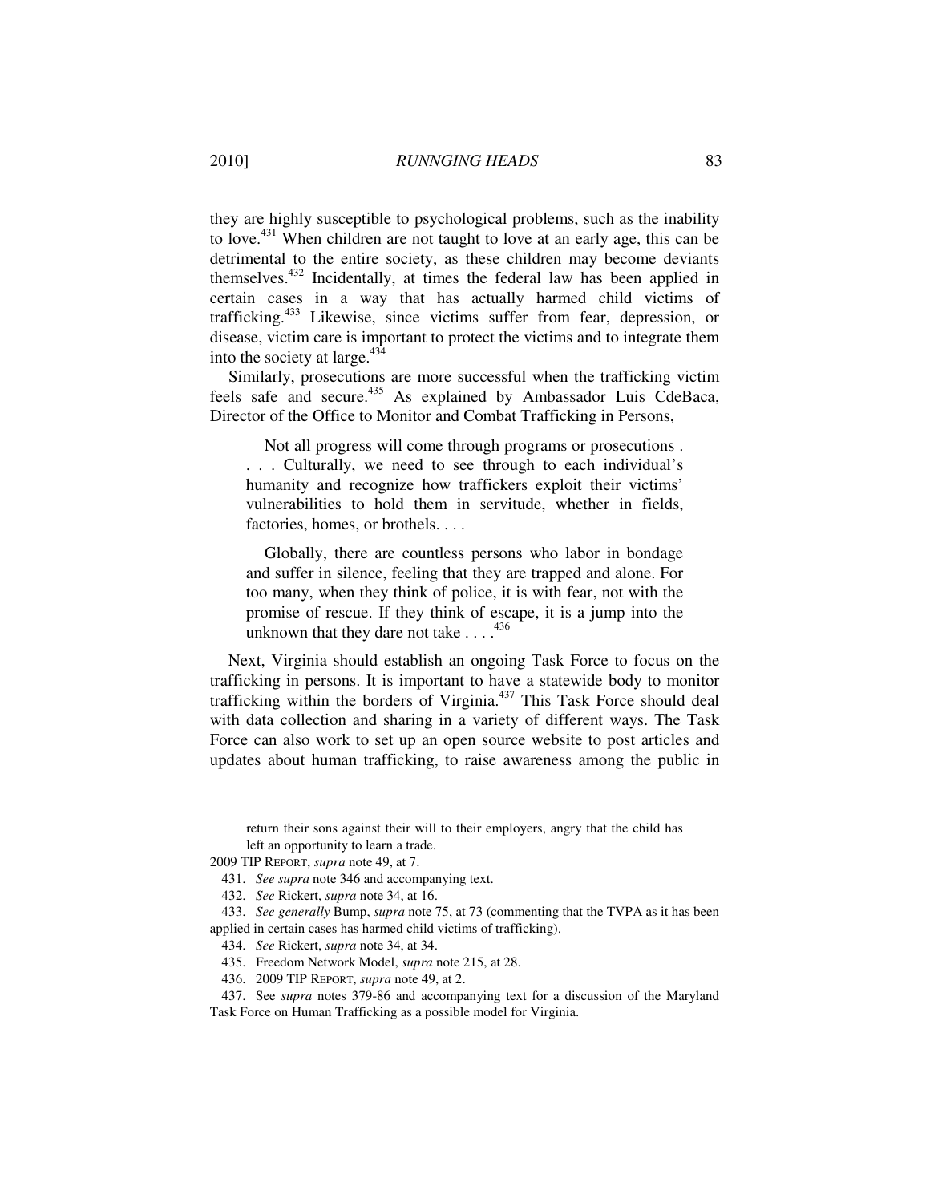they are highly susceptible to psychological problems, such as the inability to love.[431] When children are not taught to love at an early age, this can be detrimental to the entire society, as these children may become deviants themselves.[432] Incidentally, at times the federal law has been applied in certain cases in a way that has actually harmed child victims of trafficking.[433] Likewise, since victims suffer from fear, depression, or disease, victim care is important to protect the victims and to integrate them into the society at large.[434]

Similarly, prosecutions are more successful when the trafficking victim feels safe and secure.[435] As explained by Ambassador Luis CdeBaca, Director of the Office to Monitor and Combat Trafficking in Persons,

> Not all progress will come through programs or prosecutions . . . . Culturally, we need to see through to each individual's humanity and recognize how traffickers exploit their victims' vulnerabilities to hold them in servitude, whether in fields, factories, homes, or brothels. . . .
>
> Globally, there are countless persons who labor in bondage and suffer in silence, feeling that they are trapped and alone. For too many, when they think of police, it is with fear, not with the promise of rescue. If they think of escape, it is a jump into the unknown that they dare not take . . . .[436]

Next, Virginia should establish an ongoing Task Force to focus on the trafficking in persons. It is important to have a statewide body to monitor trafficking within the borders of Virginia.[437] This Task Force should deal with data collection and sharing in a variety of different ways. The Task Force can also work to set up an open source website to post articles and updates about human trafficking, to raise awareness among the public in

---

> return their sons against their will to their employers, angry that the child has left an opportunity to learn a trade.

2009 TIP REPORT, *supra* note 49, at 7.

431. *See supra* note 346 and accompanying text.

432. *See* Rickert, *supra* note 34, at 16.

433. *See generally* Bump, *supra* note 75, at 73 (commenting that the TVPA as it has been applied in certain cases has harmed child victims of trafficking).

434. *See* Rickert, *supra* note 34, at 34.

435. Freedom Network Model, *supra* note 215, at 28.

436. 2009 TIP REPORT, *supra* note 49, at 2.

437. See *supra* notes 379-86 and accompanying text for a discussion of the Maryland Task Force on Human Trafficking as a possible model for Virginia.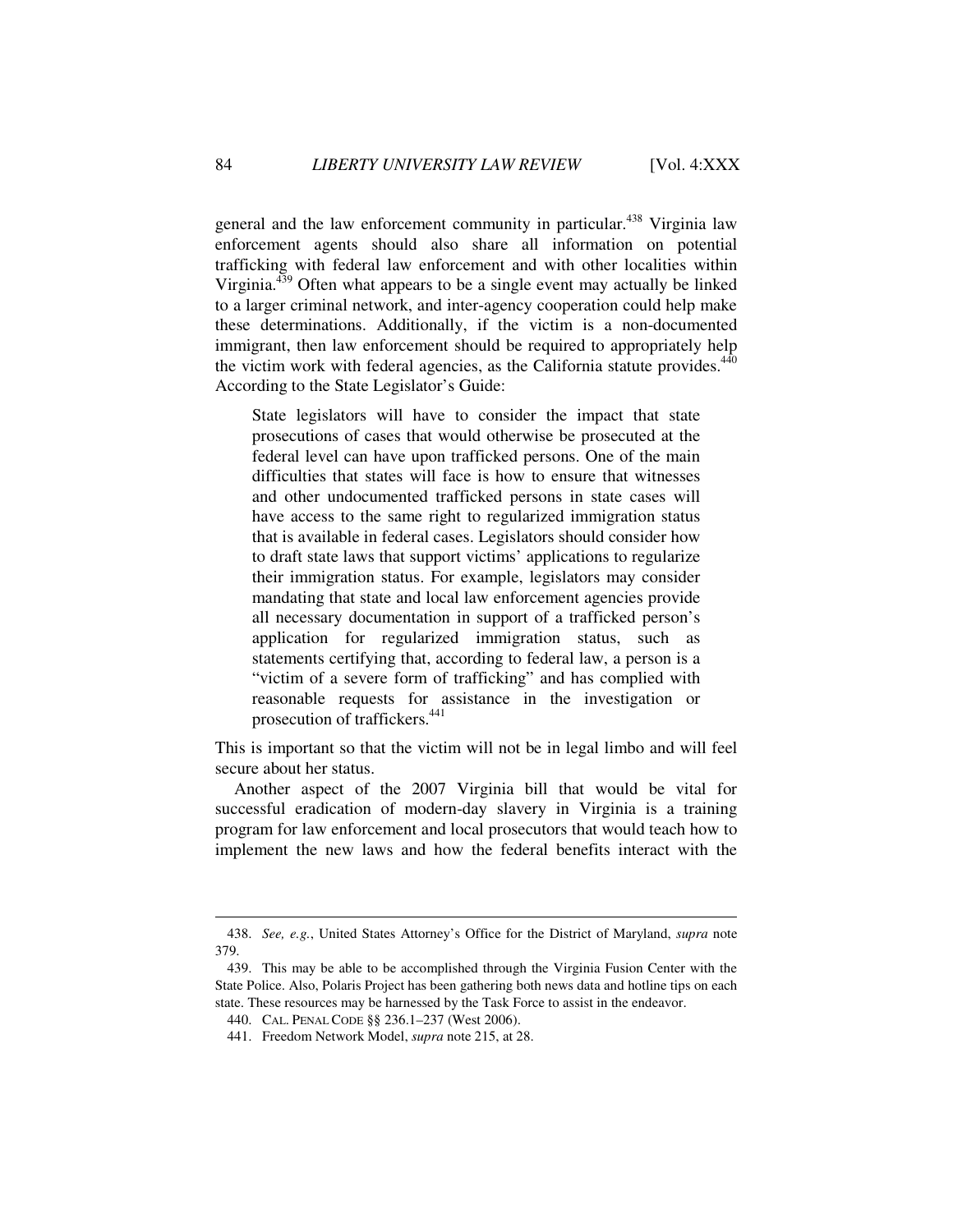general and the law enforcement community in particular.[438] Virginia law enforcement agents should also share all information on potential trafficking with federal law enforcement and with other localities within Virginia.[439] Often what appears to be a single event may actually be linked to a larger criminal network, and inter-agency cooperation could help make these determinations. Additionally, if the victim is a non-documented immigrant, then law enforcement should be required to appropriately help the victim work with federal agencies, as the California statute provides.[440] According to the State Legislator's Guide:

> State legislators will have to consider the impact that state prosecutions of cases that would otherwise be prosecuted at the federal level can have upon trafficked persons. One of the main difficulties that states will face is how to ensure that witnesses and other undocumented trafficked persons in state cases will have access to the same right to regularized immigration status that is available in federal cases. Legislators should consider how to draft state laws that support victims' applications to regularize their immigration status. For example, legislators may consider mandating that state and local law enforcement agencies provide all necessary documentation in support of a trafficked person's application for regularized immigration status, such as statements certifying that, according to federal law, a person is a "victim of a severe form of trafficking" and has complied with reasonable requests for assistance in the investigation or prosecution of traffickers.[441]

This is important so that the victim will not be in legal limbo and will feel secure about her status.

Another aspect of the 2007 Virginia bill that would be vital for successful eradication of modern-day slavery in Virginia is a training program for law enforcement and local prosecutors that would teach how to implement the new laws and how the federal benefits interact with the

---

438. *See, e.g.*, United States Attorney's Office for the District of Maryland, *supra* note 379.

439. This may be able to be accomplished through the Virginia Fusion Center with the State Police. Also, Polaris Project has been gathering both news data and hotline tips on each state. These resources may be harnessed by the Task Force to assist in the endeavor.

440. CAL. PENAL CODE §§ 236.1–237 (West 2006).

441. Freedom Network Model, *supra* note 215, at 28.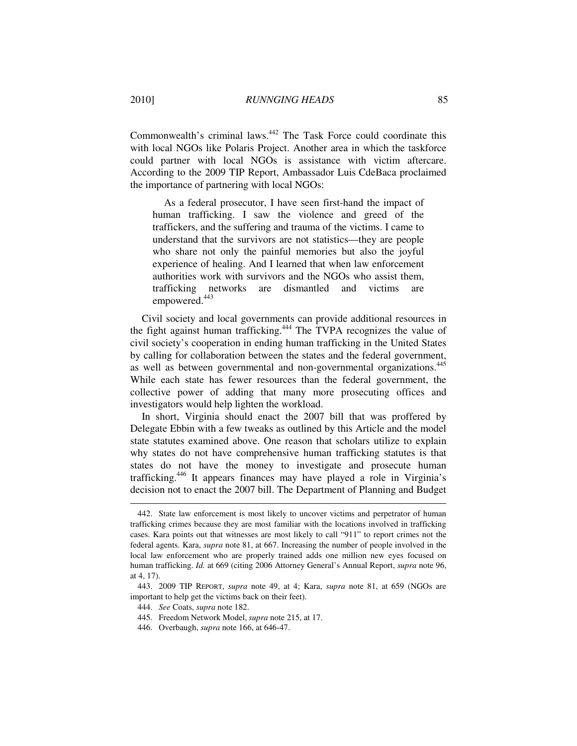Commonwealth's criminal laws.[442] The Task Force could coordinate this with local NGOs like Polaris Project. Another area in which the taskforce could partner with local NGOs is assistance with victim aftercare. According to the 2009 TIP Report, Ambassador Luis CdeBaca proclaimed the importance of partnering with local NGOs:

> As a federal prosecutor, I have seen first-hand the impact of human trafficking. I saw the violence and greed of the traffickers, and the suffering and trauma of the victims. I came to understand that the survivors are not statistics—they are people who share not only the painful memories but also the joyful experience of healing. And I learned that when law enforcement authorities work with survivors and the NGOs who assist them, trafficking networks are dismantled and victims are empowered.[443]

Civil society and local governments can provide additional resources in the fight against human trafficking.[444] The TVPA recognizes the value of civil society's cooperation in ending human trafficking in the United States by calling for collaboration between the states and the federal government, as well as between governmental and non-governmental organizations.[445] While each state has fewer resources than the federal government, the collective power of adding that many more prosecuting offices and investigators would help lighten the workload.

In short, Virginia should enact the 2007 bill that was proffered by Delegate Ebbin with a few tweaks as outlined by this Article and the model state statutes examined above. One reason that scholars utilize to explain why states do not have comprehensive human trafficking statutes is that states do not have the money to investigate and prosecute human trafficking.[446] It appears finances may have played a role in Virginia's decision not to enact the 2007 bill. The Department of Planning and Budget

---

442. State law enforcement is most likely to uncover victims and perpetrator of human trafficking crimes because they are most familiar with the locations involved in trafficking cases. Kara points out that witnesses are most likely to call "911" to report crimes not the federal agents. Kara, *supra* note 81, at 667. Increasing the number of people involved in the local law enforcement who are properly trained adds one million new eyes focused on human trafficking. *Id.* at 669 (citing 2006 Attorney General's Annual Report, *supra* note 96, at 4, 17).

443. 2009 TIP REPORT, *supra* note 49, at 4; Kara, *supra* note 81, at 659 (NGOs are important to help get the victims back on their feet).

444. *See* Coats, *supra* note 182.

445. Freedom Network Model, *supra* note 215, at 17.

446. Overbaugh, *supra* note 166, at 646-47.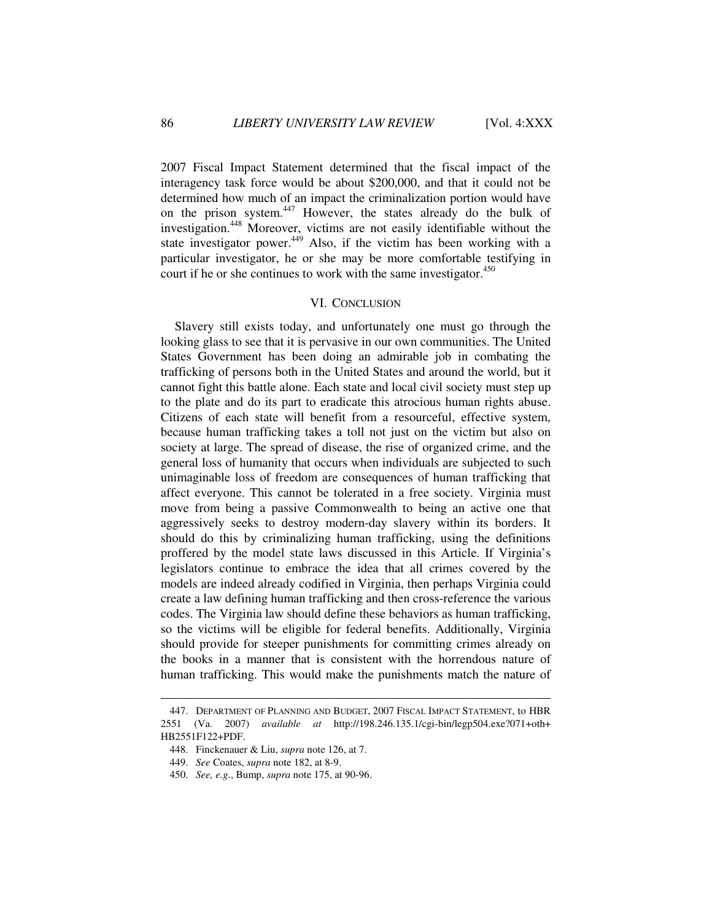2007 Fiscal Impact Statement determined that the fiscal impact of the interagency task force would be about $200,000, and that it could not be determined how much of an impact the criminalization portion would have on the prison system.[447] However, the states already do the bulk of investigation.[448] Moreover, victims are not easily identifiable without the state investigator power.[449] Also, if the victim has been working with a particular investigator, he or she may be more comfortable testifying in court if he or she continues to work with the same investigator.[450]

## VI. CONCLUSION

Slavery still exists today, and unfortunately one must go through the looking glass to see that it is pervasive in our own communities. The United States Government has been doing an admirable job in combating the trafficking of persons both in the United States and around the world, but it cannot fight this battle alone. Each state and local civil society must step up to the plate and do its part to eradicate this atrocious human rights abuse. Citizens of each state will benefit from a resourceful, effective system, because human trafficking takes a toll not just on the victim but also on society at large. The spread of disease, the rise of organized crime, and the general loss of humanity that occurs when individuals are subjected to such unimaginable loss of freedom are consequences of human trafficking that affect everyone. This cannot be tolerated in a free society. Virginia must move from being a passive Commonwealth to being an active one that aggressively seeks to destroy modern-day slavery within its borders. It should do this by criminalizing human trafficking, using the definitions proffered by the model state laws discussed in this Article. If Virginia's legislators continue to embrace the idea that all crimes covered by the models are indeed already codified in Virginia, then perhaps Virginia could create a law defining human trafficking and then cross-reference the various codes. The Virginia law should define these behaviors as human trafficking, so the victims will be eligible for federal benefits. Additionally, Virginia should provide for steeper punishments for committing crimes already on the books in a manner that is consistent with the horrendous nature of human trafficking. This would make the punishments match the nature of

---

447. DEPARTMENT OF PLANNING AND BUDGET, 2007 FISCAL IMPACT STATEMENT, to HBR 2551 (Va. 2007) *available at* http://198.246.135.1/cgi-bin/legp504.exe?071+oth+HB2551F122+PDF.

448. Finckenauer & Liu, *supra* note 126, at 7.

449. *See* Coates, *supra* note 182, at 8-9.

450. *See, e.g.*, Bump, *supra* note 175, at 90-96.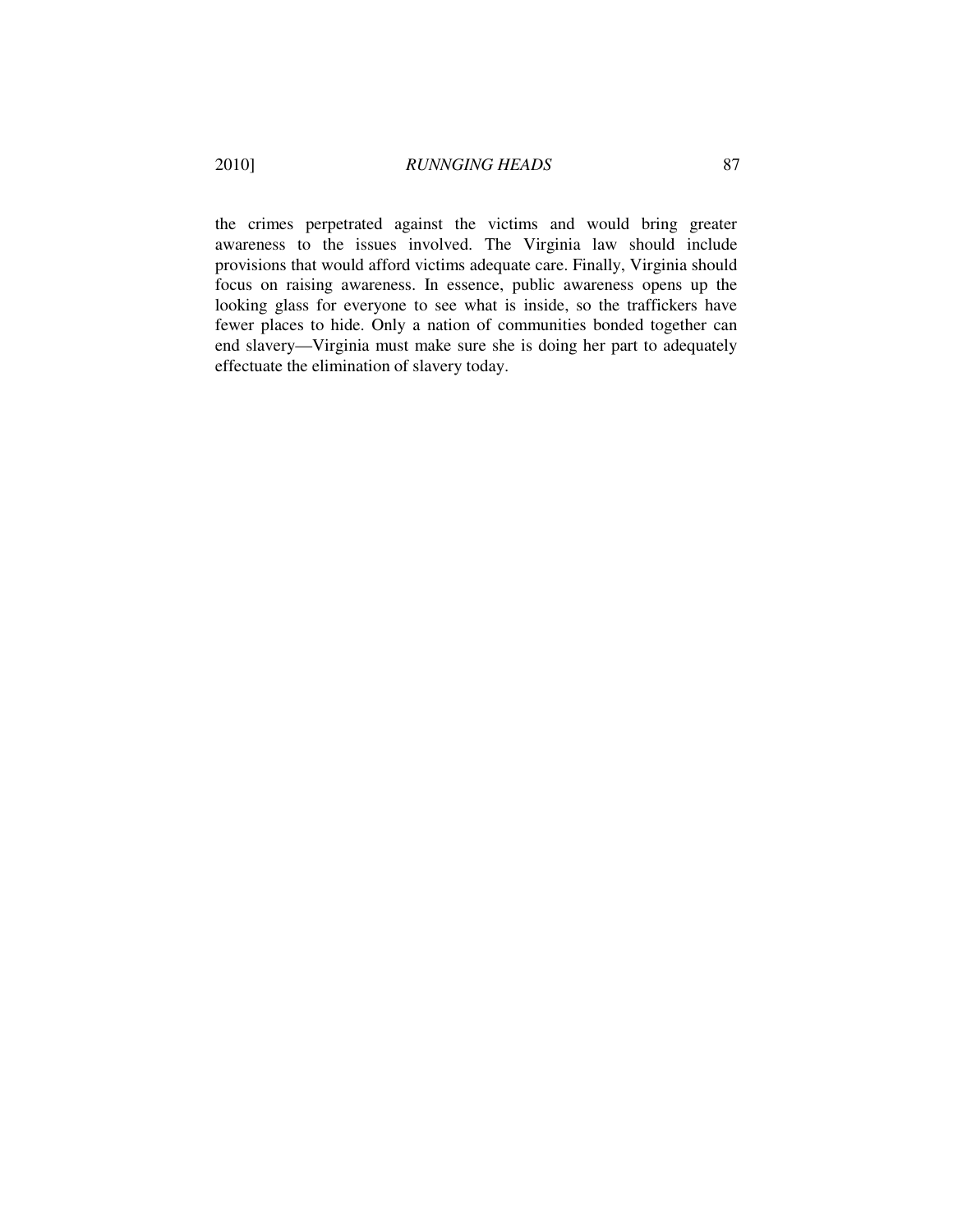the crimes perpetrated against the victims and would bring greater awareness to the issues involved. The Virginia law should include provisions that would afford victims adequate care. Finally, Virginia should focus on raising awareness. In essence, public awareness opens up the looking glass for everyone to see what is inside, so the traffickers have fewer places to hide. Only a nation of communities bonded together can end slavery—Virginia must make sure she is doing her part to adequately effectuate the elimination of slavery today.